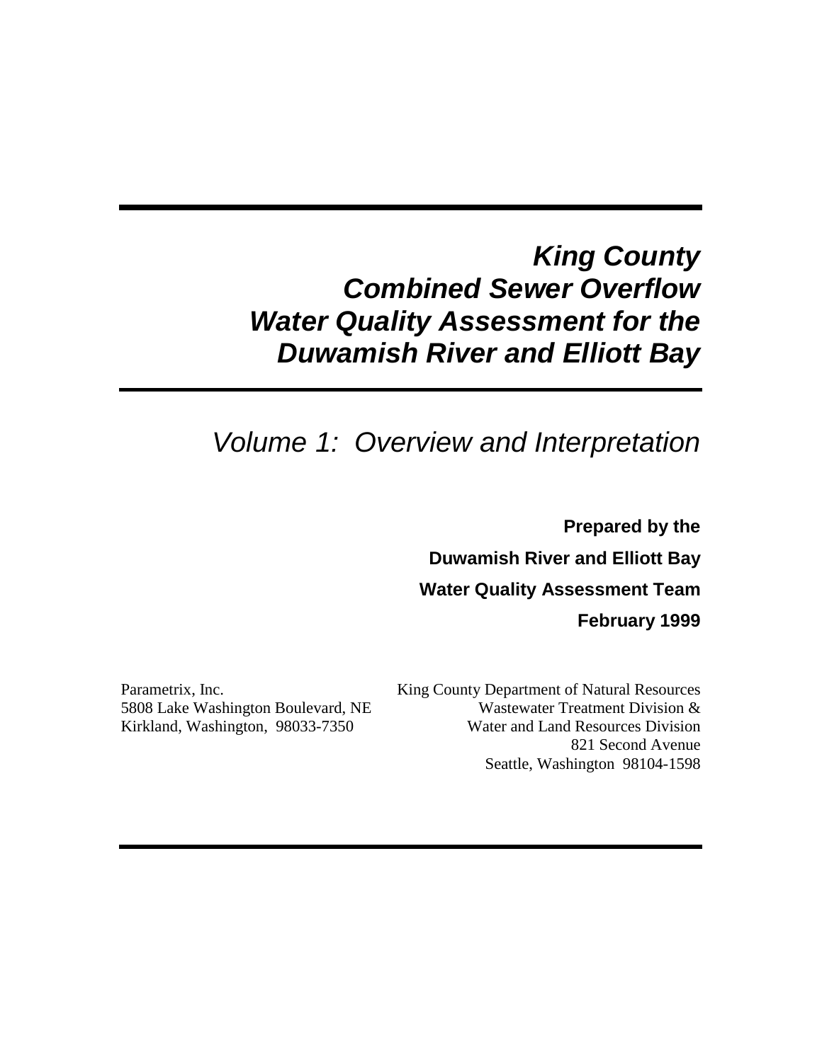# *King County Combined Sewer Overflow Water Quality Assessment for the Duwamish River and Elliott Bay*

## *Volume 1: Overview and Interpretation*

**Prepared by the**

**Duwamish River and Elliott Bay**

**Water Quality Assessment Team**

**February 1999**

Parametrix, Inc.
5808 Lake Washington Boulevard, NE
Kirkland, Washington, 98033-7350

King County Department of Natural Resources
Wastewater Treatment Division &
Water and Land Resources Division
821 Second Avenue
Seattle, Washington 98104-1598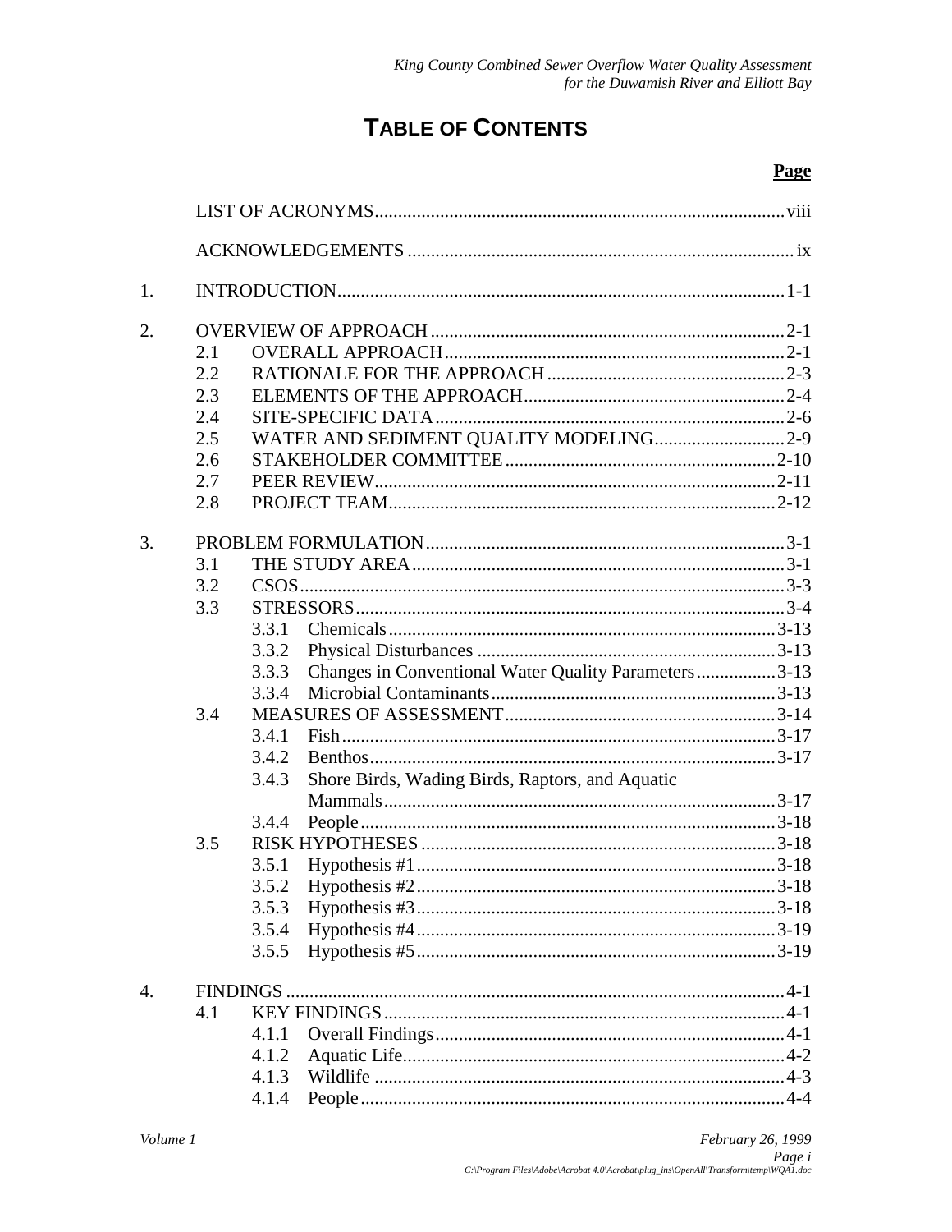# TABLE OF CONTENTS

**Page**

LIST OF ACRONYMS ..... viii

ACKNOWLEDGEMENTS ..... ix

1. INTRODUCTION ..... 1-1

2. OVERVIEW OF APPROACH ..... 2-1
   - 2.1 OVERALL APPROACH ..... 2-1
   - 2.2 RATIONALE FOR THE APPROACH ..... 2-3
   - 2.3 ELEMENTS OF THE APPROACH ..... 2-4
   - 2.4 SITE-SPECIFIC DATA ..... 2-6
   - 2.5 WATER AND SEDIMENT QUALITY MODELING ..... 2-9
   - 2.6 STAKEHOLDER COMMITTEE ..... 2-10
   - 2.7 PEER REVIEW ..... 2-11
   - 2.8 PROJECT TEAM ..... 2-12

3. PROBLEM FORMULATION ..... 3-1
   - 3.1 THE STUDY AREA ..... 3-1
   - 3.2 CSOS ..... 3-3
   - 3.3 STRESSORS ..... 3-4
     - 3.3.1 Chemicals ..... 3-13
     - 3.3.2 Physical Disturbances ..... 3-13
     - 3.3.3 Changes in Conventional Water Quality Parameters ..... 3-13
     - 3.3.4 Microbial Contaminants ..... 3-13
   - 3.4 MEASURES OF ASSESSMENT ..... 3-14
     - 3.4.1 Fish ..... 3-17
     - 3.4.2 Benthos ..... 3-17
     - 3.4.3 Shore Birds, Wading Birds, Raptors, and Aquatic Mammals ..... 3-17
     - 3.4.4 People ..... 3-18
   - 3.5 RISK HYPOTHESES ..... 3-18
     - 3.5.1 Hypothesis #1 ..... 3-18
     - 3.5.2 Hypothesis #2 ..... 3-18
     - 3.5.3 Hypothesis #3 ..... 3-18
     - 3.5.4 Hypothesis #4 ..... 3-19
     - 3.5.5 Hypothesis #5 ..... 3-19

4. FINDINGS ..... 4-1
   - 4.1 KEY FINDINGS ..... 4-1
     - 4.1.1 Overall Findings ..... 4-1
     - 4.1.2 Aquatic Life ..... 4-2
     - 4.1.3 Wildlife ..... 4-3
     - 4.1.4 People ..... 4-4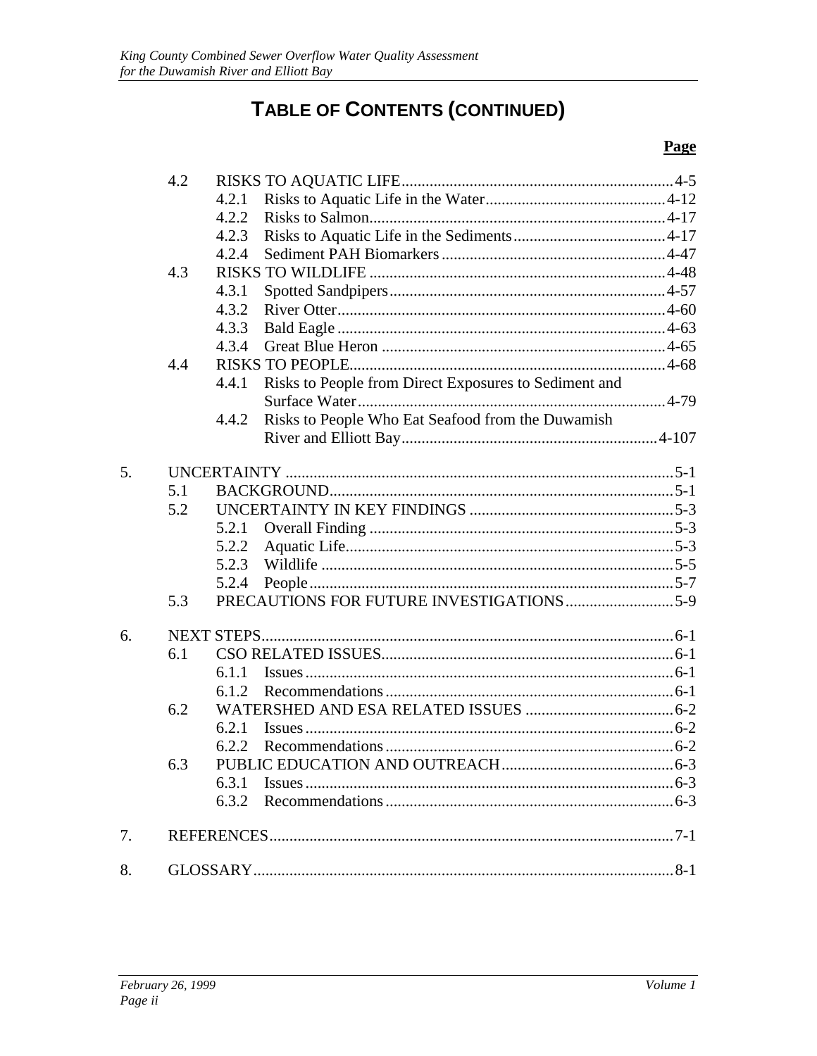# TABLE OF CONTENTS (CONTINUED)

**Page**

4.2 RISKS TO AQUATIC LIFE ........ 4-5
- 4.2.1 Risks to Aquatic Life in the Water ........ 4-12
- 4.2.2 Risks to Salmon ........ 4-17
- 4.2.3 Risks to Aquatic Life in the Sediments ........ 4-17
- 4.2.4 Sediment PAH Biomarkers ........ 4-47

4.3 RISKS TO WILDLIFE ........ 4-48
- 4.3.1 Spotted Sandpipers ........ 4-57
- 4.3.2 River Otter ........ 4-60
- 4.3.3 Bald Eagle ........ 4-63
- 4.3.4 Great Blue Heron ........ 4-65

4.4 RISKS TO PEOPLE ........ 4-68
- 4.4.1 Risks to People from Direct Exposures to Sediment and Surface Water ........ 4-79
- 4.4.2 Risks to People Who Eat Seafood from the Duwamish River and Elliott Bay ........ 4-107

5. UNCERTAINTY ........ 5-1

5.1 BACKGROUND ........ 5-1

5.2 UNCERTAINTY IN KEY FINDINGS ........ 5-3
- 5.2.1 Overall Finding ........ 5-3
- 5.2.2 Aquatic Life ........ 5-3
- 5.2.3 Wildlife ........ 5-5
- 5.2.4 People ........ 5-7

5.3 PRECAUTIONS FOR FUTURE INVESTIGATIONS ........ 5-9

6. NEXT STEPS ........ 6-1

6.1 CSO RELATED ISSUES ........ 6-1
- 6.1.1 Issues ........ 6-1
- 6.1.2 Recommendations ........ 6-1

6.2 WATERSHED AND ESA RELATED ISSUES ........ 6-2
- 6.2.1 Issues ........ 6-2
- 6.2.2 Recommendations ........ 6-2

6.3 PUBLIC EDUCATION AND OUTREACH ........ 6-3
- 6.3.1 Issues ........ 6-3
- 6.3.2 Recommendations ........ 6-3

7. REFERENCES ........ 7-1

8. GLOSSARY ........ 8-1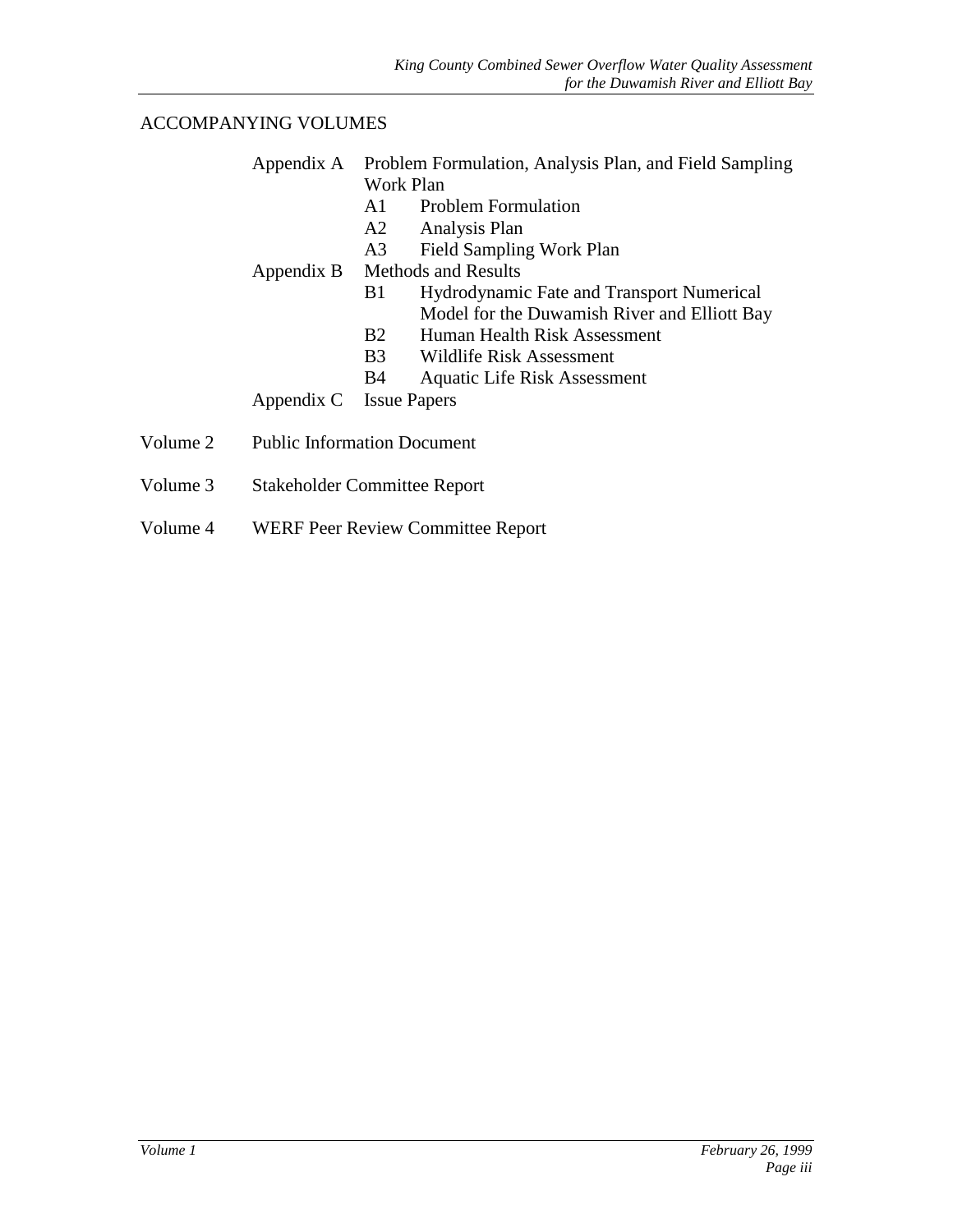## ACCOMPANYING VOLUMES

- Appendix A Problem Formulation, Analysis Plan, and Field Sampling Work Plan
  - A1 Problem Formulation
  - A2 Analysis Plan
  - A3 Field Sampling Work Plan
- Appendix B Methods and Results
  - B1 Hydrodynamic Fate and Transport Numerical Model for the Duwamish River and Elliott Bay
  - B2 Human Health Risk Assessment
  - B3 Wildlife Risk Assessment
  - B4 Aquatic Life Risk Assessment
- Appendix C Issue Papers

Volume 2 Public Information Document

Volume 3 Stakeholder Committee Report

Volume 4 WERF Peer Review Committee Report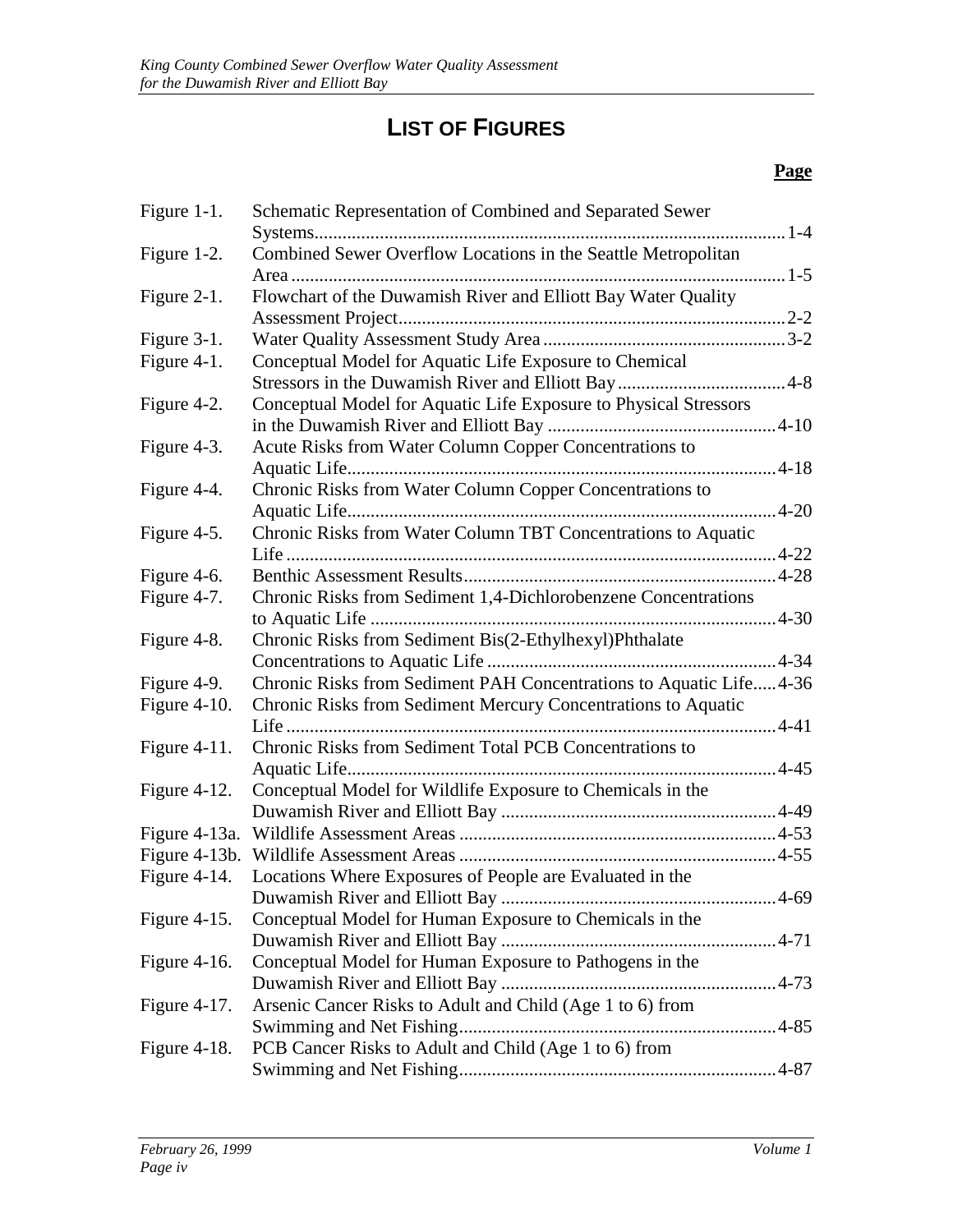# LIST OF FIGURES

| | | Page |
|---|---|---|
| Figure 1-1. | Schematic Representation of Combined and Separated Sewer Systems | 1-4 |
| Figure 1-2. | Combined Sewer Overflow Locations in the Seattle Metropolitan Area | 1-5 |
| Figure 2-1. | Flowchart of the Duwamish River and Elliott Bay Water Quality Assessment Project | 2-2 |
| Figure 3-1. | Water Quality Assessment Study Area | 3-2 |
| Figure 4-1. | Conceptual Model for Aquatic Life Exposure to Chemical Stressors in the Duwamish River and Elliott Bay | 4-8 |
| Figure 4-2. | Conceptual Model for Aquatic Life Exposure to Physical Stressors in the Duwamish River and Elliott Bay | 4-10 |
| Figure 4-3. | Acute Risks from Water Column Copper Concentrations to Aquatic Life | 4-18 |
| Figure 4-4. | Chronic Risks from Water Column Copper Concentrations to Aquatic Life | 4-20 |
| Figure 4-5. | Chronic Risks from Water Column TBT Concentrations to Aquatic Life | 4-22 |
| Figure 4-6. | Benthic Assessment Results | 4-28 |
| Figure 4-7. | Chronic Risks from Sediment 1,4-Dichlorobenzene Concentrations to Aquatic Life | 4-30 |
| Figure 4-8. | Chronic Risks from Sediment Bis(2-Ethylhexyl)Phthalate Concentrations to Aquatic Life | 4-34 |
| Figure 4-9. | Chronic Risks from Sediment PAH Concentrations to Aquatic Life | 4-36 |
| Figure 4-10. | Chronic Risks from Sediment Mercury Concentrations to Aquatic Life | 4-41 |
| Figure 4-11. | Chronic Risks from Sediment Total PCB Concentrations to Aquatic Life | 4-45 |
| Figure 4-12. | Conceptual Model for Wildlife Exposure to Chemicals in the Duwamish River and Elliott Bay | 4-49 |
| Figure 4-13a. | Wildlife Assessment Areas | 4-53 |
| Figure 4-13b. | Wildlife Assessment Areas | 4-55 |
| Figure 4-14. | Locations Where Exposures of People are Evaluated in the Duwamish River and Elliott Bay | 4-69 |
| Figure 4-15. | Conceptual Model for Human Exposure to Chemicals in the Duwamish River and Elliott Bay | 4-71 |
| Figure 4-16. | Conceptual Model for Human Exposure to Pathogens in the Duwamish River and Elliott Bay | 4-73 |
| Figure 4-17. | Arsenic Cancer Risks to Adult and Child (Age 1 to 6) from Swimming and Net Fishing | 4-85 |
| Figure 4-18. | PCB Cancer Risks to Adult and Child (Age 1 to 6) from Swimming and Net Fishing | 4-87 |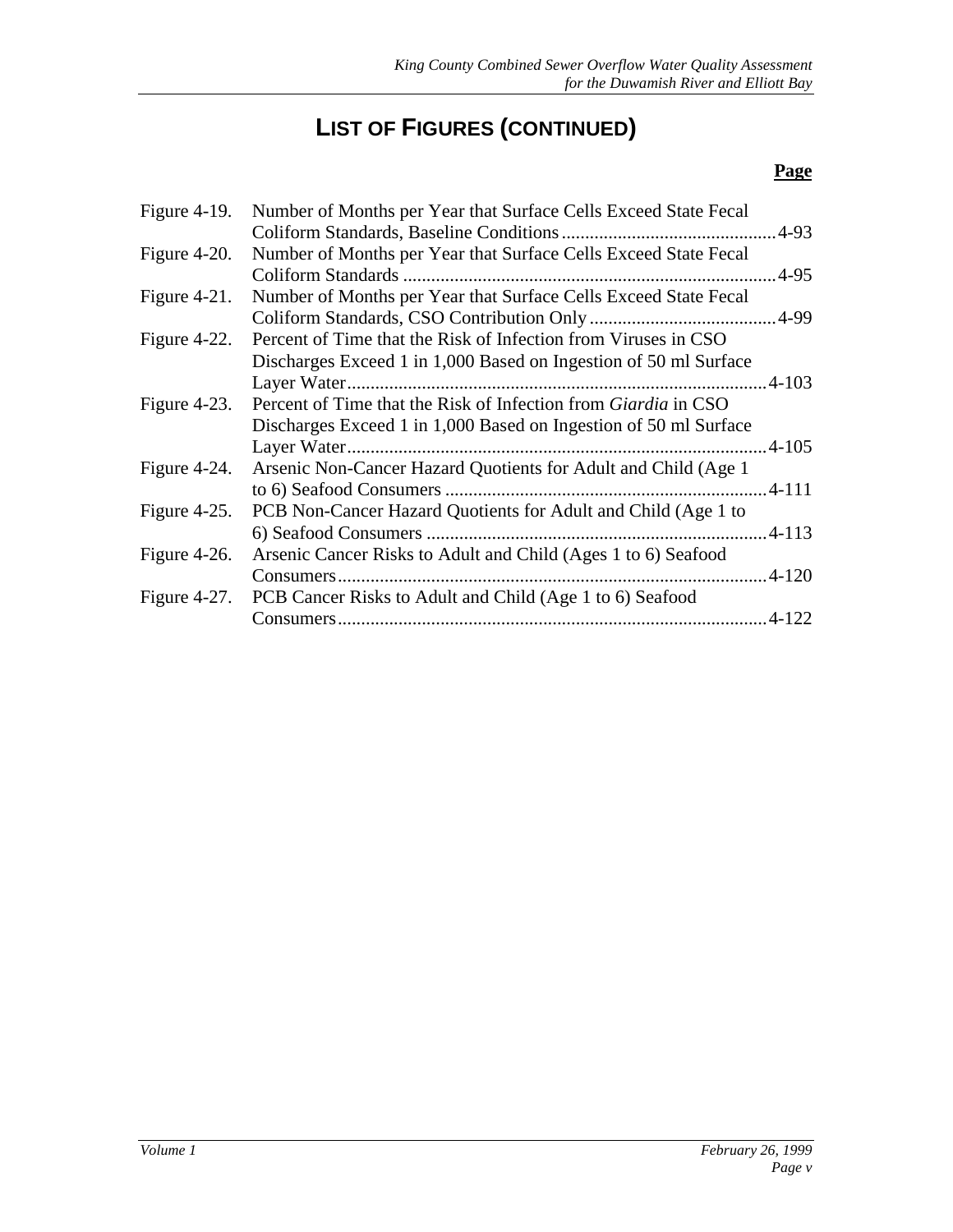# LIST OF FIGURES (CONTINUED)

| | | Page |
|---|---|---|
| Figure 4-19. | Number of Months per Year that Surface Cells Exceed State Fecal Coliform Standards, Baseline Conditions | 4-93 |
| Figure 4-20. | Number of Months per Year that Surface Cells Exceed State Fecal Coliform Standards | 4-95 |
| Figure 4-21. | Number of Months per Year that Surface Cells Exceed State Fecal Coliform Standards, CSO Contribution Only | 4-99 |
| Figure 4-22. | Percent of Time that the Risk of Infection from Viruses in CSO Discharges Exceed 1 in 1,000 Based on Ingestion of 50 ml Surface Layer Water | 4-103 |
| Figure 4-23. | Percent of Time that the Risk of Infection from *Giardia* in CSO Discharges Exceed 1 in 1,000 Based on Ingestion of 50 ml Surface Layer Water | 4-105 |
| Figure 4-24. | Arsenic Non-Cancer Hazard Quotients for Adult and Child (Age 1 to 6) Seafood Consumers | 4-111 |
| Figure 4-25. | PCB Non-Cancer Hazard Quotients for Adult and Child (Age 1 to 6) Seafood Consumers | 4-113 |
| Figure 4-26. | Arsenic Cancer Risks to Adult and Child (Ages 1 to 6) Seafood Consumers | 4-120 |
| Figure 4-27. | PCB Cancer Risks to Adult and Child (Age 1 to 6) Seafood Consumers | 4-122 |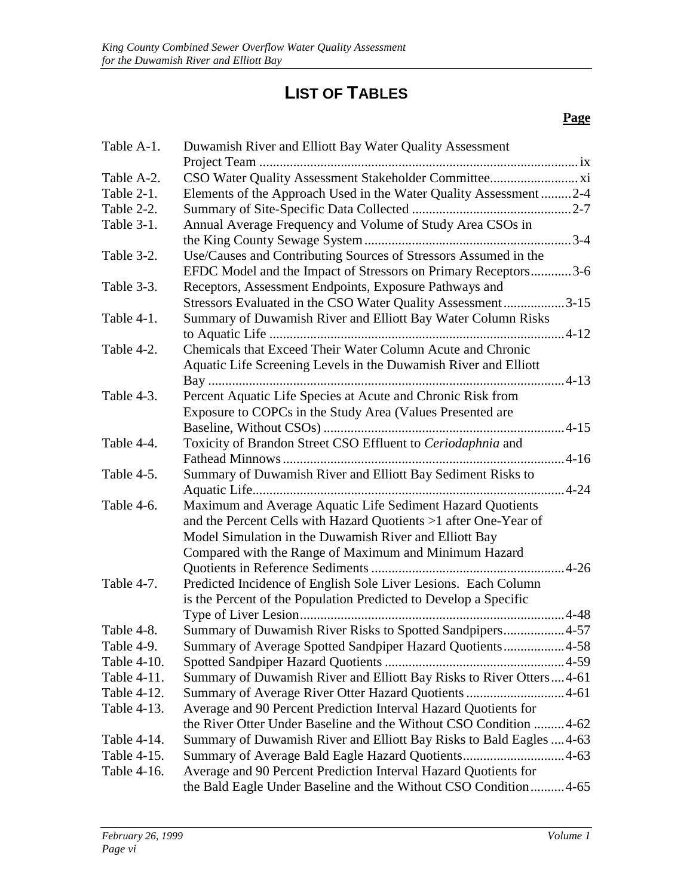# LIST OF TABLES

| | | **Page** |
|---|---|---|
| Table A-1. | Duwamish River and Elliott Bay Water Quality Assessment Project Team | ix |
| Table A-2. | CSO Water Quality Assessment Stakeholder Committee | xi |
| Table 2-1. | Elements of the Approach Used in the Water Quality Assessment | 2-4 |
| Table 2-2. | Summary of Site-Specific Data Collected | 2-7 |
| Table 3-1. | Annual Average Frequency and Volume of Study Area CSOs in the King County Sewage System | 3-4 |
| Table 3-2. | Use/Causes and Contributing Sources of Stressors Assumed in the EFDC Model and the Impact of Stressors on Primary Receptors | 3-6 |
| Table 3-3. | Receptors, Assessment Endpoints, Exposure Pathways and Stressors Evaluated in the CSO Water Quality Assessment | 3-15 |
| Table 4-1. | Summary of Duwamish River and Elliott Bay Water Column Risks to Aquatic Life | 4-12 |
| Table 4-2. | Chemicals that Exceed Their Water Column Acute and Chronic Aquatic Life Screening Levels in the Duwamish River and Elliott Bay | 4-13 |
| Table 4-3. | Percent Aquatic Life Species at Acute and Chronic Risk from Exposure to COPCs in the Study Area (Values Presented are Baseline, Without CSOs) | 4-15 |
| Table 4-4. | Toxicity of Brandon Street CSO Effluent to *Ceriodaphnia* and Fathead Minnows | 4-16 |
| Table 4-5. | Summary of Duwamish River and Elliott Bay Sediment Risks to Aquatic Life | 4-24 |
| Table 4-6. | Maximum and Average Aquatic Life Sediment Hazard Quotients and the Percent Cells with Hazard Quotients >1 after One-Year of Model Simulation in the Duwamish River and Elliott Bay Compared with the Range of Maximum and Minimum Hazard Quotients in Reference Sediments | 4-26 |
| Table 4-7. | Predicted Incidence of English Sole Liver Lesions. Each Column is the Percent of the Population Predicted to Develop a Specific Type of Liver Lesion | 4-48 |
| Table 4-8. | Summary of Duwamish River Risks to Spotted Sandpipers | 4-57 |
| Table 4-9. | Summary of Average Spotted Sandpiper Hazard Quotients | 4-58 |
| Table 4-10. | Spotted Sandpiper Hazard Quotients | 4-59 |
| Table 4-11. | Summary of Duwamish River and Elliott Bay Risks to River Otters | 4-61 |
| Table 4-12. | Summary of Average River Otter Hazard Quotients | 4-61 |
| Table 4-13. | Average and 90 Percent Prediction Interval Hazard Quotients for the River Otter Under Baseline and the Without CSO Condition | 4-62 |
| Table 4-14. | Summary of Duwamish River and Elliott Bay Risks to Bald Eagles | 4-63 |
| Table 4-15. | Summary of Average Bald Eagle Hazard Quotients | 4-63 |
| Table 4-16. | Average and 90 Percent Prediction Interval Hazard Quotients for the Bald Eagle Under Baseline and the Without CSO Condition | 4-65 |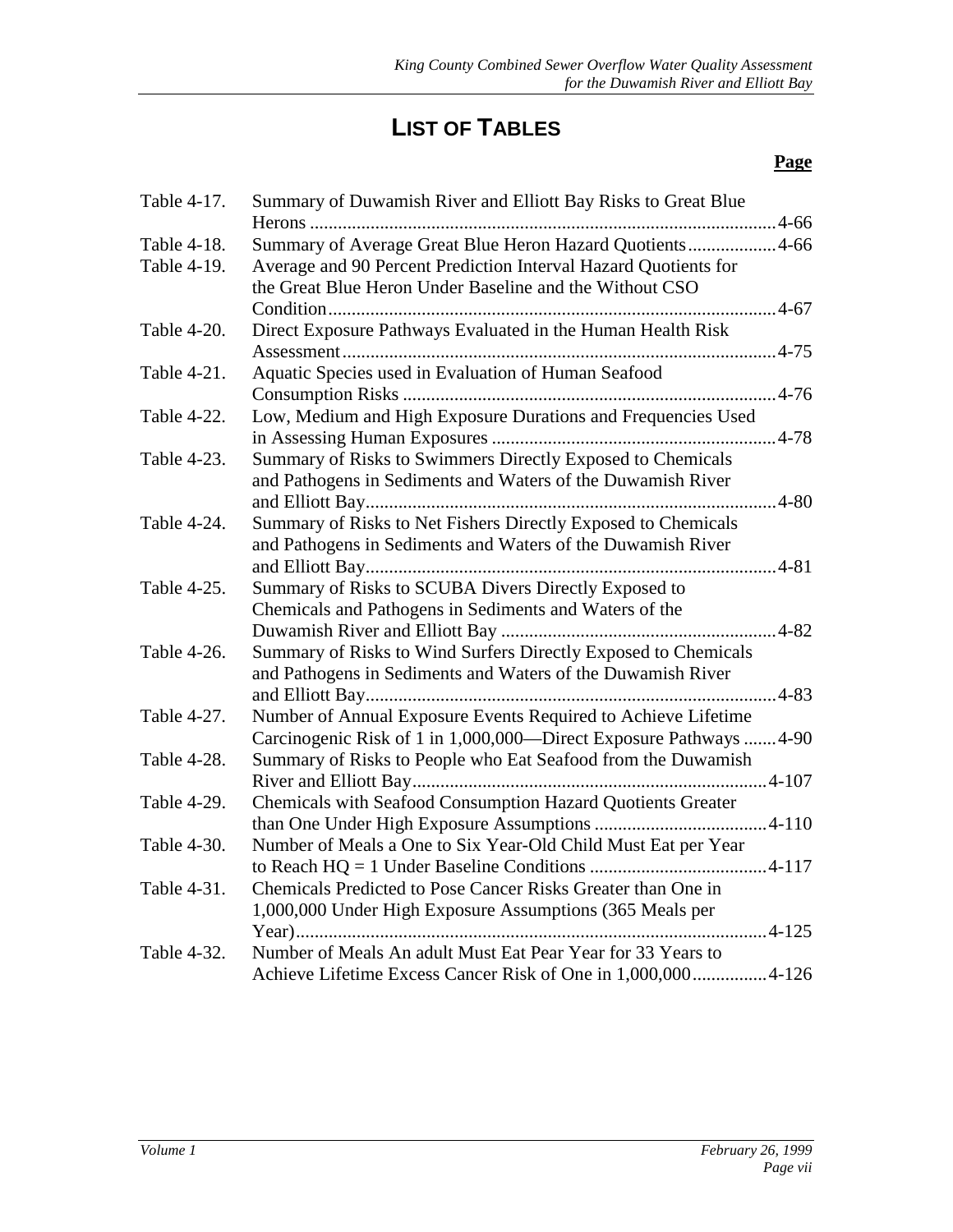# LIST OF TABLES

| | | Page |
|---|---|---|
| Table 4-17. | Summary of Duwamish River and Elliott Bay Risks to Great Blue Herons | 4-66 |
| Table 4-18. | Summary of Average Great Blue Heron Hazard Quotients | 4-66 |
| Table 4-19. | Average and 90 Percent Prediction Interval Hazard Quotients for the Great Blue Heron Under Baseline and the Without CSO Condition | 4-67 |
| Table 4-20. | Direct Exposure Pathways Evaluated in the Human Health Risk Assessment | 4-75 |
| Table 4-21. | Aquatic Species used in Evaluation of Human Seafood Consumption Risks | 4-76 |
| Table 4-22. | Low, Medium and High Exposure Durations and Frequencies Used in Assessing Human Exposures | 4-78 |
| Table 4-23. | Summary of Risks to Swimmers Directly Exposed to Chemicals and Pathogens in Sediments and Waters of the Duwamish River and Elliott Bay | 4-80 |
| Table 4-24. | Summary of Risks to Net Fishers Directly Exposed to Chemicals and Pathogens in Sediments and Waters of the Duwamish River and Elliott Bay | 4-81 |
| Table 4-25. | Summary of Risks to SCUBA Divers Directly Exposed to Chemicals and Pathogens in Sediments and Waters of the Duwamish River and Elliott Bay | 4-82 |
| Table 4-26. | Summary of Risks to Wind Surfers Directly Exposed to Chemicals and Pathogens in Sediments and Waters of the Duwamish River and Elliott Bay | 4-83 |
| Table 4-27. | Number of Annual Exposure Events Required to Achieve Lifetime Carcinogenic Risk of 1 in 1,000,000—Direct Exposure Pathways | 4-90 |
| Table 4-28. | Summary of Risks to People who Eat Seafood from the Duwamish River and Elliott Bay | 4-107 |
| Table 4-29. | Chemicals with Seafood Consumption Hazard Quotients Greater than One Under High Exposure Assumptions | 4-110 |
| Table 4-30. | Number of Meals a One to Six Year-Old Child Must Eat per Year to Reach HQ = 1 Under Baseline Conditions | 4-117 |
| Table 4-31. | Chemicals Predicted to Pose Cancer Risks Greater than One in 1,000,000 Under High Exposure Assumptions (365 Meals per Year) | 4-125 |
| Table 4-32. | Number of Meals An adult Must Eat Pear Year for 33 Years to Achieve Lifetime Excess Cancer Risk of One in 1,000,000 | 4-126 |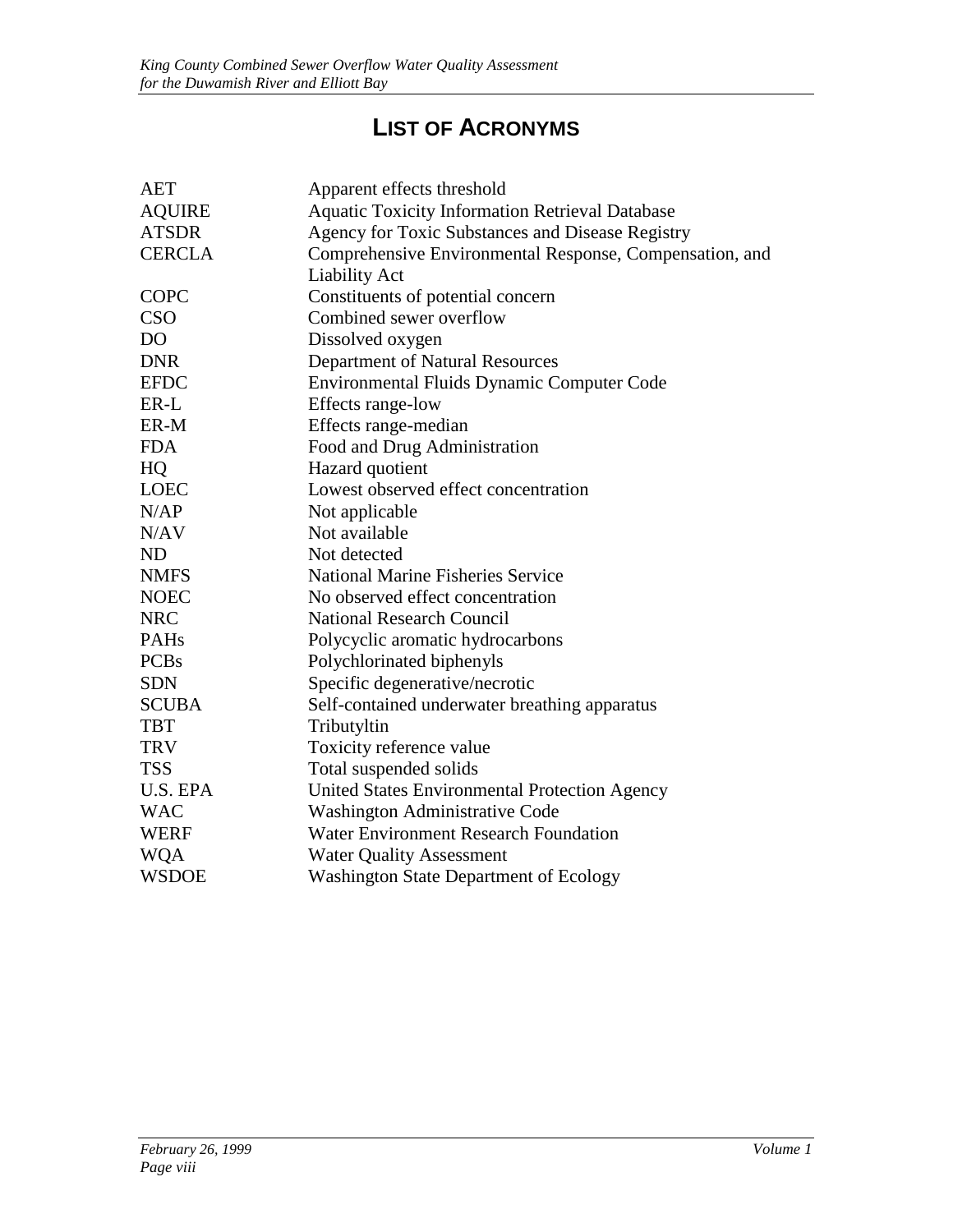# LIST OF ACRONYMS

| | |
|---|---|
| AET | Apparent effects threshold |
| AQUIRE | Aquatic Toxicity Information Retrieval Database |
| ATSDR | Agency for Toxic Substances and Disease Registry |
| CERCLA | Comprehensive Environmental Response, Compensation, and Liability Act |
| COPC | Constituents of potential concern |
| CSO | Combined sewer overflow |
| DO | Dissolved oxygen |
| DNR | Department of Natural Resources |
| EFDC | Environmental Fluids Dynamic Computer Code |
| ER-L | Effects range-low |
| ER-M | Effects range-median |
| FDA | Food and Drug Administration |
| HQ | Hazard quotient |
| LOEC | Lowest observed effect concentration |
| N/AP | Not applicable |
| N/AV | Not available |
| ND | Not detected |
| NMFS | National Marine Fisheries Service |
| NOEC | No observed effect concentration |
| NRC | National Research Council |
| PAHs | Polycyclic aromatic hydrocarbons |
| PCBs | Polychlorinated biphenyls |
| SDN | Specific degenerative/necrotic |
| SCUBA | Self-contained underwater breathing apparatus |
| TBT | Tributyltin |
| TRV | Toxicity reference value |
| TSS | Total suspended solids |
| U.S. EPA | United States Environmental Protection Agency |
| WAC | Washington Administrative Code |
| WERF | Water Environment Research Foundation |
| WQA | Water Quality Assessment |
| WSDOE | Washington State Department of Ecology |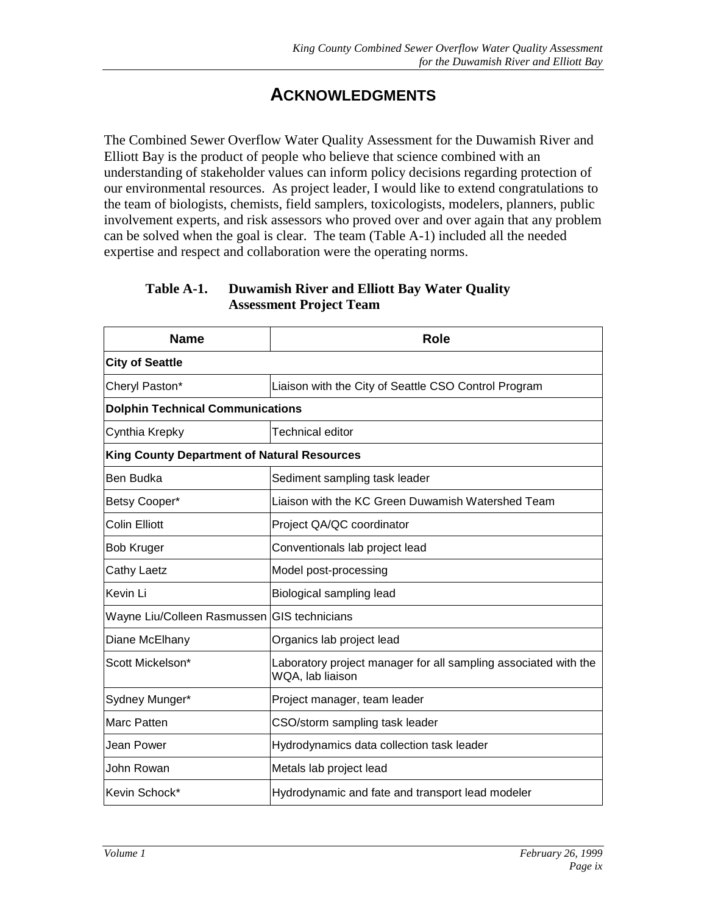# ACKNOWLEDGMENTS

The Combined Sewer Overflow Water Quality Assessment for the Duwamish River and Elliott Bay is the product of people who believe that science combined with an understanding of stakeholder values can inform policy decisions regarding protection of our environmental resources. As project leader, I would like to extend congratulations to the team of biologists, chemists, field samplers, toxicologists, modelers, planners, public involvement experts, and risk assessors who proved over and over again that any problem can be solved when the goal is clear. The team (Table A-1) included all the needed expertise and respect and collaboration were the operating norms.

**Table A-1. Duwamish River and Elliott Bay Water Quality Assessment Project Team**

| Name | Role |
|---|---|
| **City of Seattle** | |
| Cheryl Paston* | Liaison with the City of Seattle CSO Control Program |
| **Dolphin Technical Communications** | |
| Cynthia Krepky | Technical editor |
| **King County Department of Natural Resources** | |
| Ben Budka | Sediment sampling task leader |
| Betsy Cooper* | Liaison with the KC Green Duwamish Watershed Team |
| Colin Elliott | Project QA/QC coordinator |
| Bob Kruger | Conventionals lab project lead |
| Cathy Laetz | Model post-processing |
| Kevin Li | Biological sampling lead |
| Wayne Liu/Colleen Rasmussen | GIS technicians |
| Diane McElhany | Organics lab project lead |
| Scott Mickelson* | Laboratory project manager for all sampling associated with the WQA, lab liaison |
| Sydney Munger* | Project manager, team leader |
| Marc Patten | CSO/storm sampling task leader |
| Jean Power | Hydrodynamics data collection task leader |
| John Rowan | Metals lab project lead |
| Kevin Schock* | Hydrodynamic and fate and transport lead modeler |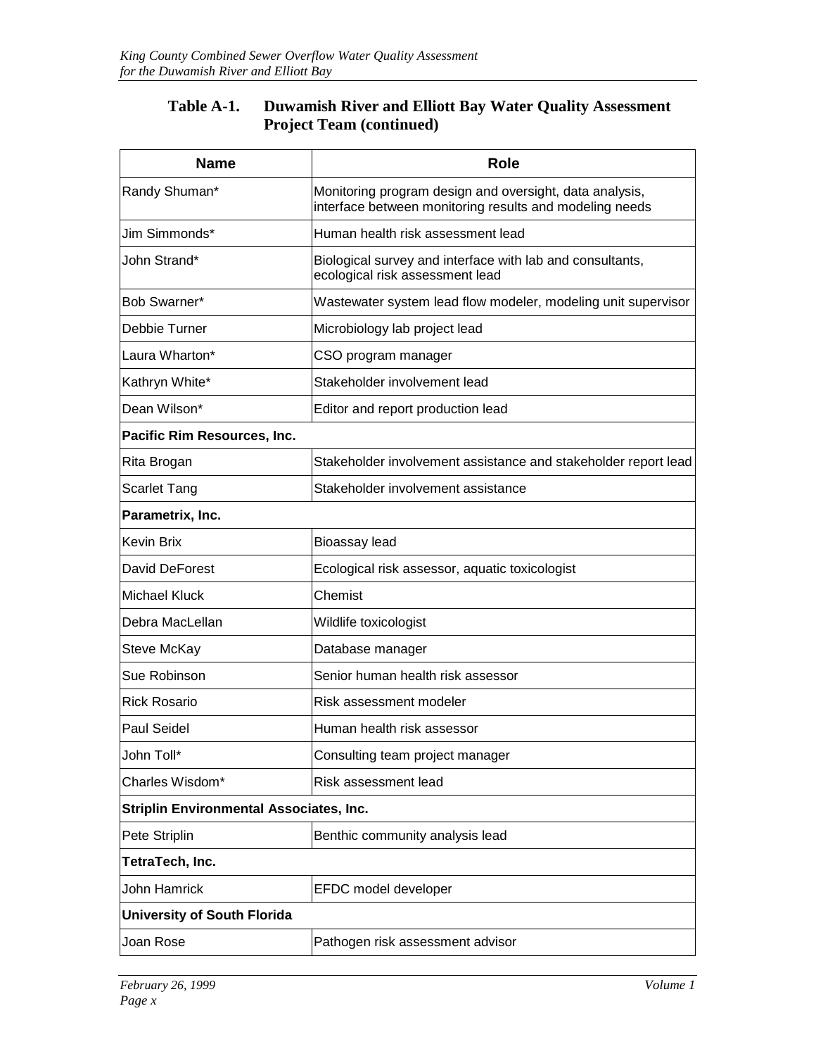**Table A-1. Duwamish River and Elliott Bay Water Quality Assessment Project Team (continued)**

| Name | Role |
|---|---|
| Randy Shuman* | Monitoring program design and oversight, data analysis, interface between monitoring results and modeling needs |
| Jim Simmonds* | Human health risk assessment lead |
| John Strand* | Biological survey and interface with lab and consultants, ecological risk assessment lead |
| Bob Swarner* | Wastewater system lead flow modeler, modeling unit supervisor |
| Debbie Turner | Microbiology lab project lead |
| Laura Wharton* | CSO program manager |
| Kathryn White* | Stakeholder involvement lead |
| Dean Wilson* | Editor and report production lead |
| **Pacific Rim Resources, Inc.** | |
| Rita Brogan | Stakeholder involvement assistance and stakeholder report lead |
| Scarlet Tang | Stakeholder involvement assistance |
| **Parametrix, Inc.** | |
| Kevin Brix | Bioassay lead |
| David DeForest | Ecological risk assessor, aquatic toxicologist |
| Michael Kluck | Chemist |
| Debra MacLellan | Wildlife toxicologist |
| Steve McKay | Database manager |
| Sue Robinson | Senior human health risk assessor |
| Rick Rosario | Risk assessment modeler |
| Paul Seidel | Human health risk assessor |
| John Toll* | Consulting team project manager |
| Charles Wisdom* | Risk assessment lead |
| **Striplin Environmental Associates, Inc.** | |
| Pete Striplin | Benthic community analysis lead |
| **TetraTech, Inc.** | |
| John Hamrick | EFDC model developer |
| **University of South Florida** | |
| Joan Rose | Pathogen risk assessment advisor |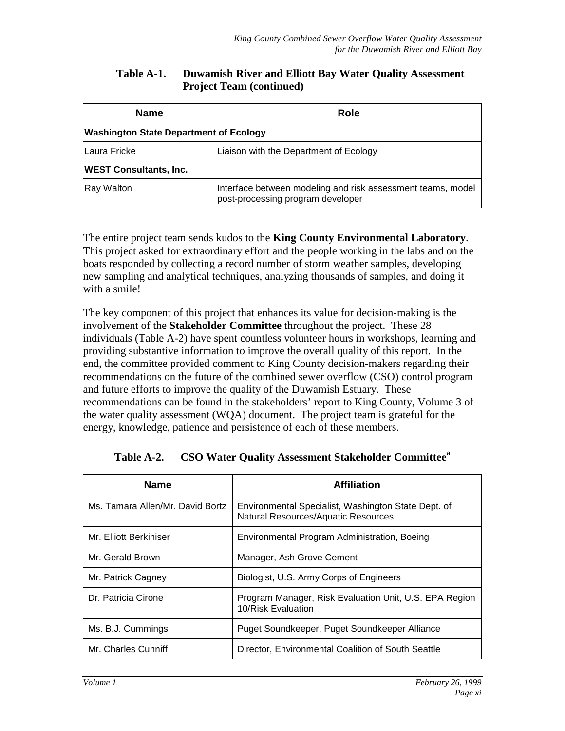**Table A-1. Duwamish River and Elliott Bay Water Quality Assessment Project Team (continued)**

| Name | Role |
|---|---|
| **Washington State Department of Ecology** | |
| Laura Fricke | Liaison with the Department of Ecology |
| **WEST Consultants, Inc.** | |
| Ray Walton | Interface between modeling and risk assessment teams, model post-processing program developer |

The entire project team sends kudos to the **King County Environmental Laboratory**. This project asked for extraordinary effort and the people working in the labs and on the boats responded by collecting a record number of storm weather samples, developing new sampling and analytical techniques, analyzing thousands of samples, and doing it with a smile!

The key component of this project that enhances its value for decision-making is the involvement of the **Stakeholder Committee** throughout the project. These 28 individuals (Table A-2) have spent countless volunteer hours in workshops, learning and providing substantive information to improve the overall quality of this report. In the end, the committee provided comment to King County decision-makers regarding their recommendations on the future of the combined sewer overflow (CSO) control program and future efforts to improve the quality of the Duwamish Estuary. These recommendations can be found in the stakeholders' report to King County, Volume 3 of the water quality assessment (WQA) document. The project team is grateful for the energy, knowledge, patience and persistence of each of these members.

**Table A-2. CSO Water Quality Assessment Stakeholder Committee[a]**

| Name | Affiliation |
|---|---|
| Ms. Tamara Allen/Mr. David Bortz | Environmental Specialist, Washington State Dept. of Natural Resources/Aquatic Resources |
| Mr. Elliott Berkihiser | Environmental Program Administration, Boeing |
| Mr. Gerald Brown | Manager, Ash Grove Cement |
| Mr. Patrick Cagney | Biologist, U.S. Army Corps of Engineers |
| Dr. Patricia Cirone | Program Manager, Risk Evaluation Unit, U.S. EPA Region 10/Risk Evaluation |
| Ms. B.J. Cummings | Puget Soundkeeper, Puget Soundkeeper Alliance |
| Mr. Charles Cunniff | Director, Environmental Coalition of South Seattle |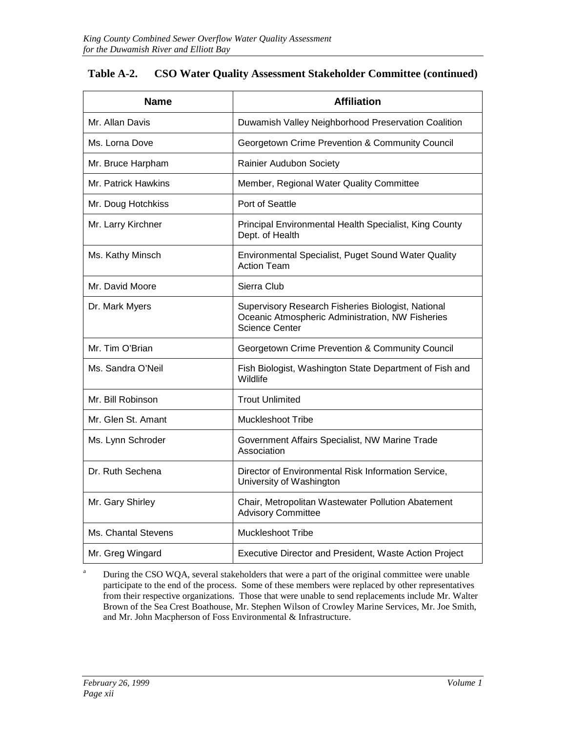**Table A-2. CSO Water Quality Assessment Stakeholder Committee (continued)**

| Name | Affiliation |
|---|---|
| Mr. Allan Davis | Duwamish Valley Neighborhood Preservation Coalition |
| Ms. Lorna Dove | Georgetown Crime Prevention & Community Council |
| Mr. Bruce Harpham | Rainier Audubon Society |
| Mr. Patrick Hawkins | Member, Regional Water Quality Committee |
| Mr. Doug Hotchkiss | Port of Seattle |
| Mr. Larry Kirchner | Principal Environmental Health Specialist, King County Dept. of Health |
| Ms. Kathy Minsch | Environmental Specialist, Puget Sound Water Quality Action Team |
| Mr. David Moore | Sierra Club |
| Dr. Mark Myers | Supervisory Research Fisheries Biologist, National Oceanic Atmospheric Administration, NW Fisheries Science Center |
| Mr. Tim O'Brian | Georgetown Crime Prevention & Community Council |
| Ms. Sandra O'Neil | Fish Biologist, Washington State Department of Fish and Wildlife |
| Mr. Bill Robinson | Trout Unlimited |
| Mr. Glen St. Amant | Muckleshoot Tribe |
| Ms. Lynn Schroder | Government Affairs Specialist, NW Marine Trade Association |
| Dr. Ruth Sechena | Director of Environmental Risk Information Service, University of Washington |
| Mr. Gary Shirley | Chair, Metropolitan Wastewater Pollution Abatement Advisory Committee |
| Ms. Chantal Stevens | Muckleshoot Tribe |
| Mr. Greg Wingard | Executive Director and President, Waste Action Project |

[a] During the CSO WQA, several stakeholders that were a part of the original committee were unable participate to the end of the process. Some of these members were replaced by other representatives from their respective organizations. Those that were unable to send replacements include Mr. Walter Brown of the Sea Crest Boathouse, Mr. Stephen Wilson of Crowley Marine Services, Mr. Joe Smith, and Mr. John Macpherson of Foss Environmental & Infrastructure.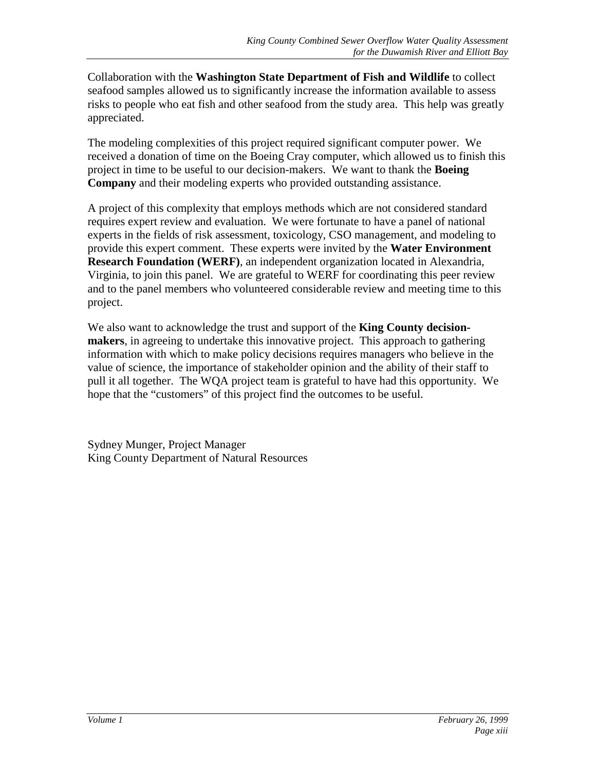Collaboration with the **Washington State Department of Fish and Wildlife** to collect seafood samples allowed us to significantly increase the information available to assess risks to people who eat fish and other seafood from the study area. This help was greatly appreciated.

The modeling complexities of this project required significant computer power. We received a donation of time on the Boeing Cray computer, which allowed us to finish this project in time to be useful to our decision-makers. We want to thank the **Boeing Company** and their modeling experts who provided outstanding assistance.

A project of this complexity that employs methods which are not considered standard requires expert review and evaluation. We were fortunate to have a panel of national experts in the fields of risk assessment, toxicology, CSO management, and modeling to provide this expert comment. These experts were invited by the **Water Environment Research Foundation (WERF)**, an independent organization located in Alexandria, Virginia, to join this panel. We are grateful to WERF for coordinating this peer review and to the panel members who volunteered considerable review and meeting time to this project.

We also want to acknowledge the trust and support of the **King County decision-makers**, in agreeing to undertake this innovative project. This approach to gathering information with which to make policy decisions requires managers who believe in the value of science, the importance of stakeholder opinion and the ability of their staff to pull it all together. The WQA project team is grateful to have had this opportunity. We hope that the "customers" of this project find the outcomes to be useful.

Sydney Munger, Project Manager
King County Department of Natural Resources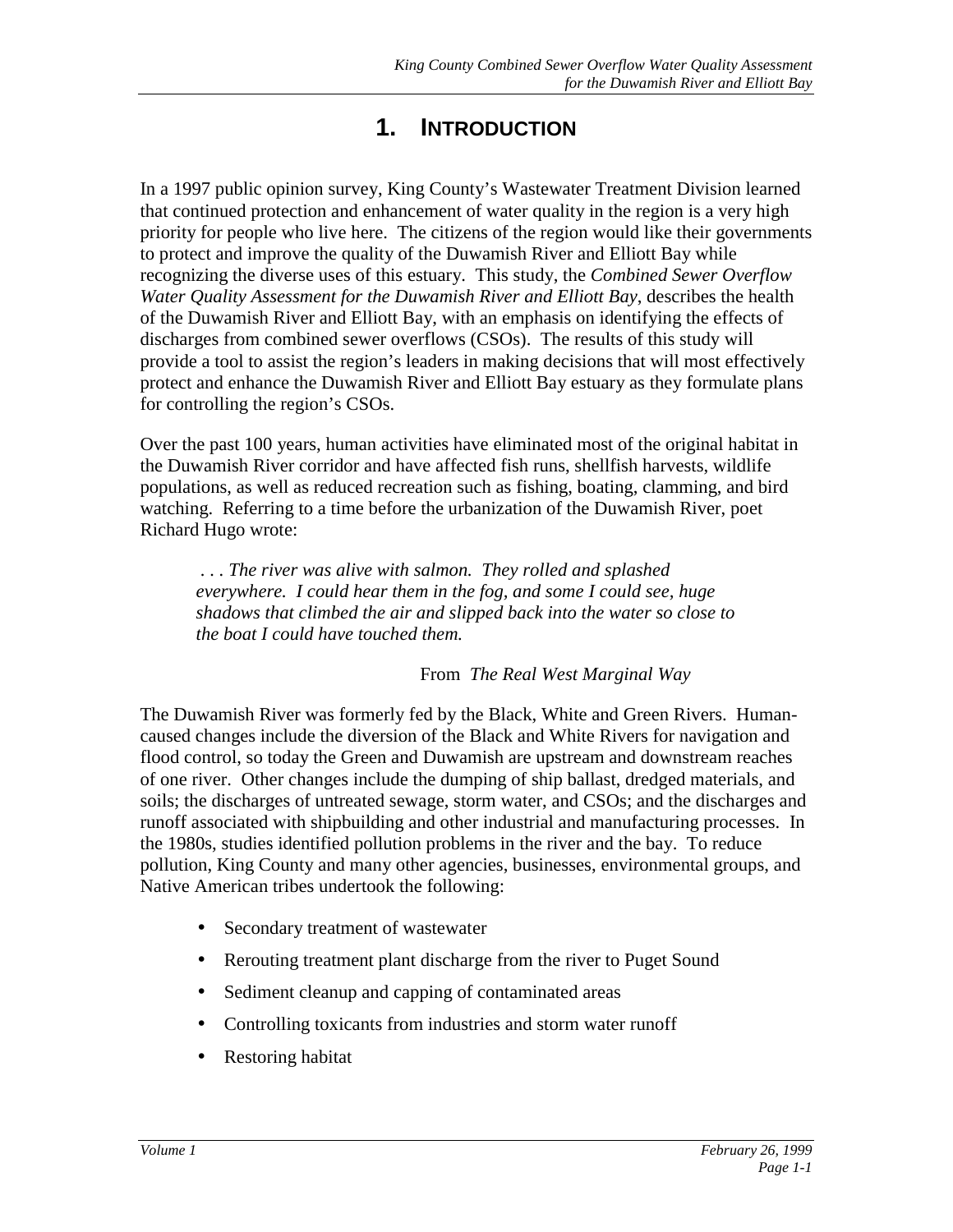# 1. INTRODUCTION

In a 1997 public opinion survey, King County's Wastewater Treatment Division learned that continued protection and enhancement of water quality in the region is a very high priority for people who live here. The citizens of the region would like their governments to protect and improve the quality of the Duwamish River and Elliott Bay while recognizing the diverse uses of this estuary. This study, the *Combined Sewer Overflow Water Quality Assessment for the Duwamish River and Elliott Bay*, describes the health of the Duwamish River and Elliott Bay, with an emphasis on identifying the effects of discharges from combined sewer overflows (CSOs). The results of this study will provide a tool to assist the region's leaders in making decisions that will most effectively protect and enhance the Duwamish River and Elliott Bay estuary as they formulate plans for controlling the region's CSOs.

Over the past 100 years, human activities have eliminated most of the original habitat in the Duwamish River corridor and have affected fish runs, shellfish harvests, wildlife populations, as well as reduced recreation such as fishing, boating, clamming, and bird watching. Referring to a time before the urbanization of the Duwamish River, poet Richard Hugo wrote:

> . . . *The river was alive with salmon. They rolled and splashed everywhere. I could hear them in the fog, and some I could see, huge shadows that climbed the air and slipped back into the water so close to the boat I could have touched them.*
>
> From *The Real West Marginal Way*

The Duwamish River was formerly fed by the Black, White and Green Rivers. Human-caused changes include the diversion of the Black and White Rivers for navigation and flood control, so today the Green and Duwamish are upstream and downstream reaches of one river. Other changes include the dumping of ship ballast, dredged materials, and soils; the discharges of untreated sewage, storm water, and CSOs; and the discharges and runoff associated with shipbuilding and other industrial and manufacturing processes. In the 1980s, studies identified pollution problems in the river and the bay. To reduce pollution, King County and many other agencies, businesses, environmental groups, and Native American tribes undertook the following:

- Secondary treatment of wastewater
- Rerouting treatment plant discharge from the river to Puget Sound
- Sediment cleanup and capping of contaminated areas
- Controlling toxicants from industries and storm water runoff
- Restoring habitat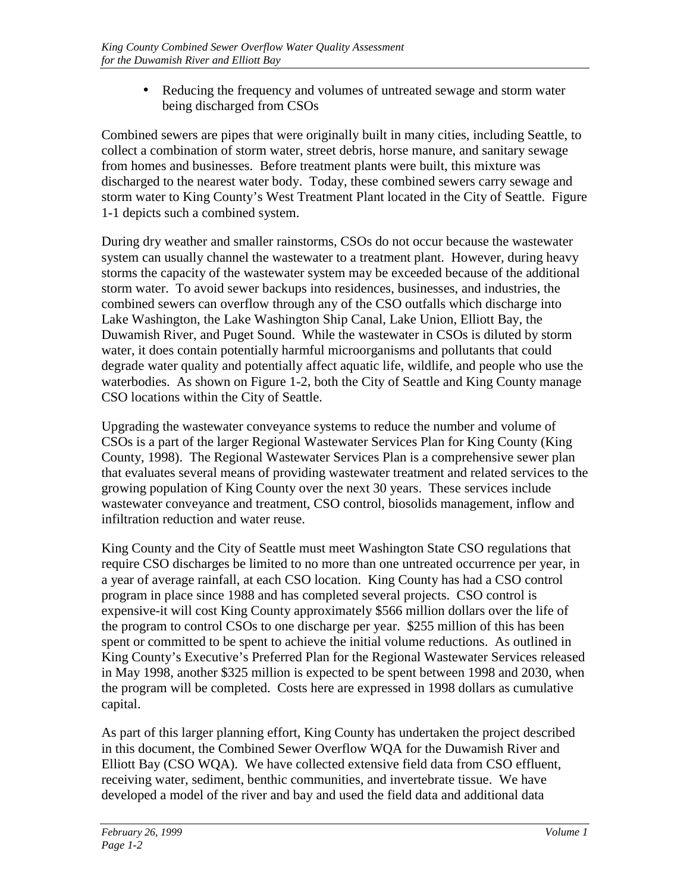- Reducing the frequency and volumes of untreated sewage and storm water being discharged from CSOs

Combined sewers are pipes that were originally built in many cities, including Seattle, to collect a combination of storm water, street debris, horse manure, and sanitary sewage from homes and businesses. Before treatment plants were built, this mixture was discharged to the nearest water body. Today, these combined sewers carry sewage and storm water to King County's West Treatment Plant located in the City of Seattle. Figure 1-1 depicts such a combined system.

During dry weather and smaller rainstorms, CSOs do not occur because the wastewater system can usually channel the wastewater to a treatment plant. However, during heavy storms the capacity of the wastewater system may be exceeded because of the additional storm water. To avoid sewer backups into residences, businesses, and industries, the combined sewers can overflow through any of the CSO outfalls which discharge into Lake Washington, the Lake Washington Ship Canal, Lake Union, Elliott Bay, the Duwamish River, and Puget Sound. While the wastewater in CSOs is diluted by storm water, it does contain potentially harmful microorganisms and pollutants that could degrade water quality and potentially affect aquatic life, wildlife, and people who use the waterbodies. As shown on Figure 1-2, both the City of Seattle and King County manage CSO locations within the City of Seattle.

Upgrading the wastewater conveyance systems to reduce the number and volume of CSOs is a part of the larger Regional Wastewater Services Plan for King County (King County, 1998). The Regional Wastewater Services Plan is a comprehensive sewer plan that evaluates several means of providing wastewater treatment and related services to the growing population of King County over the next 30 years. These services include wastewater conveyance and treatment, CSO control, biosolids management, inflow and infiltration reduction and water reuse.

King County and the City of Seattle must meet Washington State CSO regulations that require CSO discharges be limited to no more than one untreated occurrence per year, in a year of average rainfall, at each CSO location. King County has had a CSO control program in place since 1988 and has completed several projects. CSO control is expensive-it will cost King County approximately $566 million dollars over the life of the program to control CSOs to one discharge per year. $255 million of this has been spent or committed to be spent to achieve the initial volume reductions. As outlined in King County's Executive's Preferred Plan for the Regional Wastewater Services released in May 1998, another $325 million is expected to be spent between 1998 and 2030, when the program will be completed. Costs here are expressed in 1998 dollars as cumulative capital.

As part of this larger planning effort, King County has undertaken the project described in this document, the Combined Sewer Overflow WQA for the Duwamish River and Elliott Bay (CSO WQA). We have collected extensive field data from CSO effluent, receiving water, sediment, benthic communities, and invertebrate tissue. We have developed a model of the river and bay and used the field data and additional data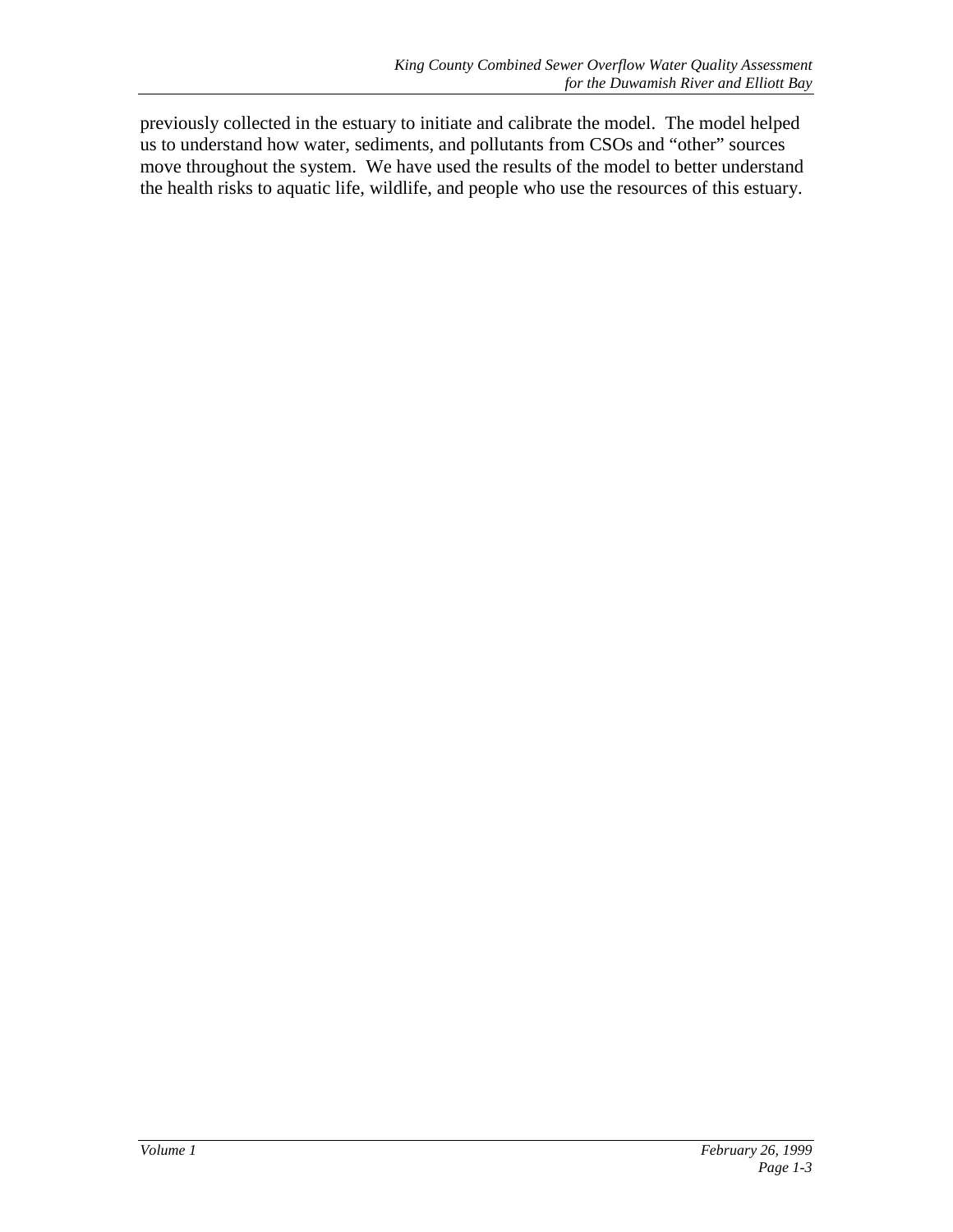previously collected in the estuary to initiate and calibrate the model. The model helped us to understand how water, sediments, and pollutants from CSOs and "other" sources move throughout the system. We have used the results of the model to better understand the health risks to aquatic life, wildlife, and people who use the resources of this estuary.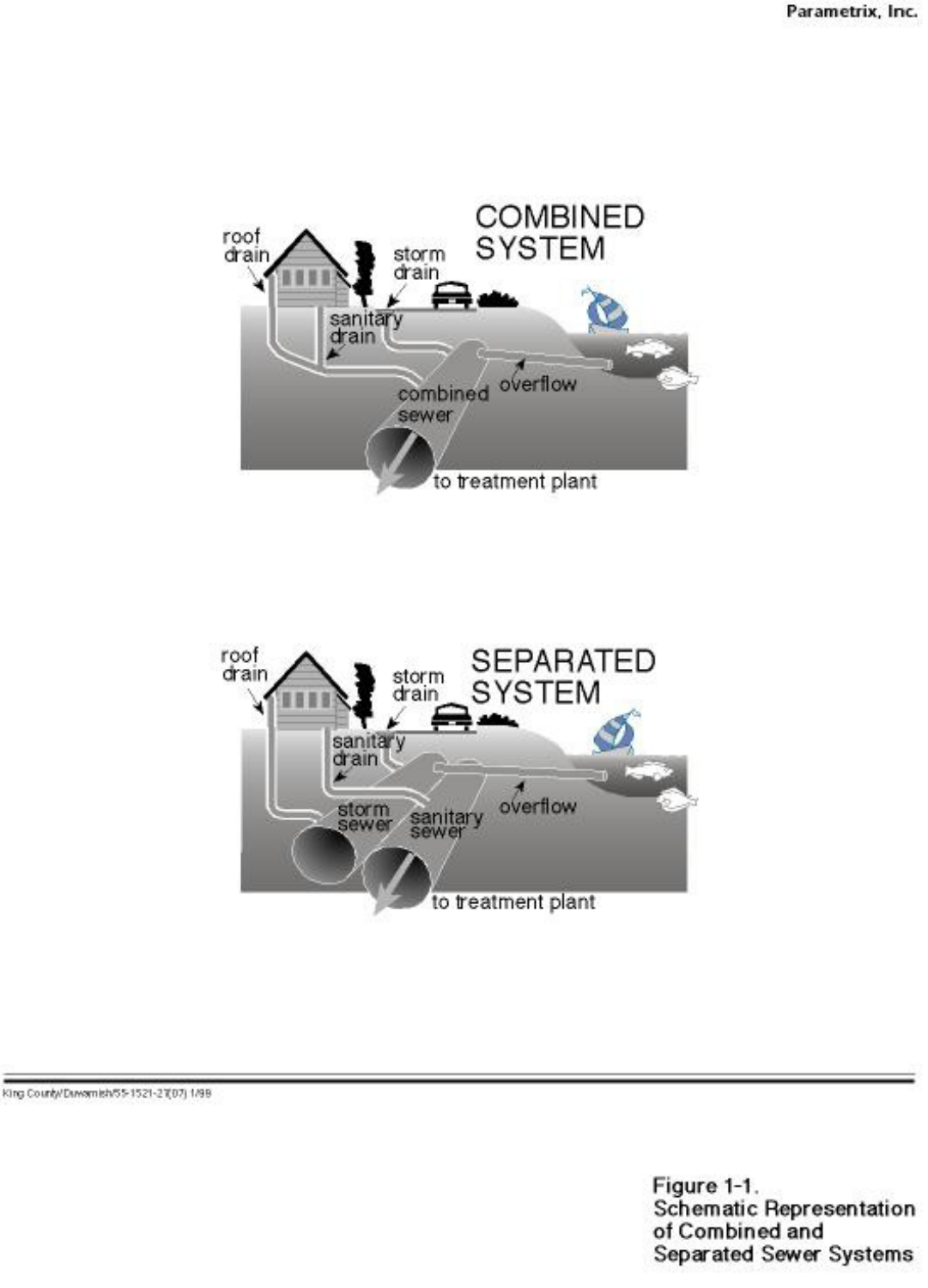Figure 1-1.
Schematic Representation of Combined and Separated Sewer Systems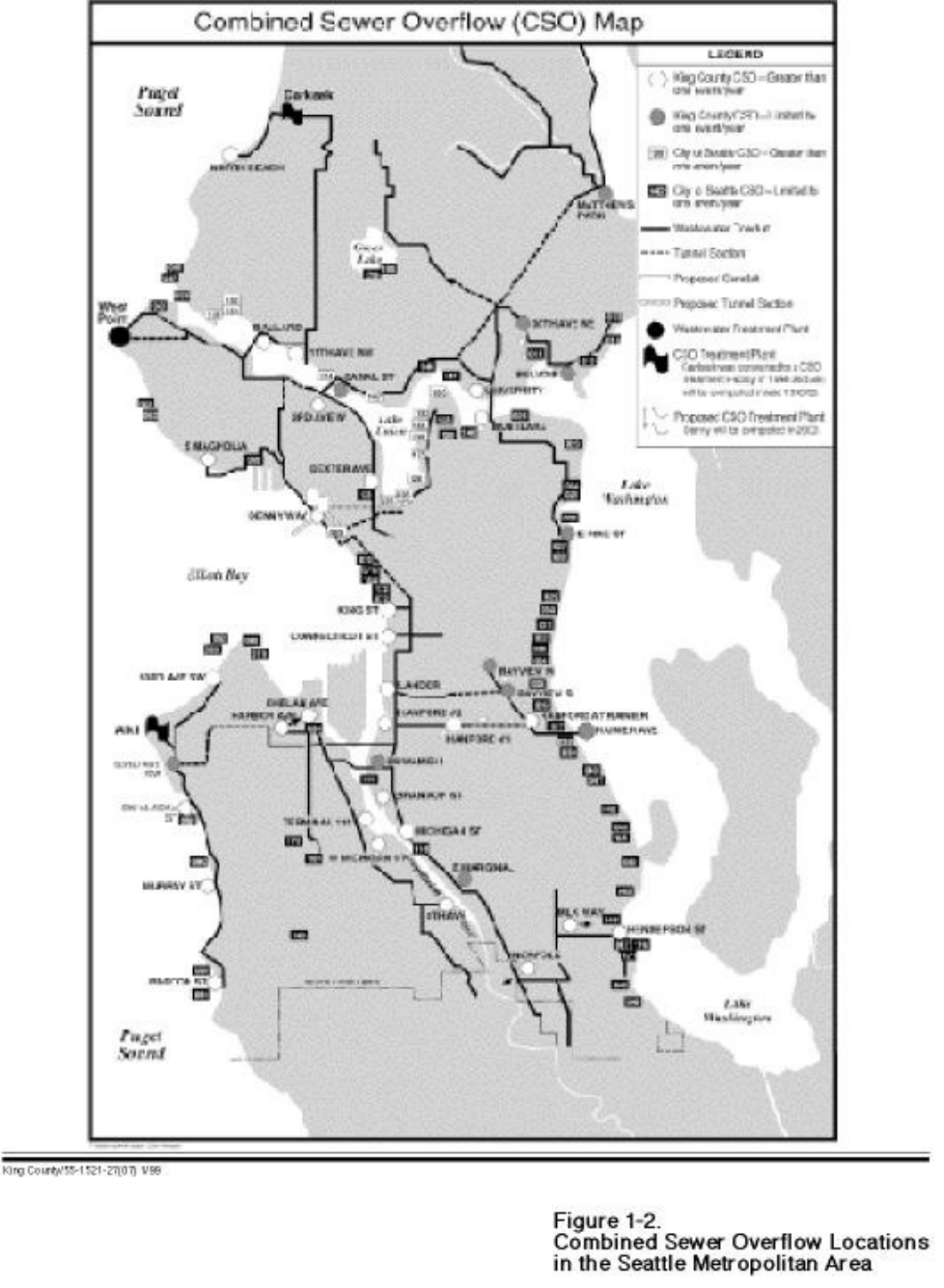# Combined Sewer Overflow (CSO) Map

King County/55-1521-27(07) V99

Figure 1-2.
Combined Sewer Overflow Locations in the Seattle Metropolitan Area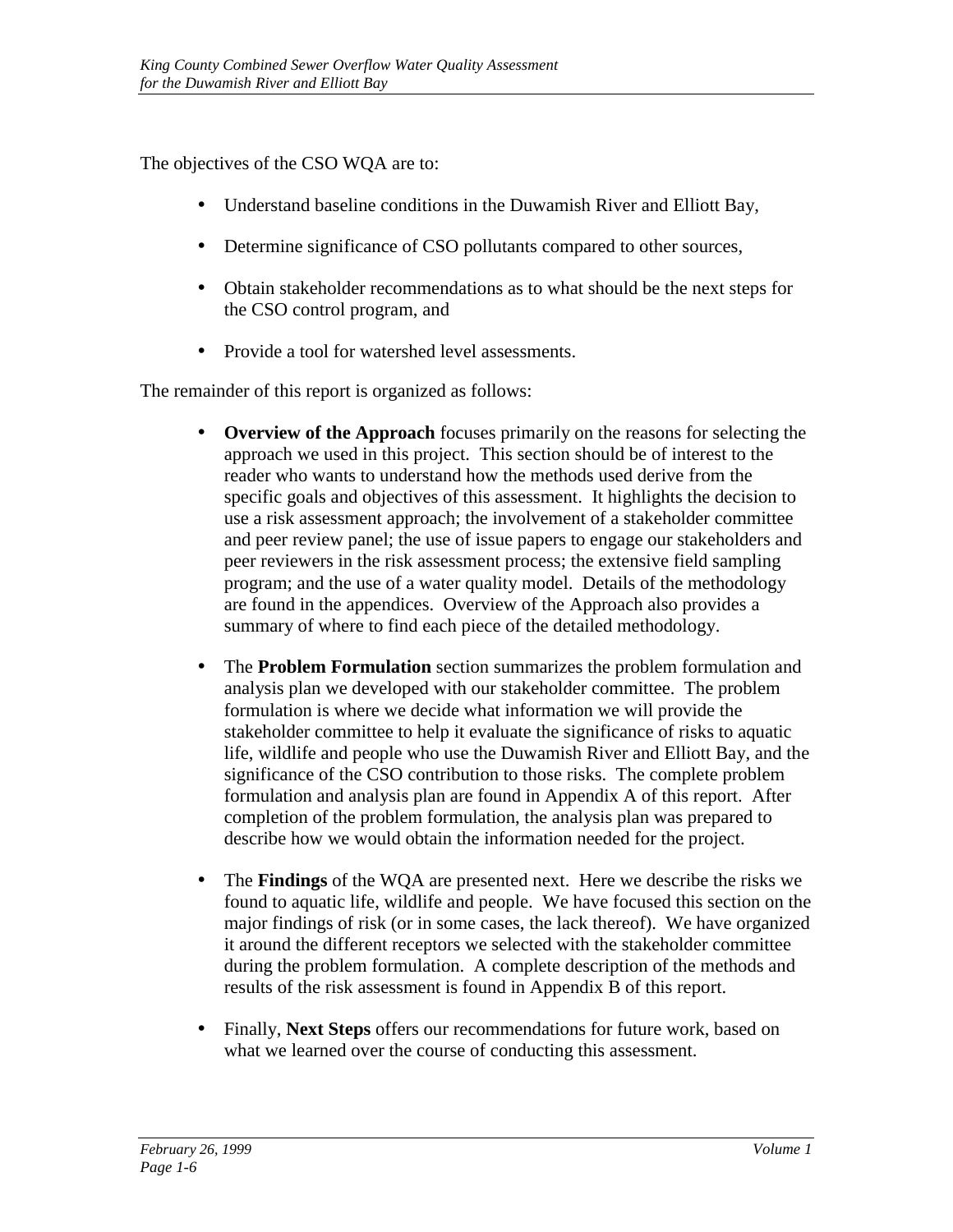The objectives of the CSO WQA are to:

- Understand baseline conditions in the Duwamish River and Elliott Bay,
- Determine significance of CSO pollutants compared to other sources,
- Obtain stakeholder recommendations as to what should be the next steps for the CSO control program, and
- Provide a tool for watershed level assessments.

The remainder of this report is organized as follows:

- **Overview of the Approach** focuses primarily on the reasons for selecting the approach we used in this project. This section should be of interest to the reader who wants to understand how the methods used derive from the specific goals and objectives of this assessment. It highlights the decision to use a risk assessment approach; the involvement of a stakeholder committee and peer review panel; the use of issue papers to engage our stakeholders and peer reviewers in the risk assessment process; the extensive field sampling program; and the use of a water quality model. Details of the methodology are found in the appendices. Overview of the Approach also provides a summary of where to find each piece of the detailed methodology.

- The **Problem Formulation** section summarizes the problem formulation and analysis plan we developed with our stakeholder committee. The problem formulation is where we decide what information we will provide the stakeholder committee to help it evaluate the significance of risks to aquatic life, wildlife and people who use the Duwamish River and Elliott Bay, and the significance of the CSO contribution to those risks. The complete problem formulation and analysis plan are found in Appendix A of this report. After completion of the problem formulation, the analysis plan was prepared to describe how we would obtain the information needed for the project.

- The **Findings** of the WQA are presented next. Here we describe the risks we found to aquatic life, wildlife and people. We have focused this section on the major findings of risk (or in some cases, the lack thereof). We have organized it around the different receptors we selected with the stakeholder committee during the problem formulation. A complete description of the methods and results of the risk assessment is found in Appendix B of this report.

- Finally, **Next Steps** offers our recommendations for future work, based on what we learned over the course of conducting this assessment.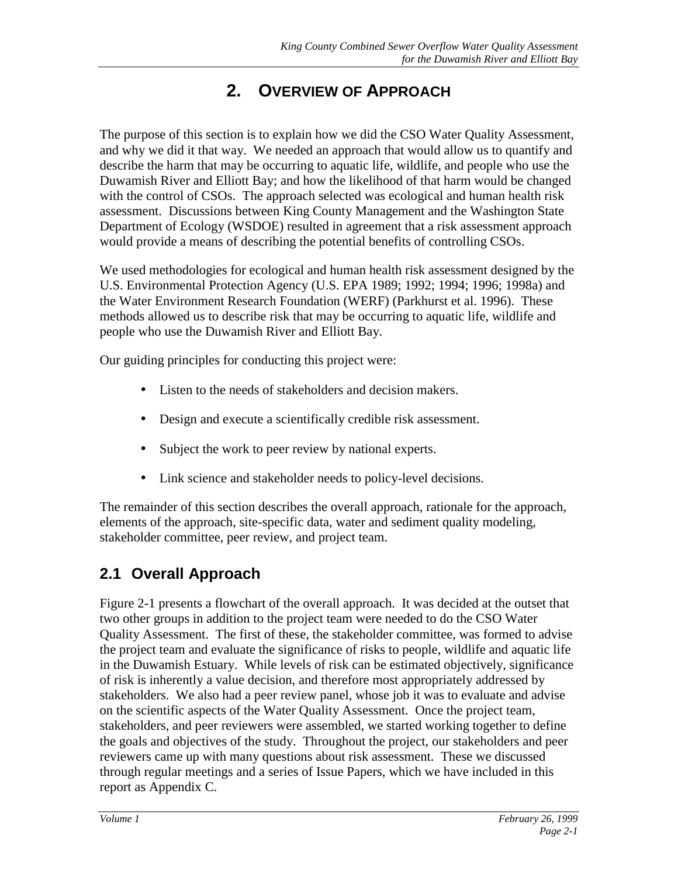# 2. OVERVIEW OF APPROACH

The purpose of this section is to explain how we did the CSO Water Quality Assessment, and why we did it that way. We needed an approach that would allow us to quantify and describe the harm that may be occurring to aquatic life, wildlife, and people who use the Duwamish River and Elliott Bay; and how the likelihood of that harm would be changed with the control of CSOs. The approach selected was ecological and human health risk assessment. Discussions between King County Management and the Washington State Department of Ecology (WSDOE) resulted in agreement that a risk assessment approach would provide a means of describing the potential benefits of controlling CSOs.

We used methodologies for ecological and human health risk assessment designed by the U.S. Environmental Protection Agency (U.S. EPA 1989; 1992; 1994; 1996; 1998a) and the Water Environment Research Foundation (WERF) (Parkhurst et al. 1996). These methods allowed us to describe risk that may be occurring to aquatic life, wildlife and people who use the Duwamish River and Elliott Bay.

Our guiding principles for conducting this project were:

- Listen to the needs of stakeholders and decision makers.
- Design and execute a scientifically credible risk assessment.
- Subject the work to peer review by national experts.
- Link science and stakeholder needs to policy-level decisions.

The remainder of this section describes the overall approach, rationale for the approach, elements of the approach, site-specific data, water and sediment quality modeling, stakeholder committee, peer review, and project team.

## 2.1 Overall Approach

Figure 2-1 presents a flowchart of the overall approach. It was decided at the outset that two other groups in addition to the project team were needed to do the CSO Water Quality Assessment. The first of these, the stakeholder committee, was formed to advise the project team and evaluate the significance of risks to people, wildlife and aquatic life in the Duwamish Estuary. While levels of risk can be estimated objectively, significance of risk is inherently a value decision, and therefore most appropriately addressed by stakeholders. We also had a peer review panel, whose job it was to evaluate and advise on the scientific aspects of the Water Quality Assessment. Once the project team, stakeholders, and peer reviewers were assembled, we started working together to define the goals and objectives of the study. Throughout the project, our stakeholders and peer reviewers came up with many questions about risk assessment. These we discussed through regular meetings and a series of Issue Papers, which we have included in this report as Appendix C.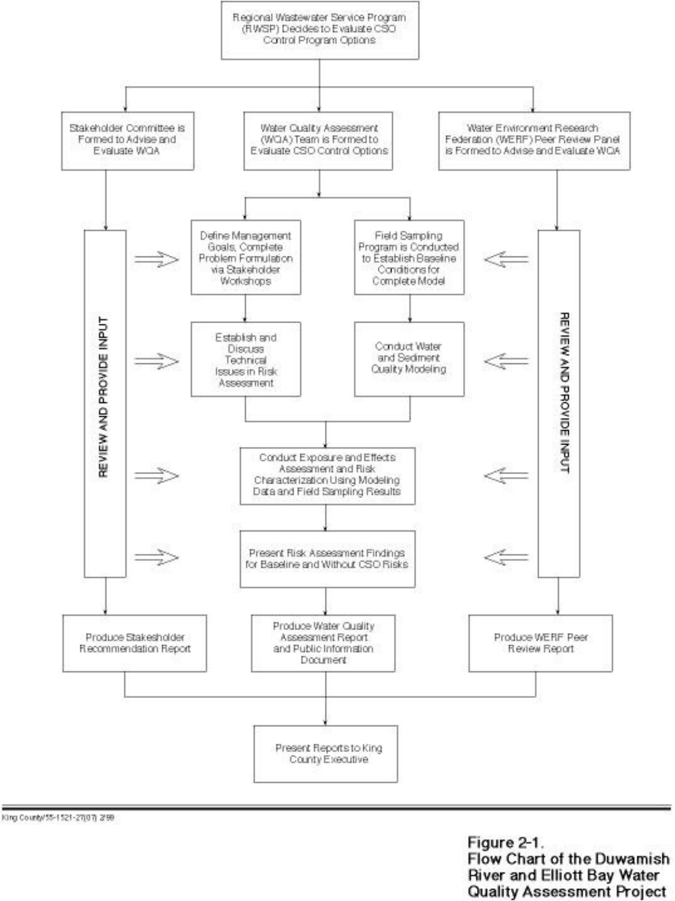Regional Wastewater Service Program (RWSP) Decides to Evaluate CSO Control Program Options

Stakeholder Committee is Formed to Advise and Evaluate WQA

Water Quality Assessment (WQA) Team is Formed to Evaluate CSO Control Options

Water Environment Research Federation (WERF) Peer Review Panel is Formed to Advise and Evaluate WQA

REVIEW AND PROVIDE INPUT

Define Management Goals, Complete Problem Formulation via Stakeholder Workshops

Field Sampling Program is Conducted to Establish Baseline Conditions for Complete Model

REVIEW AND PROVIDE INPUT

Establish and Discuss Technical Issues in Risk Assessment

Conduct Water and Sediment Quality Modeling

Conduct Exposure and Effects Assessment and Risk Characterization Using Modeling Data and Field Sampling Results

Present Risk Assessment Findings for Baseline and Without CSO Risks

Produce Stakeholder Recommendation Report

Produce Water Quality Assessment Report and Public Information Document

Produce WERF Peer Review Report

Present Reports to King County Executive

King County/55-1521-27(07) 2/99

**Figure 2-1.**
**Flow Chart of the Duwamish River and Elliott Bay Water Quality Assessment Project**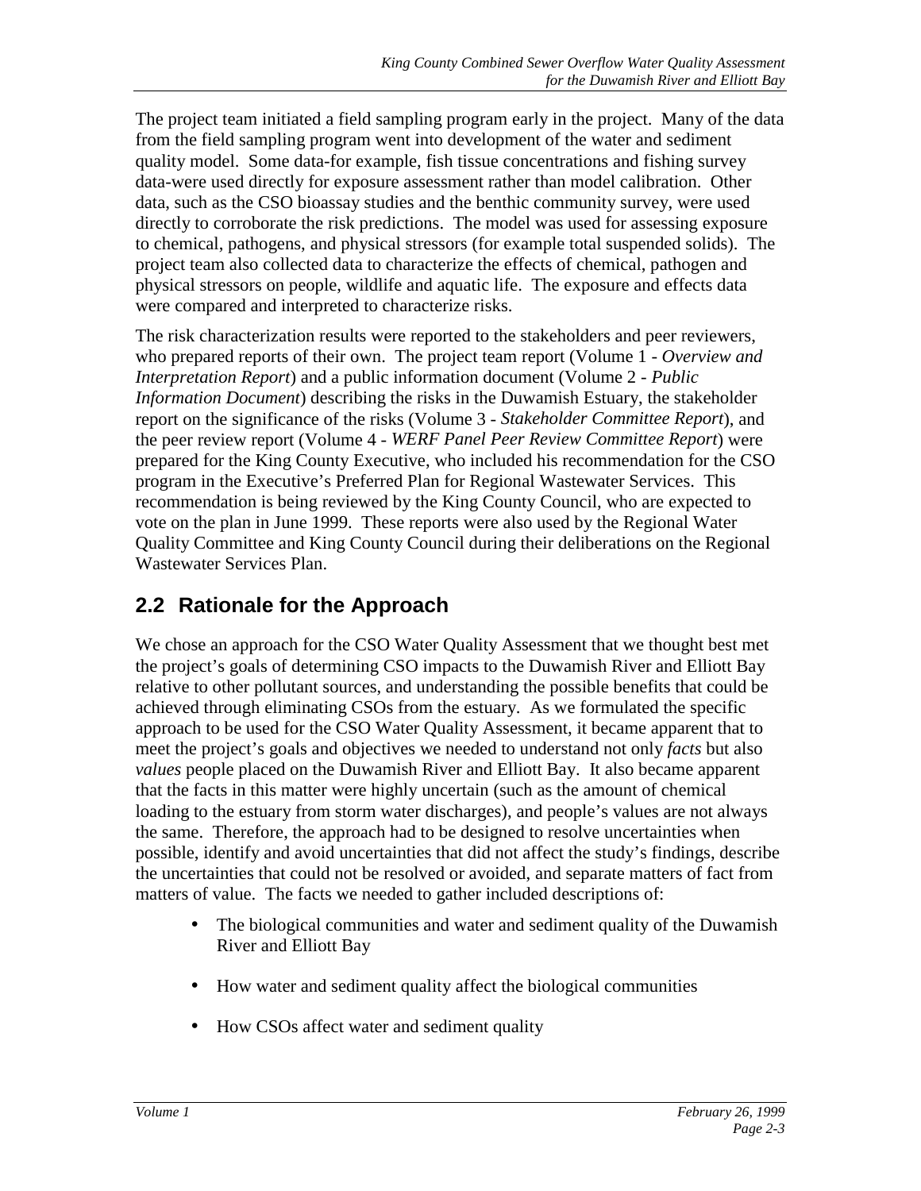The project team initiated a field sampling program early in the project. Many of the data from the field sampling program went into development of the water and sediment quality model. Some data-for example, fish tissue concentrations and fishing survey data-were used directly for exposure assessment rather than model calibration. Other data, such as the CSO bioassay studies and the benthic community survey, were used directly to corroborate the risk predictions. The model was used for assessing exposure to chemical, pathogens, and physical stressors (for example total suspended solids). The project team also collected data to characterize the effects of chemical, pathogen and physical stressors on people, wildlife and aquatic life. The exposure and effects data were compared and interpreted to characterize risks.

The risk characterization results were reported to the stakeholders and peer reviewers, who prepared reports of their own. The project team report (Volume 1 - *Overview and Interpretation Report*) and a public information document (Volume 2 - *Public Information Document*) describing the risks in the Duwamish Estuary, the stakeholder report on the significance of the risks (Volume 3 - *Stakeholder Committee Report*), and the peer review report (Volume 4 - *WERF Panel Peer Review Committee Report*) were prepared for the King County Executive, who included his recommendation for the CSO program in the Executive's Preferred Plan for Regional Wastewater Services. This recommendation is being reviewed by the King County Council, who are expected to vote on the plan in June 1999. These reports were also used by the Regional Water Quality Committee and King County Council during their deliberations on the Regional Wastewater Services Plan.

## 2.2 Rationale for the Approach

We chose an approach for the CSO Water Quality Assessment that we thought best met the project's goals of determining CSO impacts to the Duwamish River and Elliott Bay relative to other pollutant sources, and understanding the possible benefits that could be achieved through eliminating CSOs from the estuary. As we formulated the specific approach to be used for the CSO Water Quality Assessment, it became apparent that to meet the project's goals and objectives we needed to understand not only *facts* but also *values* people placed on the Duwamish River and Elliott Bay. It also became apparent that the facts in this matter were highly uncertain (such as the amount of chemical loading to the estuary from storm water discharges), and people's values are not always the same. Therefore, the approach had to be designed to resolve uncertainties when possible, identify and avoid uncertainties that did not affect the study's findings, describe the uncertainties that could not be resolved or avoided, and separate matters of fact from matters of value. The facts we needed to gather included descriptions of:

- The biological communities and water and sediment quality of the Duwamish River and Elliott Bay
- How water and sediment quality affect the biological communities
- How CSOs affect water and sediment quality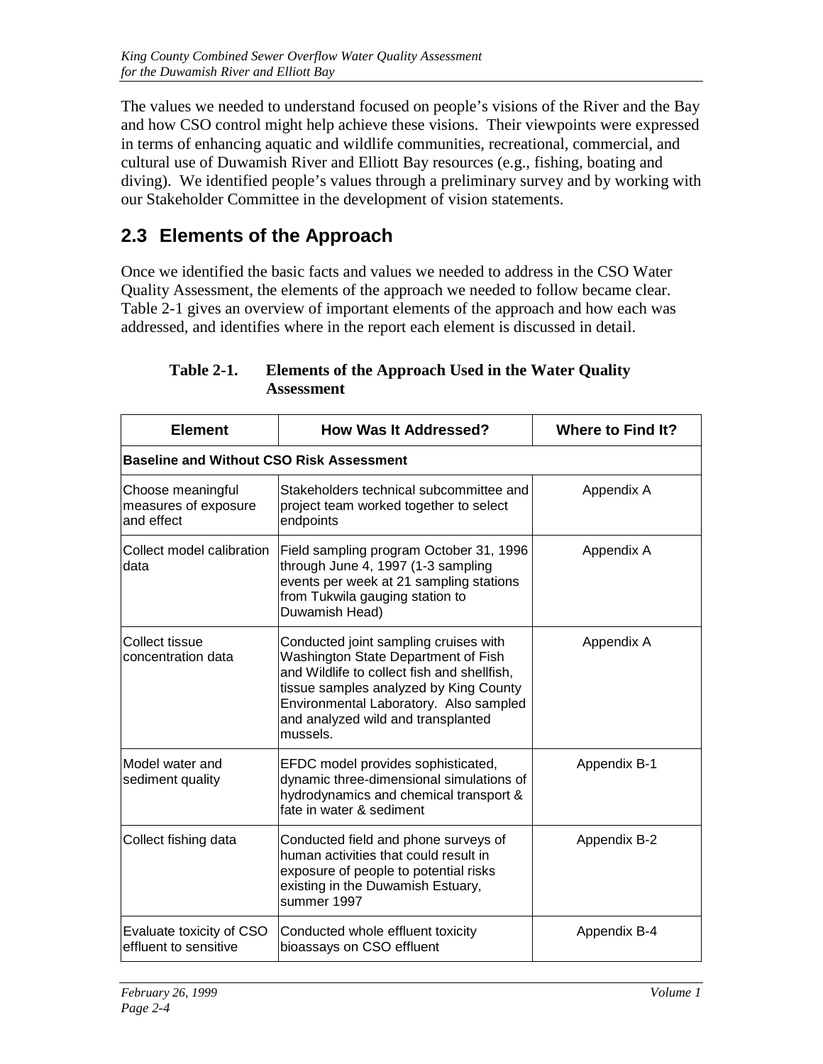The values we needed to understand focused on people's visions of the River and the Bay and how CSO control might help achieve these visions. Their viewpoints were expressed in terms of enhancing aquatic and wildlife communities, recreational, commercial, and cultural use of Duwamish River and Elliott Bay resources (e.g., fishing, boating and diving). We identified people's values through a preliminary survey and by working with our Stakeholder Committee in the development of vision statements.

## 2.3 Elements of the Approach

Once we identified the basic facts and values we needed to address in the CSO Water Quality Assessment, the elements of the approach we needed to follow became clear. Table 2-1 gives an overview of important elements of the approach and how each was addressed, and identifies where in the report each element is discussed in detail.

**Table 2-1. Elements of the Approach Used in the Water Quality Assessment**

| Element | How Was It Addressed? | Where to Find It? |
|---|---|---|
| **Baseline and Without CSO Risk Assessment** | | |
| Choose meaningful measures of exposure and effect | Stakeholders technical subcommittee and project team worked together to select endpoints | Appendix A |
| Collect model calibration data | Field sampling program October 31, 1996 through June 4, 1997 (1-3 sampling events per week at 21 sampling stations from Tukwila gauging station to Duwamish Head) | Appendix A |
| Collect tissue concentration data | Conducted joint sampling cruises with Washington State Department of Fish and Wildlife to collect fish and shellfish, tissue samples analyzed by King County Environmental Laboratory. Also sampled and analyzed wild and transplanted mussels. | Appendix A |
| Model water and sediment quality | EFDC model provides sophisticated, dynamic three-dimensional simulations of hydrodynamics and chemical transport & fate in water & sediment | Appendix B-1 |
| Collect fishing data | Conducted field and phone surveys of human activities that could result in exposure of people to potential risks existing in the Duwamish Estuary, summer 1997 | Appendix B-2 |
| Evaluate toxicity of CSO effluent to sensitive | Conducted whole effluent toxicity bioassays on CSO effluent | Appendix B-4 |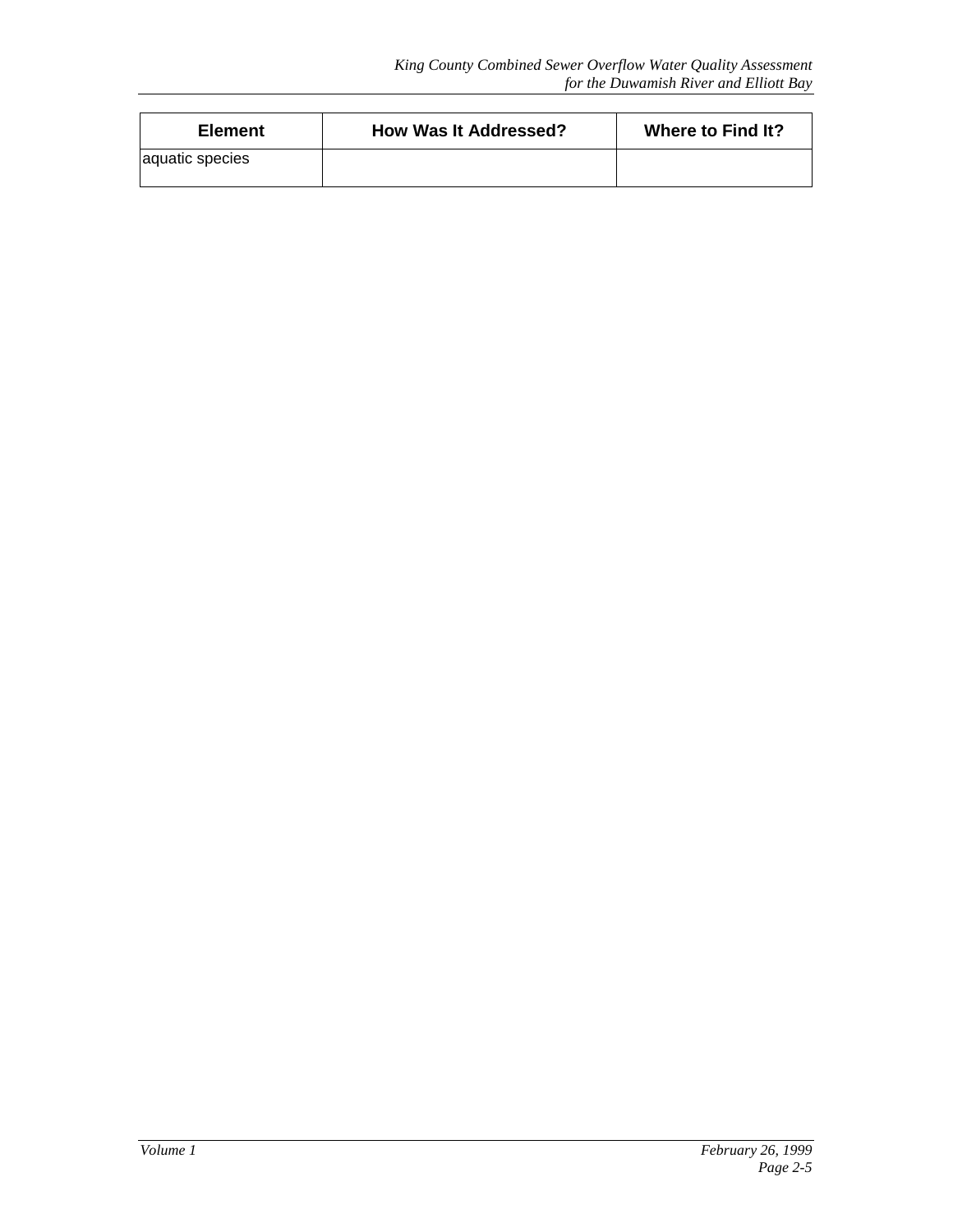| Element | How Was It Addressed? | Where to Find It? |
| --- | --- | --- |
| aquatic species | | |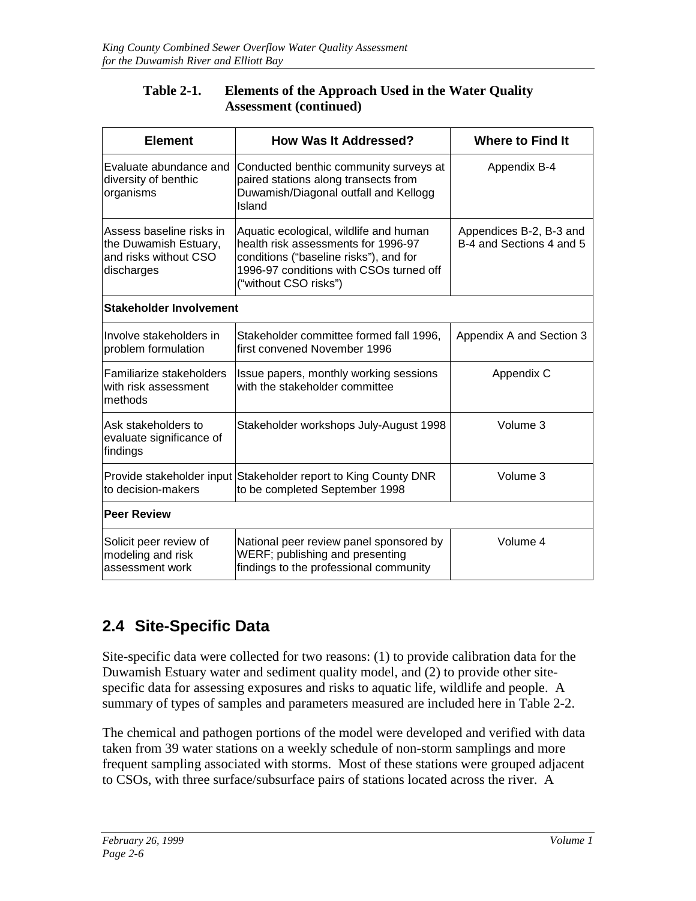**Table 2-1. Elements of the Approach Used in the Water Quality Assessment (continued)**

| Element | How Was It Addressed? | Where to Find It |
|---|---|---|
| Evaluate abundance and diversity of benthic organisms | Conducted benthic community surveys at paired stations along transects from Duwamish/Diagonal outfall and Kellogg Island | Appendix B-4 |
| Assess baseline risks in the Duwamish Estuary, and risks without CSO discharges | Aquatic ecological, wildlife and human health risk assessments for 1996-97 conditions ("baseline risks"), and for 1996-97 conditions with CSOs turned off ("without CSO risks") | Appendices B-2, B-3 and B-4 and Sections 4 and 5 |
| **Stakeholder Involvement** | | |
| Involve stakeholders in problem formulation | Stakeholder committee formed fall 1996, first convened November 1996 | Appendix A and Section 3 |
| Familiarize stakeholders with risk assessment methods | Issue papers, monthly working sessions with the stakeholder committee | Appendix C |
| Ask stakeholders to evaluate significance of findings | Stakeholder workshops July-August 1998 | Volume 3 |
| Provide stakeholder input to decision-makers | Stakeholder report to King County DNR to be completed September 1998 | Volume 3 |
| **Peer Review** | | |
| Solicit peer review of modeling and risk assessment work | National peer review panel sponsored by WERF; publishing and presenting findings to the professional community | Volume 4 |

## 2.4 Site-Specific Data

Site-specific data were collected for two reasons: (1) to provide calibration data for the Duwamish Estuary water and sediment quality model, and (2) to provide other site-specific data for assessing exposures and risks to aquatic life, wildlife and people. A summary of types of samples and parameters measured are included here in Table 2-2.

The chemical and pathogen portions of the model were developed and verified with data taken from 39 water stations on a weekly schedule of non-storm samplings and more frequent sampling associated with storms. Most of these stations were grouped adjacent to CSOs, with three surface/subsurface pairs of stations located across the river. A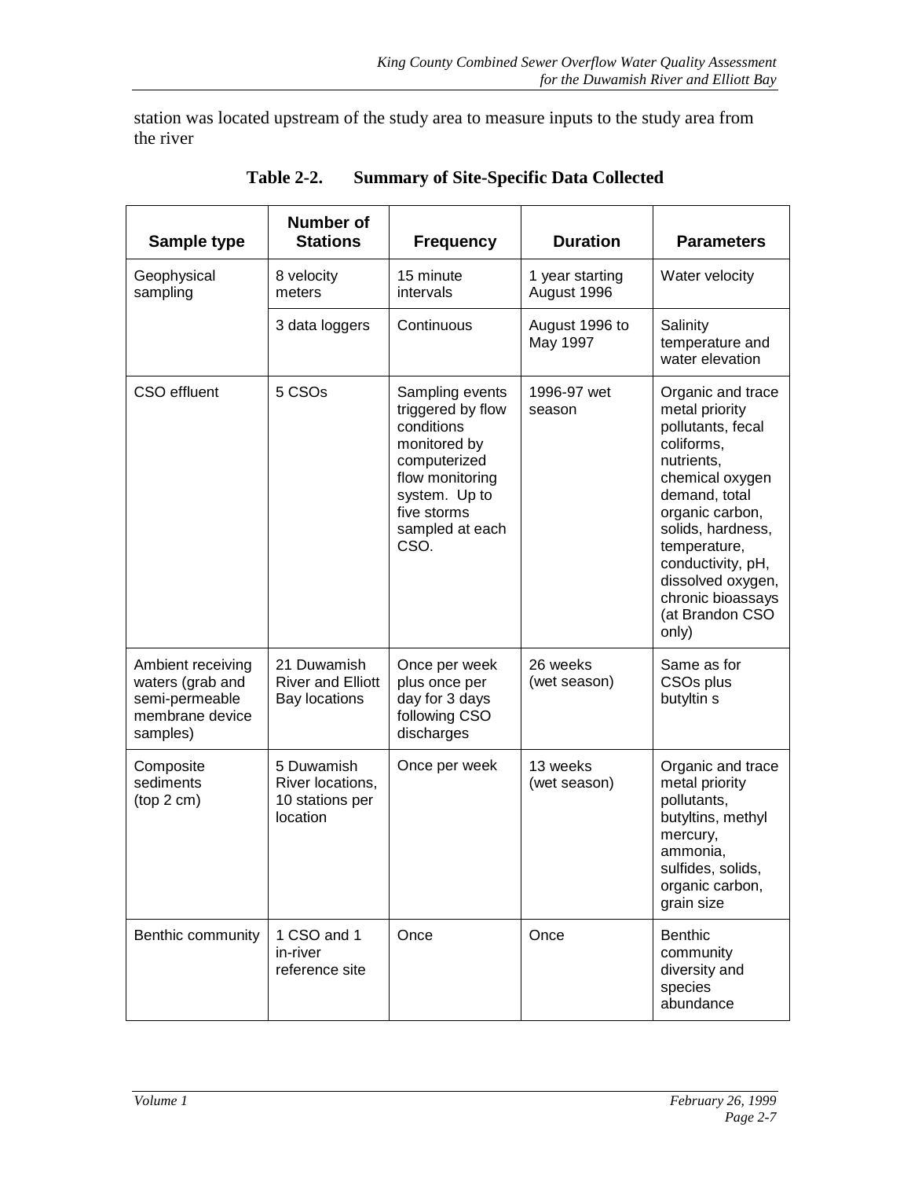station was located upstream of the study area to measure inputs to the study area from the river

**Table 2-2. Summary of Site-Specific Data Collected**

| Sample type | Number of Stations | Frequency | Duration | Parameters |
|---|---|---|---|---|
| Geophysical sampling | 8 velocity meters | 15 minute intervals | 1 year starting August 1996 | Water velocity |
| | 3 data loggers | Continuous | August 1996 to May 1997 | Salinity temperature and water elevation |
| CSO effluent | 5 CSOs | Sampling events triggered by flow conditions monitored by computerized flow monitoring system. Up to five storms sampled at each CSO. | 1996-97 wet season | Organic and trace metal priority pollutants, fecal coliforms, nutrients, chemical oxygen demand, total organic carbon, solids, hardness, temperature, conductivity, pH, dissolved oxygen, chronic bioassays (at Brandon CSO only) |
| Ambient receiving waters (grab and semi-permeable membrane device samples) | 21 Duwamish River and Elliott Bay locations | Once per week plus once per day for 3 days following CSO discharges | 26 weeks (wet season) | Same as for CSOs plus butyltin s |
| Composite sediments (top 2 cm) | 5 Duwamish River locations, 10 stations per location | Once per week | 13 weeks (wet season) | Organic and trace metal priority pollutants, butyltins, methyl mercury, ammonia, sulfides, solids, organic carbon, grain size |
| Benthic community | 1 CSO and 1 in-river reference site | Once | Once | Benthic community diversity and species abundance |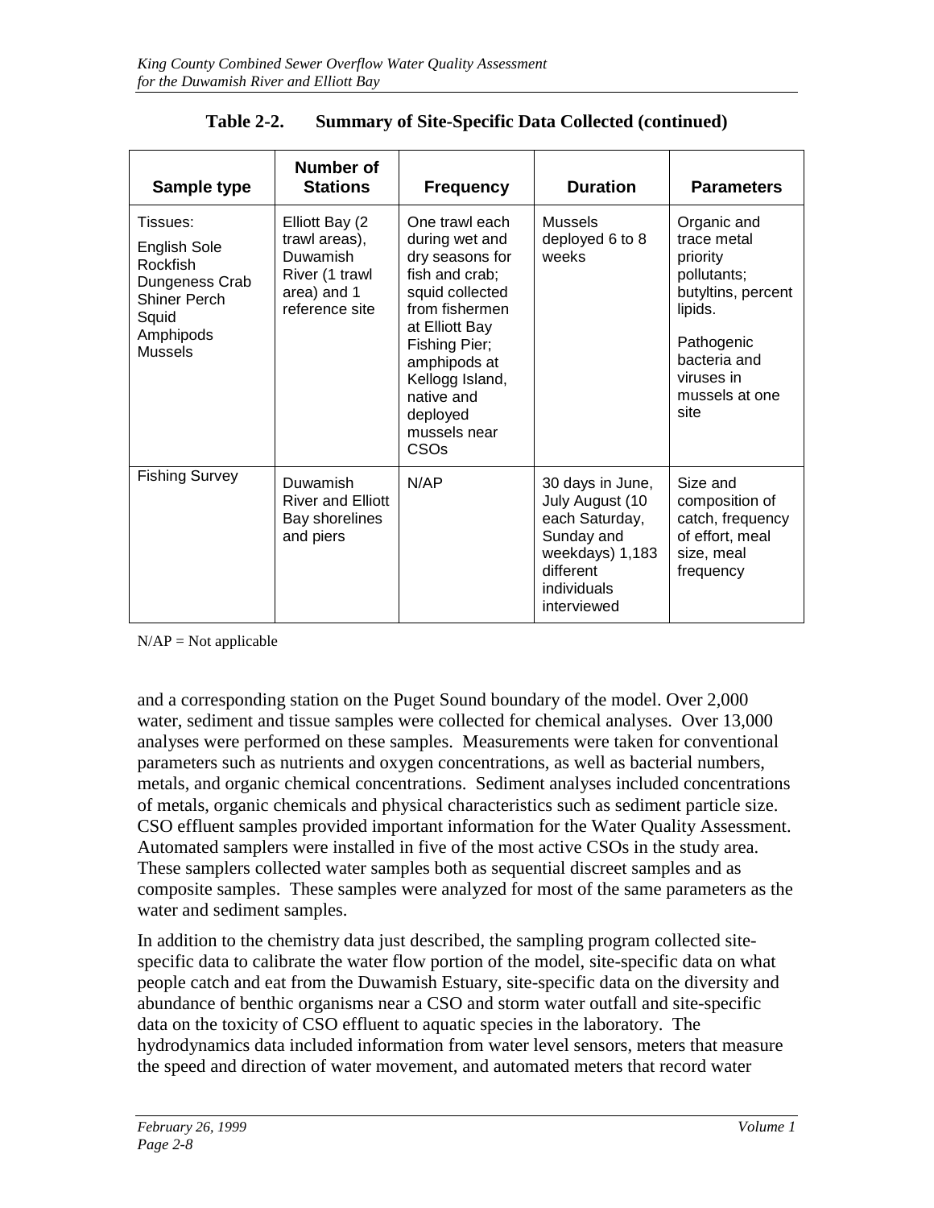**Table 2-2. Summary of Site-Specific Data Collected (continued)**

| Sample type | Number of Stations | Frequency | Duration | Parameters |
|---|---|---|---|---|
| Tissues: English Sole Rockfish Dungeness Crab Shiner Perch Squid Amphipods Mussels | Elliott Bay (2 trawl areas), Duwamish River (1 trawl area) and 1 reference site | One trawl each during wet and dry seasons for fish and crab; squid collected from fishermen at Elliott Bay Fishing Pier; amphipods at Kellogg Island, native and deployed mussels near CSOs | Mussels deployed 6 to 8 weeks | Organic and trace metal priority pollutants; butyltins, percent lipids. Pathogenic bacteria and viruses in mussels at one site |
| Fishing Survey | Duwamish River and Elliott Bay shorelines and piers | N/AP | 30 days in June, July August (10 each Saturday, Sunday and weekdays) 1,183 different individuals interviewed | Size and composition of catch, frequency of effort, meal size, meal frequency |

N/AP = Not applicable

and a corresponding station on the Puget Sound boundary of the model. Over 2,000 water, sediment and tissue samples were collected for chemical analyses. Over 13,000 analyses were performed on these samples. Measurements were taken for conventional parameters such as nutrients and oxygen concentrations, as well as bacterial numbers, metals, and organic chemical concentrations. Sediment analyses included concentrations of metals, organic chemicals and physical characteristics such as sediment particle size. CSO effluent samples provided important information for the Water Quality Assessment. Automated samplers were installed in five of the most active CSOs in the study area. These samplers collected water samples both as sequential discreet samples and as composite samples. These samples were analyzed for most of the same parameters as the water and sediment samples.

In addition to the chemistry data just described, the sampling program collected site-specific data to calibrate the water flow portion of the model, site-specific data on what people catch and eat from the Duwamish Estuary, site-specific data on the diversity and abundance of benthic organisms near a CSO and storm water outfall and site-specific data on the toxicity of CSO effluent to aquatic species in the laboratory. The hydrodynamics data included information from water level sensors, meters that measure the speed and direction of water movement, and automated meters that record water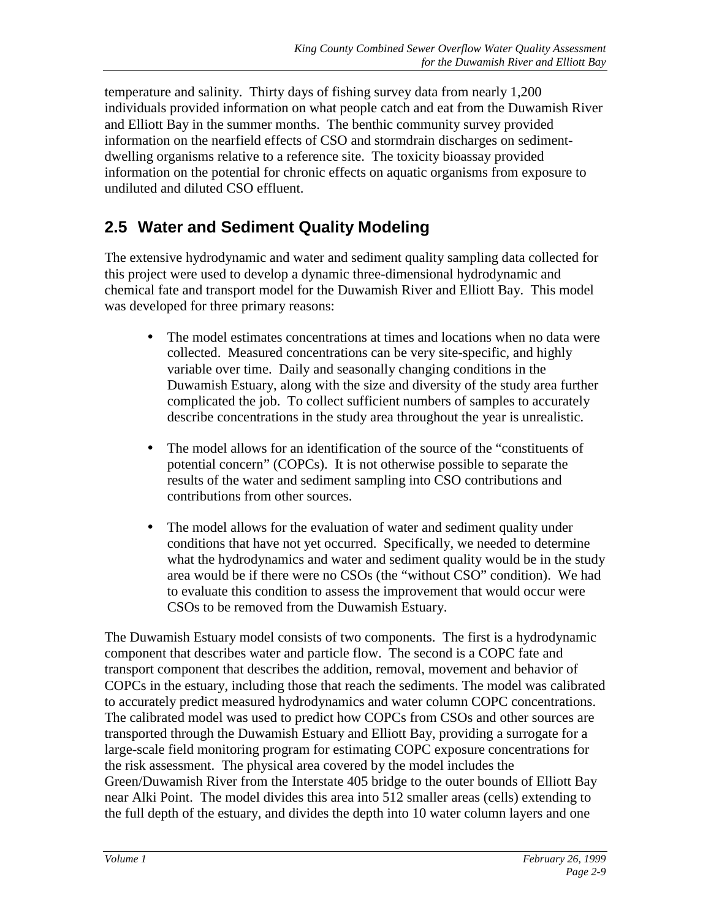temperature and salinity. Thirty days of fishing survey data from nearly 1,200 individuals provided information on what people catch and eat from the Duwamish River and Elliott Bay in the summer months. The benthic community survey provided information on the nearfield effects of CSO and stormdrain discharges on sediment-dwelling organisms relative to a reference site. The toxicity bioassay provided information on the potential for chronic effects on aquatic organisms from exposure to undiluted and diluted CSO effluent.

## 2.5 Water and Sediment Quality Modeling

The extensive hydrodynamic and water and sediment quality sampling data collected for this project were used to develop a dynamic three-dimensional hydrodynamic and chemical fate and transport model for the Duwamish River and Elliott Bay. This model was developed for three primary reasons:

- The model estimates concentrations at times and locations when no data were collected. Measured concentrations can be very site-specific, and highly variable over time. Daily and seasonally changing conditions in the Duwamish Estuary, along with the size and diversity of the study area further complicated the job. To collect sufficient numbers of samples to accurately describe concentrations in the study area throughout the year is unrealistic.

- The model allows for an identification of the source of the "constituents of potential concern" (COPCs). It is not otherwise possible to separate the results of the water and sediment sampling into CSO contributions and contributions from other sources.

- The model allows for the evaluation of water and sediment quality under conditions that have not yet occurred. Specifically, we needed to determine what the hydrodynamics and water and sediment quality would be in the study area would be if there were no CSOs (the "without CSO" condition). We had to evaluate this condition to assess the improvement that would occur were CSOs to be removed from the Duwamish Estuary.

The Duwamish Estuary model consists of two components. The first is a hydrodynamic component that describes water and particle flow. The second is a COPC fate and transport component that describes the addition, removal, movement and behavior of COPCs in the estuary, including those that reach the sediments. The model was calibrated to accurately predict measured hydrodynamics and water column COPC concentrations. The calibrated model was used to predict how COPCs from CSOs and other sources are transported through the Duwamish Estuary and Elliott Bay, providing a surrogate for a large-scale field monitoring program for estimating COPC exposure concentrations for the risk assessment. The physical area covered by the model includes the Green/Duwamish River from the Interstate 405 bridge to the outer bounds of Elliott Bay near Alki Point. The model divides this area into 512 smaller areas (cells) extending to the full depth of the estuary, and divides the depth into 10 water column layers and one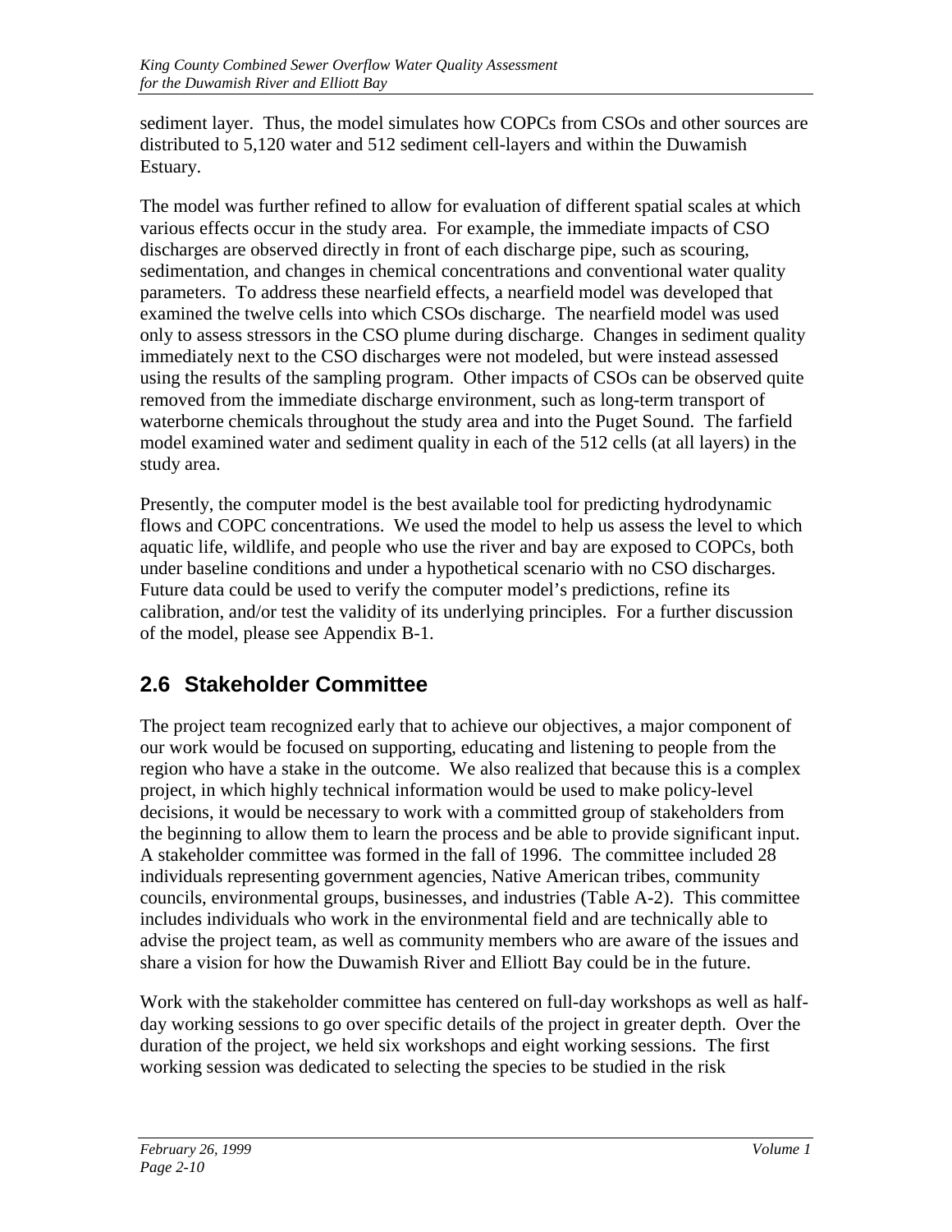sediment layer. Thus, the model simulates how COPCs from CSOs and other sources are distributed to 5,120 water and 512 sediment cell-layers and within the Duwamish Estuary.

The model was further refined to allow for evaluation of different spatial scales at which various effects occur in the study area. For example, the immediate impacts of CSO discharges are observed directly in front of each discharge pipe, such as scouring, sedimentation, and changes in chemical concentrations and conventional water quality parameters. To address these nearfield effects, a nearfield model was developed that examined the twelve cells into which CSOs discharge. The nearfield model was used only to assess stressors in the CSO plume during discharge. Changes in sediment quality immediately next to the CSO discharges were not modeled, but were instead assessed using the results of the sampling program. Other impacts of CSOs can be observed quite removed from the immediate discharge environment, such as long-term transport of waterborne chemicals throughout the study area and into the Puget Sound. The farfield model examined water and sediment quality in each of the 512 cells (at all layers) in the study area.

Presently, the computer model is the best available tool for predicting hydrodynamic flows and COPC concentrations. We used the model to help us assess the level to which aquatic life, wildlife, and people who use the river and bay are exposed to COPCs, both under baseline conditions and under a hypothetical scenario with no CSO discharges. Future data could be used to verify the computer model's predictions, refine its calibration, and/or test the validity of its underlying principles. For a further discussion of the model, please see Appendix B-1.

## 2.6 Stakeholder Committee

The project team recognized early that to achieve our objectives, a major component of our work would be focused on supporting, educating and listening to people from the region who have a stake in the outcome. We also realized that because this is a complex project, in which highly technical information would be used to make policy-level decisions, it would be necessary to work with a committed group of stakeholders from the beginning to allow them to learn the process and be able to provide significant input. A stakeholder committee was formed in the fall of 1996. The committee included 28 individuals representing government agencies, Native American tribes, community councils, environmental groups, businesses, and industries (Table A-2). This committee includes individuals who work in the environmental field and are technically able to advise the project team, as well as community members who are aware of the issues and share a vision for how the Duwamish River and Elliott Bay could be in the future.

Work with the stakeholder committee has centered on full-day workshops as well as half-day working sessions to go over specific details of the project in greater depth. Over the duration of the project, we held six workshops and eight working sessions. The first working session was dedicated to selecting the species to be studied in the risk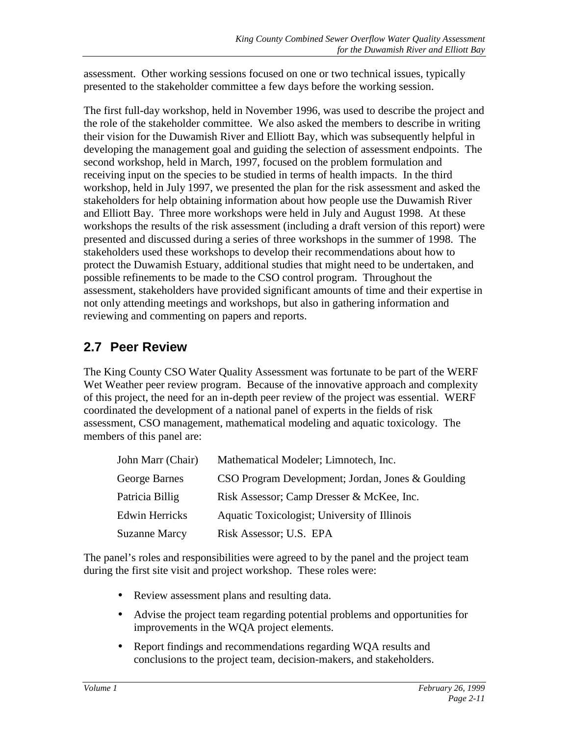assessment. Other working sessions focused on one or two technical issues, typically presented to the stakeholder committee a few days before the working session.

The first full-day workshop, held in November 1996, was used to describe the project and the role of the stakeholder committee. We also asked the members to describe in writing their vision for the Duwamish River and Elliott Bay, which was subsequently helpful in developing the management goal and guiding the selection of assessment endpoints. The second workshop, held in March, 1997, focused on the problem formulation and receiving input on the species to be studied in terms of health impacts. In the third workshop, held in July 1997, we presented the plan for the risk assessment and asked the stakeholders for help obtaining information about how people use the Duwamish River and Elliott Bay. Three more workshops were held in July and August 1998. At these workshops the results of the risk assessment (including a draft version of this report) were presented and discussed during a series of three workshops in the summer of 1998. The stakeholders used these workshops to develop their recommendations about how to protect the Duwamish Estuary, additional studies that might need to be undertaken, and possible refinements to be made to the CSO control program. Throughout the assessment, stakeholders have provided significant amounts of time and their expertise in not only attending meetings and workshops, but also in gathering information and reviewing and commenting on papers and reports.

## 2.7 Peer Review

The King County CSO Water Quality Assessment was fortunate to be part of the WERF Wet Weather peer review program. Because of the innovative approach and complexity of this project, the need for an in-depth peer review of the project was essential. WERF coordinated the development of a national panel of experts in the fields of risk assessment, CSO management, mathematical modeling and aquatic toxicology. The members of this panel are:

| | |
|---|---|
| John Marr (Chair) | Mathematical Modeler; Limnotech, Inc. |
| George Barnes | CSO Program Development; Jordan, Jones & Goulding |
| Patricia Billig | Risk Assessor; Camp Dresser & McKee, Inc. |
| Edwin Herricks | Aquatic Toxicologist; University of Illinois |
| Suzanne Marcy | Risk Assessor; U.S. EPA |

The panel's roles and responsibilities were agreed to by the panel and the project team during the first site visit and project workshop. These roles were:

- Review assessment plans and resulting data.
- Advise the project team regarding potential problems and opportunities for improvements in the WQA project elements.
- Report findings and recommendations regarding WQA results and conclusions to the project team, decision-makers, and stakeholders.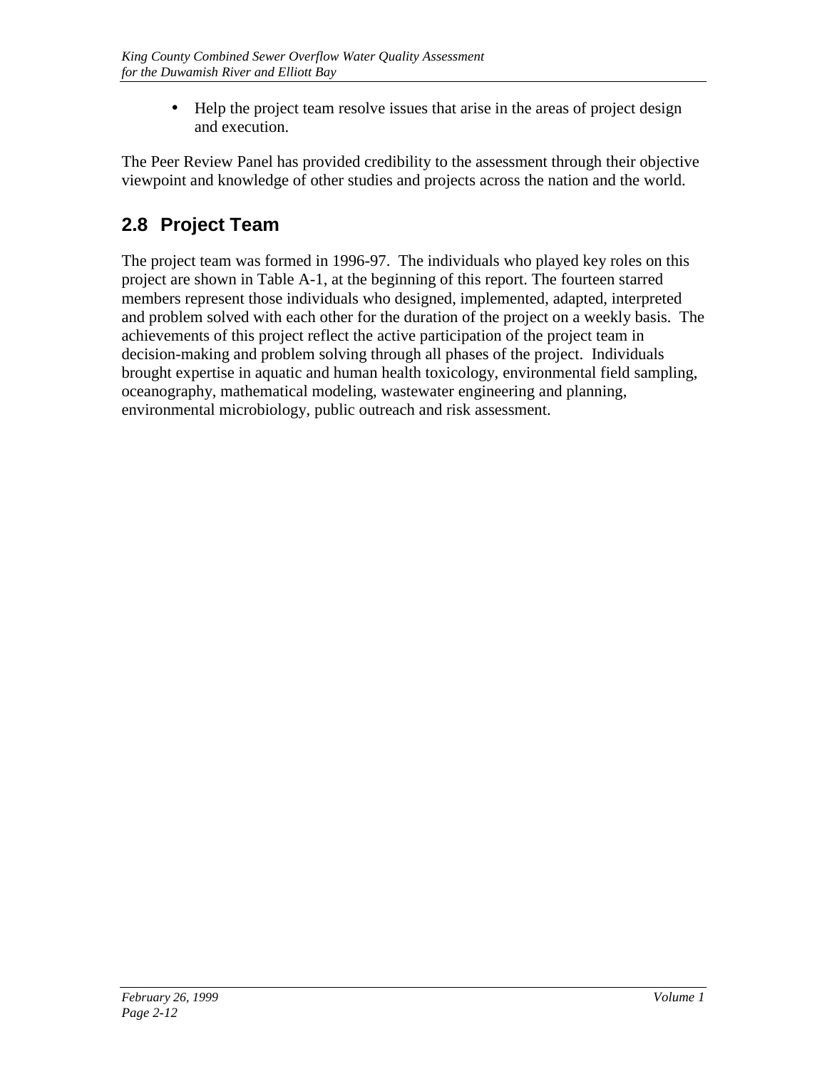- Help the project team resolve issues that arise in the areas of project design and execution.

The Peer Review Panel has provided credibility to the assessment through their objective viewpoint and knowledge of other studies and projects across the nation and the world.

## 2.8 Project Team

The project team was formed in 1996-97. The individuals who played key roles on this project are shown in Table A-1, at the beginning of this report. The fourteen starred members represent those individuals who designed, implemented, adapted, interpreted and problem solved with each other for the duration of the project on a weekly basis. The achievements of this project reflect the active participation of the project team in decision-making and problem solving through all phases of the project. Individuals brought expertise in aquatic and human health toxicology, environmental field sampling, oceanography, mathematical modeling, wastewater engineering and planning, environmental microbiology, public outreach and risk assessment.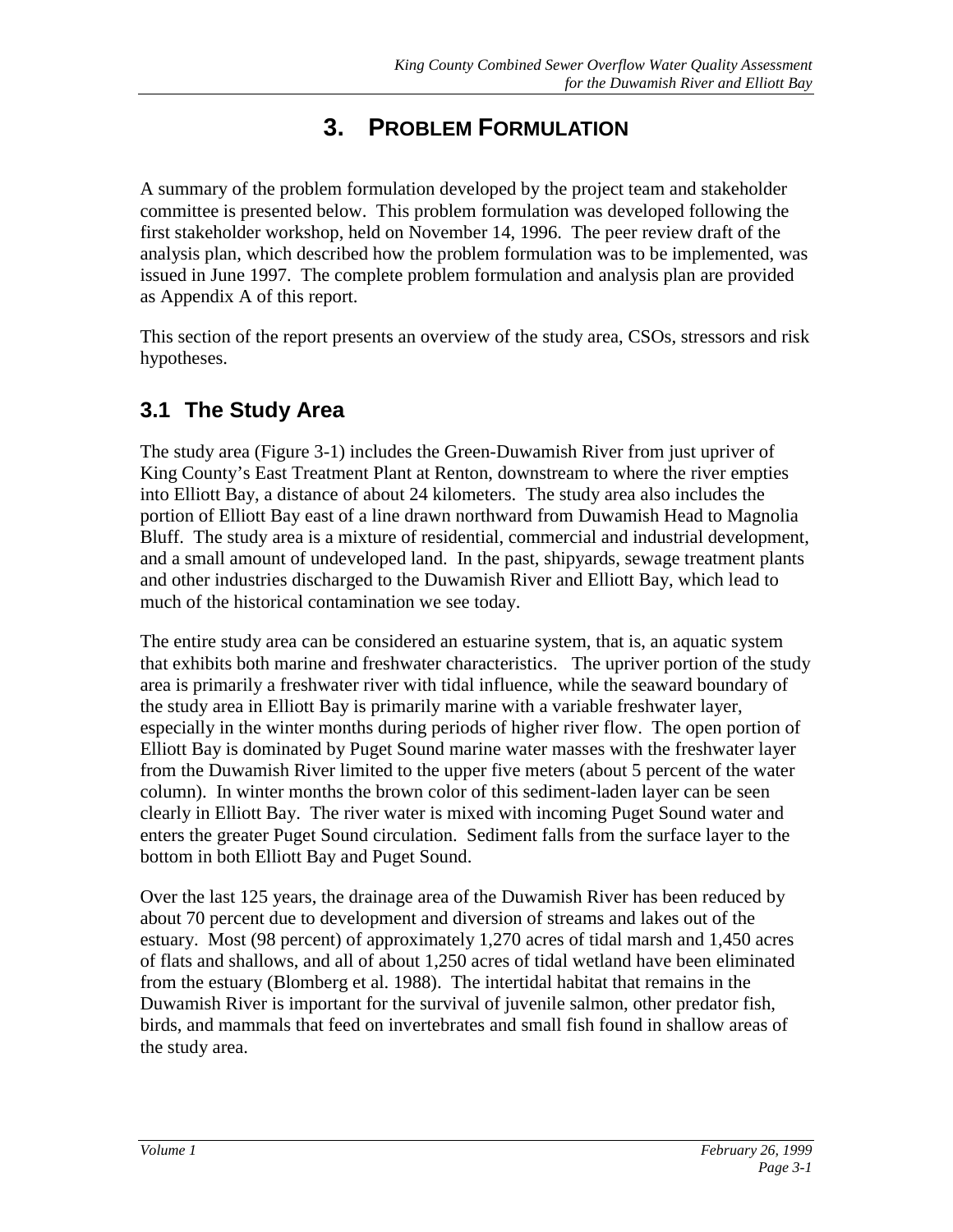# 3. PROBLEM FORMULATION

A summary of the problem formulation developed by the project team and stakeholder committee is presented below. This problem formulation was developed following the first stakeholder workshop, held on November 14, 1996. The peer review draft of the analysis plan, which described how the problem formulation was to be implemented, was issued in June 1997. The complete problem formulation and analysis plan are provided as Appendix A of this report.

This section of the report presents an overview of the study area, CSOs, stressors and risk hypotheses.

## 3.1 The Study Area

The study area (Figure 3-1) includes the Green-Duwamish River from just upriver of King County's East Treatment Plant at Renton, downstream to where the river empties into Elliott Bay, a distance of about 24 kilometers. The study area also includes the portion of Elliott Bay east of a line drawn northward from Duwamish Head to Magnolia Bluff. The study area is a mixture of residential, commercial and industrial development, and a small amount of undeveloped land. In the past, shipyards, sewage treatment plants and other industries discharged to the Duwamish River and Elliott Bay, which lead to much of the historical contamination we see today.

The entire study area can be considered an estuarine system, that is, an aquatic system that exhibits both marine and freshwater characteristics. The upriver portion of the study area is primarily a freshwater river with tidal influence, while the seaward boundary of the study area in Elliott Bay is primarily marine with a variable freshwater layer, especially in the winter months during periods of higher river flow. The open portion of Elliott Bay is dominated by Puget Sound marine water masses with the freshwater layer from the Duwamish River limited to the upper five meters (about 5 percent of the water column). In winter months the brown color of this sediment-laden layer can be seen clearly in Elliott Bay. The river water is mixed with incoming Puget Sound water and enters the greater Puget Sound circulation. Sediment falls from the surface layer to the bottom in both Elliott Bay and Puget Sound.

Over the last 125 years, the drainage area of the Duwamish River has been reduced by about 70 percent due to development and diversion of streams and lakes out of the estuary. Most (98 percent) of approximately 1,270 acres of tidal marsh and 1,450 acres of flats and shallows, and all of about 1,250 acres of tidal wetland have been eliminated from the estuary (Blomberg et al. 1988). The intertidal habitat that remains in the Duwamish River is important for the survival of juvenile salmon, other predator fish, birds, and mammals that feed on invertebrates and small fish found in shallow areas of the study area.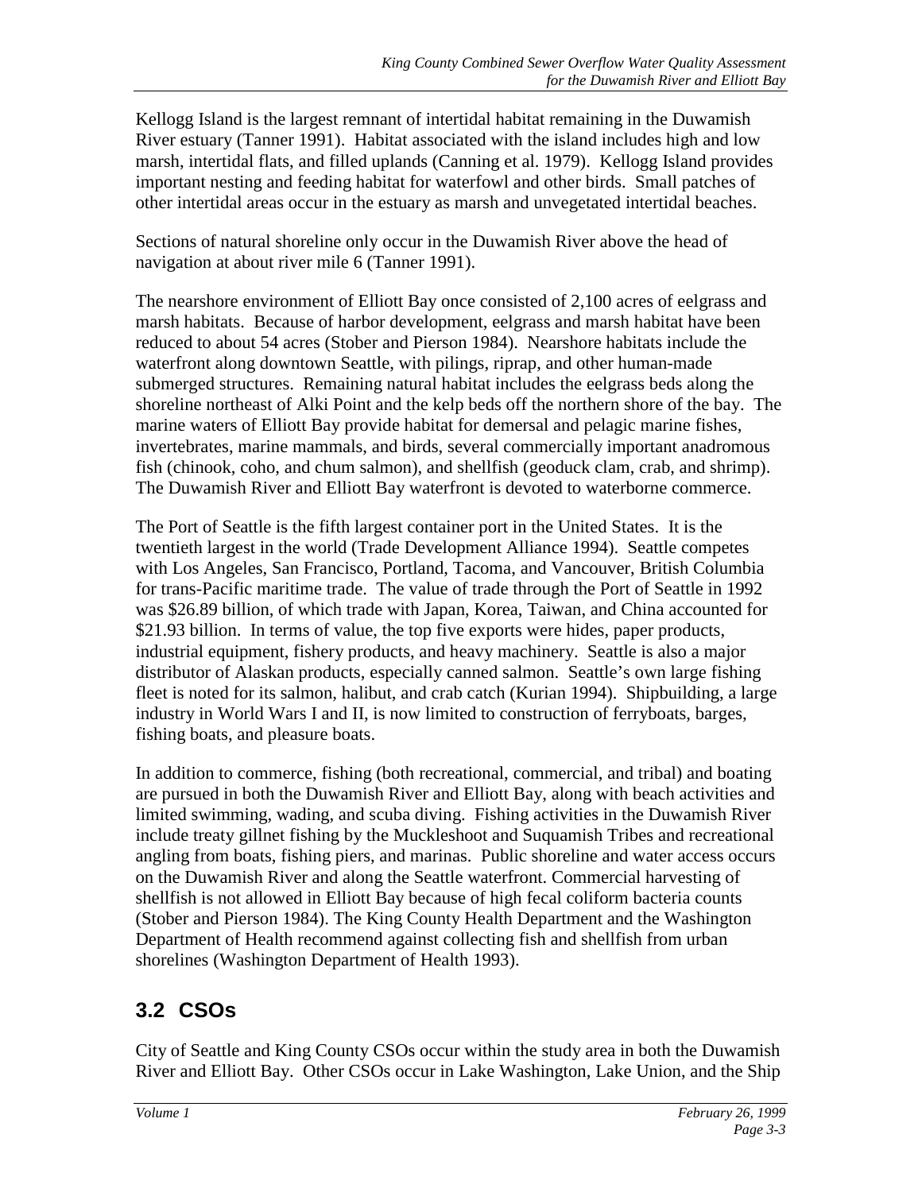Kellogg Island is the largest remnant of intertidal habitat remaining in the Duwamish River estuary (Tanner 1991). Habitat associated with the island includes high and low marsh, intertidal flats, and filled uplands (Canning et al. 1979). Kellogg Island provides important nesting and feeding habitat for waterfowl and other birds. Small patches of other intertidal areas occur in the estuary as marsh and unvegetated intertidal beaches.

Sections of natural shoreline only occur in the Duwamish River above the head of navigation at about river mile 6 (Tanner 1991).

The nearshore environment of Elliott Bay once consisted of 2,100 acres of eelgrass and marsh habitats. Because of harbor development, eelgrass and marsh habitat have been reduced to about 54 acres (Stober and Pierson 1984). Nearshore habitats include the waterfront along downtown Seattle, with pilings, riprap, and other human-made submerged structures. Remaining natural habitat includes the eelgrass beds along the shoreline northeast of Alki Point and the kelp beds off the northern shore of the bay. The marine waters of Elliott Bay provide habitat for demersal and pelagic marine fishes, invertebrates, marine mammals, and birds, several commercially important anadromous fish (chinook, coho, and chum salmon), and shellfish (geoduck clam, crab, and shrimp). The Duwamish River and Elliott Bay waterfront is devoted to waterborne commerce.

The Port of Seattle is the fifth largest container port in the United States. It is the twentieth largest in the world (Trade Development Alliance 1994). Seattle competes with Los Angeles, San Francisco, Portland, Tacoma, and Vancouver, British Columbia for trans-Pacific maritime trade. The value of trade through the Port of Seattle in 1992 was $26.89 billion, of which trade with Japan, Korea, Taiwan, and China accounted for $21.93 billion. In terms of value, the top five exports were hides, paper products, industrial equipment, fishery products, and heavy machinery. Seattle is also a major distributor of Alaskan products, especially canned salmon. Seattle's own large fishing fleet is noted for its salmon, halibut, and crab catch (Kurian 1994). Shipbuilding, a large industry in World Wars I and II, is now limited to construction of ferryboats, barges, fishing boats, and pleasure boats.

In addition to commerce, fishing (both recreational, commercial, and tribal) and boating are pursued in both the Duwamish River and Elliott Bay, along with beach activities and limited swimming, wading, and scuba diving. Fishing activities in the Duwamish River include treaty gillnet fishing by the Muckleshoot and Suquamish Tribes and recreational angling from boats, fishing piers, and marinas. Public shoreline and water access occurs on the Duwamish River and along the Seattle waterfront. Commercial harvesting of shellfish is not allowed in Elliott Bay because of high fecal coliform bacteria counts (Stober and Pierson 1984). The King County Health Department and the Washington Department of Health recommend against collecting fish and shellfish from urban shorelines (Washington Department of Health 1993).

## 3.2 CSOs

City of Seattle and King County CSOs occur within the study area in both the Duwamish River and Elliott Bay. Other CSOs occur in Lake Washington, Lake Union, and the Ship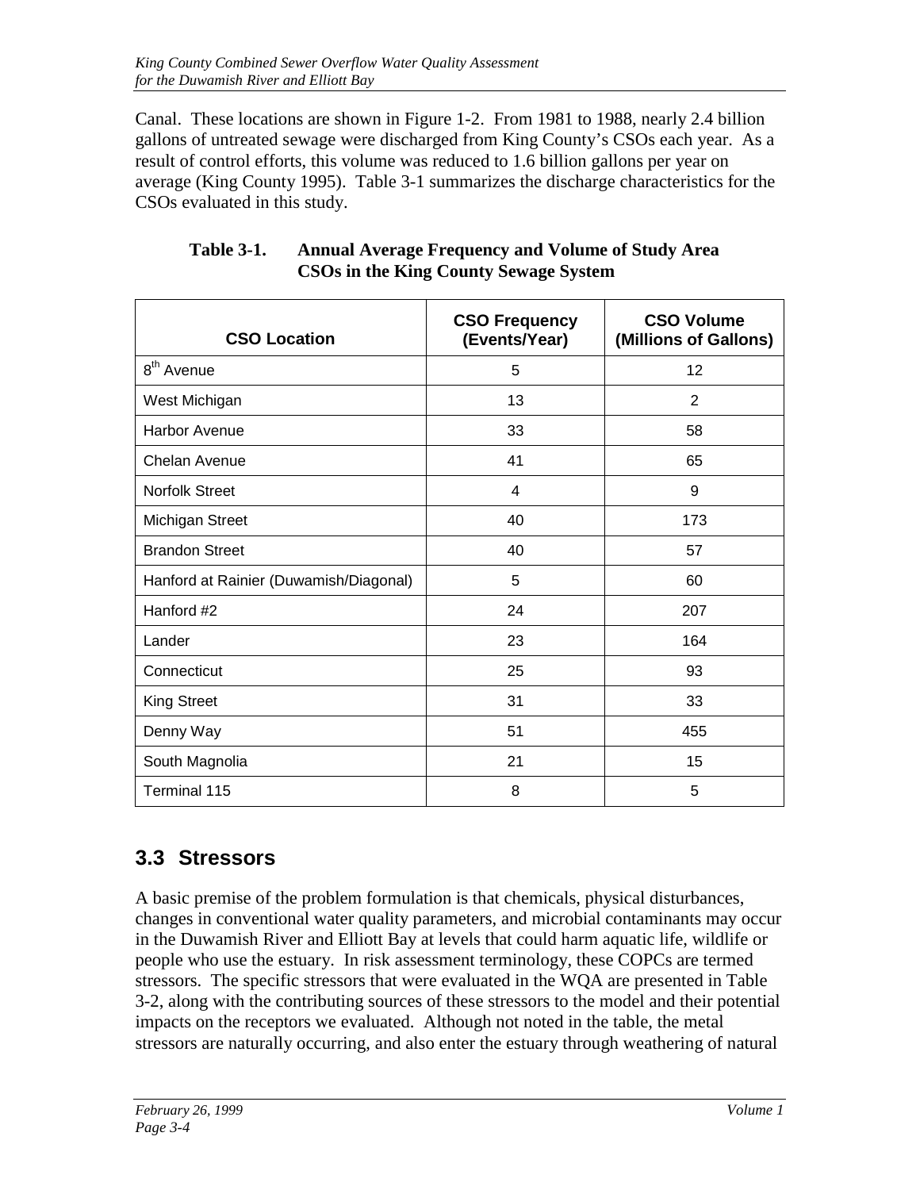Canal. These locations are shown in Figure 1-2. From 1981 to 1988, nearly 2.4 billion gallons of untreated sewage were discharged from King County's CSOs each year. As a result of control efforts, this volume was reduced to 1.6 billion gallons per year on average (King County 1995). Table 3-1 summarizes the discharge characteristics for the CSOs evaluated in this study.

**Table 3-1. Annual Average Frequency and Volume of Study Area CSOs in the King County Sewage System**

| CSO Location | CSO Frequency (Events/Year) | CSO Volume (Millions of Gallons) |
|---|---|---|
| 8th Avenue | 5 | 12 |
| West Michigan | 13 | 2 |
| Harbor Avenue | 33 | 58 |
| Chelan Avenue | 41 | 65 |
| Norfolk Street | 4 | 9 |
| Michigan Street | 40 | 173 |
| Brandon Street | 40 | 57 |
| Hanford at Rainier (Duwamish/Diagonal) | 5 | 60 |
| Hanford #2 | 24 | 207 |
| Lander | 23 | 164 |
| Connecticut | 25 | 93 |
| King Street | 31 | 33 |
| Denny Way | 51 | 455 |
| South Magnolia | 21 | 15 |
| Terminal 115 | 8 | 5 |

## 3.3 Stressors

A basic premise of the problem formulation is that chemicals, physical disturbances, changes in conventional water quality parameters, and microbial contaminants may occur in the Duwamish River and Elliott Bay at levels that could harm aquatic life, wildlife or people who use the estuary. In risk assessment terminology, these COPCs are termed stressors. The specific stressors that were evaluated in the WQA are presented in Table 3-2, along with the contributing sources of these stressors to the model and their potential impacts on the receptors we evaluated. Although not noted in the table, the metal stressors are naturally occurring, and also enter the estuary through weathering of natural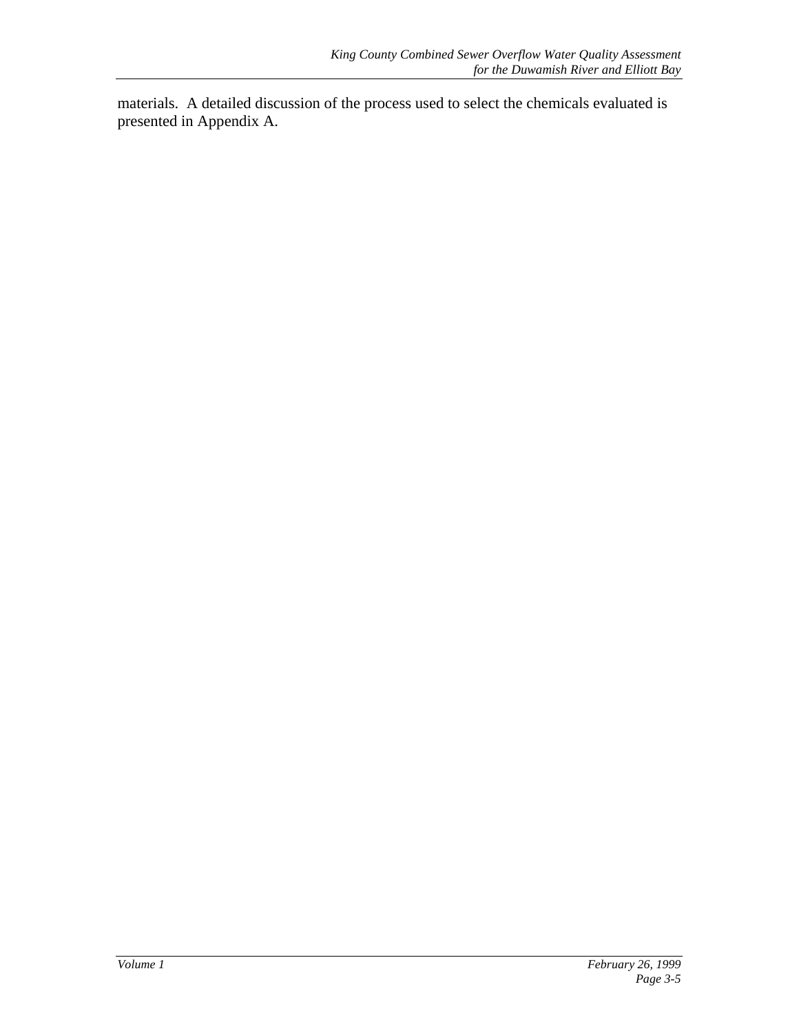materials.  A detailed discussion of the process used to select the chemicals evaluated is presented in Appendix A.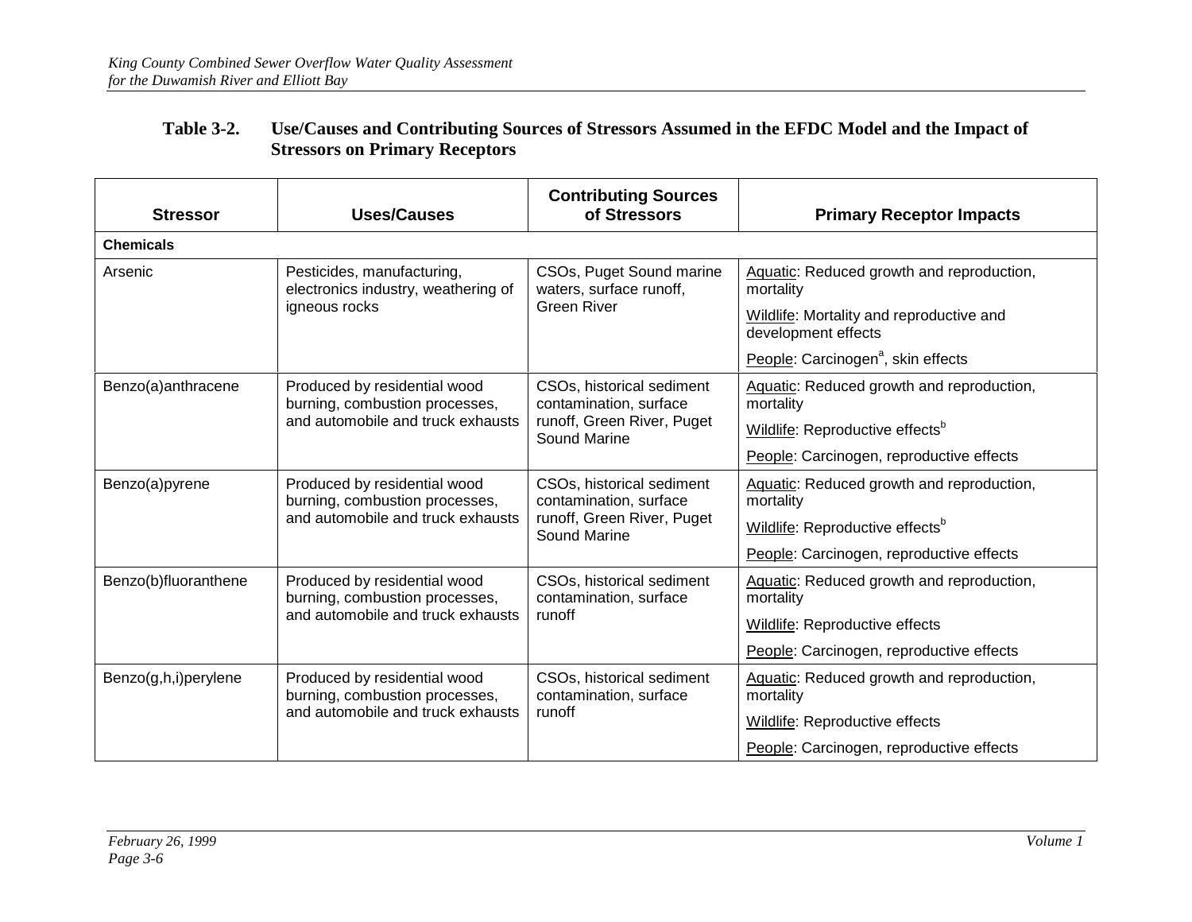**Table 3-2. Use/Causes and Contributing Sources of Stressors Assumed in the EFDC Model and the Impact of Stressors on Primary Receptors**

| Stressor | Uses/Causes | Contributing Sources of Stressors | Primary Receptor Impacts |
|---|---|---|---|
| **Chemicals** | | | |
| Arsenic | Pesticides, manufacturing, electronics industry, weathering of igneous rocks | CSOs, Puget Sound marine waters, surface runoff, Green River | Aquatic: Reduced growth and reproduction, mortality<br>Wildlife: Mortality and reproductive and development effects<br>People: Carcinogen[a], skin effects |
| Benzo(a)anthracene | Produced by residential wood burning, combustion processes, and automobile and truck exhausts | CSOs, historical sediment contamination, surface runoff, Green River, Puget Sound Marine | Aquatic: Reduced growth and reproduction, mortality<br>Wildlife: Reproductive effects[b]<br>People: Carcinogen, reproductive effects |
| Benzo(a)pyrene | Produced by residential wood burning, combustion processes, and automobile and truck exhausts | CSOs, historical sediment contamination, surface runoff, Green River, Puget Sound Marine | Aquatic: Reduced growth and reproduction, mortality<br>Wildlife: Reproductive effects[b]<br>People: Carcinogen, reproductive effects |
| Benzo(b)fluoranthene | Produced by residential wood burning, combustion processes, and automobile and truck exhausts | CSOs, historical sediment contamination, surface runoff | Aquatic: Reduced growth and reproduction, mortality<br>Wildlife: Reproductive effects<br>People: Carcinogen, reproductive effects |
| Benzo(g,h,i)perylene | Produced by residential wood burning, combustion processes, and automobile and truck exhausts | CSOs, historical sediment contamination, surface runoff | Aquatic: Reduced growth and reproduction, mortality<br>Wildlife: Reproductive effects<br>People: Carcinogen, reproductive effects |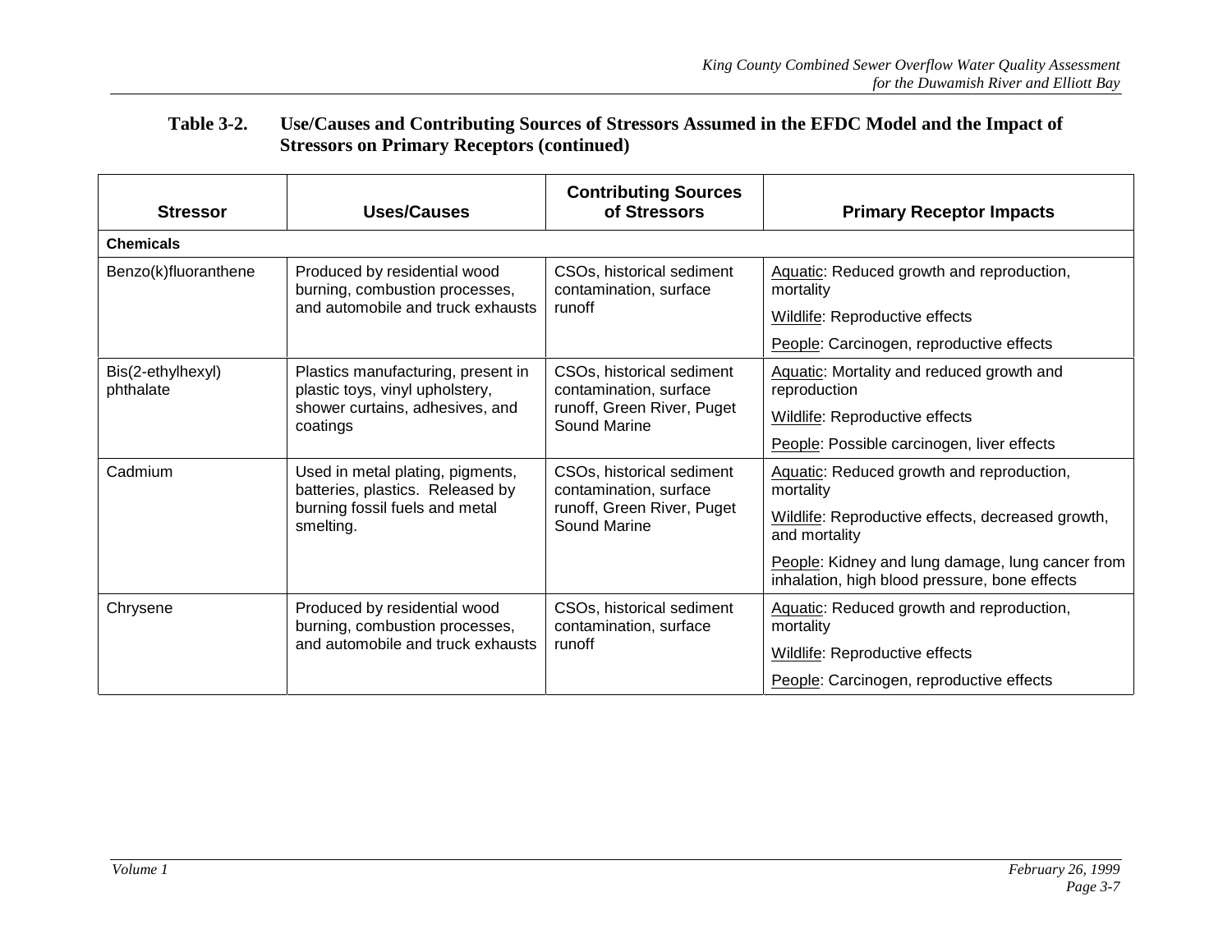**Table 3-2. Use/Causes and Contributing Sources of Stressors Assumed in the EFDC Model and the Impact of Stressors on Primary Receptors (continued)**

| Stressor | Uses/Causes | Contributing Sources of Stressors | Primary Receptor Impacts |
|---|---|---|---|
| **Chemicals** | | | |
| Benzo(k)fluoranthene | Produced by residential wood burning, combustion processes, and automobile and truck exhausts | CSOs, historical sediment contamination, surface runoff | Aquatic: Reduced growth and reproduction, mortality<br>Wildlife: Reproductive effects<br>People: Carcinogen, reproductive effects |
| Bis(2-ethylhexyl) phthalate | Plastics manufacturing, present in plastic toys, vinyl upholstery, shower curtains, adhesives, and coatings | CSOs, historical sediment contamination, surface runoff, Green River, Puget Sound Marine | Aquatic: Mortality and reduced growth and reproduction<br>Wildlife: Reproductive effects<br>People: Possible carcinogen, liver effects |
| Cadmium | Used in metal plating, pigments, batteries, plastics. Released by burning fossil fuels and metal smelting. | CSOs, historical sediment contamination, surface runoff, Green River, Puget Sound Marine | Aquatic: Reduced growth and reproduction, mortality<br>Wildlife: Reproductive effects, decreased growth, and mortality<br>People: Kidney and lung damage, lung cancer from inhalation, high blood pressure, bone effects |
| Chrysene | Produced by residential wood burning, combustion processes, and automobile and truck exhausts | CSOs, historical sediment contamination, surface runoff | Aquatic: Reduced growth and reproduction, mortality<br>Wildlife: Reproductive effects<br>People: Carcinogen, reproductive effects |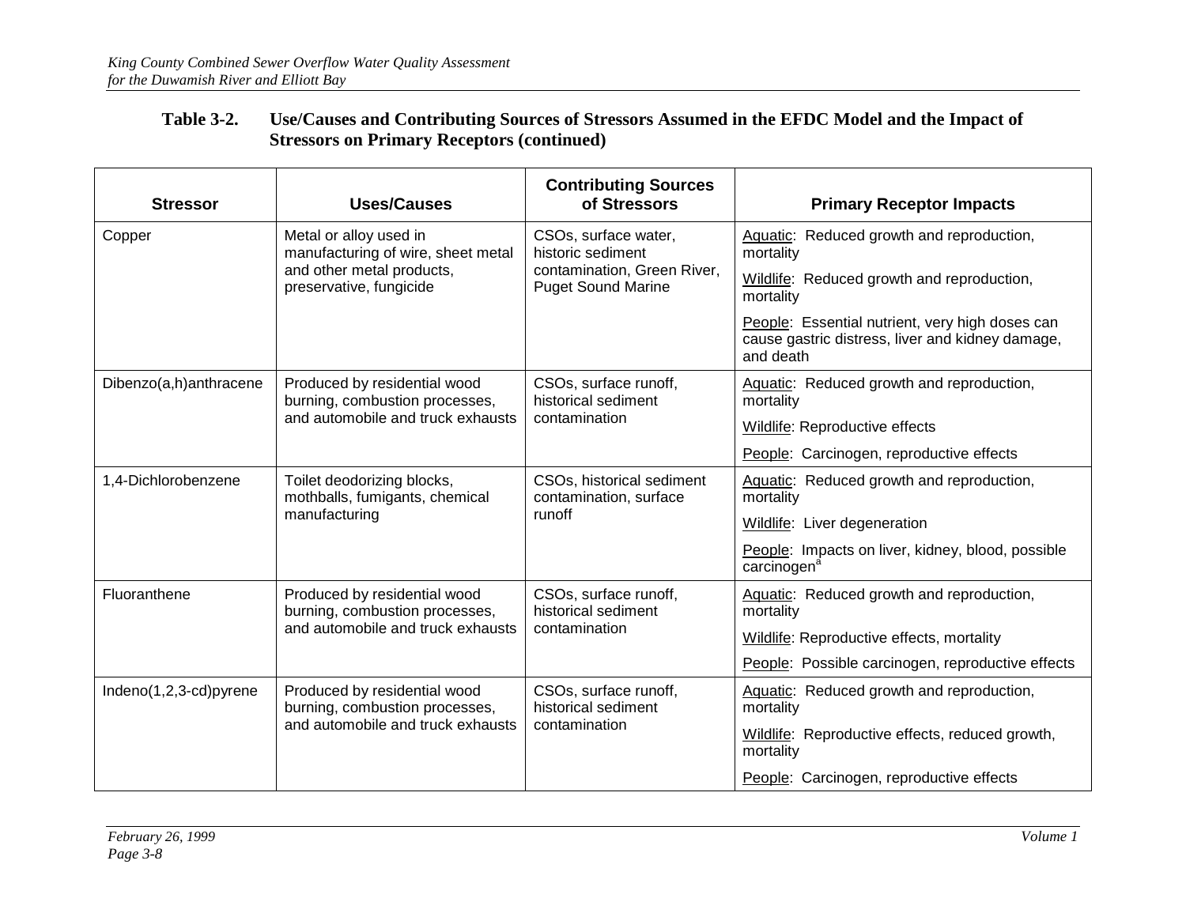**Table 3-2. Use/Causes and Contributing Sources of Stressors Assumed in the EFDC Model and the Impact of Stressors on Primary Receptors (continued)**

| Stressor | Uses/Causes | Contributing Sources of Stressors | Primary Receptor Impacts |
|---|---|---|---|
| Copper | Metal or alloy used in manufacturing of wire, sheet metal and other metal products, preservative, fungicide | CSOs, surface water, historic sediment contamination, Green River, Puget Sound Marine | Aquatic: Reduced growth and reproduction, mortality<br>Wildlife: Reduced growth and reproduction, mortality<br>People: Essential nutrient, very high doses can cause gastric distress, liver and kidney damage, and death |
| Dibenzo(a,h)anthracene | Produced by residential wood burning, combustion processes, and automobile and truck exhausts | CSOs, surface runoff, historical sediment contamination | Aquatic: Reduced growth and reproduction, mortality<br>Wildlife: Reproductive effects<br>People: Carcinogen, reproductive effects |
| 1,4-Dichlorobenzene | Toilet deodorizing blocks, mothballs, fumigants, chemical manufacturing | CSOs, historical sediment contamination, surface runoff | Aquatic: Reduced growth and reproduction, mortality<br>Wildlife: Liver degeneration<br>People: Impacts on liver, kidney, blood, possible carcinogen[a] |
| Fluoranthene | Produced by residential wood burning, combustion processes, and automobile and truck exhausts | CSOs, surface runoff, historical sediment contamination | Aquatic: Reduced growth and reproduction, mortality<br>Wildlife: Reproductive effects, mortality<br>People: Possible carcinogen, reproductive effects |
| Indeno(1,2,3-cd)pyrene | Produced by residential wood burning, combustion processes, and automobile and truck exhausts | CSOs, surface runoff, historical sediment contamination | Aquatic: Reduced growth and reproduction, mortality<br>Wildlife: Reproductive effects, reduced growth, mortality<br>People: Carcinogen, reproductive effects |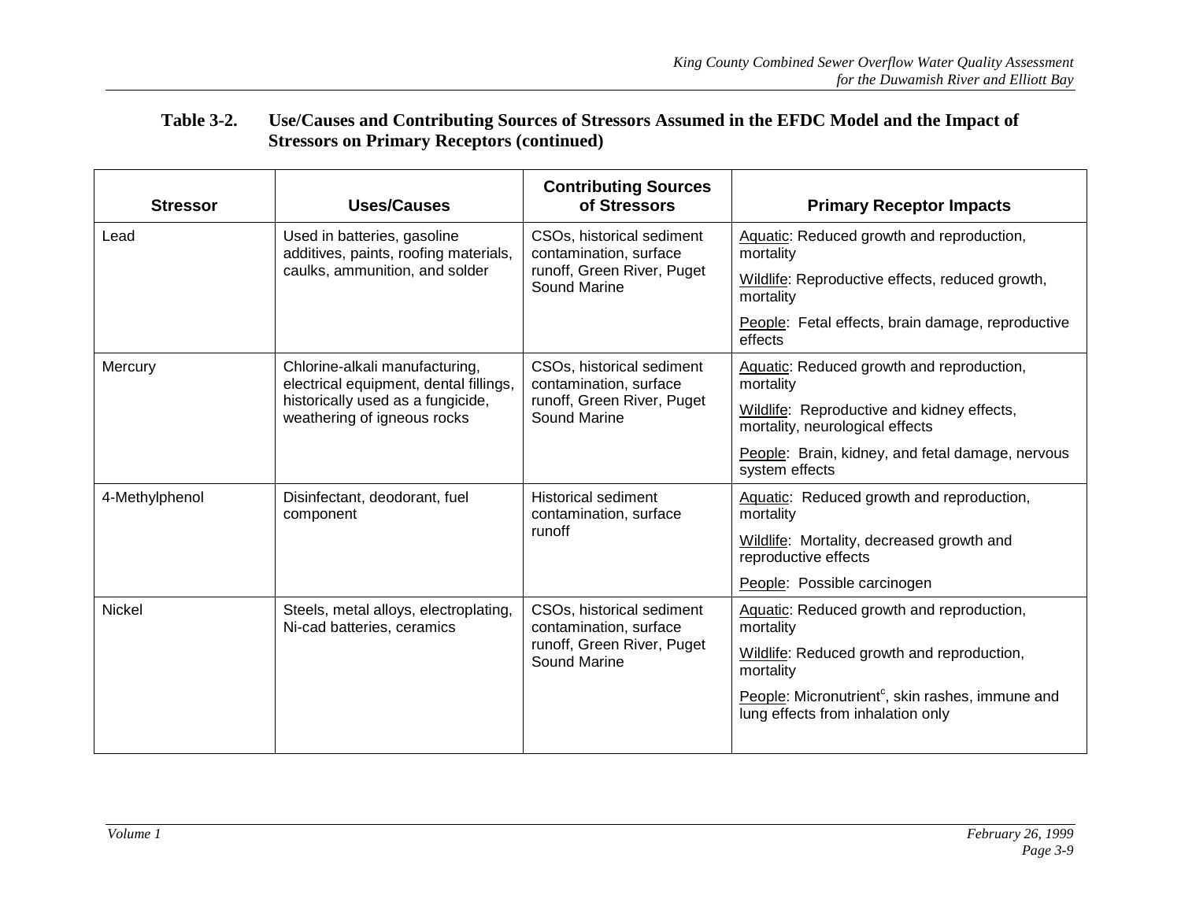**Table 3-2. Use/Causes and Contributing Sources of Stressors Assumed in the EFDC Model and the Impact of Stressors on Primary Receptors (continued)**

| Stressor | Uses/Causes | Contributing Sources of Stressors | Primary Receptor Impacts |
|---|---|---|---|
| Lead | Used in batteries, gasoline additives, paints, roofing materials, caulks, ammunition, and solder | CSOs, historical sediment contamination, surface runoff, Green River, Puget Sound Marine | Aquatic: Reduced growth and reproduction, mortality<br>Wildlife: Reproductive effects, reduced growth, mortality<br>People: Fetal effects, brain damage, reproductive effects |
| Mercury | Chlorine-alkali manufacturing, electrical equipment, dental fillings, historically used as a fungicide, weathering of igneous rocks | CSOs, historical sediment contamination, surface runoff, Green River, Puget Sound Marine | Aquatic: Reduced growth and reproduction, mortality<br>Wildlife: Reproductive and kidney effects, mortality, neurological effects<br>People: Brain, kidney, and fetal damage, nervous system effects |
| 4-Methylphenol | Disinfectant, deodorant, fuel component | Historical sediment contamination, surface runoff | Aquatic: Reduced growth and reproduction, mortality<br>Wildlife: Mortality, decreased growth and reproductive effects<br>People: Possible carcinogen |
| Nickel | Steels, metal alloys, electroplating, Ni-cad batteries, ceramics | CSOs, historical sediment contamination, surface runoff, Green River, Puget Sound Marine | Aquatic: Reduced growth and reproduction, mortality<br>Wildlife: Reduced growth and reproduction, mortality<br>People: Micronutrient[c], skin rashes, immune and lung effects from inhalation only |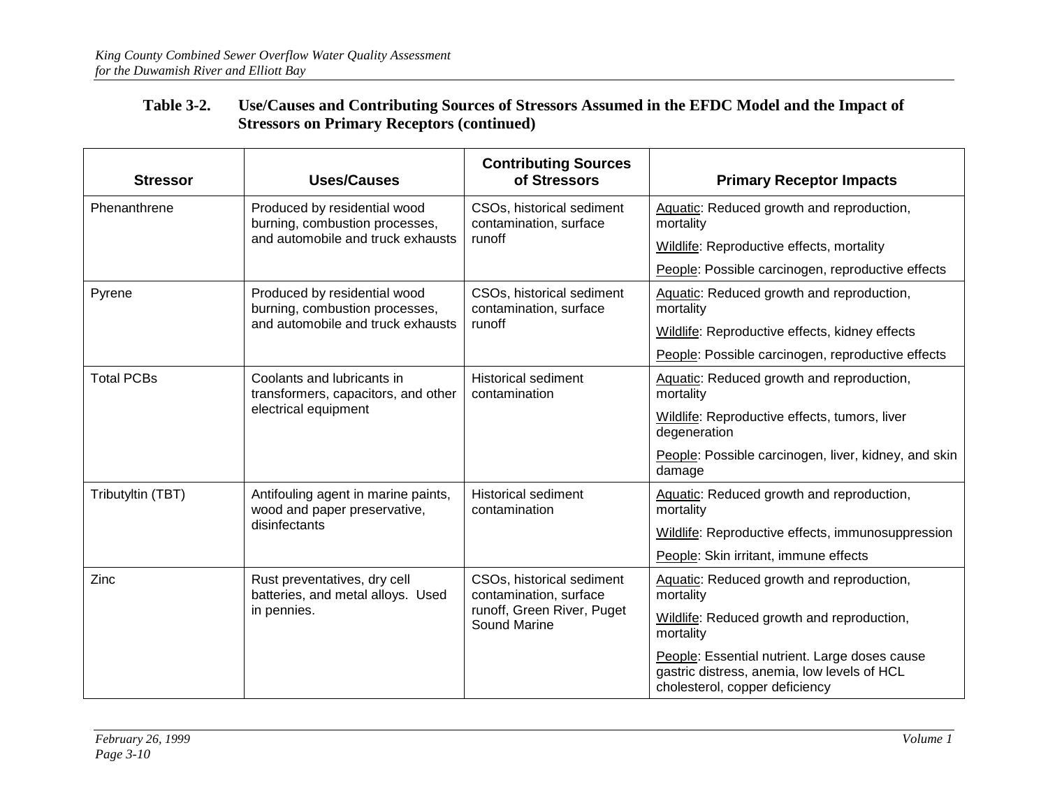**Table 3-2. Use/Causes and Contributing Sources of Stressors Assumed in the EFDC Model and the Impact of Stressors on Primary Receptors (continued)**

| Stressor | Uses/Causes | Contributing Sources of Stressors | Primary Receptor Impacts |
|---|---|---|---|
| Phenanthrene | Produced by residential wood burning, combustion processes, and automobile and truck exhausts | CSOs, historical sediment contamination, surface runoff | Aquatic: Reduced growth and reproduction, mortality<br>Wildlife: Reproductive effects, mortality<br>People: Possible carcinogen, reproductive effects |
| Pyrene | Produced by residential wood burning, combustion processes, and automobile and truck exhausts | CSOs, historical sediment contamination, surface runoff | Aquatic: Reduced growth and reproduction, mortality<br>Wildlife: Reproductive effects, kidney effects<br>People: Possible carcinogen, reproductive effects |
| Total PCBs | Coolants and lubricants in transformers, capacitors, and other electrical equipment | Historical sediment contamination | Aquatic: Reduced growth and reproduction, mortality<br>Wildlife: Reproductive effects, tumors, liver degeneration<br>People: Possible carcinogen, liver, kidney, and skin damage |
| Tributyltin (TBT) | Antifouling agent in marine paints, wood and paper preservative, disinfectants | Historical sediment contamination | Aquatic: Reduced growth and reproduction, mortality<br>Wildlife: Reproductive effects, immunosuppression<br>People: Skin irritant, immune effects |
| Zinc | Rust preventatives, dry cell batteries, and metal alloys. Used in pennies. | CSOs, historical sediment contamination, surface runoff, Green River, Puget Sound Marine | Aquatic: Reduced growth and reproduction, mortality<br>Wildlife: Reduced growth and reproduction, mortality<br>People: Essential nutrient. Large doses cause gastric distress, anemia, low levels of HCL cholesterol, copper deficiency |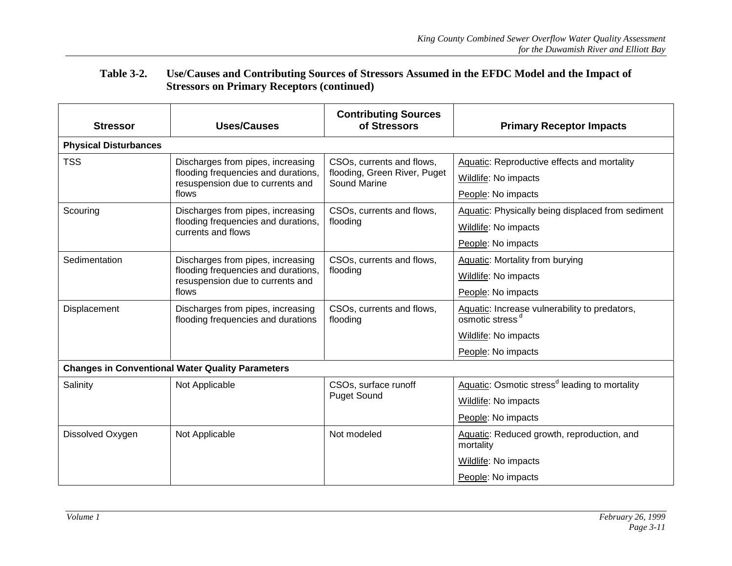**Table 3-2. Use/Causes and Contributing Sources of Stressors Assumed in the EFDC Model and the Impact of Stressors on Primary Receptors (continued)**

| Stressor | Uses/Causes | Contributing Sources of Stressors | Primary Receptor Impacts |
|---|---|---|---|
| **Physical Disturbances** | | | |
| TSS | Discharges from pipes, increasing flooding frequencies and durations, resuspension due to currents and flows | CSOs, currents and flows, flooding, Green River, Puget Sound Marine | Aquatic: Reproductive effects and mortality<br>Wildlife: No impacts<br>People: No impacts |
| Scouring | Discharges from pipes, increasing flooding frequencies and durations, currents and flows | CSOs, currents and flows, flooding | Aquatic: Physically being displaced from sediment<br>Wildlife: No impacts<br>People: No impacts |
| Sedimentation | Discharges from pipes, increasing flooding frequencies and durations, resuspension due to currents and flows | CSOs, currents and flows, flooding | Aquatic: Mortality from burying<br>Wildlife: No impacts<br>People: No impacts |
| Displacement | Discharges from pipes, increasing flooding frequencies and durations | CSOs, currents and flows, flooding | Aquatic: Increase vulnerability to predators, osmotic stress [d]<br>Wildlife: No impacts<br>People: No impacts |
| **Changes in Conventional Water Quality Parameters** | | | |
| Salinity | Not Applicable | CSOs, surface runoff Puget Sound | Aquatic: Osmotic stress[d] leading to mortality<br>Wildlife: No impacts<br>People: No impacts |
| Dissolved Oxygen | Not Applicable | Not modeled | Aquatic: Reduced growth, reproduction, and mortality<br>Wildlife: No impacts<br>People: No impacts |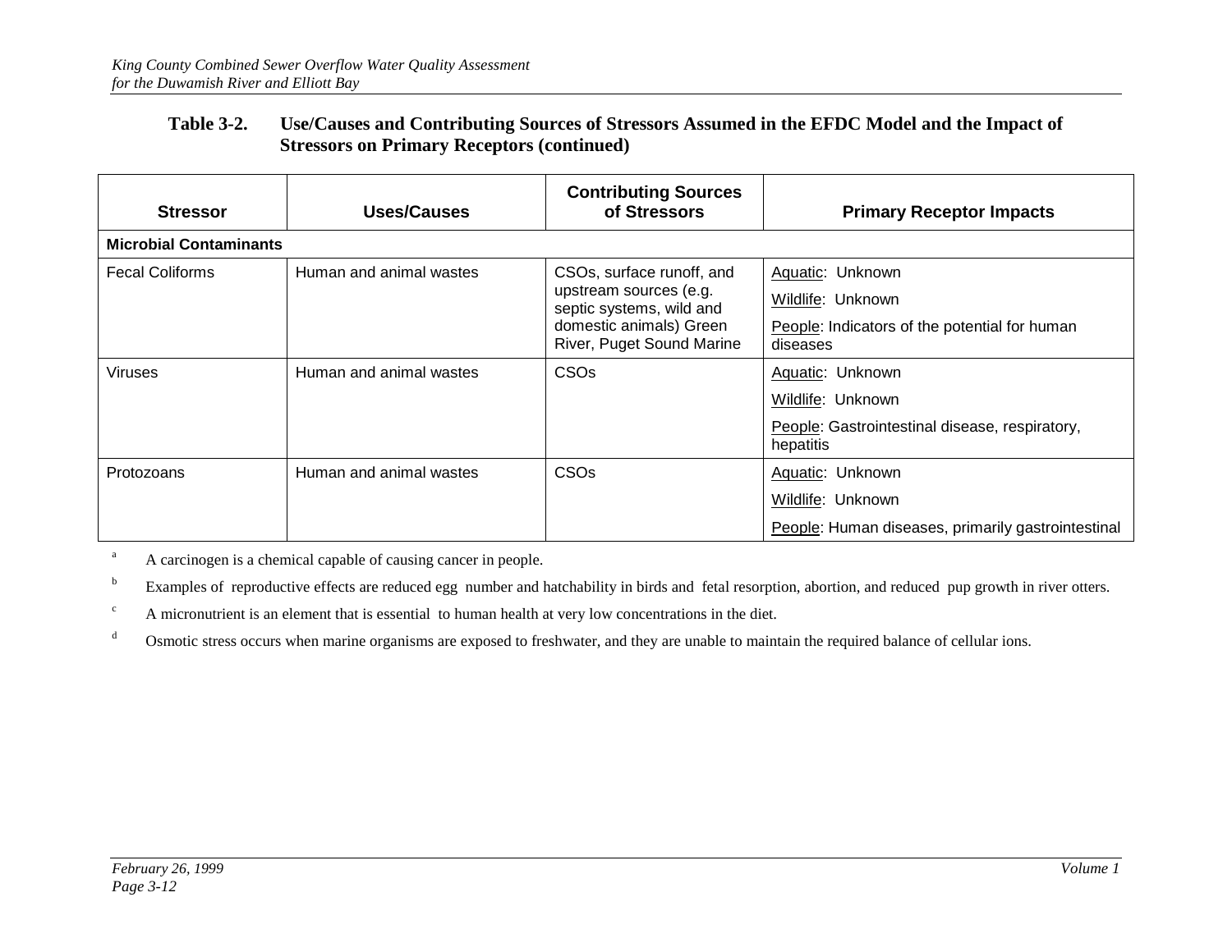**Table 3-2. Use/Causes and Contributing Sources of Stressors Assumed in the EFDC Model and the Impact of Stressors on Primary Receptors (continued)**

| Stressor | Uses/Causes | Contributing Sources of Stressors | Primary Receptor Impacts |
|---|---|---|---|
| **Microbial Contaminants** | | | |
| Fecal Coliforms | Human and animal wastes | CSOs, surface runoff, and upstream sources (e.g. septic systems, wild and domestic animals) Green River, Puget Sound Marine | Aquatic: Unknown<br>Wildlife: Unknown<br>People: Indicators of the potential for human diseases |
| Viruses | Human and animal wastes | CSOs | Aquatic: Unknown<br>Wildlife: Unknown<br>People: Gastrointestinal disease, respiratory, hepatitis |
| Protozoans | Human and animal wastes | CSOs | Aquatic: Unknown<br>Wildlife: Unknown<br>People: Human diseases, primarily gastrointestinal |

[a] A carcinogen is a chemical capable of causing cancer in people.

[b] Examples of reproductive effects are reduced egg number and hatchability in birds and fetal resorption, abortion, and reduced pup growth in river otters.

[c] A micronutrient is an element that is essential to human health at very low concentrations in the diet.

[d] Osmotic stress occurs when marine organisms are exposed to freshwater, and they are unable to maintain the required balance of cellular ions.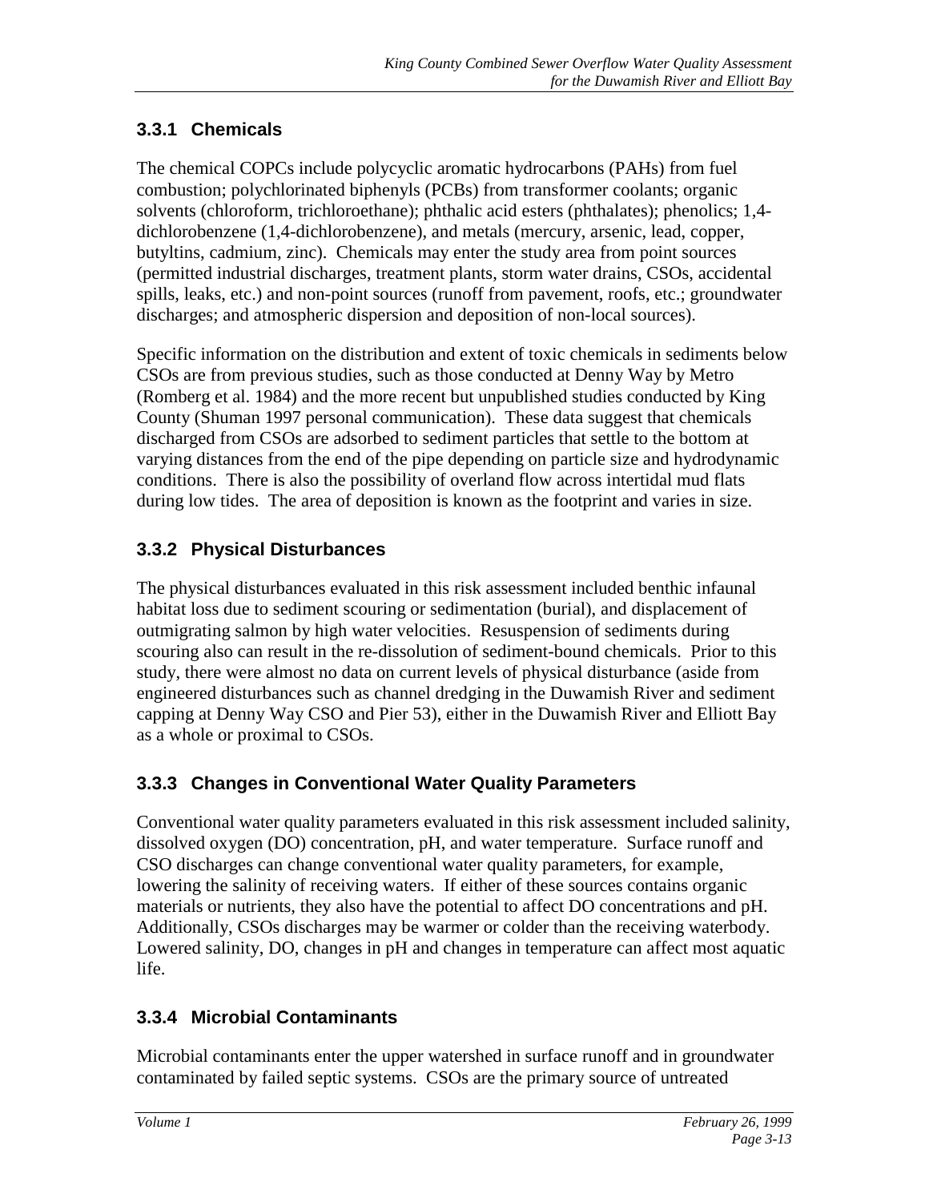### 3.3.1 Chemicals

The chemical COPCs include polycyclic aromatic hydrocarbons (PAHs) from fuel combustion; polychlorinated biphenyls (PCBs) from transformer coolants; organic solvents (chloroform, trichloroethane); phthalic acid esters (phthalates); phenolics; 1,4-dichlorobenzene (1,4-dichlorobenzene), and metals (mercury, arsenic, lead, copper, butyltins, cadmium, zinc). Chemicals may enter the study area from point sources (permitted industrial discharges, treatment plants, storm water drains, CSOs, accidental spills, leaks, etc.) and non-point sources (runoff from pavement, roofs, etc.; groundwater discharges; and atmospheric dispersion and deposition of non-local sources).

Specific information on the distribution and extent of toxic chemicals in sediments below CSOs are from previous studies, such as those conducted at Denny Way by Metro (Romberg et al. 1984) and the more recent but unpublished studies conducted by King County (Shuman 1997 personal communication). These data suggest that chemicals discharged from CSOs are adsorbed to sediment particles that settle to the bottom at varying distances from the end of the pipe depending on particle size and hydrodynamic conditions. There is also the possibility of overland flow across intertidal mud flats during low tides. The area of deposition is known as the footprint and varies in size.

### 3.3.2 Physical Disturbances

The physical disturbances evaluated in this risk assessment included benthic infaunal habitat loss due to sediment scouring or sedimentation (burial), and displacement of outmigrating salmon by high water velocities. Resuspension of sediments during scouring also can result in the re-dissolution of sediment-bound chemicals. Prior to this study, there were almost no data on current levels of physical disturbance (aside from engineered disturbances such as channel dredging in the Duwamish River and sediment capping at Denny Way CSO and Pier 53), either in the Duwamish River and Elliott Bay as a whole or proximal to CSOs.

### 3.3.3 Changes in Conventional Water Quality Parameters

Conventional water quality parameters evaluated in this risk assessment included salinity, dissolved oxygen (DO) concentration, pH, and water temperature. Surface runoff and CSO discharges can change conventional water quality parameters, for example, lowering the salinity of receiving waters. If either of these sources contains organic materials or nutrients, they also have the potential to affect DO concentrations and pH. Additionally, CSOs discharges may be warmer or colder than the receiving waterbody. Lowered salinity, DO, changes in pH and changes in temperature can affect most aquatic life.

### 3.3.4 Microbial Contaminants

Microbial contaminants enter the upper watershed in surface runoff and in groundwater contaminated by failed septic systems. CSOs are the primary source of untreated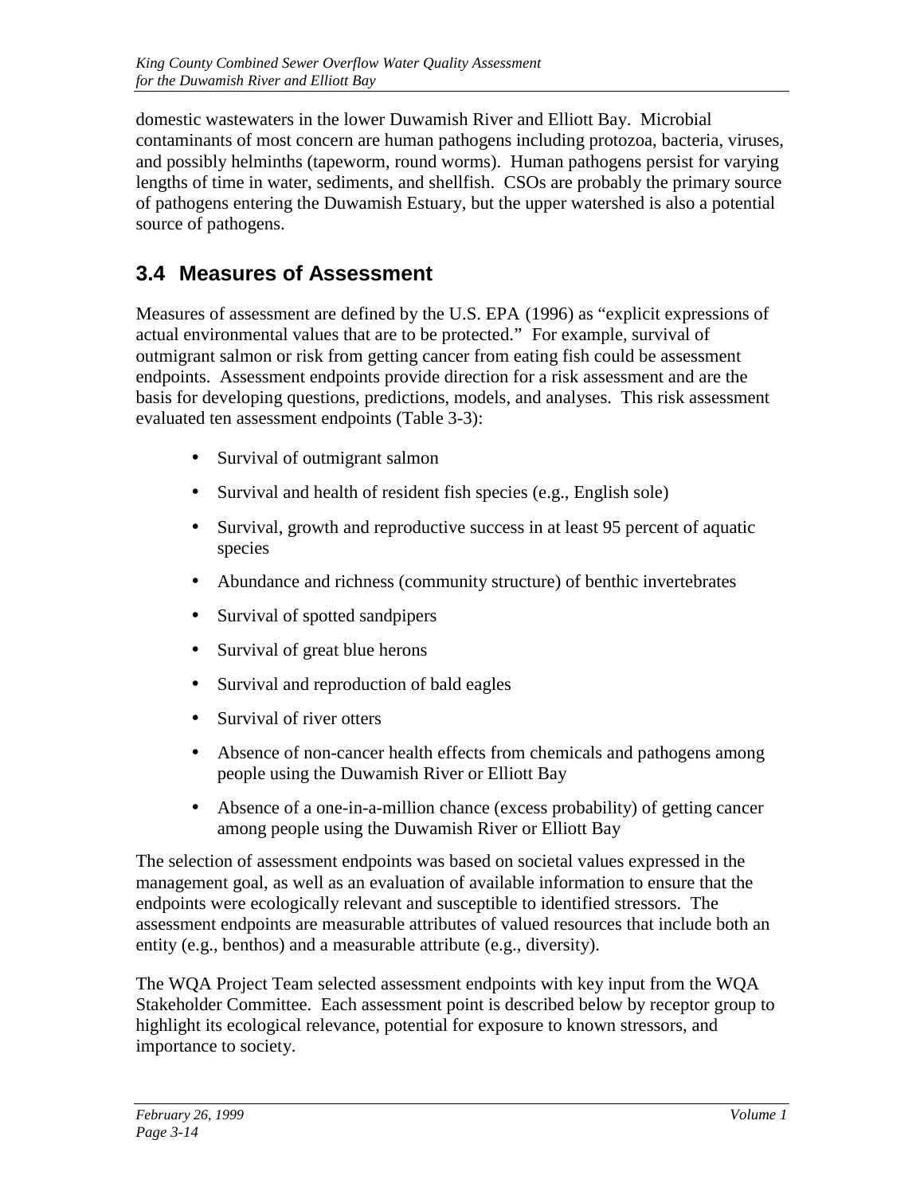domestic wastewaters in the lower Duwamish River and Elliott Bay. Microbial contaminants of most concern are human pathogens including protozoa, bacteria, viruses, and possibly helminths (tapeworm, round worms). Human pathogens persist for varying lengths of time in water, sediments, and shellfish. CSOs are probably the primary source of pathogens entering the Duwamish Estuary, but the upper watershed is also a potential source of pathogens.

## 3.4 Measures of Assessment

Measures of assessment are defined by the U.S. EPA (1996) as "explicit expressions of actual environmental values that are to be protected." For example, survival of outmigrant salmon or risk from getting cancer from eating fish could be assessment endpoints. Assessment endpoints provide direction for a risk assessment and are the basis for developing questions, predictions, models, and analyses. This risk assessment evaluated ten assessment endpoints (Table 3-3):

- Survival of outmigrant salmon
- Survival and health of resident fish species (e.g., English sole)
- Survival, growth and reproductive success in at least 95 percent of aquatic species
- Abundance and richness (community structure) of benthic invertebrates
- Survival of spotted sandpipers
- Survival of great blue herons
- Survival and reproduction of bald eagles
- Survival of river otters
- Absence of non-cancer health effects from chemicals and pathogens among people using the Duwamish River or Elliott Bay
- Absence of a one-in-a-million chance (excess probability) of getting cancer among people using the Duwamish River or Elliott Bay

The selection of assessment endpoints was based on societal values expressed in the management goal, as well as an evaluation of available information to ensure that the endpoints were ecologically relevant and susceptible to identified stressors. The assessment endpoints are measurable attributes of valued resources that include both an entity (e.g., benthos) and a measurable attribute (e.g., diversity).

The WQA Project Team selected assessment endpoints with key input from the WQA Stakeholder Committee. Each assessment point is described below by receptor group to highlight its ecological relevance, potential for exposure to known stressors, and importance to society.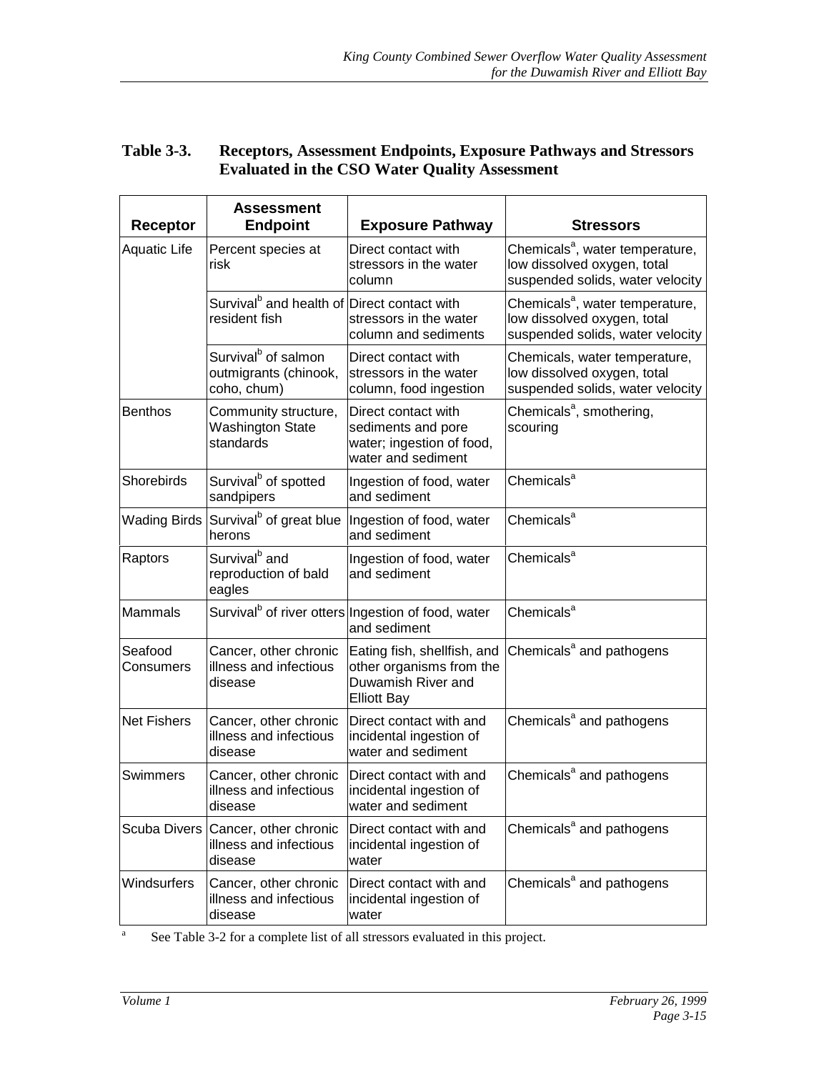**Table 3-3. Receptors, Assessment Endpoints, Exposure Pathways and Stressors Evaluated in the CSO Water Quality Assessment**

| Receptor | Assessment Endpoint | Exposure Pathway | Stressors |
|---|---|---|---|
| Aquatic Life | Percent species at risk | Direct contact with stressors in the water column | Chemicals[a], water temperature, low dissolved oxygen, total suspended solids, water velocity |
| | Survival[b] and health of resident fish | Direct contact with stressors in the water column and sediments | Chemicals[a], water temperature, low dissolved oxygen, total suspended solids, water velocity |
| | Survival[b] of salmon outmigrants (chinook, coho, chum) | Direct contact with stressors in the water column, food ingestion | Chemicals, water temperature, low dissolved oxygen, total suspended solids, water velocity |
| Benthos | Community structure, Washington State standards | Direct contact with sediments and pore water; ingestion of food, water and sediment | Chemicals[a], smothering, scouring |
| Shorebirds | Survival[b] of spotted sandpipers | Ingestion of food, water and sediment | Chemicals[a] |
| Wading Birds | Survival[b] of great blue herons | Ingestion of food, water and sediment | Chemicals[a] |
| Raptors | Survival[b] and reproduction of bald eagles | Ingestion of food, water and sediment | Chemicals[a] |
| Mammals | Survival[b] of river otters | Ingestion of food, water and sediment | Chemicals[a] |
| Seafood Consumers | Cancer, other chronic illness and infectious disease | Eating fish, shellfish, and other organisms from the Duwamish River and Elliott Bay | Chemicals[a] and pathogens |
| Net Fishers | Cancer, other chronic illness and infectious disease | Direct contact with and incidental ingestion of water and sediment | Chemicals[a] and pathogens |
| Swimmers | Cancer, other chronic illness and infectious disease | Direct contact with and incidental ingestion of water and sediment | Chemicals[a] and pathogens |
| Scuba Divers | Cancer, other chronic illness and infectious disease | Direct contact with and incidental ingestion of water | Chemicals[a] and pathogens |
| Windsurfers | Cancer, other chronic illness and infectious disease | Direct contact with and incidental ingestion of water | Chemicals[a] and pathogens |

[a] See Table 3-2 for a complete list of all stressors evaluated in this project.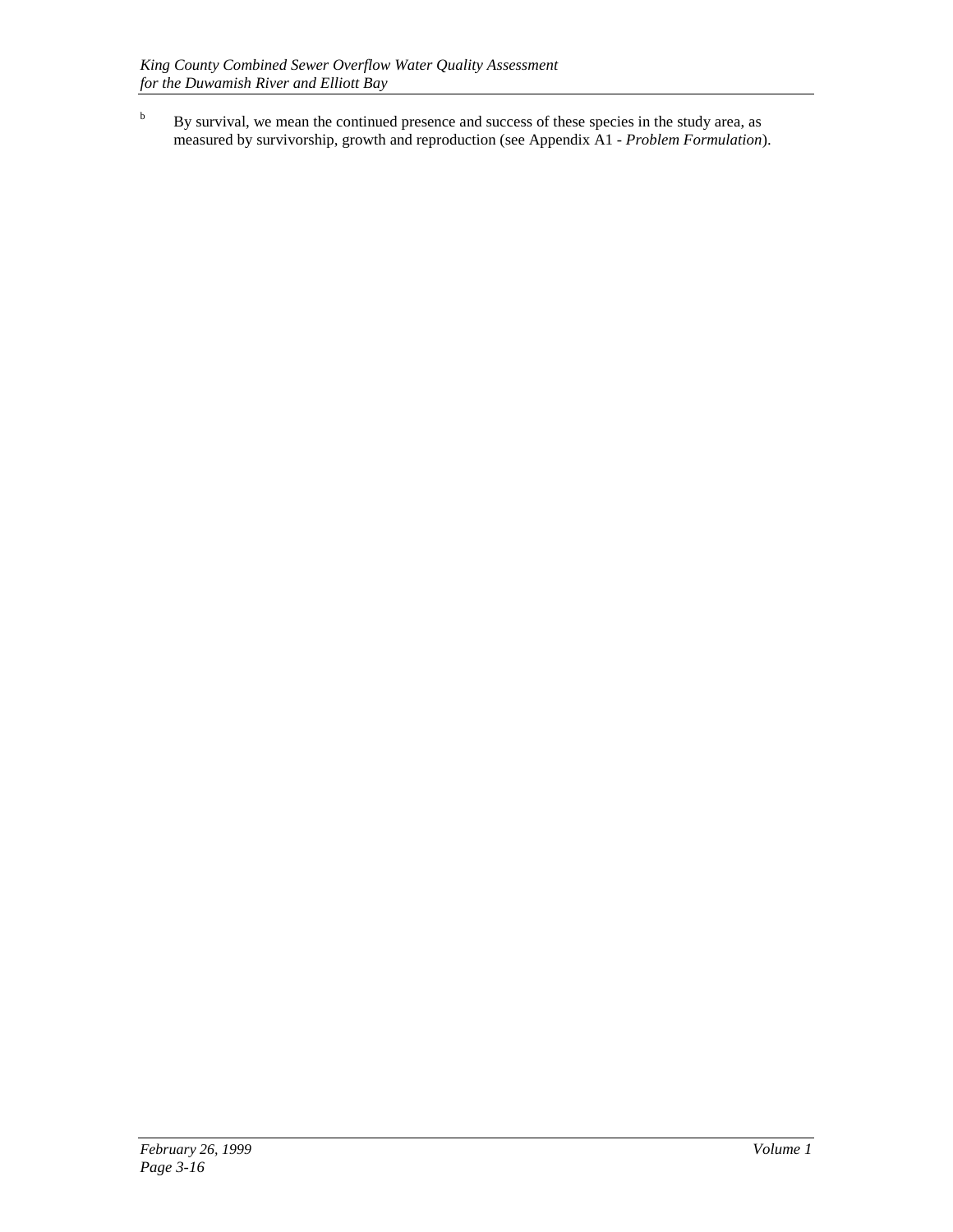[b] By survival, we mean the continued presence and success of these species in the study area, as measured by survivorship, growth and reproduction (see Appendix A1 - *Problem Formulation*).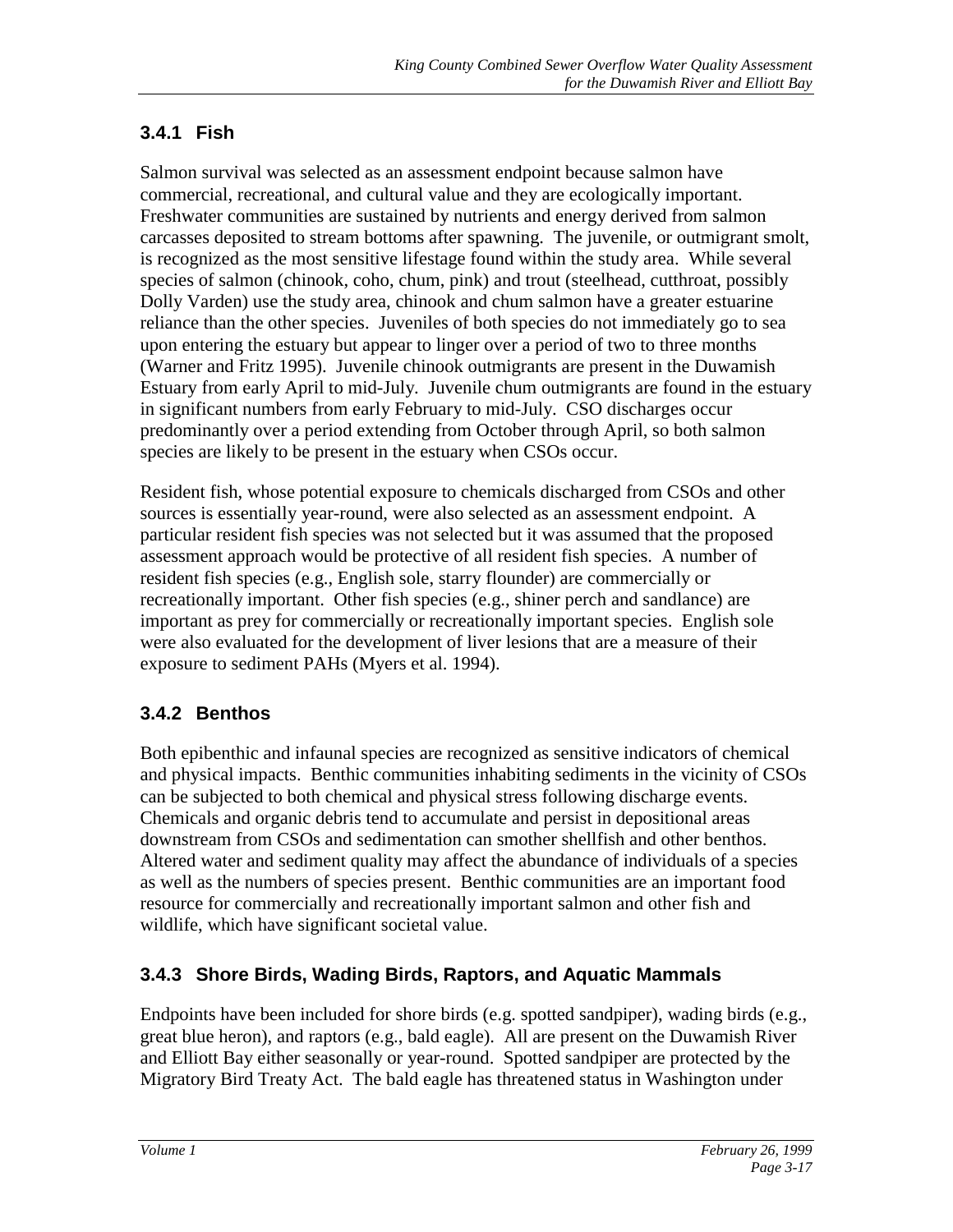### 3.4.1 Fish

Salmon survival was selected as an assessment endpoint because salmon have commercial, recreational, and cultural value and they are ecologically important. Freshwater communities are sustained by nutrients and energy derived from salmon carcasses deposited to stream bottoms after spawning. The juvenile, or outmigrant smolt, is recognized as the most sensitive lifestage found within the study area. While several species of salmon (chinook, coho, chum, pink) and trout (steelhead, cutthroat, possibly Dolly Varden) use the study area, chinook and chum salmon have a greater estuarine reliance than the other species. Juveniles of both species do not immediately go to sea upon entering the estuary but appear to linger over a period of two to three months (Warner and Fritz 1995). Juvenile chinook outmigrants are present in the Duwamish Estuary from early April to mid-July. Juvenile chum outmigrants are found in the estuary in significant numbers from early February to mid-July. CSO discharges occur predominantly over a period extending from October through April, so both salmon species are likely to be present in the estuary when CSOs occur.

Resident fish, whose potential exposure to chemicals discharged from CSOs and other sources is essentially year-round, were also selected as an assessment endpoint. A particular resident fish species was not selected but it was assumed that the proposed assessment approach would be protective of all resident fish species. A number of resident fish species (e.g., English sole, starry flounder) are commercially or recreationally important. Other fish species (e.g., shiner perch and sandlance) are important as prey for commercially or recreationally important species. English sole were also evaluated for the development of liver lesions that are a measure of their exposure to sediment PAHs (Myers et al. 1994).

### 3.4.2 Benthos

Both epibenthic and infaunal species are recognized as sensitive indicators of chemical and physical impacts. Benthic communities inhabiting sediments in the vicinity of CSOs can be subjected to both chemical and physical stress following discharge events. Chemicals and organic debris tend to accumulate and persist in depositional areas downstream from CSOs and sedimentation can smother shellfish and other benthos. Altered water and sediment quality may affect the abundance of individuals of a species as well as the numbers of species present. Benthic communities are an important food resource for commercially and recreationally important salmon and other fish and wildlife, which have significant societal value.

### 3.4.3 Shore Birds, Wading Birds, Raptors, and Aquatic Mammals

Endpoints have been included for shore birds (e.g. spotted sandpiper), wading birds (e.g., great blue heron), and raptors (e.g., bald eagle). All are present on the Duwamish River and Elliott Bay either seasonally or year-round. Spotted sandpiper are protected by the Migratory Bird Treaty Act. The bald eagle has threatened status in Washington under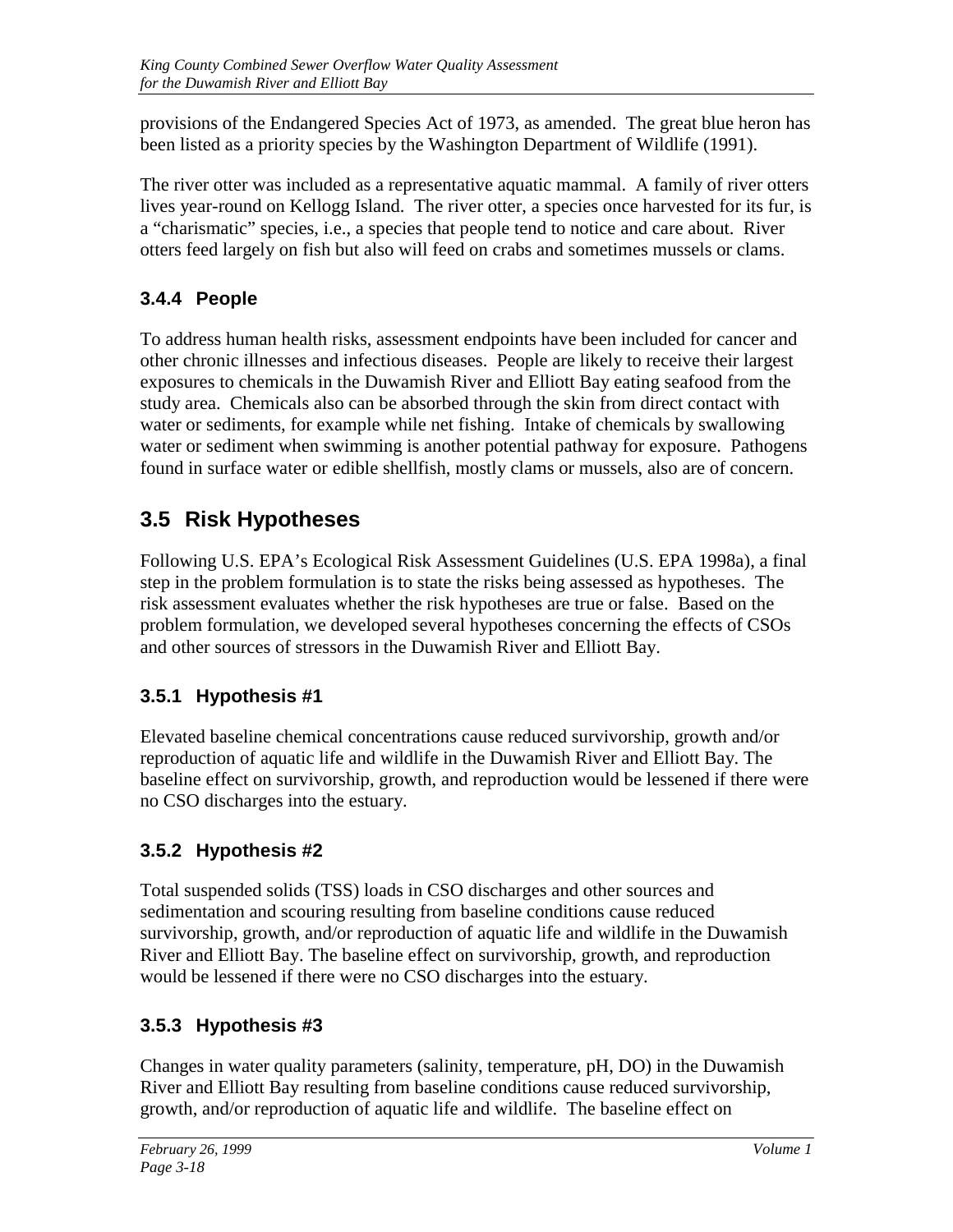provisions of the Endangered Species Act of 1973, as amended. The great blue heron has been listed as a priority species by the Washington Department of Wildlife (1991).

The river otter was included as a representative aquatic mammal. A family of river otters lives year-round on Kellogg Island. The river otter, a species once harvested for its fur, is a "charismatic" species, i.e., a species that people tend to notice and care about. River otters feed largely on fish but also will feed on crabs and sometimes mussels or clams.

### 3.4.4 People

To address human health risks, assessment endpoints have been included for cancer and other chronic illnesses and infectious diseases. People are likely to receive their largest exposures to chemicals in the Duwamish River and Elliott Bay eating seafood from the study area. Chemicals also can be absorbed through the skin from direct contact with water or sediments, for example while net fishing. Intake of chemicals by swallowing water or sediment when swimming is another potential pathway for exposure. Pathogens found in surface water or edible shellfish, mostly clams or mussels, also are of concern.

## 3.5 Risk Hypotheses

Following U.S. EPA's Ecological Risk Assessment Guidelines (U.S. EPA 1998a), a final step in the problem formulation is to state the risks being assessed as hypotheses. The risk assessment evaluates whether the risk hypotheses are true or false. Based on the problem formulation, we developed several hypotheses concerning the effects of CSOs and other sources of stressors in the Duwamish River and Elliott Bay.

### 3.5.1 Hypothesis #1

Elevated baseline chemical concentrations cause reduced survivorship, growth and/or reproduction of aquatic life and wildlife in the Duwamish River and Elliott Bay. The baseline effect on survivorship, growth, and reproduction would be lessened if there were no CSO discharges into the estuary.

### 3.5.2 Hypothesis #2

Total suspended solids (TSS) loads in CSO discharges and other sources and sedimentation and scouring resulting from baseline conditions cause reduced survivorship, growth, and/or reproduction of aquatic life and wildlife in the Duwamish River and Elliott Bay. The baseline effect on survivorship, growth, and reproduction would be lessened if there were no CSO discharges into the estuary.

### 3.5.3 Hypothesis #3

Changes in water quality parameters (salinity, temperature, pH, DO) in the Duwamish River and Elliott Bay resulting from baseline conditions cause reduced survivorship, growth, and/or reproduction of aquatic life and wildlife. The baseline effect on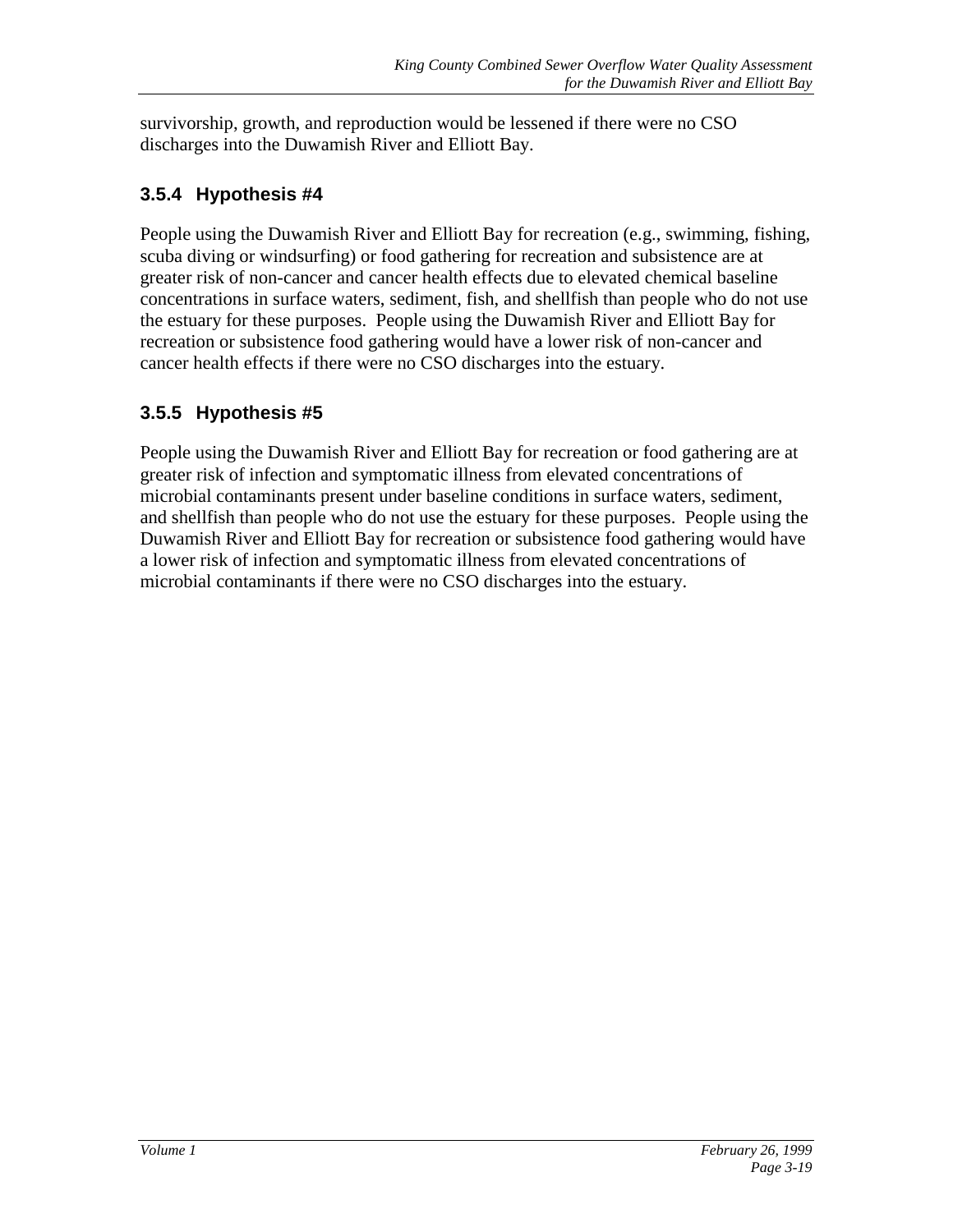survivorship, growth, and reproduction would be lessened if there were no CSO discharges into the Duwamish River and Elliott Bay.

### 3.5.4 Hypothesis #4

People using the Duwamish River and Elliott Bay for recreation (e.g., swimming, fishing, scuba diving or windsurfing) or food gathering for recreation and subsistence are at greater risk of non-cancer and cancer health effects due to elevated chemical baseline concentrations in surface waters, sediment, fish, and shellfish than people who do not use the estuary for these purposes. People using the Duwamish River and Elliott Bay for recreation or subsistence food gathering would have a lower risk of non-cancer and cancer health effects if there were no CSO discharges into the estuary.

### 3.5.5 Hypothesis #5

People using the Duwamish River and Elliott Bay for recreation or food gathering are at greater risk of infection and symptomatic illness from elevated concentrations of microbial contaminants present under baseline conditions in surface waters, sediment, and shellfish than people who do not use the estuary for these purposes. People using the Duwamish River and Elliott Bay for recreation or subsistence food gathering would have a lower risk of infection and symptomatic illness from elevated concentrations of microbial contaminants if there were no CSO discharges into the estuary.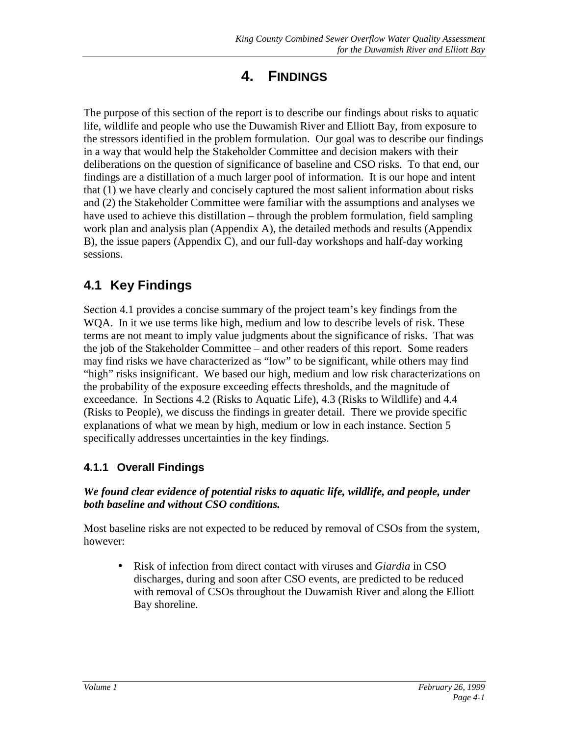# 4. FINDINGS

The purpose of this section of the report is to describe our findings about risks to aquatic life, wildlife and people who use the Duwamish River and Elliott Bay, from exposure to the stressors identified in the problem formulation. Our goal was to describe our findings in a way that would help the Stakeholder Committee and decision makers with their deliberations on the question of significance of baseline and CSO risks. To that end, our findings are a distillation of a much larger pool of information. It is our hope and intent that (1) we have clearly and concisely captured the most salient information about risks and (2) the Stakeholder Committee were familiar with the assumptions and analyses we have used to achieve this distillation – through the problem formulation, field sampling work plan and analysis plan (Appendix A), the detailed methods and results (Appendix B), the issue papers (Appendix C), and our full-day workshops and half-day working sessions.

## 4.1 Key Findings

Section 4.1 provides a concise summary of the project team's key findings from the WQA. In it we use terms like high, medium and low to describe levels of risk. These terms are not meant to imply value judgments about the significance of risks. That was the job of the Stakeholder Committee – and other readers of this report. Some readers may find risks we have characterized as "low" to be significant, while others may find "high" risks insignificant. We based our high, medium and low risk characterizations on the probability of the exposure exceeding effects thresholds, and the magnitude of exceedance. In Sections 4.2 (Risks to Aquatic Life), 4.3 (Risks to Wildlife) and 4.4 (Risks to People), we discuss the findings in greater detail. There we provide specific explanations of what we mean by high, medium or low in each instance. Section 5 specifically addresses uncertainties in the key findings.

### 4.1.1 Overall Findings

***We found clear evidence of potential risks to aquatic life, wildlife, and people, under both baseline and without CSO conditions.***

Most baseline risks are not expected to be reduced by removal of CSOs from the system, however:

- Risk of infection from direct contact with viruses and *Giardia* in CSO discharges, during and soon after CSO events, are predicted to be reduced with removal of CSOs throughout the Duwamish River and along the Elliott Bay shoreline.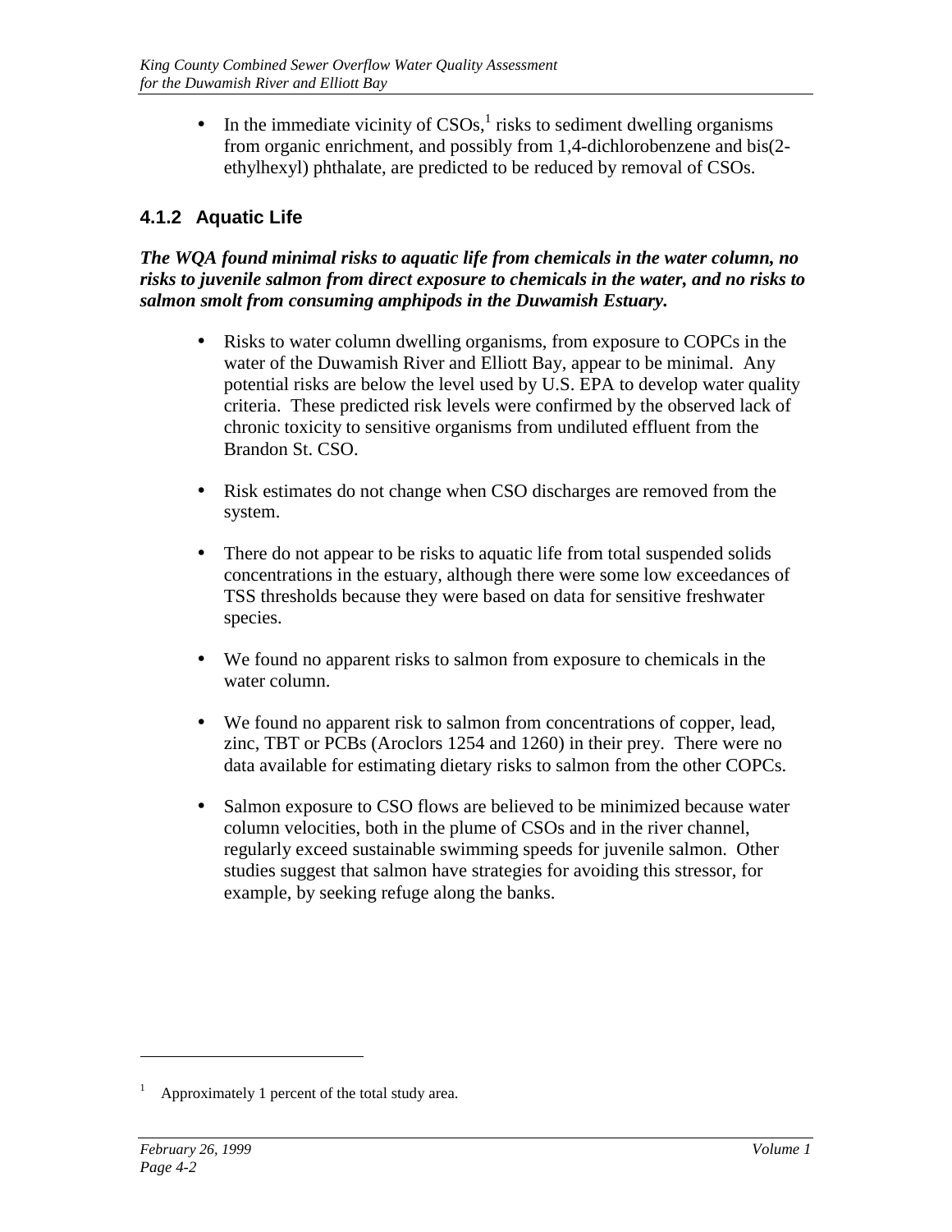- In the immediate vicinity of CSOs,[1] risks to sediment dwelling organisms from organic enrichment, and possibly from 1,4-dichlorobenzene and bis(2-ethylhexyl) phthalate, are predicted to be reduced by removal of CSOs.

### 4.1.2 Aquatic Life

***The WQA found minimal risks to aquatic life from chemicals in the water column, no risks to juvenile salmon from direct exposure to chemicals in the water, and no risks to salmon smolt from consuming amphipods in the Duwamish Estuary.***

- Risks to water column dwelling organisms, from exposure to COPCs in the water of the Duwamish River and Elliott Bay, appear to be minimal. Any potential risks are below the level used by U.S. EPA to develop water quality criteria. These predicted risk levels were confirmed by the observed lack of chronic toxicity to sensitive organisms from undiluted effluent from the Brandon St. CSO.

- Risk estimates do not change when CSO discharges are removed from the system.

- There do not appear to be risks to aquatic life from total suspended solids concentrations in the estuary, although there were some low exceedances of TSS thresholds because they were based on data for sensitive freshwater species.

- We found no apparent risks to salmon from exposure to chemicals in the water column.

- We found no apparent risk to salmon from concentrations of copper, lead, zinc, TBT or PCBs (Aroclors 1254 and 1260) in their prey. There were no data available for estimating dietary risks to salmon from the other COPCs.

- Salmon exposure to CSO flows are believed to be minimized because water column velocities, both in the plume of CSOs and in the river channel, regularly exceed sustainable swimming speeds for juvenile salmon. Other studies suggest that salmon have strategies for avoiding this stressor, for example, by seeking refuge along the banks.

---

[1] Approximately 1 percent of the total study area.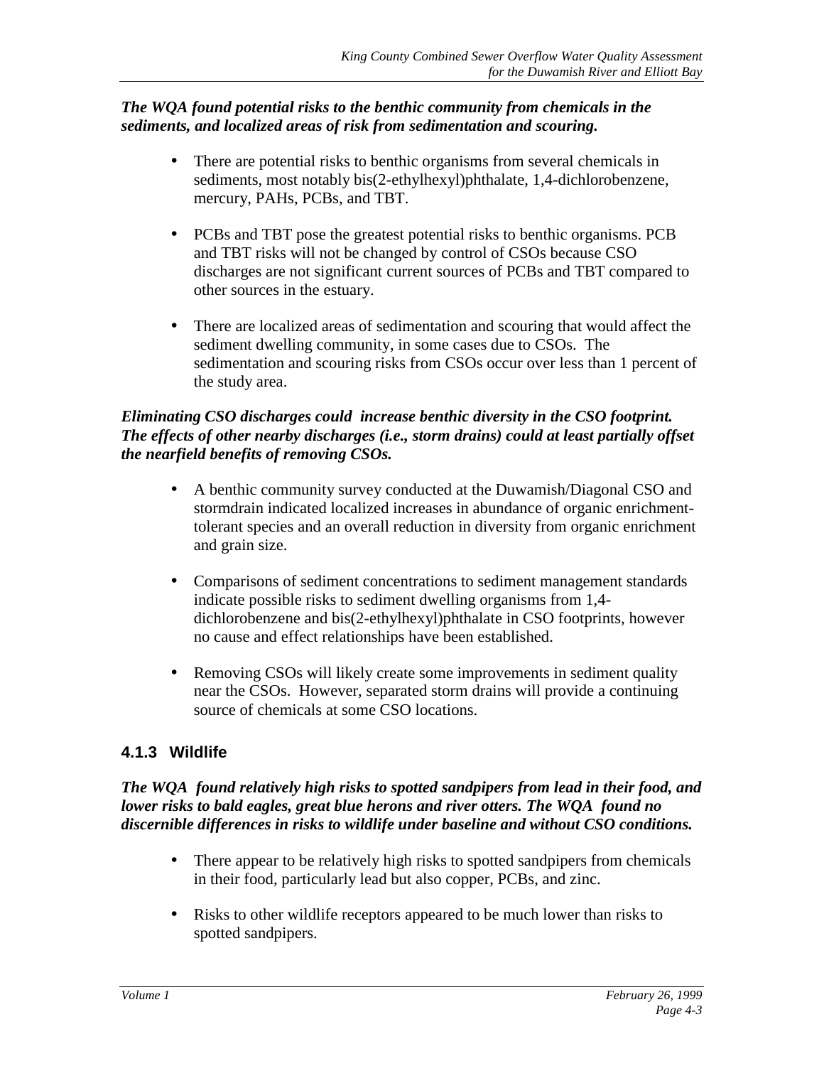***The WQA found potential risks to the benthic community from chemicals in the sediments, and localized areas of risk from sedimentation and scouring.***

- There are potential risks to benthic organisms from several chemicals in sediments, most notably bis(2-ethylhexyl)phthalate, 1,4-dichlorobenzene, mercury, PAHs, PCBs, and TBT.
- PCBs and TBT pose the greatest potential risks to benthic organisms. PCB and TBT risks will not be changed by control of CSOs because CSO discharges are not significant current sources of PCBs and TBT compared to other sources in the estuary.
- There are localized areas of sedimentation and scouring that would affect the sediment dwelling community, in some cases due to CSOs. The sedimentation and scouring risks from CSOs occur over less than 1 percent of the study area.

***Eliminating CSO discharges could increase benthic diversity in the CSO footprint. The effects of other nearby discharges (i.e., storm drains) could at least partially offset the nearfield benefits of removing CSOs.***

- A benthic community survey conducted at the Duwamish/Diagonal CSO and stormdrain indicated localized increases in abundance of organic enrichment-tolerant species and an overall reduction in diversity from organic enrichment and grain size.
- Comparisons of sediment concentrations to sediment management standards indicate possible risks to sediment dwelling organisms from 1,4-dichlorobenzene and bis(2-ethylhexyl)phthalate in CSO footprints, however no cause and effect relationships have been established.
- Removing CSOs will likely create some improvements in sediment quality near the CSOs. However, separated storm drains will provide a continuing source of chemicals at some CSO locations.

### 4.1.3 Wildlife

***The WQA found relatively high risks to spotted sandpipers from lead in their food, and lower risks to bald eagles, great blue herons and river otters. The WQA found no discernible differences in risks to wildlife under baseline and without CSO conditions.***

- There appear to be relatively high risks to spotted sandpipers from chemicals in their food, particularly lead but also copper, PCBs, and zinc.
- Risks to other wildlife receptors appeared to be much lower than risks to spotted sandpipers.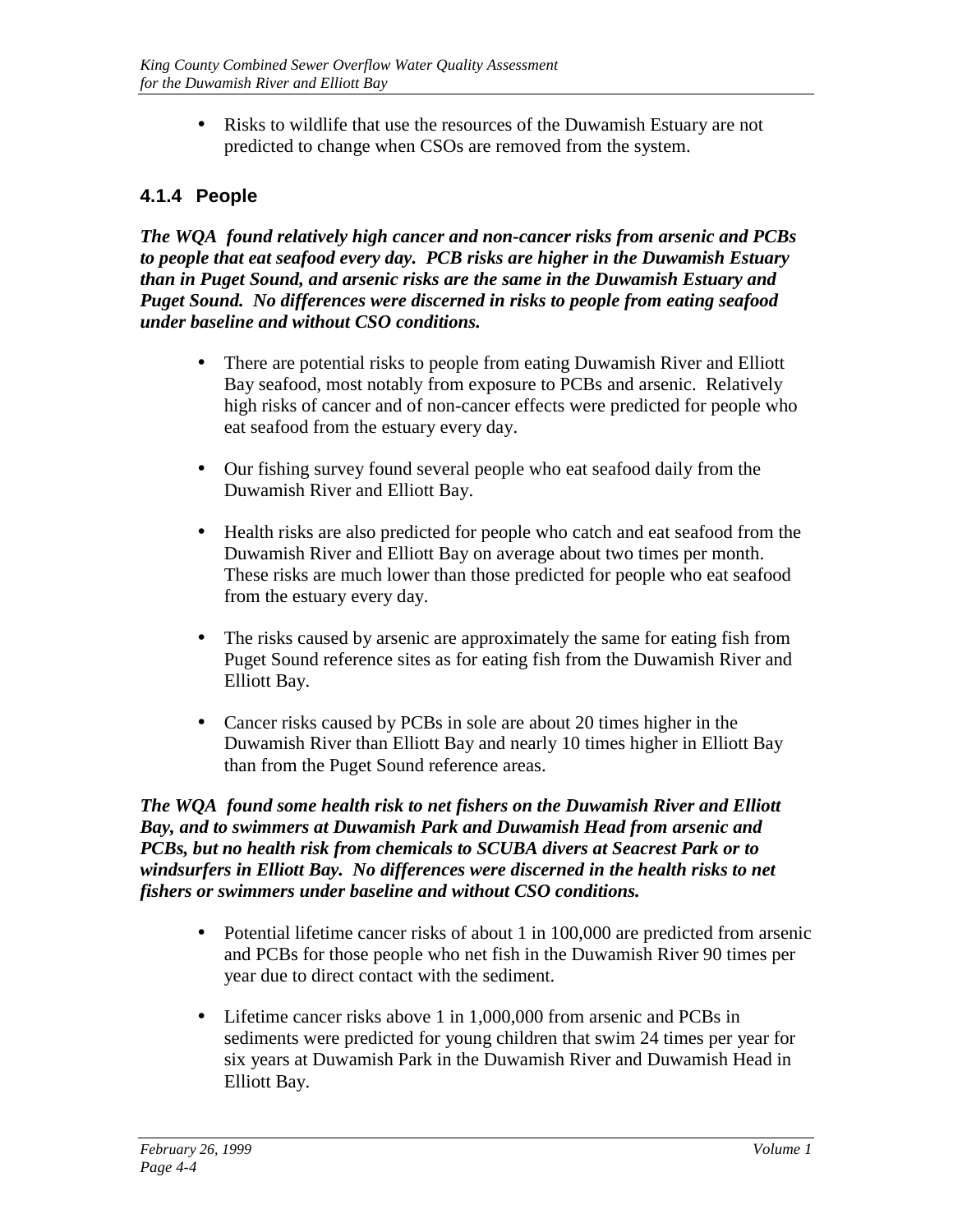- Risks to wildlife that use the resources of the Duwamish Estuary are not predicted to change when CSOs are removed from the system.

### 4.1.4 People

***The WQA found relatively high cancer and non-cancer risks from arsenic and PCBs to people that eat seafood every day. PCB risks are higher in the Duwamish Estuary than in Puget Sound, and arsenic risks are the same in the Duwamish Estuary and Puget Sound. No differences were discerned in risks to people from eating seafood under baseline and without CSO conditions.***

- There are potential risks to people from eating Duwamish River and Elliott Bay seafood, most notably from exposure to PCBs and arsenic. Relatively high risks of cancer and of non-cancer effects were predicted for people who eat seafood from the estuary every day.
- Our fishing survey found several people who eat seafood daily from the Duwamish River and Elliott Bay.
- Health risks are also predicted for people who catch and eat seafood from the Duwamish River and Elliott Bay on average about two times per month. These risks are much lower than those predicted for people who eat seafood from the estuary every day.
- The risks caused by arsenic are approximately the same for eating fish from Puget Sound reference sites as for eating fish from the Duwamish River and Elliott Bay.
- Cancer risks caused by PCBs in sole are about 20 times higher in the Duwamish River than Elliott Bay and nearly 10 times higher in Elliott Bay than from the Puget Sound reference areas.

***The WQA found some health risk to net fishers on the Duwamish River and Elliott Bay, and to swimmers at Duwamish Park and Duwamish Head from arsenic and PCBs, but no health risk from chemicals to SCUBA divers at Seacrest Park or to windsurfers in Elliott Bay. No differences were discerned in the health risks to net fishers or swimmers under baseline and without CSO conditions.***

- Potential lifetime cancer risks of about 1 in 100,000 are predicted from arsenic and PCBs for those people who net fish in the Duwamish River 90 times per year due to direct contact with the sediment.
- Lifetime cancer risks above 1 in 1,000,000 from arsenic and PCBs in sediments were predicted for young children that swim 24 times per year for six years at Duwamish Park in the Duwamish River and Duwamish Head in Elliott Bay.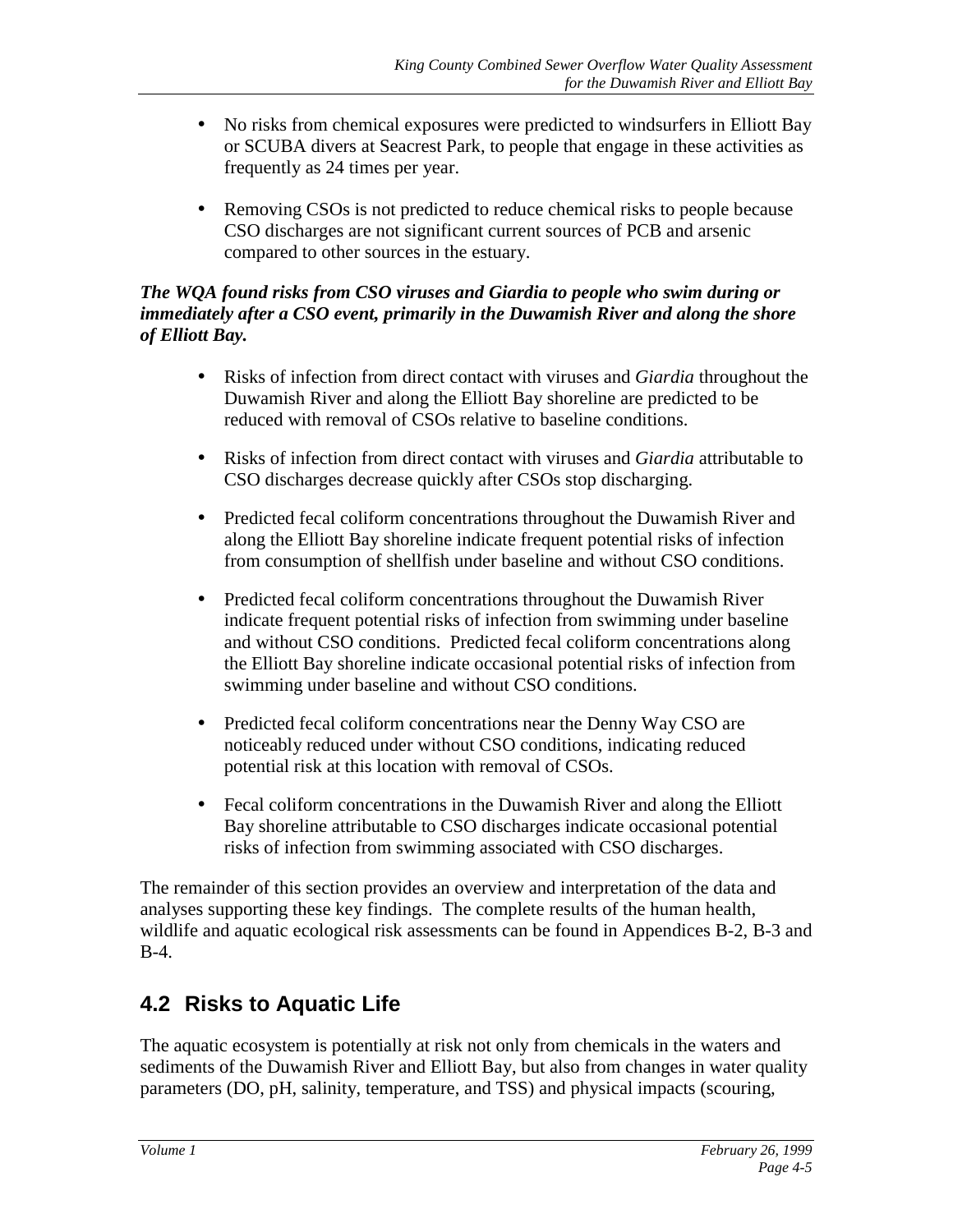- No risks from chemical exposures were predicted to windsurfers in Elliott Bay or SCUBA divers at Seacrest Park, to people that engage in these activities as frequently as 24 times per year.
- Removing CSOs is not predicted to reduce chemical risks to people because CSO discharges are not significant current sources of PCB and arsenic compared to other sources in the estuary.

***The WQA found risks from CSO viruses and Giardia to people who swim during or immediately after a CSO event, primarily in the Duwamish River and along the shore of Elliott Bay.***

- Risks of infection from direct contact with viruses and *Giardia* throughout the Duwamish River and along the Elliott Bay shoreline are predicted to be reduced with removal of CSOs relative to baseline conditions.
- Risks of infection from direct contact with viruses and *Giardia* attributable to CSO discharges decrease quickly after CSOs stop discharging.
- Predicted fecal coliform concentrations throughout the Duwamish River and along the Elliott Bay shoreline indicate frequent potential risks of infection from consumption of shellfish under baseline and without CSO conditions.
- Predicted fecal coliform concentrations throughout the Duwamish River indicate frequent potential risks of infection from swimming under baseline and without CSO conditions. Predicted fecal coliform concentrations along the Elliott Bay shoreline indicate occasional potential risks of infection from swimming under baseline and without CSO conditions.
- Predicted fecal coliform concentrations near the Denny Way CSO are noticeably reduced under without CSO conditions, indicating reduced potential risk at this location with removal of CSOs.
- Fecal coliform concentrations in the Duwamish River and along the Elliott Bay shoreline attributable to CSO discharges indicate occasional potential risks of infection from swimming associated with CSO discharges.

The remainder of this section provides an overview and interpretation of the data and analyses supporting these key findings. The complete results of the human health, wildlife and aquatic ecological risk assessments can be found in Appendices B-2, B-3 and B-4.

## 4.2 Risks to Aquatic Life

The aquatic ecosystem is potentially at risk not only from chemicals in the waters and sediments of the Duwamish River and Elliott Bay, but also from changes in water quality parameters (DO, pH, salinity, temperature, and TSS) and physical impacts (scouring,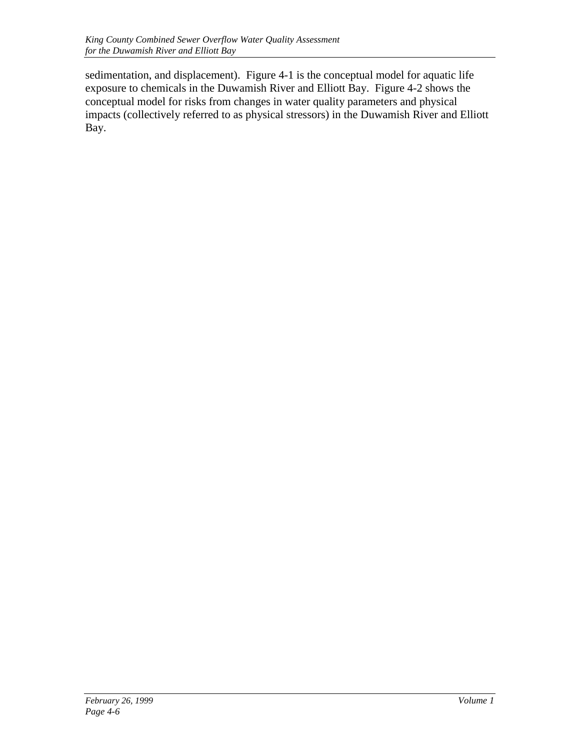sedimentation, and displacement). Figure 4-1 is the conceptual model for aquatic life exposure to chemicals in the Duwamish River and Elliott Bay. Figure 4-2 shows the conceptual model for risks from changes in water quality parameters and physical impacts (collectively referred to as physical stressors) in the Duwamish River and Elliott Bay.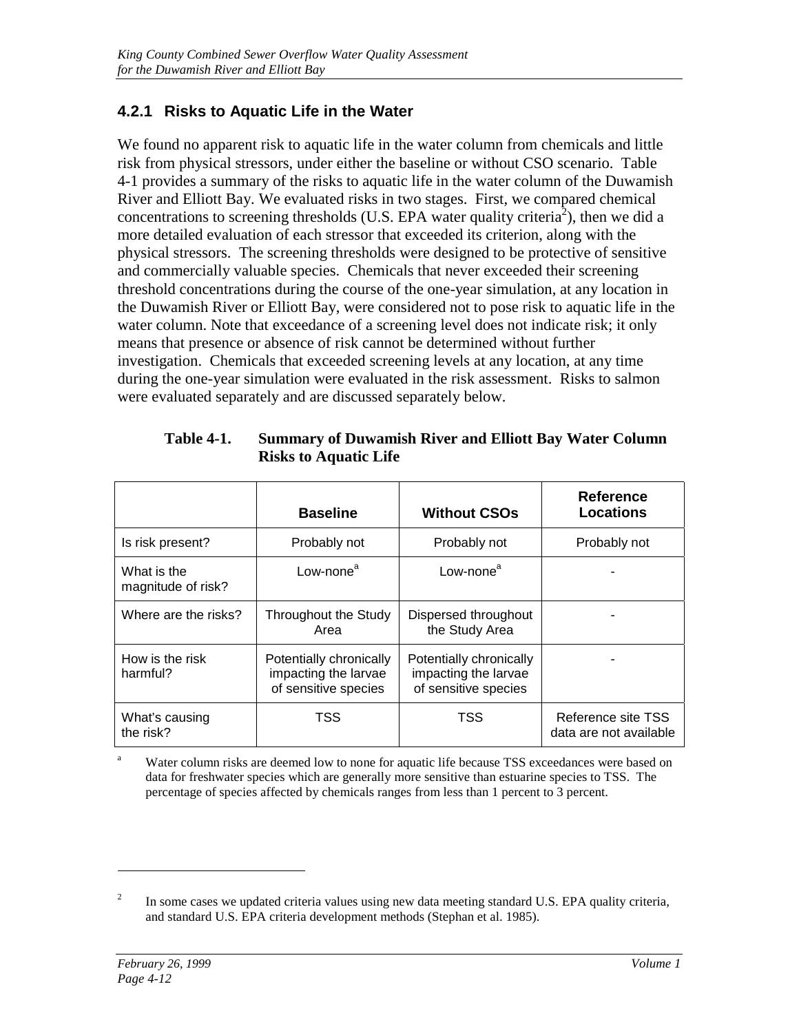### 4.2.1 Risks to Aquatic Life in the Water

We found no apparent risk to aquatic life in the water column from chemicals and little risk from physical stressors, under either the baseline or without CSO scenario. Table 4-1 provides a summary of the risks to aquatic life in the water column of the Duwamish River and Elliott Bay. We evaluated risks in two stages. First, we compared chemical concentrations to screening thresholds (U.S. EPA water quality criteria[2]), then we did a more detailed evaluation of each stressor that exceeded its criterion, along with the physical stressors. The screening thresholds were designed to be protective of sensitive and commercially valuable species. Chemicals that never exceeded their screening threshold concentrations during the course of the one-year simulation, at any location in the Duwamish River or Elliott Bay, were considered not to pose risk to aquatic life in the water column. Note that exceedance of a screening level does not indicate risk; it only means that presence or absence of risk cannot be determined without further investigation. Chemicals that exceeded screening levels at any location, at any time during the one-year simulation were evaluated in the risk assessment. Risks to salmon were evaluated separately and are discussed separately below.

**Table 4-1. Summary of Duwamish River and Elliott Bay Water Column Risks to Aquatic Life**

| | Baseline | Without CSOs | Reference Locations |
|---|---|---|---|
| Is risk present? | Probably not | Probably not | Probably not |
| What is the magnitude of risk? | Low-none[a] | Low-none[a] | - |
| Where are the risks? | Throughout the Study Area | Dispersed throughout the Study Area | - |
| How is the risk harmful? | Potentially chronically impacting the larvae of sensitive species | Potentially chronically impacting the larvae of sensitive species | - |
| What's causing the risk? | TSS | TSS | Reference site TSS data are not available |

[a] Water column risks are deemed low to none for aquatic life because TSS exceedances were based on data for freshwater species which are generally more sensitive than estuarine species to TSS. The percentage of species affected by chemicals ranges from less than 1 percent to 3 percent.

[2] In some cases we updated criteria values using new data meeting standard U.S. EPA quality criteria, and standard U.S. EPA criteria development methods (Stephan et al. 1985).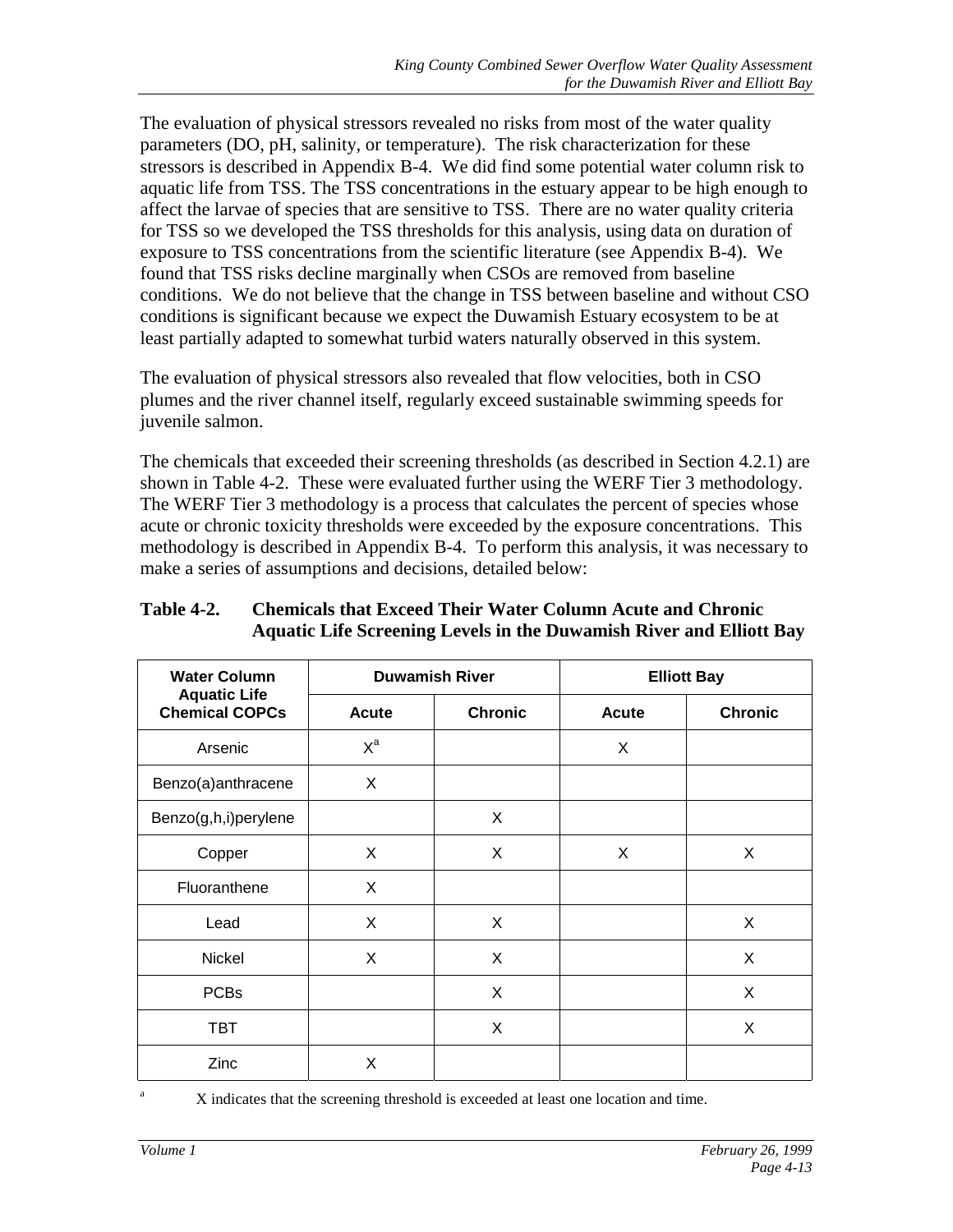The evaluation of physical stressors revealed no risks from most of the water quality parameters (DO, pH, salinity, or temperature). The risk characterization for these stressors is described in Appendix B-4. We did find some potential water column risk to aquatic life from TSS. The TSS concentrations in the estuary appear to be high enough to affect the larvae of species that are sensitive to TSS. There are no water quality criteria for TSS so we developed the TSS thresholds for this analysis, using data on duration of exposure to TSS concentrations from the scientific literature (see Appendix B-4). We found that TSS risks decline marginally when CSOs are removed from baseline conditions. We do not believe that the change in TSS between baseline and without CSO conditions is significant because we expect the Duwamish Estuary ecosystem to be at least partially adapted to somewhat turbid waters naturally observed in this system.

The evaluation of physical stressors also revealed that flow velocities, both in CSO plumes and the river channel itself, regularly exceed sustainable swimming speeds for juvenile salmon.

The chemicals that exceeded their screening thresholds (as described in Section 4.2.1) are shown in Table 4-2. These were evaluated further using the WERF Tier 3 methodology. The WERF Tier 3 methodology is a process that calculates the percent of species whose acute or chronic toxicity thresholds were exceeded by the exposure concentrations. This methodology is described in Appendix B-4. To perform this analysis, it was necessary to make a series of assumptions and decisions, detailed below:

**Table 4-2. Chemicals that Exceed Their Water Column Acute and Chronic Aquatic Life Screening Levels in the Duwamish River and Elliott Bay**

| Water Column Aquatic Life Chemical COPCs | Duwamish River | | Elliott Bay | |
|---|---|---|---|---|
| | Acute | Chronic | Acute | Chronic |
| Arsenic | X[a] | | X | |
| Benzo(a)anthracene | X | | | |
| Benzo(g,h,i)perylene | | X | | |
| Copper | X | X | X | X |
| Fluoranthene | X | | | |
| Lead | X | X | | X |
| Nickel | X | X | | X |
| PCBs | | X | | X |
| TBT | | X | | X |
| Zinc | X | | | |

[a] X indicates that the screening threshold is exceeded at least one location and time.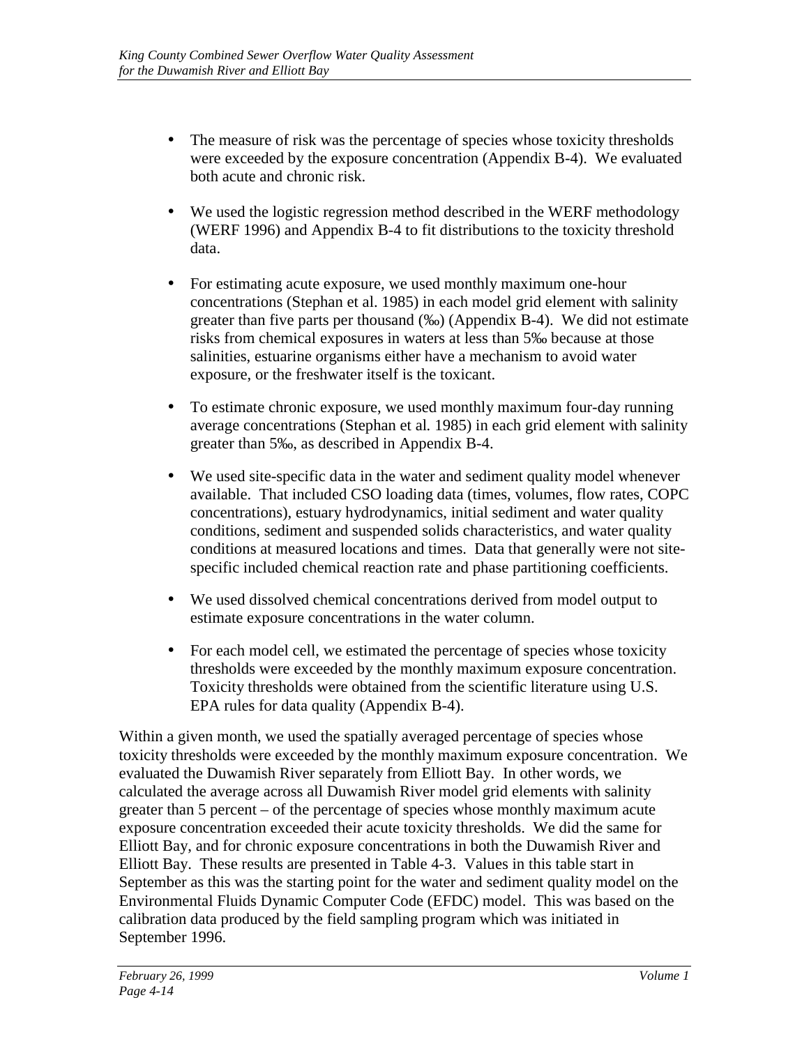- The measure of risk was the percentage of species whose toxicity thresholds were exceeded by the exposure concentration (Appendix B-4). We evaluated both acute and chronic risk.

- We used the logistic regression method described in the WERF methodology (WERF 1996) and Appendix B-4 to fit distributions to the toxicity threshold data.

- For estimating acute exposure, we used monthly maximum one-hour concentrations (Stephan et al. 1985) in each model grid element with salinity greater than five parts per thousand (‰) (Appendix B-4). We did not estimate risks from chemical exposures in waters at less than 5‰ because at those salinities, estuarine organisms either have a mechanism to avoid water exposure, or the freshwater itself is the toxicant.

- To estimate chronic exposure, we used monthly maximum four-day running average concentrations (Stephan et al. 1985) in each grid element with salinity greater than 5‰, as described in Appendix B-4.

- We used site-specific data in the water and sediment quality model whenever available. That included CSO loading data (times, volumes, flow rates, COPC concentrations), estuary hydrodynamics, initial sediment and water quality conditions, sediment and suspended solids characteristics, and water quality conditions at measured locations and times. Data that generally were not site-specific included chemical reaction rate and phase partitioning coefficients.

- We used dissolved chemical concentrations derived from model output to estimate exposure concentrations in the water column.

- For each model cell, we estimated the percentage of species whose toxicity thresholds were exceeded by the monthly maximum exposure concentration. Toxicity thresholds were obtained from the scientific literature using U.S. EPA rules for data quality (Appendix B-4).

Within a given month, we used the spatially averaged percentage of species whose toxicity thresholds were exceeded by the monthly maximum exposure concentration. We evaluated the Duwamish River separately from Elliott Bay. In other words, we calculated the average across all Duwamish River model grid elements with salinity greater than 5 percent – of the percentage of species whose monthly maximum acute exposure concentration exceeded their acute toxicity thresholds. We did the same for Elliott Bay, and for chronic exposure concentrations in both the Duwamish River and Elliott Bay. These results are presented in Table 4-3. Values in this table start in September as this was the starting point for the water and sediment quality model on the Environmental Fluids Dynamic Computer Code (EFDC) model. This was based on the calibration data produced by the field sampling program which was initiated in September 1996.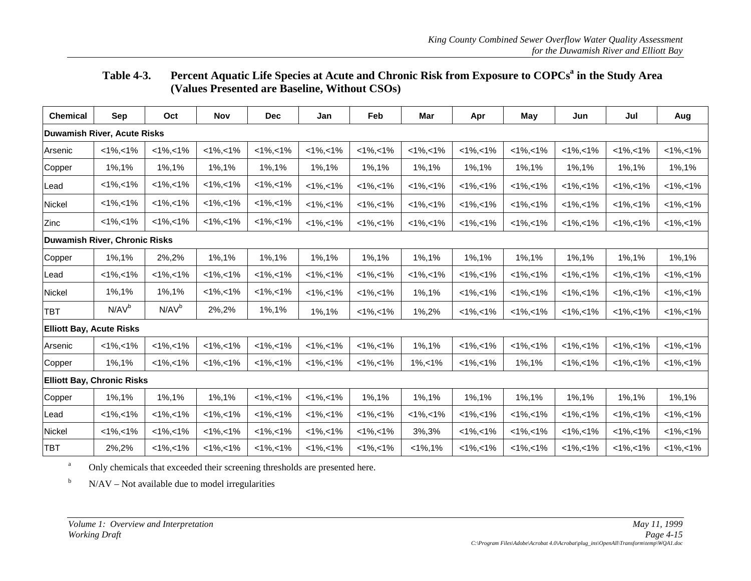**Table 4-3. Percent Aquatic Life Species at Acute and Chronic Risk from Exposure to COPCs[a] in the Study Area (Values Presented are Baseline, Without CSOs)**

| Chemical | Sep | Oct | Nov | Dec | Jan | Feb | Mar | Apr | May | Jun | Jul | Aug |
|---|---|---|---|---|---|---|---|---|---|---|---|---|
| **Duwamish River, Acute Risks** | | | | | | | | | | | | |
| Arsenic | <1%,<1% | <1%,<1% | <1%,<1% | <1%,<1% | <1%,<1% | <1%,<1% | <1%,<1% | <1%,<1% | <1%,<1% | <1%,<1% | <1%,<1% | <1%,<1% |
| Copper | 1%,1% | 1%,1% | 1%,1% | 1%,1% | 1%,1% | 1%,1% | 1%,1% | 1%,1% | 1%,1% | 1%,1% | 1%,1% | 1%,1% |
| Lead | <1%,<1% | <1%,<1% | <1%,<1% | <1%,<1% | <1%,<1% | <1%,<1% | <1%,<1% | <1%,<1% | <1%,<1% | <1%,<1% | <1%,<1% | <1%,<1% |
| Nickel | <1%,<1% | <1%,<1% | <1%,<1% | <1%,<1% | <1%,<1% | <1%,<1% | <1%,<1% | <1%,<1% | <1%,<1% | <1%,<1% | <1%,<1% | <1%,<1% |
| Zinc | <1%,<1% | <1%,<1% | <1%,<1% | <1%,<1% | <1%,<1% | <1%,<1% | <1%,<1% | <1%,<1% | <1%,<1% | <1%,<1% | <1%,<1% | <1%,<1% |
| **Duwamish River, Chronic Risks** | | | | | | | | | | | | |
| Copper | 1%,1% | 2%,2% | 1%,1% | 1%,1% | 1%,1% | 1%,1% | 1%,1% | 1%,1% | 1%,1% | 1%,1% | 1%,1% | 1%,1% |
| Lead | <1%,<1% | <1%,<1% | <1%,<1% | <1%,<1% | <1%,<1% | <1%,<1% | <1%,<1% | <1%,<1% | <1%,<1% | <1%,<1% | <1%,<1% | <1%,<1% |
| Nickel | 1%,1% | 1%,1% | <1%,<1% | <1%,<1% | <1%,<1% | <1%,<1% | 1%,1% | <1%,<1% | <1%,<1% | <1%,<1% | <1%,<1% | <1%,<1% |
| TBT | N/AV[b] | N/AV[b] | 2%,2% | 1%,1% | 1%,1% | <1%,<1% | 1%,2% | <1%,<1% | <1%,<1% | <1%,<1% | <1%,<1% | <1%,<1% |
| **Elliott Bay, Acute Risks** | | | | | | | | | | | | |
| Arsenic | <1%,<1% | <1%,<1% | <1%,<1% | <1%,<1% | <1%,<1% | <1%,<1% | 1%,1% | <1%,<1% | <1%,<1% | <1%,<1% | <1%,<1% | <1%,<1% |
| Copper | 1%,1% | <1%,<1% | <1%,<1% | <1%,<1% | <1%,<1% | <1%,<1% | 1%,<1% | <1%,<1% | 1%,1% | <1%,<1% | <1%,<1% | <1%,<1% |
| **Elliott Bay, Chronic Risks** | | | | | | | | | | | | |
| Copper | 1%,1% | 1%,1% | 1%,1% | <1%,<1% | <1%,<1% | 1%,1% | 1%,1% | 1%,1% | 1%,1% | 1%,1% | 1%,1% | 1%,1% |
| Lead | <1%,<1% | <1%,<1% | <1%,<1% | <1%,<1% | <1%,<1% | <1%,<1% | <1%,<1% | <1%,<1% | <1%,<1% | <1%,<1% | <1%,<1% | <1%,<1% |
| Nickel | <1%,<1% | <1%,<1% | <1%,<1% | <1%,<1% | <1%,<1% | <1%,<1% | 3%,3% | <1%,<1% | <1%,<1% | <1%,<1% | <1%,<1% | <1%,<1% |
| TBT | 2%,2% | <1%,<1% | <1%,<1% | <1%,<1% | <1%,<1% | <1%,<1% | <1%,1% | <1%,<1% | <1%,<1% | <1%,<1% | <1%,<1% | <1%,<1% |

[a] Only chemicals that exceeded their screening thresholds are presented here.

[b] N/AV – Not available due to model irregularities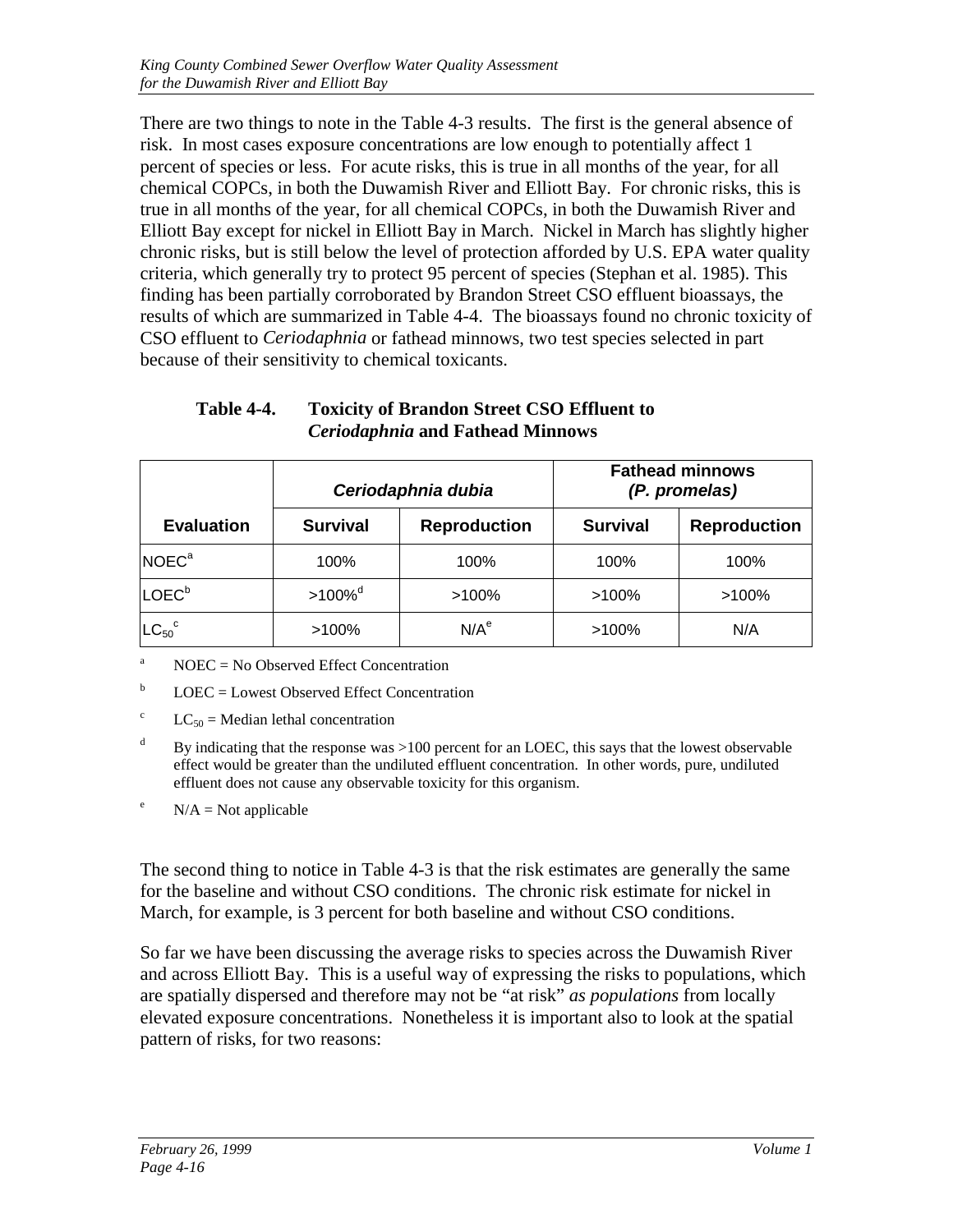There are two things to note in the Table 4-3 results. The first is the general absence of risk. In most cases exposure concentrations are low enough to potentially affect 1 percent of species or less. For acute risks, this is true in all months of the year, for all chemical COPCs, in both the Duwamish River and Elliott Bay. For chronic risks, this is true in all months of the year, for all chemical COPCs, in both the Duwamish River and Elliott Bay except for nickel in Elliott Bay in March. Nickel in March has slightly higher chronic risks, but is still below the level of protection afforded by U.S. EPA water quality criteria, which generally try to protect 95 percent of species (Stephan et al. 1985). This finding has been partially corroborated by Brandon Street CSO effluent bioassays, the results of which are summarized in Table 4-4. The bioassays found no chronic toxicity of CSO effluent to *Ceriodaphnia* or fathead minnows, two test species selected in part because of their sensitivity to chemical toxicants.

**Table 4-4. Toxicity of Brandon Street CSO Effluent to *Ceriodaphnia* and Fathead Minnows**

| | *Ceriodaphnia dubia* | | Fathead minnows *(P. promelas)* | |
|---|---|---|---|---|
| **Evaluation** | **Survival** | **Reproduction** | **Survival** | **Reproduction** |
| NOEC[a] | 100% | 100% | 100% | 100% |
| LOEC[b] | >100%[d] | >100% | >100% | >100% |
| $LC_{50}$[c] | >100% | N/A[e] | >100% | N/A |

[a] NOEC = No Observed Effect Concentration

[b] LOEC = Lowest Observed Effect Concentration

[c] $LC_{50}$ = Median lethal concentration

[d] By indicating that the response was >100 percent for an LOEC, this says that the lowest observable effect would be greater than the undiluted effluent concentration. In other words, pure, undiluted effluent does not cause any observable toxicity for this organism.

[e] N/A = Not applicable

The second thing to notice in Table 4-3 is that the risk estimates are generally the same for the baseline and without CSO conditions. The chronic risk estimate for nickel in March, for example, is 3 percent for both baseline and without CSO conditions.

So far we have been discussing the average risks to species across the Duwamish River and across Elliott Bay. This is a useful way of expressing the risks to populations, which are spatially dispersed and therefore may not be "at risk" *as populations* from locally elevated exposure concentrations. Nonetheless it is important also to look at the spatial pattern of risks, for two reasons: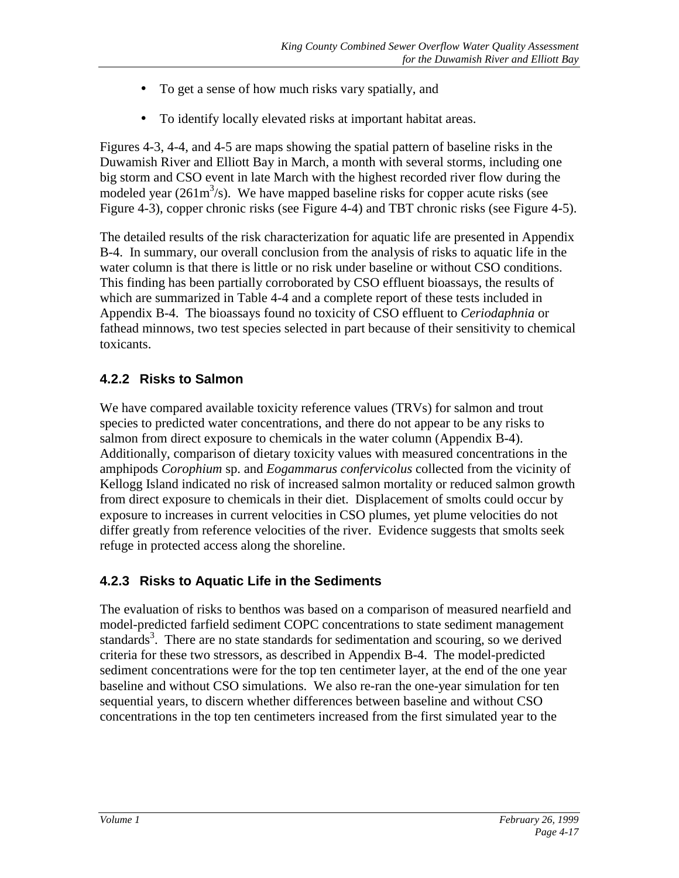- To get a sense of how much risks vary spatially, and
- To identify locally elevated risks at important habitat areas.

Figures 4-3, 4-4, and 4-5 are maps showing the spatial pattern of baseline risks in the Duwamish River and Elliott Bay in March, a month with several storms, including one big storm and CSO event in late March with the highest recorded river flow during the modeled year ($261 m^3/s$). We have mapped baseline risks for copper acute risks (see Figure 4-3), copper chronic risks (see Figure 4-4) and TBT chronic risks (see Figure 4-5).

The detailed results of the risk characterization for aquatic life are presented in Appendix B-4. In summary, our overall conclusion from the analysis of risks to aquatic life in the water column is that there is little or no risk under baseline or without CSO conditions. This finding has been partially corroborated by CSO effluent bioassays, the results of which are summarized in Table 4-4 and a complete report of these tests included in Appendix B-4. The bioassays found no toxicity of CSO effluent to *Ceriodaphnia* or fathead minnows, two test species selected in part because of their sensitivity to chemical toxicants.

### 4.2.2 Risks to Salmon

We have compared available toxicity reference values (TRVs) for salmon and trout species to predicted water concentrations, and there do not appear to be any risks to salmon from direct exposure to chemicals in the water column (Appendix B-4). Additionally, comparison of dietary toxicity values with measured concentrations in the amphipods *Corophium* sp. and *Eogammarus confervicolus* collected from the vicinity of Kellogg Island indicated no risk of increased salmon mortality or reduced salmon growth from direct exposure to chemicals in their diet. Displacement of smolts could occur by exposure to increases in current velocities in CSO plumes, yet plume velocities do not differ greatly from reference velocities of the river. Evidence suggests that smolts seek refuge in protected access along the shoreline.

### 4.2.3 Risks to Aquatic Life in the Sediments

The evaluation of risks to benthos was based on a comparison of measured nearfield and model-predicted farfield sediment COPC concentrations to state sediment management standards[3]. There are no state standards for sedimentation and scouring, so we derived criteria for these two stressors, as described in Appendix B-4. The model-predicted sediment concentrations were for the top ten centimeter layer, at the end of the one year baseline and without CSO simulations. We also re-ran the one-year simulation for ten sequential years, to discern whether differences between baseline and without CSO concentrations in the top ten centimeters increased from the first simulated year to the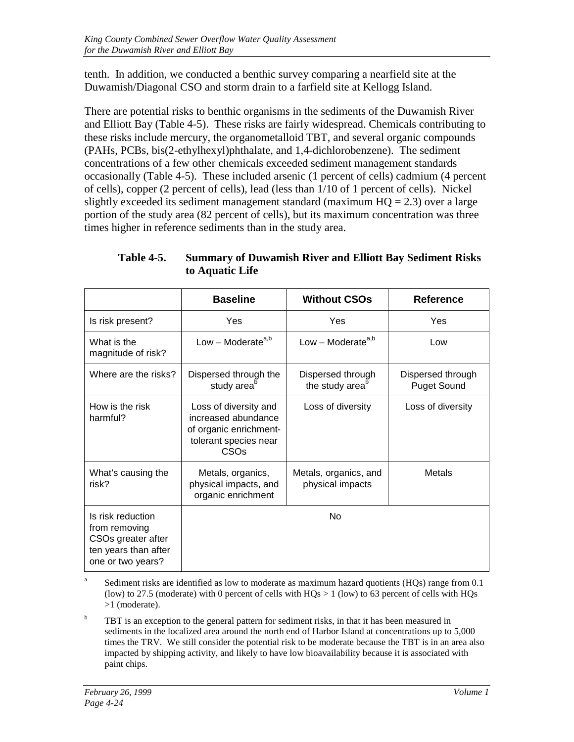tenth. In addition, we conducted a benthic survey comparing a nearfield site at the Duwamish/Diagonal CSO and storm drain to a farfield site at Kellogg Island.

There are potential risks to benthic organisms in the sediments of the Duwamish River and Elliott Bay (Table 4-5). These risks are fairly widespread. Chemicals contributing to these risks include mercury, the organometalloid TBT, and several organic compounds (PAHs, PCBs, bis(2-ethylhexyl)phthalate, and 1,4-dichlorobenzene). The sediment concentrations of a few other chemicals exceeded sediment management standards occasionally (Table 4-5). These included arsenic (1 percent of cells) cadmium (4 percent of cells), copper (2 percent of cells), lead (less than 1/10 of 1 percent of cells). Nickel slightly exceeded its sediment management standard (maximum HQ = 2.3) over a large portion of the study area (82 percent of cells), but its maximum concentration was three times higher in reference sediments than in the study area.

**Table 4-5. Summary of Duwamish River and Elliott Bay Sediment Risks to Aquatic Life**

| | Baseline | Without CSOs | Reference |
|---|---|---|---|
| Is risk present? | Yes | Yes | Yes |
| What is the magnitude of risk? | Low – Moderate[a,b] | Low – Moderate[a,b] | Low |
| Where are the risks? | Dispersed through the study area[b] | Dispersed through the study area[b] | Dispersed through Puget Sound |
| How is the risk harmful? | Loss of diversity and increased abundance of organic enrichment-tolerant species near CSOs | Loss of diversity | Loss of diversity |
| What's causing the risk? | Metals, organics, physical impacts, and organic enrichment | Metals, organics, and physical impacts | Metals |
| Is risk reduction from removing CSOs greater after ten years than after one or two years? | No | | |

[a] Sediment risks are identified as low to moderate as maximum hazard quotients (HQs) range from 0.1 (low) to 27.5 (moderate) with 0 percent of cells with HQs > 1 (low) to 63 percent of cells with HQs >1 (moderate).

[b] TBT is an exception to the general pattern for sediment risks, in that it has been measured in sediments in the localized area around the north end of Harbor Island at concentrations up to 5,000 times the TRV. We still consider the potential risk to be moderate because the TBT is in an area also impacted by shipping activity, and likely to have low bioavailability because it is associated with paint chips.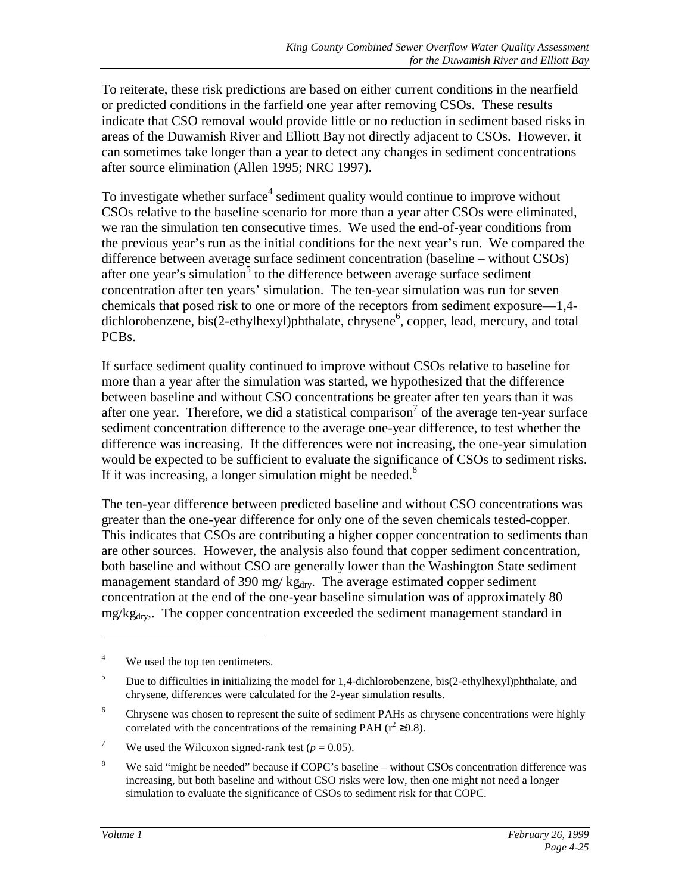To reiterate, these risk predictions are based on either current conditions in the nearfield or predicted conditions in the farfield one year after removing CSOs. These results indicate that CSO removal would provide little or no reduction in sediment based risks in areas of the Duwamish River and Elliott Bay not directly adjacent to CSOs. However, it can sometimes take longer than a year to detect any changes in sediment concentrations after source elimination (Allen 1995; NRC 1997).

To investigate whether surface[4] sediment quality would continue to improve without CSOs relative to the baseline scenario for more than a year after CSOs were eliminated, we ran the simulation ten consecutive times. We used the end-of-year conditions from the previous year's run as the initial conditions for the next year's run. We compared the difference between average surface sediment concentration (baseline – without CSOs) after one year's simulation[5] to the difference between average surface sediment concentration after ten years' simulation. The ten-year simulation was run for seven chemicals that posed risk to one or more of the receptors from sediment exposure—1,4-dichlorobenzene, bis(2-ethylhexyl)phthalate, chrysene[6], copper, lead, mercury, and total PCBs.

If surface sediment quality continued to improve without CSOs relative to baseline for more than a year after the simulation was started, we hypothesized that the difference between baseline and without CSO concentrations be greater after ten years than it was after one year. Therefore, we did a statistical comparison[7] of the average ten-year surface sediment concentration difference to the average one-year difference, to test whether the difference was increasing. If the differences were not increasing, the one-year simulation would be expected to be sufficient to evaluate the significance of CSOs to sediment risks. If it was increasing, a longer simulation might be needed.[8]

The ten-year difference between predicted baseline and without CSO concentrations was greater than the one-year difference for only one of the seven chemicals tested-copper. This indicates that CSOs are contributing a higher copper concentration to sediments than are other sources. However, the analysis also found that copper sediment concentration, both baseline and without CSO are generally lower than the Washington State sediment management standard of 390 mg/ $kg_{dry}$. The average estimated copper sediment concentration at the end of the one-year baseline simulation was of approximately 80 $mg/kg_{dry}$,. The copper concentration exceeded the sediment management standard in

---

[4] We used the top ten centimeters.

[5] Due to difficulties in initializing the model for 1,4-dichlorobenzene, bis(2-ethylhexyl)phthalate, and chrysene, differences were calculated for the 2-year simulation results.

[6] Chrysene was chosen to represent the suite of sediment PAHs as chrysene concentrations were highly correlated with the concentrations of the remaining PAH ($r^2 \geq 0.8$).

[7] We used the Wilcoxon signed-rank test ($p = 0.05$).

[8] We said "might be needed" because if COPC's baseline – without CSOs concentration difference was increasing, but both baseline and without CSO risks were low, then one might not need a longer simulation to evaluate the significance of CSOs to sediment risk for that COPC.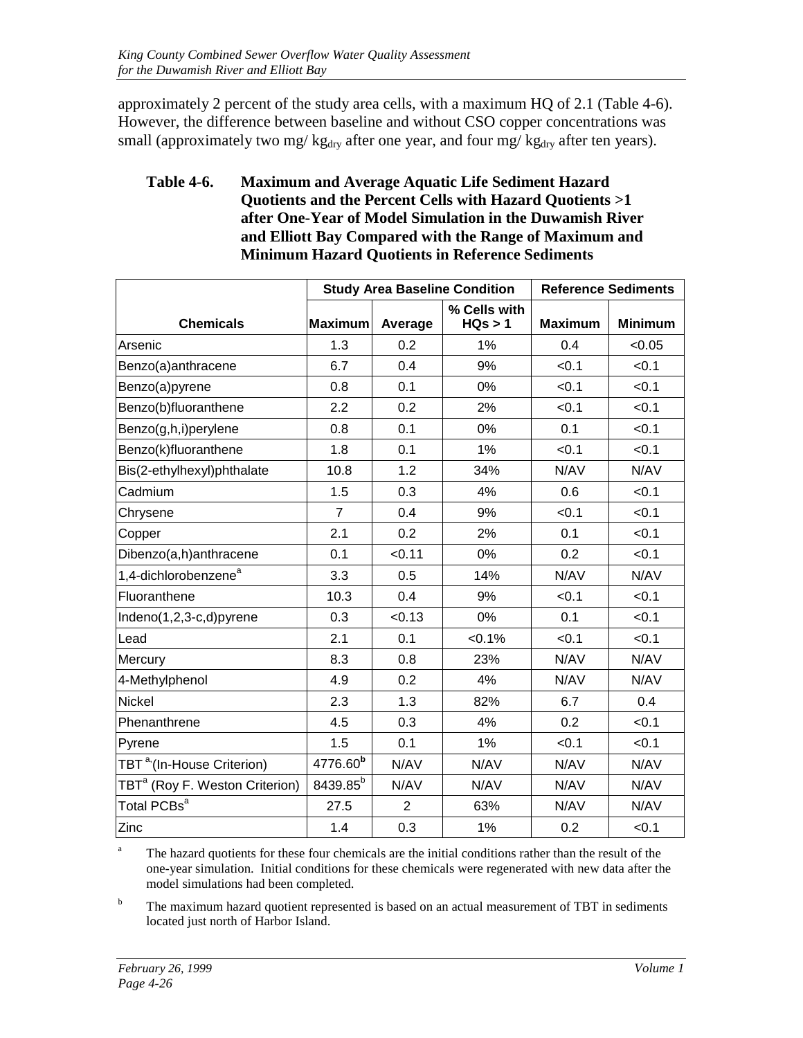approximately 2 percent of the study area cells, with a maximum HQ of 2.1 (Table 4-6). However, the difference between baseline and without CSO copper concentrations was small (approximately two mg/ $kg_{dry}$ after one year, and four mg/ $kg_{dry}$ after ten years).

**Table 4-6. Maximum and Average Aquatic Life Sediment Hazard Quotients and the Percent Cells with Hazard Quotients >1 after One-Year of Model Simulation in the Duwamish River and Elliott Bay Compared with the Range of Maximum and Minimum Hazard Quotients in Reference Sediments**

| | Study Area Baseline Condition | | | Reference Sediments | |
|---|---|---|---|---|---|
| **Chemicals** | **Maximum** | **Average** | **% Cells with HQs > 1** | **Maximum** | **Minimum** |
| Arsenic | 1.3 | 0.2 | 1% | 0.4 | <0.05 |
| Benzo(a)anthracene | 6.7 | 0.4 | 9% | <0.1 | <0.1 |
| Benzo(a)pyrene | 0.8 | 0.1 | 0% | <0.1 | <0.1 |
| Benzo(b)fluoranthene | 2.2 | 0.2 | 2% | <0.1 | <0.1 |
| Benzo(g,h,i)perylene | 0.8 | 0.1 | 0% | 0.1 | <0.1 |
| Benzo(k)fluoranthene | 1.8 | 0.1 | 1% | <0.1 | <0.1 |
| Bis(2-ethylhexyl)phthalate | 10.8 | 1.2 | 34% | N/AV | N/AV |
| Cadmium | 1.5 | 0.3 | 4% | 0.6 | <0.1 |
| Chrysene | 7 | 0.4 | 9% | <0.1 | <0.1 |
| Copper | 2.1 | 0.2 | 2% | 0.1 | <0.1 |
| Dibenzo(a,h)anthracene | 0.1 | <0.11 | 0% | 0.2 | <0.1 |
| 1,4-dichlorobenzene[a] | 3.3 | 0.5 | 14% | N/AV | N/AV |
| Fluoranthene | 10.3 | 0.4 | 9% | <0.1 | <0.1 |
| Indeno(1,2,3-c,d)pyrene | 0.3 | <0.13 | 0% | 0.1 | <0.1 |
| Lead | 2.1 | 0.1 | <0.1% | <0.1 | <0.1 |
| Mercury | 8.3 | 0.8 | 23% | N/AV | N/AV |
| 4-Methylphenol | 4.9 | 0.2 | 4% | N/AV | N/AV |
| Nickel | 2.3 | 1.3 | 82% | 6.7 | 0.4 |
| Phenanthrene | 4.5 | 0.3 | 4% | 0.2 | <0.1 |
| Pyrene | 1.5 | 0.1 | 1% | <0.1 | <0.1 |
| TBT[a] (In-House Criterion) | 4776.60[b] | N/AV | N/AV | N/AV | N/AV |
| TBT[a] (Roy F. Weston Criterion) | 8439.85[b] | N/AV | N/AV | N/AV | N/AV |
| Total PCBs[a] | 27.5 | 2 | 63% | N/AV | N/AV |
| Zinc | 1.4 | 0.3 | 1% | 0.2 | <0.1 |

[a] The hazard quotients for these four chemicals are the initial conditions rather than the result of the one-year simulation. Initial conditions for these chemicals were regenerated with new data after the model simulations had been completed.

[b] The maximum hazard quotient represented is based on an actual measurement of TBT in sediments located just north of Harbor Island.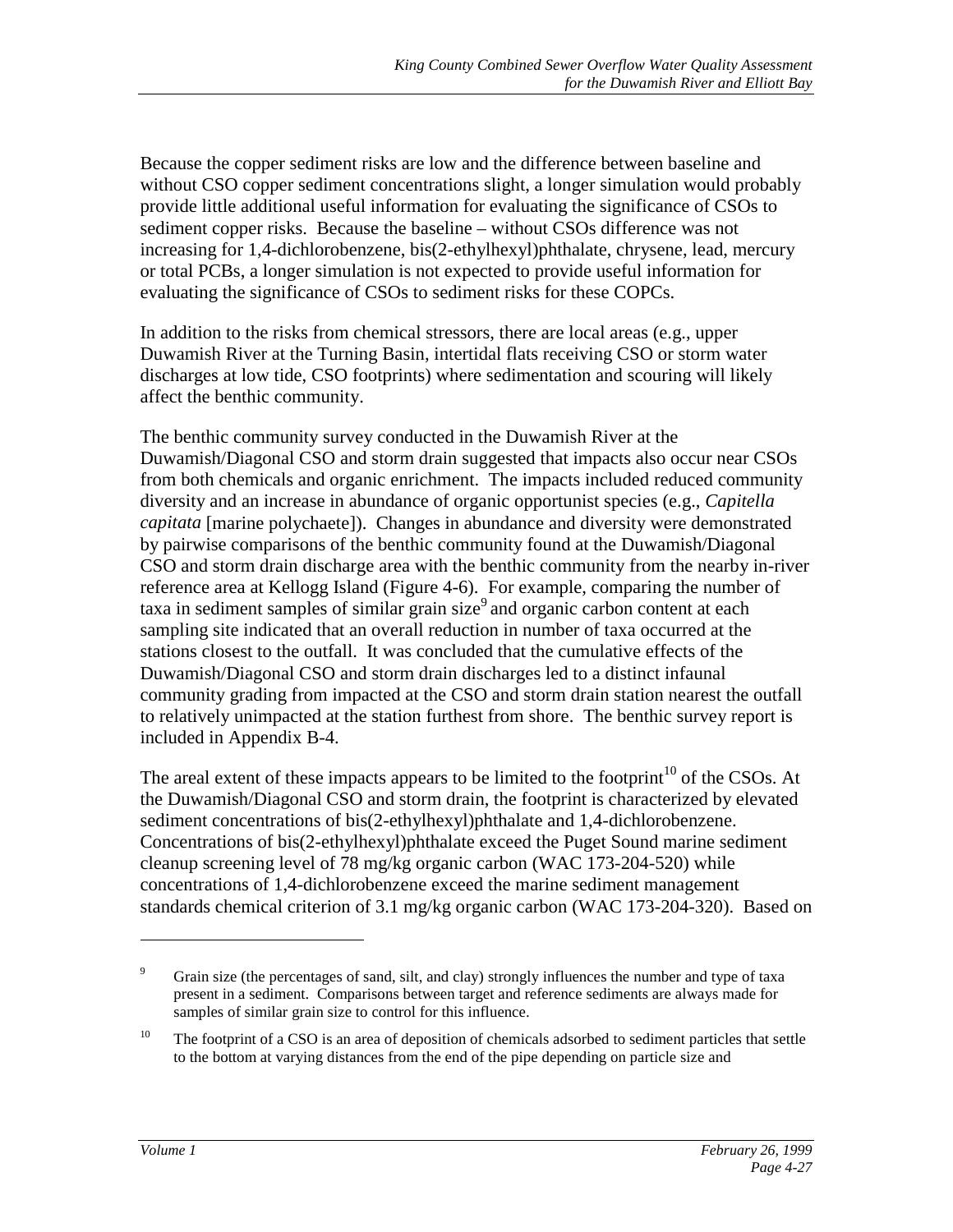Because the copper sediment risks are low and the difference between baseline and without CSO copper sediment concentrations slight, a longer simulation would probably provide little additional useful information for evaluating the significance of CSOs to sediment copper risks. Because the baseline – without CSOs difference was not increasing for 1,4-dichlorobenzene, bis(2-ethylhexyl)phthalate, chrysene, lead, mercury or total PCBs, a longer simulation is not expected to provide useful information for evaluating the significance of CSOs to sediment risks for these COPCs.

In addition to the risks from chemical stressors, there are local areas (e.g., upper Duwamish River at the Turning Basin, intertidal flats receiving CSO or storm water discharges at low tide, CSO footprints) where sedimentation and scouring will likely affect the benthic community.

The benthic community survey conducted in the Duwamish River at the Duwamish/Diagonal CSO and storm drain suggested that impacts also occur near CSOs from both chemicals and organic enrichment. The impacts included reduced community diversity and an increase in abundance of organic opportunist species (e.g., *Capitella capitata* [marine polychaete]). Changes in abundance and diversity were demonstrated by pairwise comparisons of the benthic community found at the Duwamish/Diagonal CSO and storm drain discharge area with the benthic community from the nearby in-river reference area at Kellogg Island (Figure 4-6). For example, comparing the number of taxa in sediment samples of similar grain size[9] and organic carbon content at each sampling site indicated that an overall reduction in number of taxa occurred at the stations closest to the outfall. It was concluded that the cumulative effects of the Duwamish/Diagonal CSO and storm drain discharges led to a distinct infaunal community grading from impacted at the CSO and storm drain station nearest the outfall to relatively unimpacted at the station furthest from shore. The benthic survey report is included in Appendix B-4.

The areal extent of these impacts appears to be limited to the footprint[10] of the CSOs. At the Duwamish/Diagonal CSO and storm drain, the footprint is characterized by elevated sediment concentrations of bis(2-ethylhexyl)phthalate and 1,4-dichlorobenzene. Concentrations of bis(2-ethylhexyl)phthalate exceed the Puget Sound marine sediment cleanup screening level of 78 mg/kg organic carbon (WAC 173-204-520) while concentrations of 1,4-dichlorobenzene exceed the marine sediment management standards chemical criterion of 3.1 mg/kg organic carbon (WAC 173-204-320). Based on

---

[9] Grain size (the percentages of sand, silt, and clay) strongly influences the number and type of taxa present in a sediment. Comparisons between target and reference sediments are always made for samples of similar grain size to control for this influence.

[10] The footprint of a CSO is an area of deposition of chemicals adsorbed to sediment particles that settle to the bottom at varying distances from the end of the pipe depending on particle size and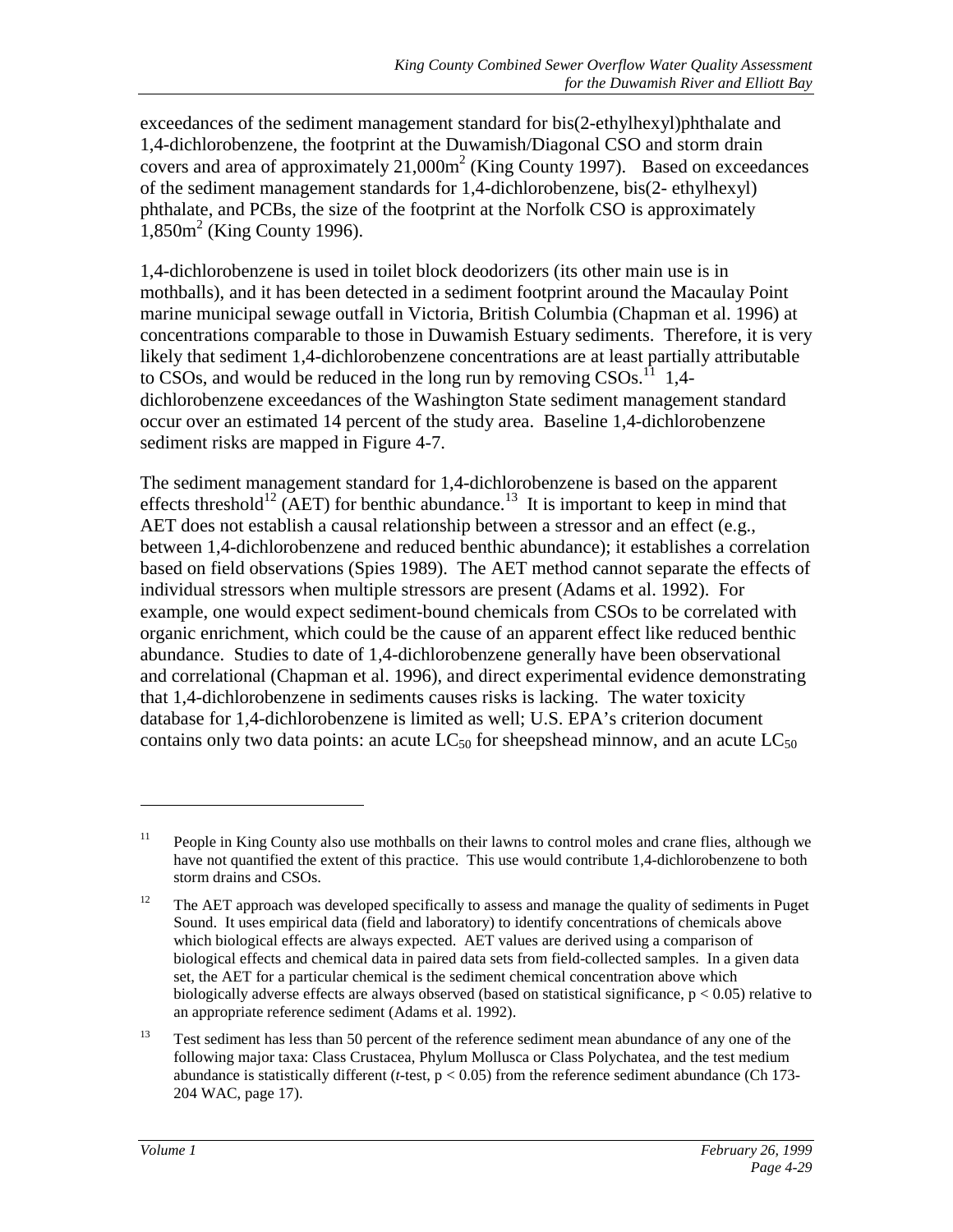exceedances of the sediment management standard for bis(2-ethylhexyl)phthalate and 1,4-dichlorobenzene, the footprint at the Duwamish/Diagonal CSO and storm drain covers and area of approximately 21,000m$^2$ (King County 1997). Based on exceedances of the sediment management standards for 1,4-dichlorobenzene, bis(2- ethylhexyl) phthalate, and PCBs, the size of the footprint at the Norfolk CSO is approximately 1,850m$^2$ (King County 1996).

1,4-dichlorobenzene is used in toilet block deodorizers (its other main use is in mothballs), and it has been detected in a sediment footprint around the Macaulay Point marine municipal sewage outfall in Victoria, British Columbia (Chapman et al. 1996) at concentrations comparable to those in Duwamish Estuary sediments. Therefore, it is very likely that sediment 1,4-dichlorobenzene concentrations are at least partially attributable to CSOs, and would be reduced in the long run by removing CSOs.[11] 1,4-dichlorobenzene exceedances of the Washington State sediment management standard occur over an estimated 14 percent of the study area. Baseline 1,4-dichlorobenzene sediment risks are mapped in Figure 4-7.

The sediment management standard for 1,4-dichlorobenzene is based on the apparent effects threshold[12] (AET) for benthic abundance.[13] It is important to keep in mind that AET does not establish a causal relationship between a stressor and an effect (e.g., between 1,4-dichlorobenzene and reduced benthic abundance); it establishes a correlation based on field observations (Spies 1989). The AET method cannot separate the effects of individual stressors when multiple stressors are present (Adams et al. 1992). For example, one would expect sediment-bound chemicals from CSOs to be correlated with organic enrichment, which could be the cause of an apparent effect like reduced benthic abundance. Studies to date of 1,4-dichlorobenzene generally have been observational and correlational (Chapman et al. 1996), and direct experimental evidence demonstrating that 1,4-dichlorobenzene in sediments causes risks is lacking. The water toxicity database for 1,4-dichlorobenzene is limited as well; U.S. EPA's criterion document contains only two data points: an acute $LC_{50}$ for sheepshead minnow, and an acute $LC_{50}$

---

[11] People in King County also use mothballs on their lawns to control moles and crane flies, although we have not quantified the extent of this practice. This use would contribute 1,4-dichlorobenzene to both storm drains and CSOs.

[12] The AET approach was developed specifically to assess and manage the quality of sediments in Puget Sound. It uses empirical data (field and laboratory) to identify concentrations of chemicals above which biological effects are always expected. AET values are derived using a comparison of biological effects and chemical data in paired data sets from field-collected samples. In a given data set, the AET for a particular chemical is the sediment chemical concentration above which biologically adverse effects are always observed (based on statistical significance, $p < 0.05$) relative to an appropriate reference sediment (Adams et al. 1992).

[13] Test sediment has less than 50 percent of the reference sediment mean abundance of any one of the following major taxa: Class Crustacea, Phylum Mollusca or Class Polychatea, and the test medium abundance is statistically different (*t*-test, $p < 0.05$) from the reference sediment abundance (Ch 173-204 WAC, page 17).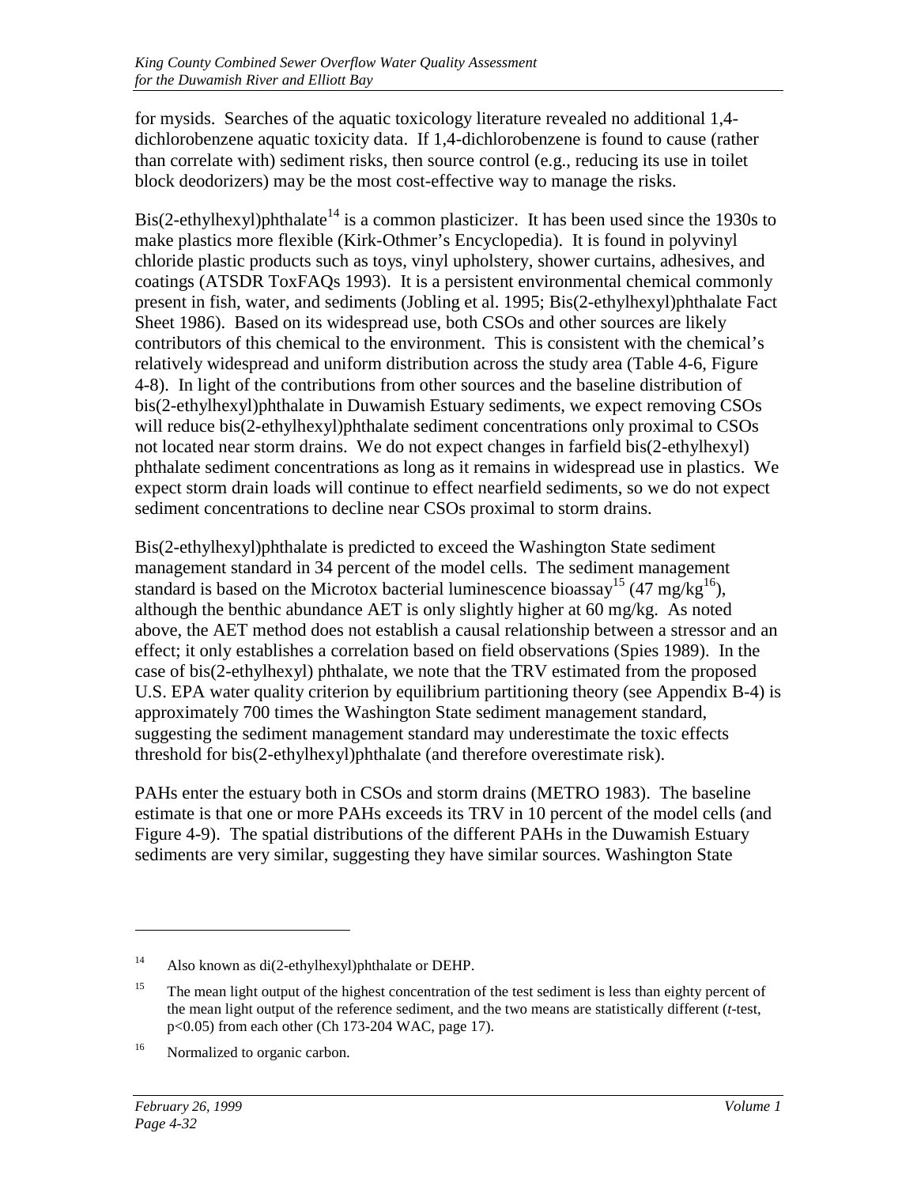for mysids. Searches of the aquatic toxicology literature revealed no additional 1,4-dichlorobenzene aquatic toxicity data. If 1,4-dichlorobenzene is found to cause (rather than correlate with) sediment risks, then source control (e.g., reducing its use in toilet block deodorizers) may be the most cost-effective way to manage the risks.

Bis(2-ethylhexyl)phthalate[14] is a common plasticizer. It has been used since the 1930s to make plastics more flexible (Kirk-Othmer's Encyclopedia). It is found in polyvinyl chloride plastic products such as toys, vinyl upholstery, shower curtains, adhesives, and coatings (ATSDR ToxFAQs 1993). It is a persistent environmental chemical commonly present in fish, water, and sediments (Jobling et al. 1995; Bis(2-ethylhexyl)phthalate Fact Sheet 1986). Based on its widespread use, both CSOs and other sources are likely contributors of this chemical to the environment. This is consistent with the chemical's relatively widespread and uniform distribution across the study area (Table 4-6, Figure 4-8). In light of the contributions from other sources and the baseline distribution of bis(2-ethylhexyl)phthalate in Duwamish Estuary sediments, we expect removing CSOs will reduce bis(2-ethylhexyl)phthalate sediment concentrations only proximal to CSOs not located near storm drains. We do not expect changes in farfield bis(2-ethylhexyl) phthalate sediment concentrations as long as it remains in widespread use in plastics. We expect storm drain loads will continue to effect nearfield sediments, so we do not expect sediment concentrations to decline near CSOs proximal to storm drains.

Bis(2-ethylhexyl)phthalate is predicted to exceed the Washington State sediment management standard in 34 percent of the model cells. The sediment management standard is based on the Microtox bacterial luminescence bioassay[15] (47 mg/kg[16]), although the benthic abundance AET is only slightly higher at 60 mg/kg. As noted above, the AET method does not establish a causal relationship between a stressor and an effect; it only establishes a correlation based on field observations (Spies 1989). In the case of bis(2-ethylhexyl) phthalate, we note that the TRV estimated from the proposed U.S. EPA water quality criterion by equilibrium partitioning theory (see Appendix B-4) is approximately 700 times the Washington State sediment management standard, suggesting the sediment management standard may underestimate the toxic effects threshold for bis(2-ethylhexyl)phthalate (and therefore overestimate risk).

PAHs enter the estuary both in CSOs and storm drains (METRO 1983). The baseline estimate is that one or more PAHs exceeds its TRV in 10 percent of the model cells (and Figure 4-9). The spatial distributions of the different PAHs in the Duwamish Estuary sediments are very similar, suggesting they have similar sources. Washington State

---

[14] Also known as di(2-ethylhexyl)phthalate or DEHP.

[15] The mean light output of the highest concentration of the test sediment is less than eighty percent of the mean light output of the reference sediment, and the two means are statistically different (*t*-test, $p<0.05$) from each other (Ch 173-204 WAC, page 17).

[16] Normalized to organic carbon.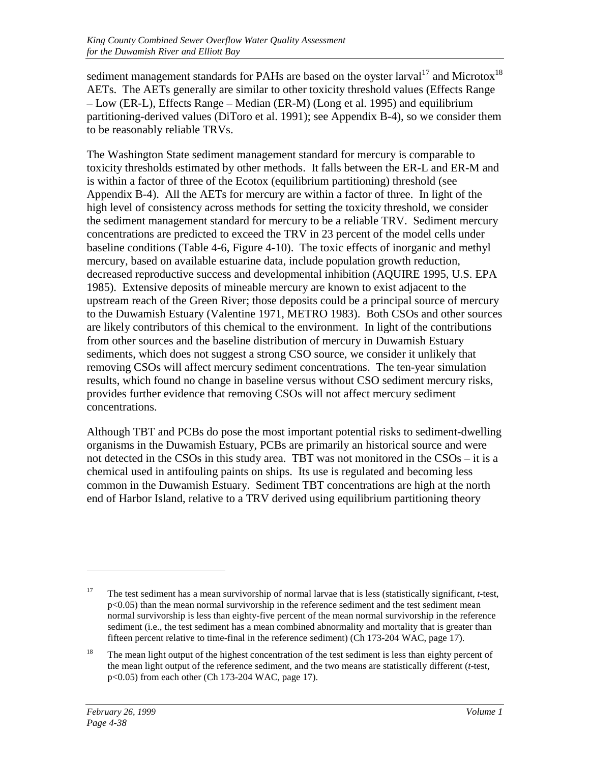sediment management standards for PAHs are based on the oyster larval[17] and Microtox[18] AETs. The AETs generally are similar to other toxicity threshold values (Effects Range – Low (ER-L), Effects Range – Median (ER-M) (Long et al. 1995) and equilibrium partitioning-derived values (DiToro et al. 1991); see Appendix B-4), so we consider them to be reasonably reliable TRVs.

The Washington State sediment management standard for mercury is comparable to toxicity thresholds estimated by other methods. It falls between the ER-L and ER-M and is within a factor of three of the Ecotox (equilibrium partitioning) threshold (see Appendix B-4). All the AETs for mercury are within a factor of three. In light of the high level of consistency across methods for setting the toxicity threshold, we consider the sediment management standard for mercury to be a reliable TRV. Sediment mercury concentrations are predicted to exceed the TRV in 23 percent of the model cells under baseline conditions (Table 4-6, Figure 4-10). The toxic effects of inorganic and methyl mercury, based on available estuarine data, include population growth reduction, decreased reproductive success and developmental inhibition (AQUIRE 1995, U.S. EPA 1985). Extensive deposits of mineable mercury are known to exist adjacent to the upstream reach of the Green River; those deposits could be a principal source of mercury to the Duwamish Estuary (Valentine 1971, METRO 1983). Both CSOs and other sources are likely contributors of this chemical to the environment. In light of the contributions from other sources and the baseline distribution of mercury in Duwamish Estuary sediments, which does not suggest a strong CSO source, we consider it unlikely that removing CSOs will affect mercury sediment concentrations. The ten-year simulation results, which found no change in baseline versus without CSO sediment mercury risks, provides further evidence that removing CSOs will not affect mercury sediment concentrations.

Although TBT and PCBs do pose the most important potential risks to sediment-dwelling organisms in the Duwamish Estuary, PCBs are primarily an historical source and were not detected in the CSOs in this study area. TBT was not monitored in the CSOs – it is a chemical used in antifouling paints on ships. Its use is regulated and becoming less common in the Duwamish Estuary. Sediment TBT concentrations are high at the north end of Harbor Island, relative to a TRV derived using equilibrium partitioning theory

---

[17] The test sediment has a mean survivorship of normal larvae that is less (statistically significant, *t*-test, $p<0.05$) than the mean normal survivorship in the reference sediment and the test sediment mean normal survivorship is less than eighty-five percent of the mean normal survivorship in the reference sediment (i.e., the test sediment has a mean combined abnormality and mortality that is greater than fifteen percent relative to time-final in the reference sediment) (Ch 173-204 WAC, page 17).

[18] The mean light output of the highest concentration of the test sediment is less than eighty percent of the mean light output of the reference sediment, and the two means are statistically different (*t*-test, $p<0.05$) from each other (Ch 173-204 WAC, page 17).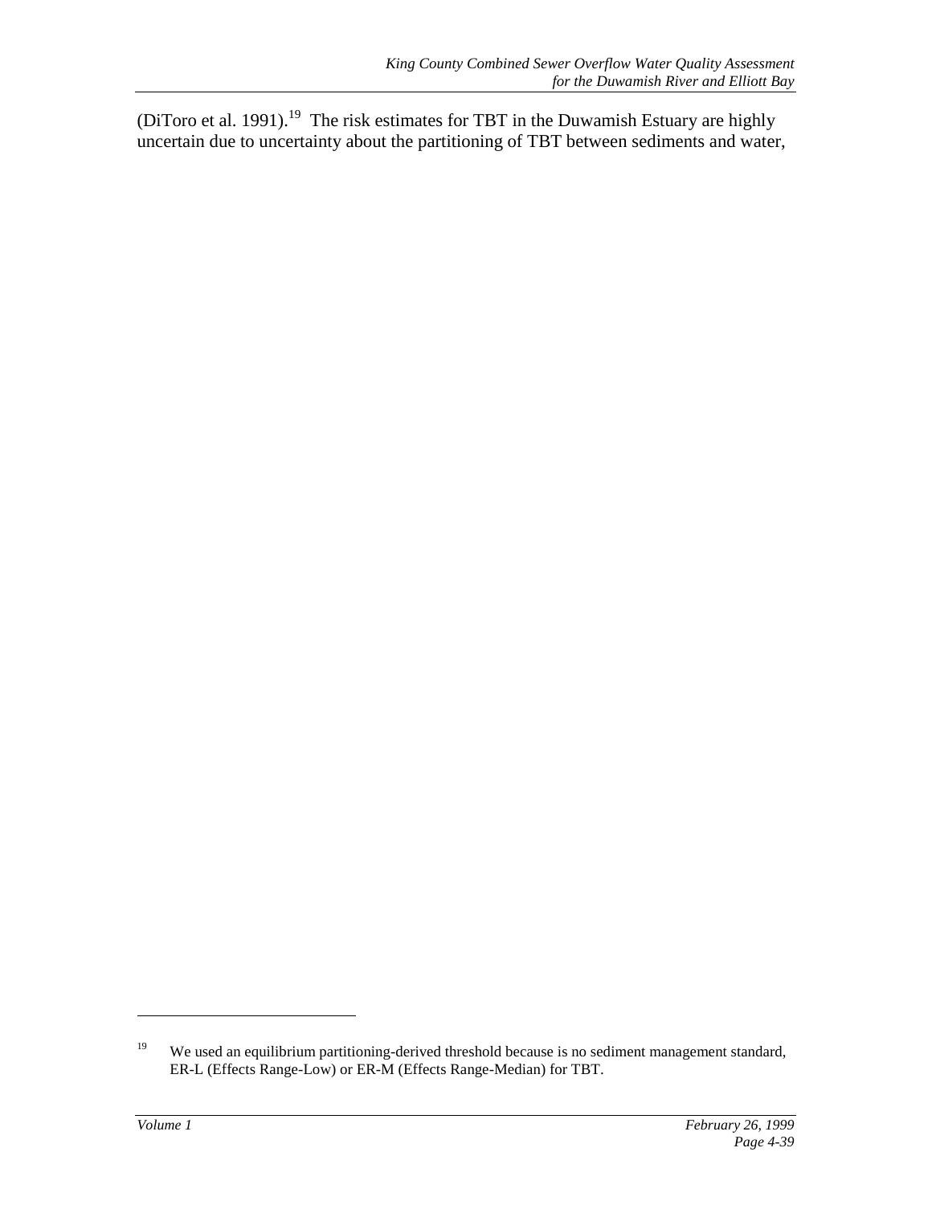(DiToro et al. 1991).[19] The risk estimates for TBT in the Duwamish Estuary are highly uncertain due to uncertainty about the partitioning of TBT between sediments and water,

---

[19] We used an equilibrium partitioning-derived threshold because is no sediment management standard, ER-L (Effects Range-Low) or ER-M (Effects Range-Median) for TBT.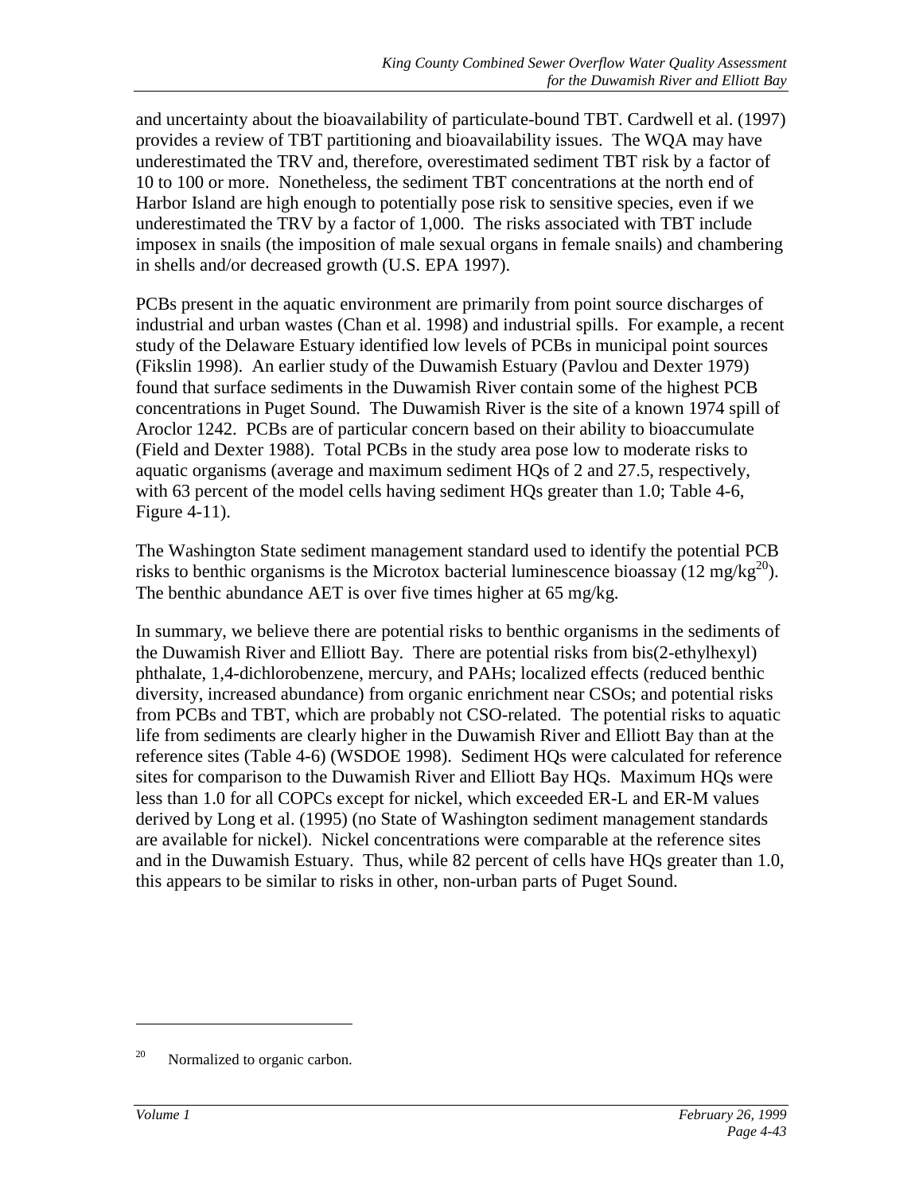and uncertainty about the bioavailability of particulate-bound TBT. Cardwell et al. (1997) provides a review of TBT partitioning and bioavailability issues. The WQA may have underestimated the TRV and, therefore, overestimated sediment TBT risk by a factor of 10 to 100 or more. Nonetheless, the sediment TBT concentrations at the north end of Harbor Island are high enough to potentially pose risk to sensitive species, even if we underestimated the TRV by a factor of 1,000. The risks associated with TBT include imposex in snails (the imposition of male sexual organs in female snails) and chambering in shells and/or decreased growth (U.S. EPA 1997).

PCBs present in the aquatic environment are primarily from point source discharges of industrial and urban wastes (Chan et al. 1998) and industrial spills. For example, a recent study of the Delaware Estuary identified low levels of PCBs in municipal point sources (Fikslin 1998). An earlier study of the Duwamish Estuary (Pavlou and Dexter 1979) found that surface sediments in the Duwamish River contain some of the highest PCB concentrations in Puget Sound. The Duwamish River is the site of a known 1974 spill of Aroclor 1242. PCBs are of particular concern based on their ability to bioaccumulate (Field and Dexter 1988). Total PCBs in the study area pose low to moderate risks to aquatic organisms (average and maximum sediment HQs of 2 and 27.5, respectively, with 63 percent of the model cells having sediment HQs greater than 1.0; Table 4-6, Figure 4-11).

The Washington State sediment management standard used to identify the potential PCB risks to benthic organisms is the Microtox bacterial luminescence bioassay (12 mg/kg[20]). The benthic abundance AET is over five times higher at 65 mg/kg.

In summary, we believe there are potential risks to benthic organisms in the sediments of the Duwamish River and Elliott Bay. There are potential risks from bis(2-ethylhexyl) phthalate, 1,4-dichlorobenzene, mercury, and PAHs; localized effects (reduced benthic diversity, increased abundance) from organic enrichment near CSOs; and potential risks from PCBs and TBT, which are probably not CSO-related. The potential risks to aquatic life from sediments are clearly higher in the Duwamish River and Elliott Bay than at the reference sites (Table 4-6) (WSDOE 1998). Sediment HQs were calculated for reference sites for comparison to the Duwamish River and Elliott Bay HQs. Maximum HQs were less than 1.0 for all COPCs except for nickel, which exceeded ER-L and ER-M values derived by Long et al. (1995) (no State of Washington sediment management standards are available for nickel). Nickel concentrations were comparable at the reference sites and in the Duwamish Estuary. Thus, while 82 percent of cells have HQs greater than 1.0, this appears to be similar to risks in other, non-urban parts of Puget Sound.

---

[20] Normalized to organic carbon.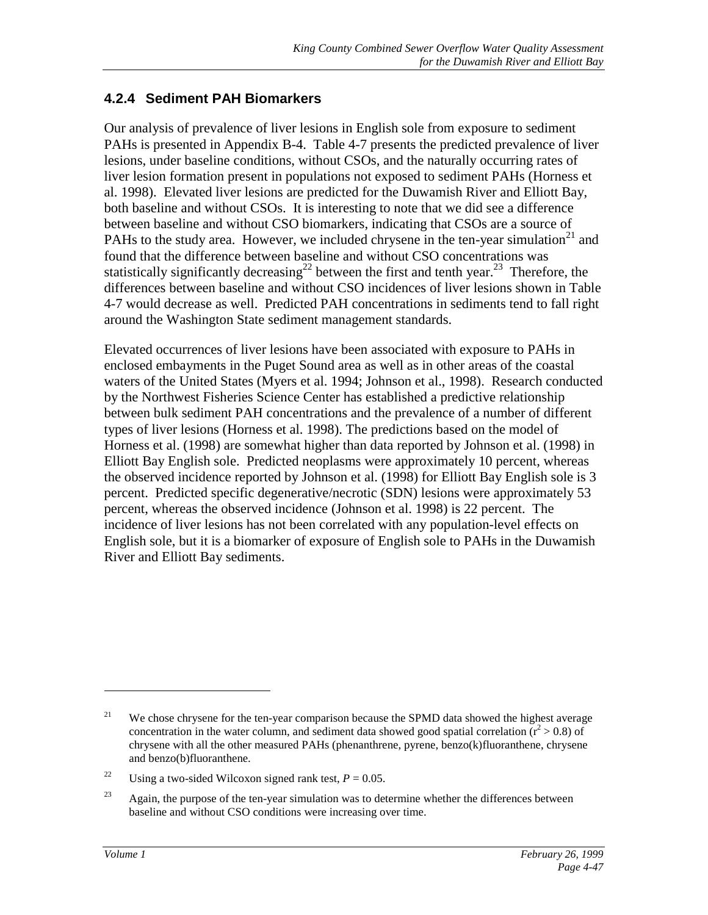### 4.2.4 Sediment PAH Biomarkers

Our analysis of prevalence of liver lesions in English sole from exposure to sediment PAHs is presented in Appendix B-4. Table 4-7 presents the predicted prevalence of liver lesions, under baseline conditions, without CSOs, and the naturally occurring rates of liver lesion formation present in populations not exposed to sediment PAHs (Horness et al. 1998). Elevated liver lesions are predicted for the Duwamish River and Elliott Bay, both baseline and without CSOs. It is interesting to note that we did see a difference between baseline and without CSO biomarkers, indicating that CSOs are a source of PAHs to the study area. However, we included chrysene in the ten-year simulation[21] and found that the difference between baseline and without CSO concentrations was statistically significantly decreasing[22] between the first and tenth year.[23] Therefore, the differences between baseline and without CSO incidences of liver lesions shown in Table 4-7 would decrease as well. Predicted PAH concentrations in sediments tend to fall right around the Washington State sediment management standards.

Elevated occurrences of liver lesions have been associated with exposure to PAHs in enclosed embayments in the Puget Sound area as well as in other areas of the coastal waters of the United States (Myers et al. 1994; Johnson et al., 1998). Research conducted by the Northwest Fisheries Science Center has established a predictive relationship between bulk sediment PAH concentrations and the prevalence of a number of different types of liver lesions (Horness et al. 1998). The predictions based on the model of Horness et al. (1998) are somewhat higher than data reported by Johnson et al. (1998) in Elliott Bay English sole. Predicted neoplasms were approximately 10 percent, whereas the observed incidence reported by Johnson et al. (1998) for Elliott Bay English sole is 3 percent. Predicted specific degenerative/necrotic (SDN) lesions were approximately 53 percent, whereas the observed incidence (Johnson et al. 1998) is 22 percent. The incidence of liver lesions has not been correlated with any population-level effects on English sole, but it is a biomarker of exposure of English sole to PAHs in the Duwamish River and Elliott Bay sediments.

---

[21] We chose chrysene for the ten-year comparison because the SPMD data showed the highest average concentration in the water column, and sediment data showed good spatial correlation ($r^2 > 0.8$) of chrysene with all the other measured PAHs (phenanthrene, pyrene, benzo(k)fluoranthene, chrysene and benzo(b)fluoranthene.

[22] Using a two-sided Wilcoxon signed rank test, $P = 0.05$.

[23] Again, the purpose of the ten-year simulation was to determine whether the differences between baseline and without CSO conditions were increasing over time.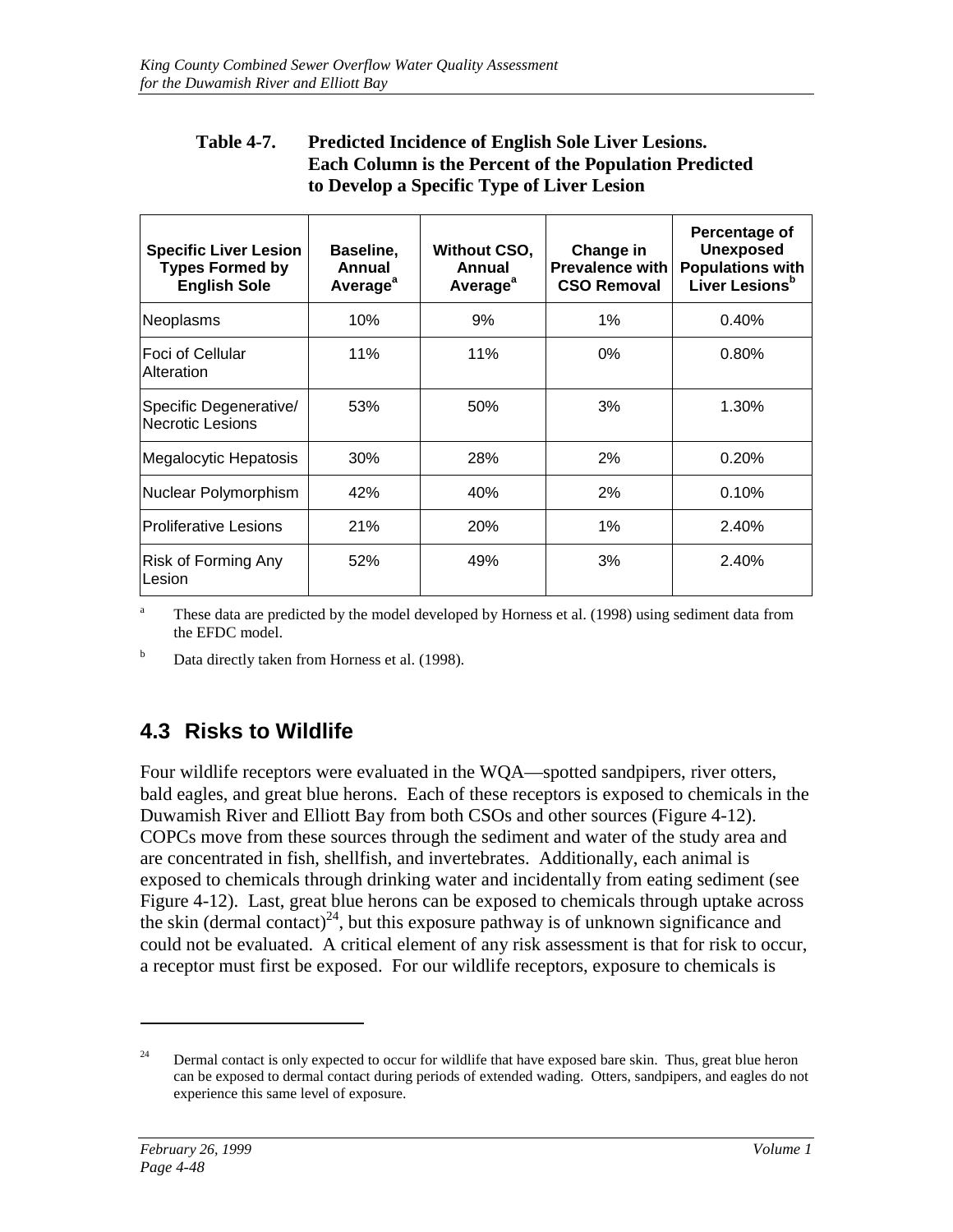**Table 4-7. Predicted Incidence of English Sole Liver Lesions. Each Column is the Percent of the Population Predicted to Develop a Specific Type of Liver Lesion**

| Specific Liver Lesion Types Formed by English Sole | Baseline, Annual Average[a] | Without CSO, Annual Average[a] | Change in Prevalence with CSO Removal | Percentage of Unexposed Populations with Liver Lesions[b] |
|---|---|---|---|---|
| Neoplasms | 10% | 9% | 1% | 0.40% |
| Foci of Cellular Alteration | 11% | 11% | 0% | 0.80% |
| Specific Degenerative/ Necrotic Lesions | 53% | 50% | 3% | 1.30% |
| Megalocytic Hepatosis | 30% | 28% | 2% | 0.20% |
| Nuclear Polymorphism | 42% | 40% | 2% | 0.10% |
| Proliferative Lesions | 21% | 20% | 1% | 2.40% |
| Risk of Forming Any Lesion | 52% | 49% | 3% | 2.40% |

[a] These data are predicted by the model developed by Horness et al. (1998) using sediment data from the EFDC model.

[b] Data directly taken from Horness et al. (1998).

## 4.3 Risks to Wildlife

Four wildlife receptors were evaluated in the WQA—spotted sandpipers, river otters, bald eagles, and great blue herons. Each of these receptors is exposed to chemicals in the Duwamish River and Elliott Bay from both CSOs and other sources (Figure 4-12). COPCs move from these sources through the sediment and water of the study area and are concentrated in fish, shellfish, and invertebrates. Additionally, each animal is exposed to chemicals through drinking water and incidentally from eating sediment (see Figure 4-12). Last, great blue herons can be exposed to chemicals through uptake across the skin (dermal contact)[24], but this exposure pathway is of unknown significance and could not be evaluated. A critical element of any risk assessment is that for risk to occur, a receptor must first be exposed. For our wildlife receptors, exposure to chemicals is

[24] Dermal contact is only expected to occur for wildlife that have exposed bare skin. Thus, great blue heron can be exposed to dermal contact during periods of extended wading. Otters, sandpipers, and eagles do not experience this same level of exposure.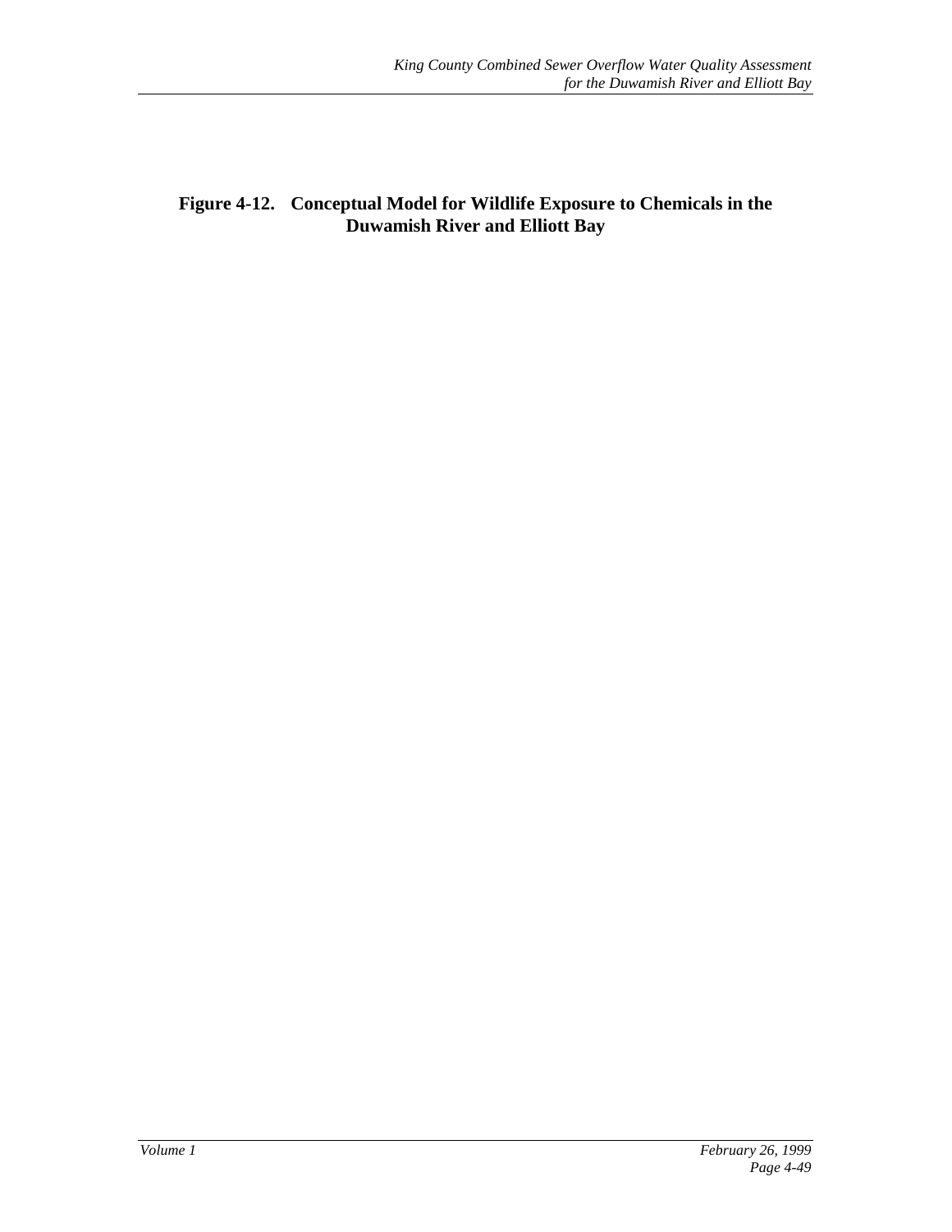**Figure 4-12. Conceptual Model for Wildlife Exposure to Chemicals in the Duwamish River and Elliott Bay**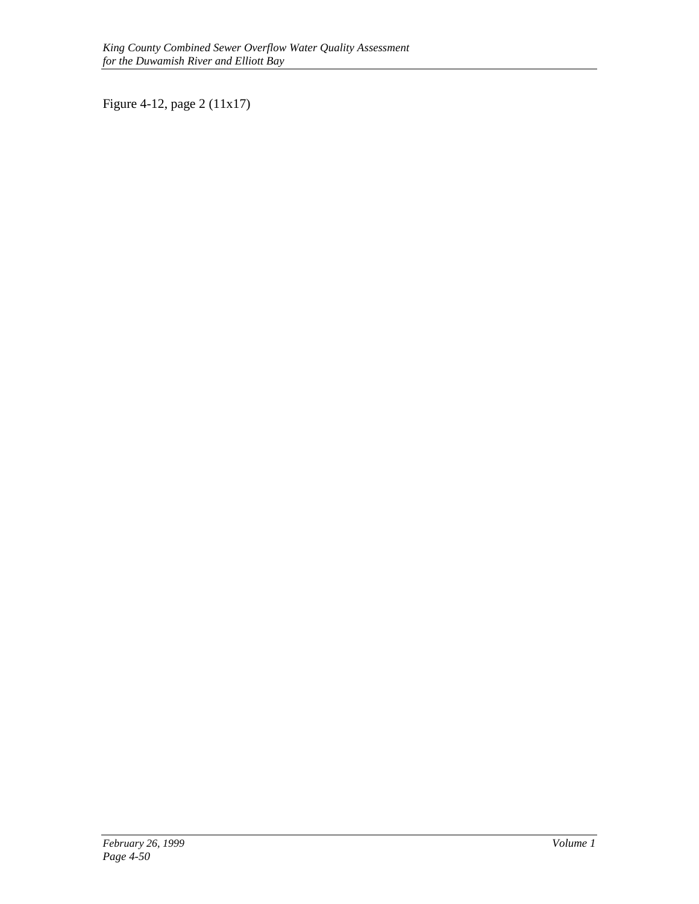Figure 4-12, page 2 (11x17)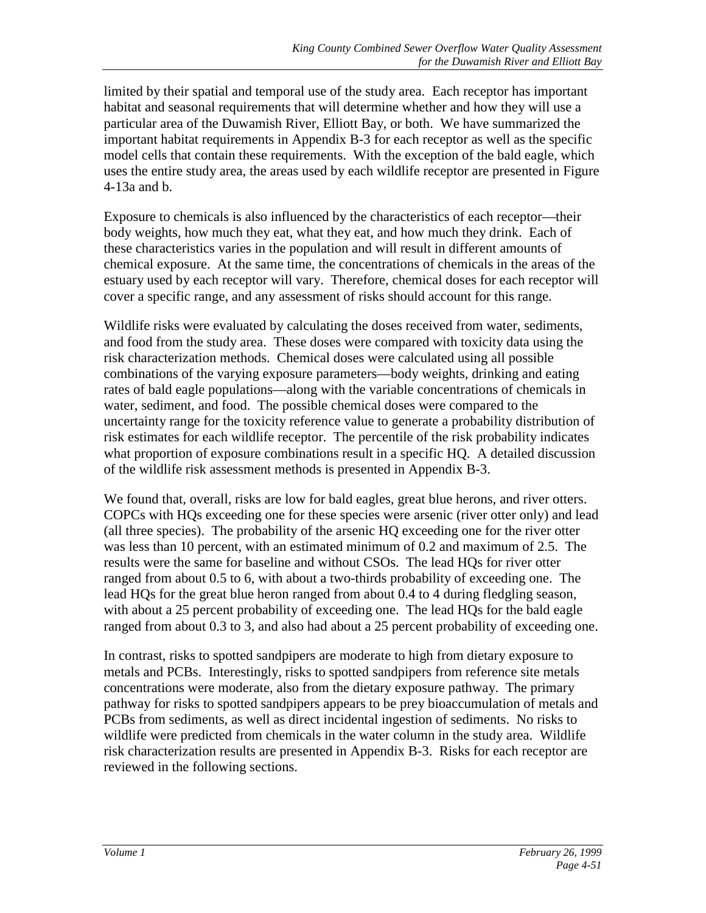limited by their spatial and temporal use of the study area. Each receptor has important habitat and seasonal requirements that will determine whether and how they will use a particular area of the Duwamish River, Elliott Bay, or both. We have summarized the important habitat requirements in Appendix B-3 for each receptor as well as the specific model cells that contain these requirements. With the exception of the bald eagle, which uses the entire study area, the areas used by each wildlife receptor are presented in Figure 4-13a and b.

Exposure to chemicals is also influenced by the characteristics of each receptor—their body weights, how much they eat, what they eat, and how much they drink. Each of these characteristics varies in the population and will result in different amounts of chemical exposure. At the same time, the concentrations of chemicals in the areas of the estuary used by each receptor will vary. Therefore, chemical doses for each receptor will cover a specific range, and any assessment of risks should account for this range.

Wildlife risks were evaluated by calculating the doses received from water, sediments, and food from the study area. These doses were compared with toxicity data using the risk characterization methods. Chemical doses were calculated using all possible combinations of the varying exposure parameters—body weights, drinking and eating rates of bald eagle populations—along with the variable concentrations of chemicals in water, sediment, and food. The possible chemical doses were compared to the uncertainty range for the toxicity reference value to generate a probability distribution of risk estimates for each wildlife receptor. The percentile of the risk probability indicates what proportion of exposure combinations result in a specific HQ. A detailed discussion of the wildlife risk assessment methods is presented in Appendix B-3.

We found that, overall, risks are low for bald eagles, great blue herons, and river otters. COPCs with HQs exceeding one for these species were arsenic (river otter only) and lead (all three species). The probability of the arsenic HQ exceeding one for the river otter was less than 10 percent, with an estimated minimum of 0.2 and maximum of 2.5. The results were the same for baseline and without CSOs. The lead HQs for river otter ranged from about 0.5 to 6, with about a two-thirds probability of exceeding one. The lead HQs for the great blue heron ranged from about 0.4 to 4 during fledgling season, with about a 25 percent probability of exceeding one. The lead HQs for the bald eagle ranged from about 0.3 to 3, and also had about a 25 percent probability of exceeding one.

In contrast, risks to spotted sandpipers are moderate to high from dietary exposure to metals and PCBs. Interestingly, risks to spotted sandpipers from reference site metals concentrations were moderate, also from the dietary exposure pathway. The primary pathway for risks to spotted sandpipers appears to be prey bioaccumulation of metals and PCBs from sediments, as well as direct incidental ingestion of sediments. No risks to wildlife were predicted from chemicals in the water column in the study area. Wildlife risk characterization results are presented in Appendix B-3. Risks for each receptor are reviewed in the following sections.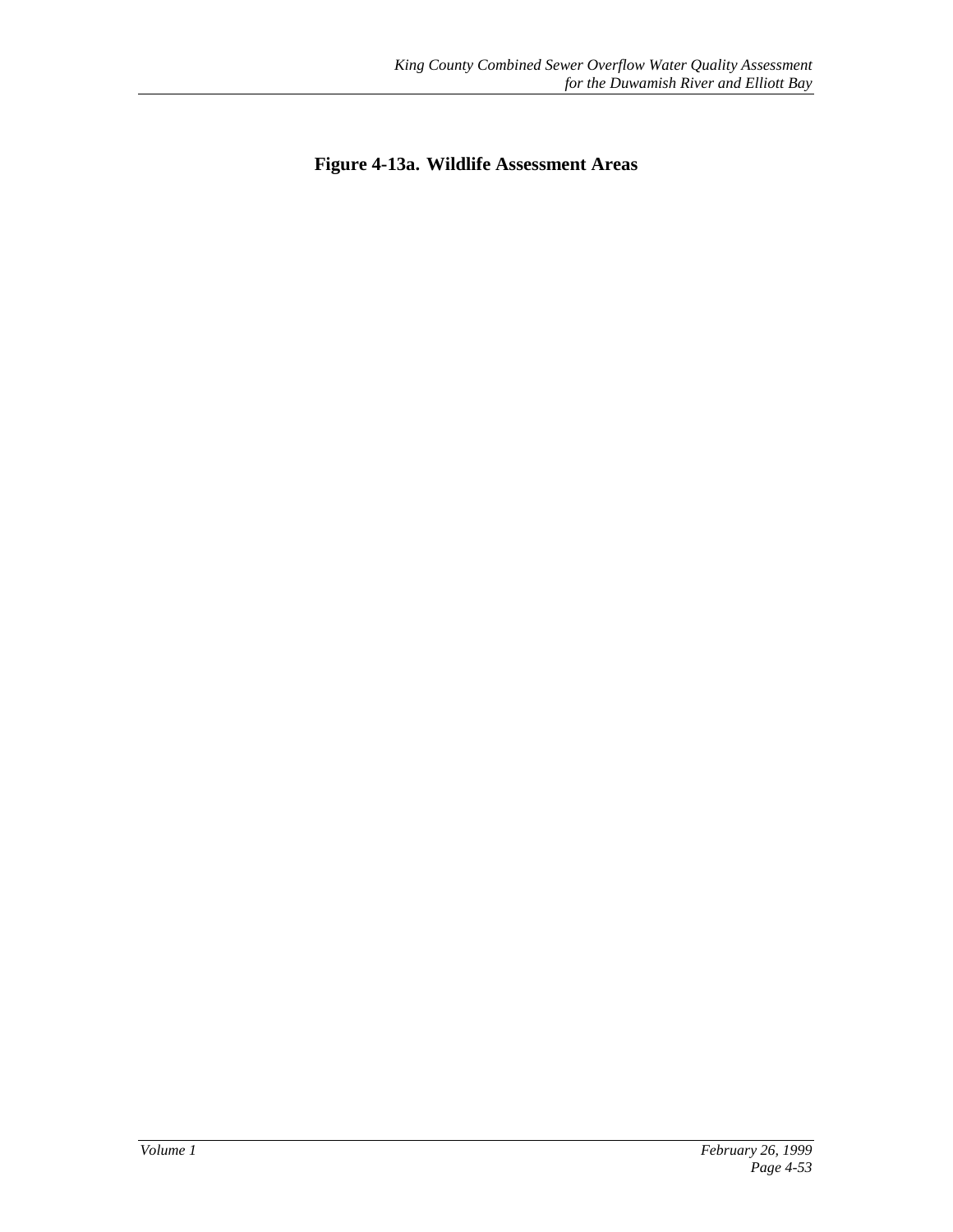**Figure 4-13a. Wildlife Assessment Areas**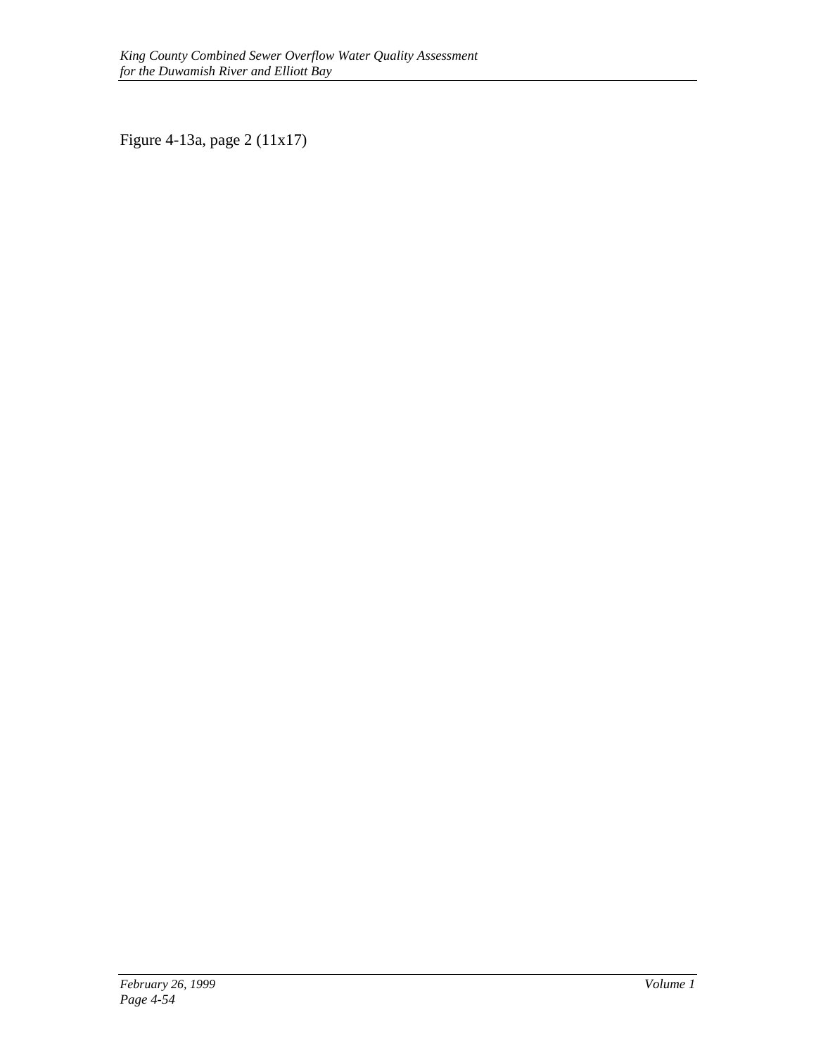Figure 4-13a, page 2 (11x17)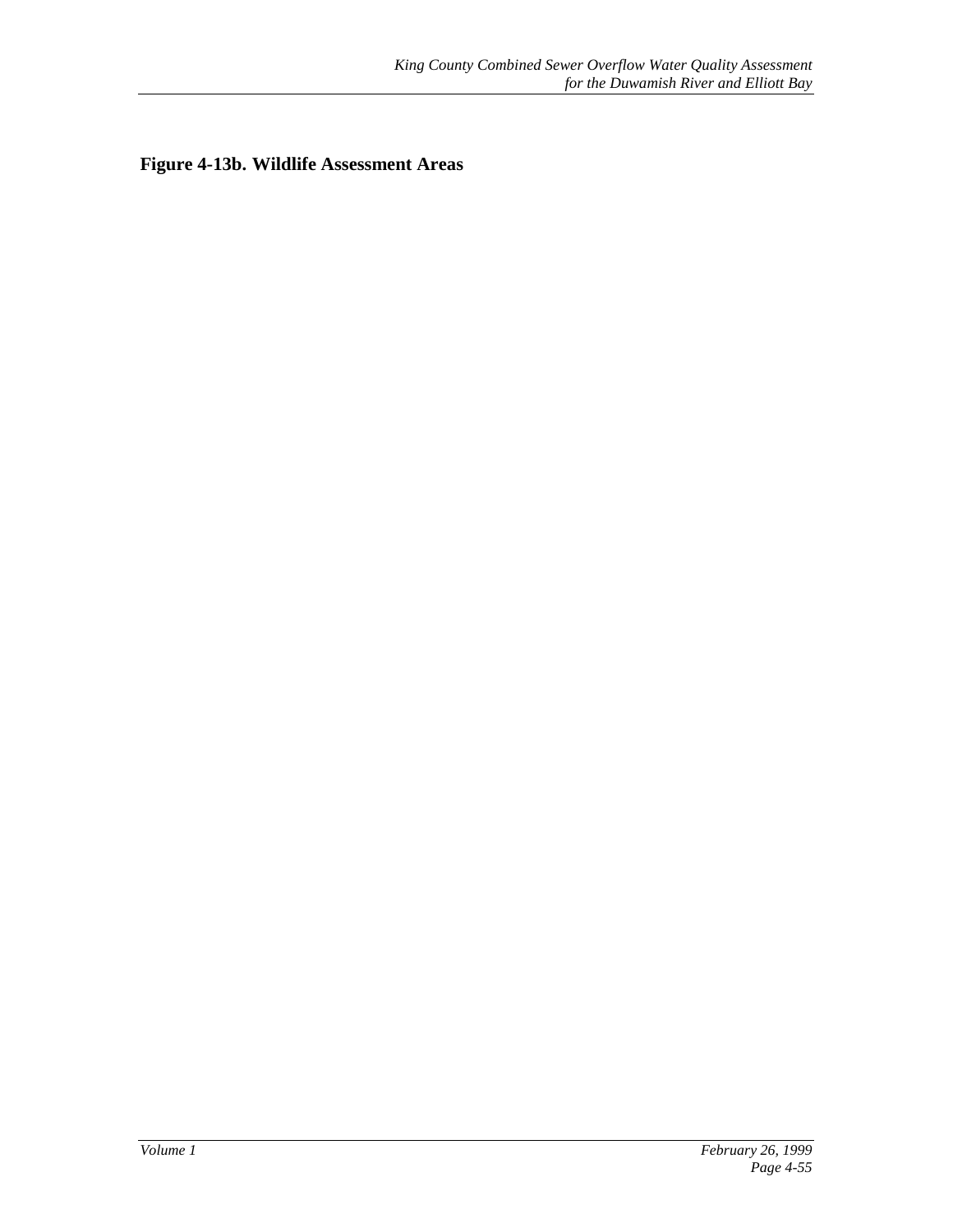**Figure 4-13b. Wildlife Assessment Areas**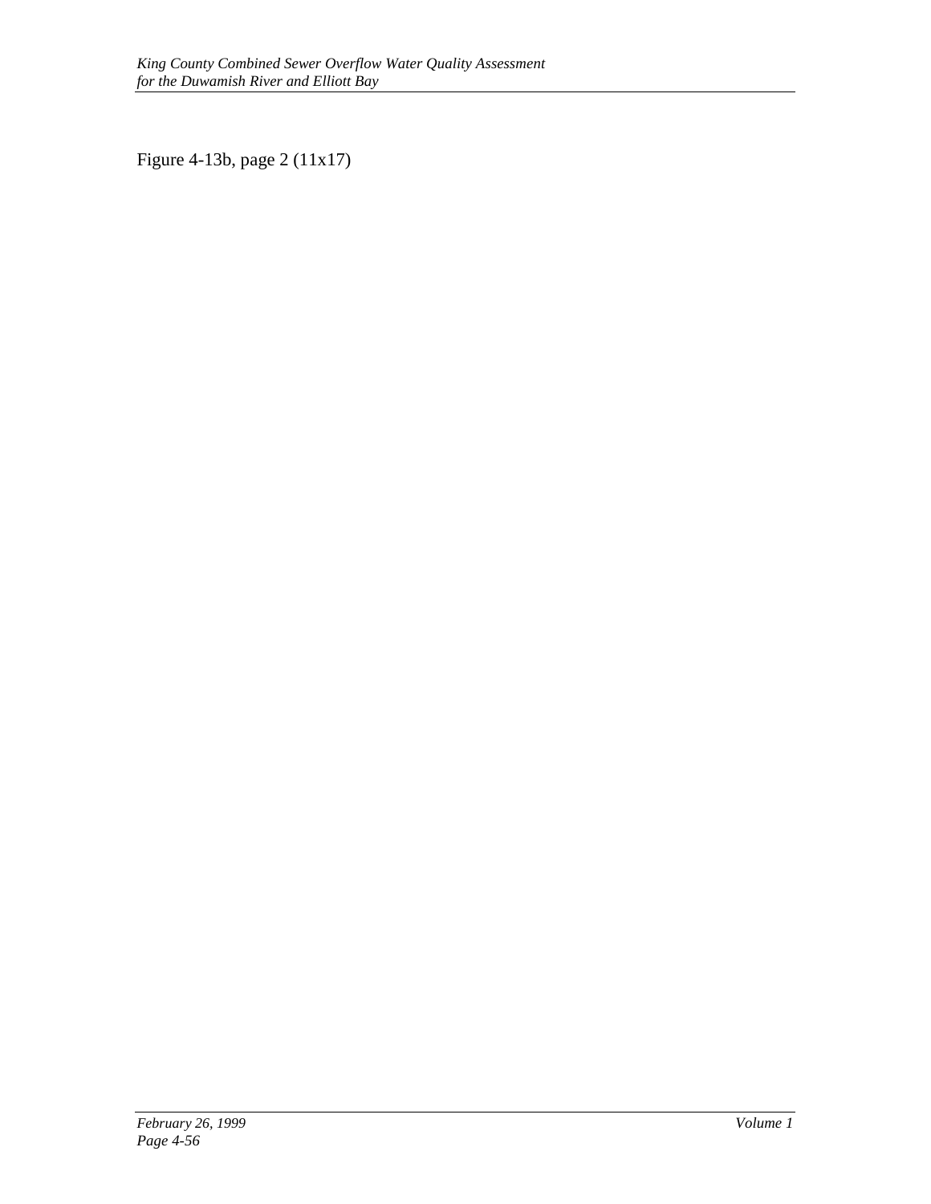Figure 4-13b, page 2 (11x17)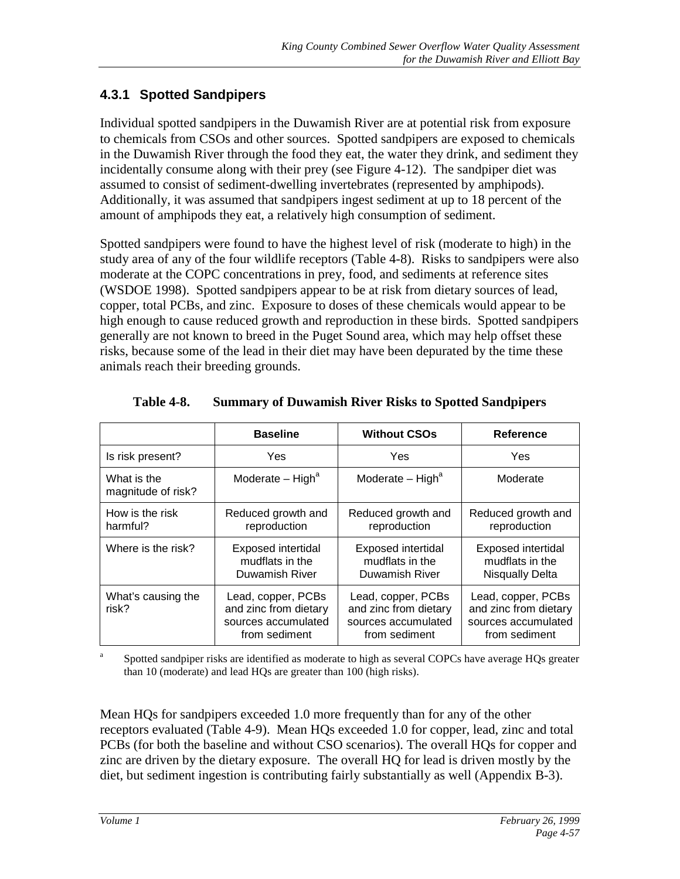### 4.3.1 Spotted Sandpipers

Individual spotted sandpipers in the Duwamish River are at potential risk from exposure to chemicals from CSOs and other sources. Spotted sandpipers are exposed to chemicals in the Duwamish River through the food they eat, the water they drink, and sediment they incidentally consume along with their prey (see Figure 4-12). The sandpiper diet was assumed to consist of sediment-dwelling invertebrates (represented by amphipods). Additionally, it was assumed that sandpipers ingest sediment at up to 18 percent of the amount of amphipods they eat, a relatively high consumption of sediment.

Spotted sandpipers were found to have the highest level of risk (moderate to high) in the study area of any of the four wildlife receptors (Table 4-8). Risks to sandpipers were also moderate at the COPC concentrations in prey, food, and sediments at reference sites (WSDOE 1998). Spotted sandpipers appear to be at risk from dietary sources of lead, copper, total PCBs, and zinc. Exposure to doses of these chemicals would appear to be high enough to cause reduced growth and reproduction in these birds. Spotted sandpipers generally are not known to breed in the Puget Sound area, which may help offset these risks, because some of the lead in their diet may have been depurated by the time these animals reach their breeding grounds.

**Table 4-8. Summary of Duwamish River Risks to Spotted Sandpipers**

| | Baseline | Without CSOs | Reference |
|---|---|---|---|
| Is risk present? | Yes | Yes | Yes |
| What is the magnitude of risk? | Moderate – High[a] | Moderate – High[a] | Moderate |
| How is the risk harmful? | Reduced growth and reproduction | Reduced growth and reproduction | Reduced growth and reproduction |
| Where is the risk? | Exposed intertidal mudflats in the Duwamish River | Exposed intertidal mudflats in the Duwamish River | Exposed intertidal mudflats in the Nisqually Delta |
| What's causing the risk? | Lead, copper, PCBs and zinc from dietary sources accumulated from sediment | Lead, copper, PCBs and zinc from dietary sources accumulated from sediment | Lead, copper, PCBs and zinc from dietary sources accumulated from sediment |

[a] Spotted sandpiper risks are identified as moderate to high as several COPCs have average HQs greater than 10 (moderate) and lead HQs are greater than 100 (high risks).

Mean HQs for sandpipers exceeded 1.0 more frequently than for any of the other receptors evaluated (Table 4-9). Mean HQs exceeded 1.0 for copper, lead, zinc and total PCBs (for both the baseline and without CSO scenarios). The overall HQs for copper and zinc are driven by the dietary exposure. The overall HQ for lead is driven mostly by the diet, but sediment ingestion is contributing fairly substantially as well (Appendix B-3).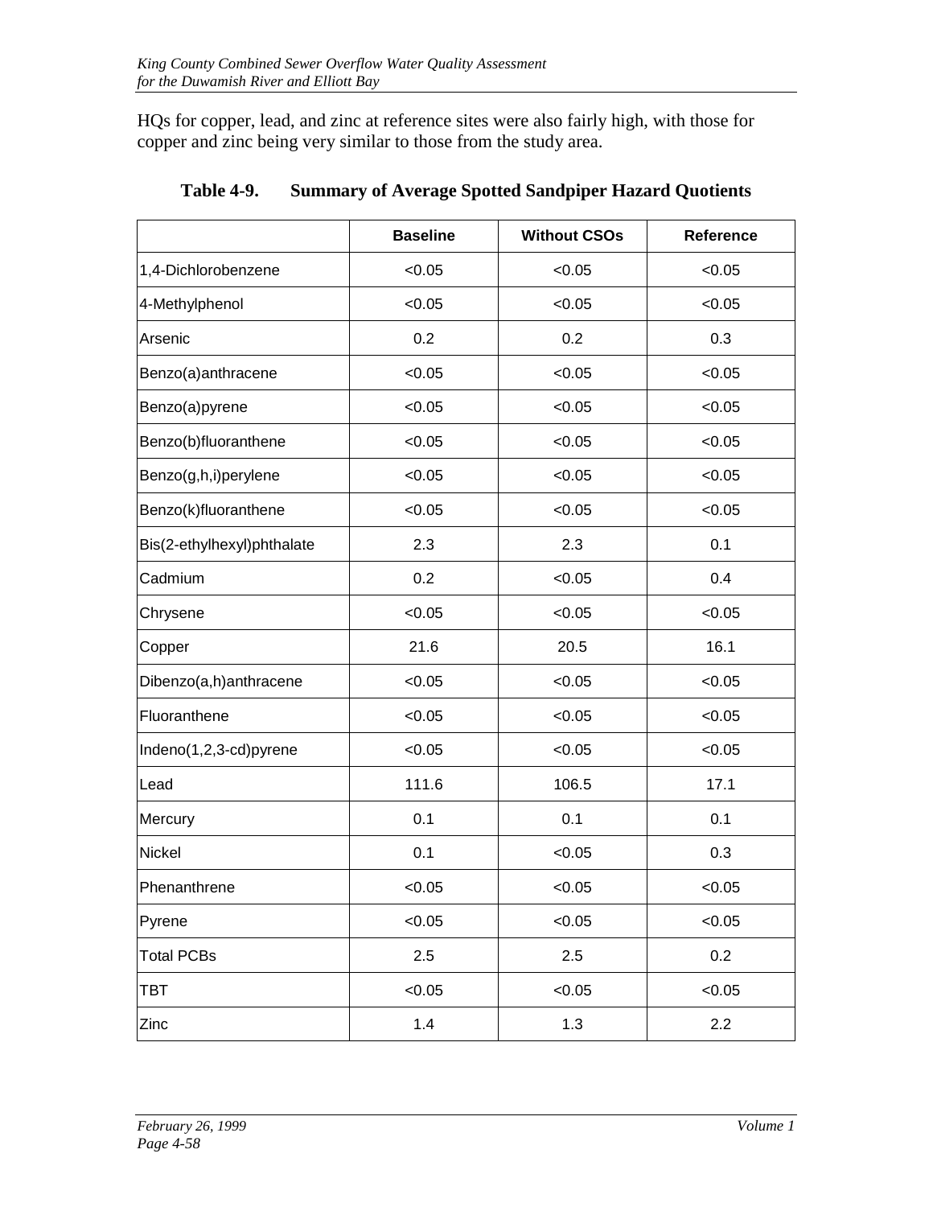HQs for copper, lead, and zinc at reference sites were also fairly high, with those for copper and zinc being very similar to those from the study area.

**Table 4-9. Summary of Average Spotted Sandpiper Hazard Quotients**

| | Baseline | Without CSOs | Reference |
|---|---|---|---|
| 1,4-Dichlorobenzene | <0.05 | <0.05 | <0.05 |
| 4-Methylphenol | <0.05 | <0.05 | <0.05 |
| Arsenic | 0.2 | 0.2 | 0.3 |
| Benzo(a)anthracene | <0.05 | <0.05 | <0.05 |
| Benzo(a)pyrene | <0.05 | <0.05 | <0.05 |
| Benzo(b)fluoranthene | <0.05 | <0.05 | <0.05 |
| Benzo(g,h,i)perylene | <0.05 | <0.05 | <0.05 |
| Benzo(k)fluoranthene | <0.05 | <0.05 | <0.05 |
| Bis(2-ethylhexyl)phthalate | 2.3 | 2.3 | 0.1 |
| Cadmium | 0.2 | <0.05 | 0.4 |
| Chrysene | <0.05 | <0.05 | <0.05 |
| Copper | 21.6 | 20.5 | 16.1 |
| Dibenzo(a,h)anthracene | <0.05 | <0.05 | <0.05 |
| Fluoranthene | <0.05 | <0.05 | <0.05 |
| Indeno(1,2,3-cd)pyrene | <0.05 | <0.05 | <0.05 |
| Lead | 111.6 | 106.5 | 17.1 |
| Mercury | 0.1 | 0.1 | 0.1 |
| Nickel | 0.1 | <0.05 | 0.3 |
| Phenanthrene | <0.05 | <0.05 | <0.05 |
| Pyrene | <0.05 | <0.05 | <0.05 |
| Total PCBs | 2.5 | 2.5 | 0.2 |
| TBT | <0.05 | <0.05 | <0.05 |
| Zinc | 1.4 | 1.3 | 2.2 |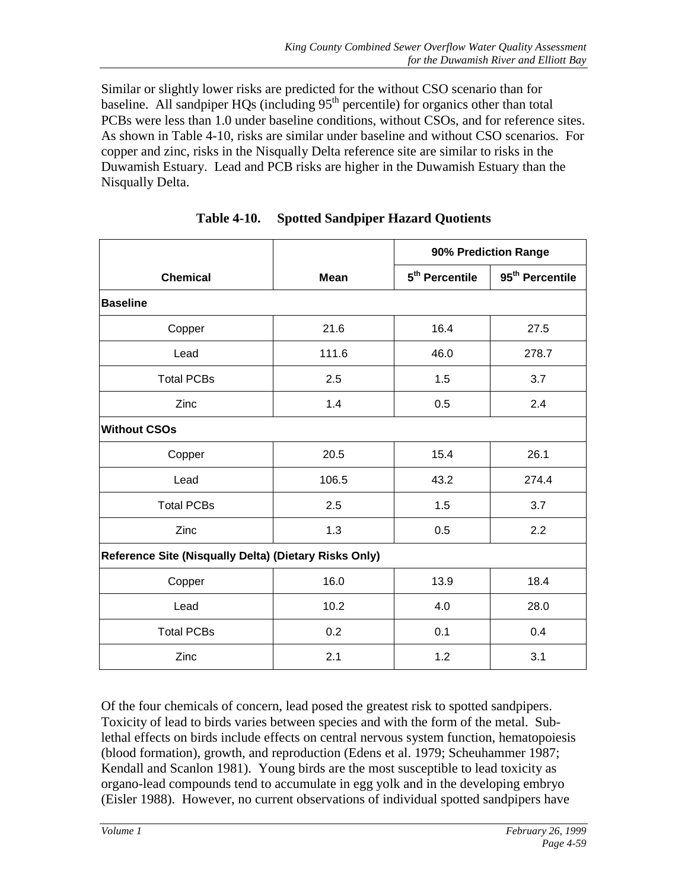Similar or slightly lower risks are predicted for the without CSO scenario than for baseline. All sandpiper HQs (including 95th percentile) for organics other than total PCBs were less than 1.0 under baseline conditions, without CSOs, and for reference sites. As shown in Table 4-10, risks are similar under baseline and without CSO scenarios. For copper and zinc, risks in the Nisqually Delta reference site are similar to risks in the Duwamish Estuary. Lead and PCB risks are higher in the Duwamish Estuary than the Nisqually Delta.

**Table 4-10. Spotted Sandpiper Hazard Quotients**

| | | 90% Prediction Range | |
|---|---|---|---|
| **Chemical** | **Mean** | **5th Percentile** | **95th Percentile** |
| **Baseline** | | | |
| Copper | 21.6 | 16.4 | 27.5 |
| Lead | 111.6 | 46.0 | 278.7 |
| Total PCBs | 2.5 | 1.5 | 3.7 |
| Zinc | 1.4 | 0.5 | 2.4 |
| **Without CSOs** | | | |
| Copper | 20.5 | 15.4 | 26.1 |
| Lead | 106.5 | 43.2 | 274.4 |
| Total PCBs | 2.5 | 1.5 | 3.7 |
| Zinc | 1.3 | 0.5 | 2.2 |
| **Reference Site (Nisqually Delta) (Dietary Risks Only)** | | | |
| Copper | 16.0 | 13.9 | 18.4 |
| Lead | 10.2 | 4.0 | 28.0 |
| Total PCBs | 0.2 | 0.1 | 0.4 |
| Zinc | 2.1 | 1.2 | 3.1 |

Of the four chemicals of concern, lead posed the greatest risk to spotted sandpipers. Toxicity of lead to birds varies between species and with the form of the metal. Sub-lethal effects on birds include effects on central nervous system function, hematopoiesis (blood formation), growth, and reproduction (Edens et al. 1979; Scheuhammer 1987; Kendall and Scanlon 1981). Young birds are the most susceptible to lead toxicity as organo-lead compounds tend to accumulate in egg yolk and in the developing embryo (Eisler 1988). However, no current observations of individual spotted sandpipers have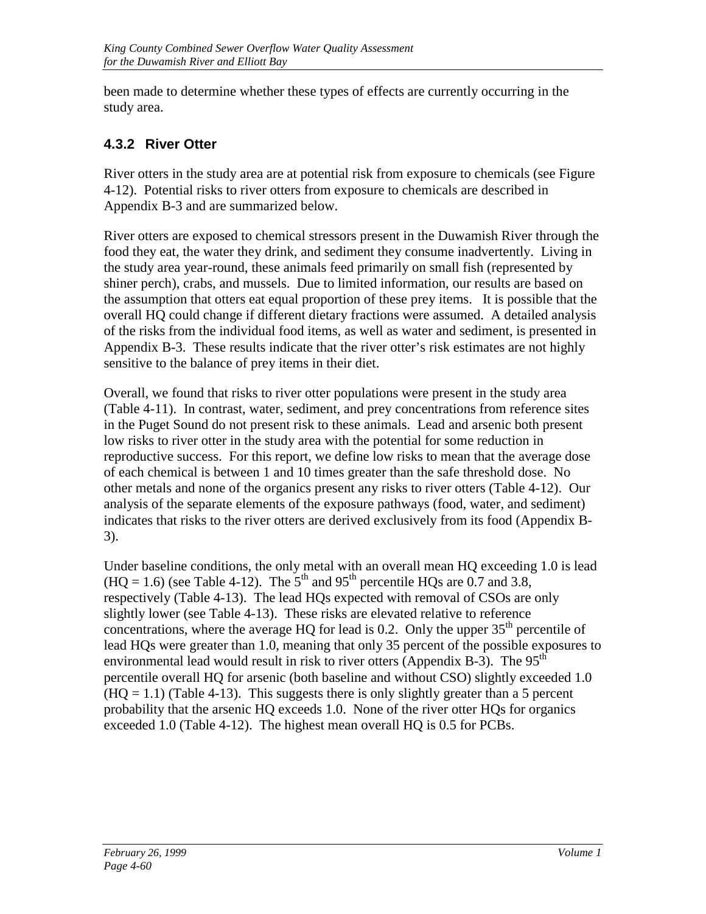been made to determine whether these types of effects are currently occurring in the study area.

### 4.3.2 River Otter

River otters in the study area are at potential risk from exposure to chemicals (see Figure 4-12). Potential risks to river otters from exposure to chemicals are described in Appendix B-3 and are summarized below.

River otters are exposed to chemical stressors present in the Duwamish River through the food they eat, the water they drink, and sediment they consume inadvertently. Living in the study area year-round, these animals feed primarily on small fish (represented by shiner perch), crabs, and mussels. Due to limited information, our results are based on the assumption that otters eat equal proportion of these prey items. It is possible that the overall HQ could change if different dietary fractions were assumed. A detailed analysis of the risks from the individual food items, as well as water and sediment, is presented in Appendix B-3. These results indicate that the river otter's risk estimates are not highly sensitive to the balance of prey items in their diet.

Overall, we found that risks to river otter populations were present in the study area (Table 4-11). In contrast, water, sediment, and prey concentrations from reference sites in the Puget Sound do not present risk to these animals. Lead and arsenic both present low risks to river otter in the study area with the potential for some reduction in reproductive success. For this report, we define low risks to mean that the average dose of each chemical is between 1 and 10 times greater than the safe threshold dose. No other metals and none of the organics present any risks to river otters (Table 4-12). Our analysis of the separate elements of the exposure pathways (food, water, and sediment) indicates that risks to the river otters are derived exclusively from its food (Appendix B-3).

Under baseline conditions, the only metal with an overall mean HQ exceeding 1.0 is lead (HQ = 1.6) (see Table 4-12). The 5$^{th}$ and 95$^{th}$ percentile HQs are 0.7 and 3.8, respectively (Table 4-13). The lead HQs expected with removal of CSOs are only slightly lower (see Table 4-13). These risks are elevated relative to reference concentrations, where the average HQ for lead is 0.2. Only the upper 35$^{th}$ percentile of lead HQs were greater than 1.0, meaning that only 35 percent of the possible exposures to environmental lead would result in risk to river otters (Appendix B-3). The 95$^{th}$ percentile overall HQ for arsenic (both baseline and without CSO) slightly exceeded 1.0 (HQ = 1.1) (Table 4-13). This suggests there is only slightly greater than a 5 percent probability that the arsenic HQ exceeds 1.0. None of the river otter HQs for organics exceeded 1.0 (Table 4-12). The highest mean overall HQ is 0.5 for PCBs.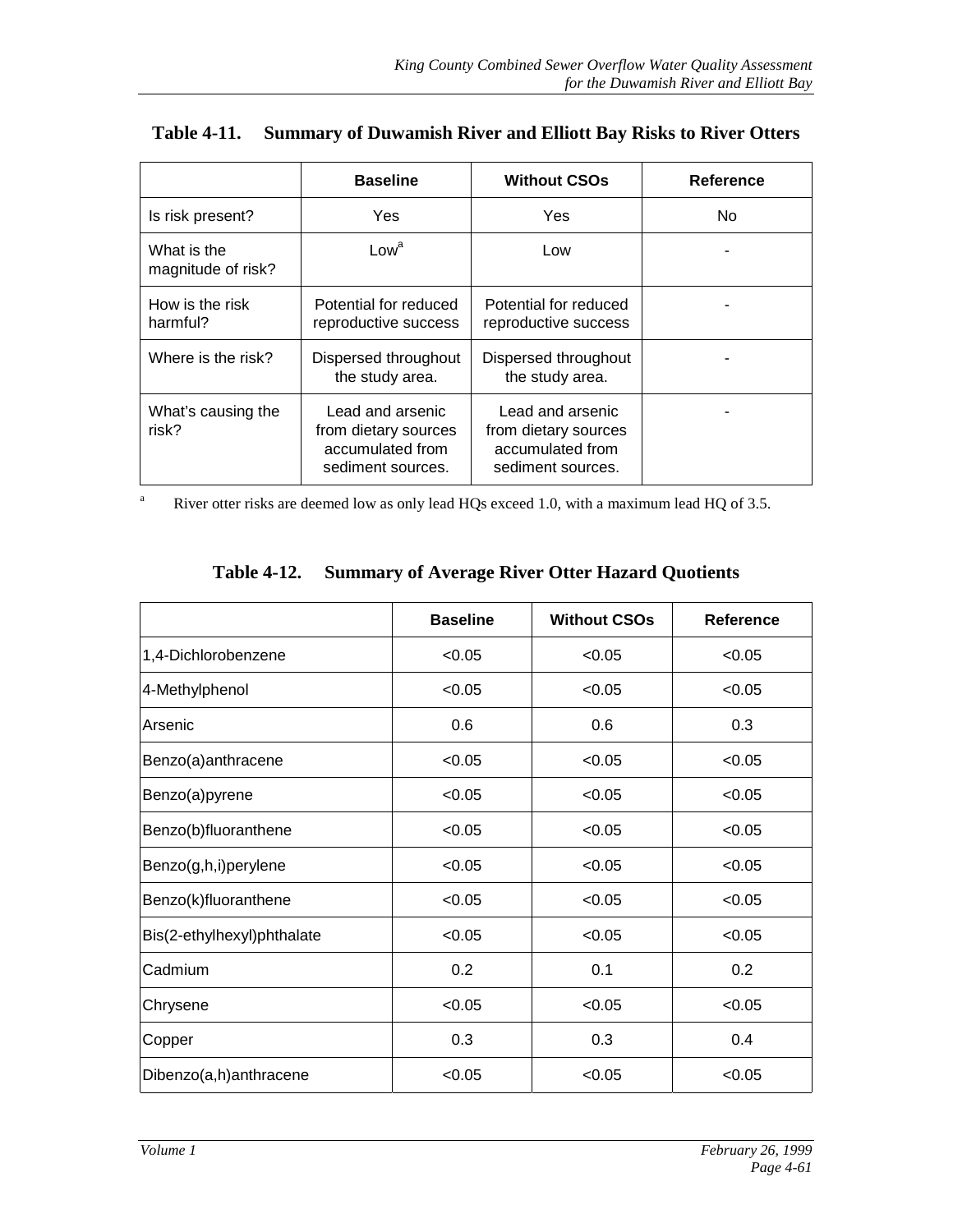**Table 4-11. Summary of Duwamish River and Elliott Bay Risks to River Otters**

| | Baseline | Without CSOs | Reference |
|---|---|---|---|
| Is risk present? | Yes | Yes | No |
| What is the magnitude of risk? | Low[a] | Low | - |
| How is the risk harmful? | Potential for reduced reproductive success | Potential for reduced reproductive success | - |
| Where is the risk? | Dispersed throughout the study area. | Dispersed throughout the study area. | - |
| What's causing the risk? | Lead and arsenic from dietary sources accumulated from sediment sources. | Lead and arsenic from dietary sources accumulated from sediment sources. | - |

[a] River otter risks are deemed low as only lead HQs exceed 1.0, with a maximum lead HQ of 3.5.

**Table 4-12. Summary of Average River Otter Hazard Quotients**

| | Baseline | Without CSOs | Reference |
|---|---|---|---|
| 1,4-Dichlorobenzene | <0.05 | <0.05 | <0.05 |
| 4-Methylphenol | <0.05 | <0.05 | <0.05 |
| Arsenic | 0.6 | 0.6 | 0.3 |
| Benzo(a)anthracene | <0.05 | <0.05 | <0.05 |
| Benzo(a)pyrene | <0.05 | <0.05 | <0.05 |
| Benzo(b)fluoranthene | <0.05 | <0.05 | <0.05 |
| Benzo(g,h,i)perylene | <0.05 | <0.05 | <0.05 |
| Benzo(k)fluoranthene | <0.05 | <0.05 | <0.05 |
| Bis(2-ethylhexyl)phthalate | <0.05 | <0.05 | <0.05 |
| Cadmium | 0.2 | 0.1 | 0.2 |
| Chrysene | <0.05 | <0.05 | <0.05 |
| Copper | 0.3 | 0.3 | 0.4 |
| Dibenzo(a,h)anthracene | <0.05 | <0.05 | <0.05 |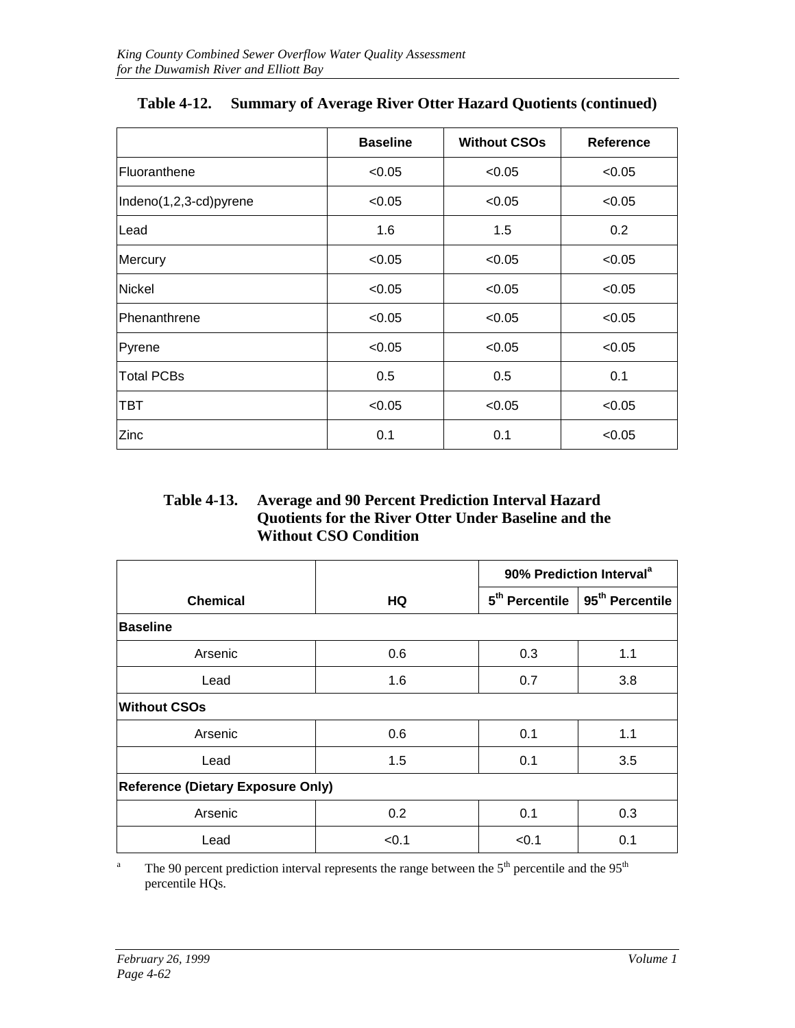**Table 4-12. Summary of Average River Otter Hazard Quotients (continued)**

| | Baseline | Without CSOs | Reference |
|---|---|---|---|
| Fluoranthene | <0.05 | <0.05 | <0.05 |
| Indeno(1,2,3-cd)pyrene | <0.05 | <0.05 | <0.05 |
| Lead | 1.6 | 1.5 | 0.2 |
| Mercury | <0.05 | <0.05 | <0.05 |
| Nickel | <0.05 | <0.05 | <0.05 |
| Phenanthrene | <0.05 | <0.05 | <0.05 |
| Pyrene | <0.05 | <0.05 | <0.05 |
| Total PCBs | 0.5 | 0.5 | 0.1 |
| TBT | <0.05 | <0.05 | <0.05 |
| Zinc | 0.1 | 0.1 | <0.05 |

**Table 4-13. Average and 90 Percent Prediction Interval Hazard Quotients for the River Otter Under Baseline and the Without CSO Condition**

| | | 90% Prediction Interval[a] | |
|---|---|---|---|
| **Chemical** | **HQ** | **5th Percentile** | **95th Percentile** |
| **Baseline** | | | |
| Arsenic | 0.6 | 0.3 | 1.1 |
| Lead | 1.6 | 0.7 | 3.8 |
| **Without CSOs** | | | |
| Arsenic | 0.6 | 0.1 | 1.1 |
| Lead | 1.5 | 0.1 | 3.5 |
| **Reference (Dietary Exposure Only)** | | | |
| Arsenic | 0.2 | 0.1 | 0.3 |
| Lead | <0.1 | <0.1 | 0.1 |

[a] The 90 percent prediction interval represents the range between the 5th percentile and the 95th percentile HQs.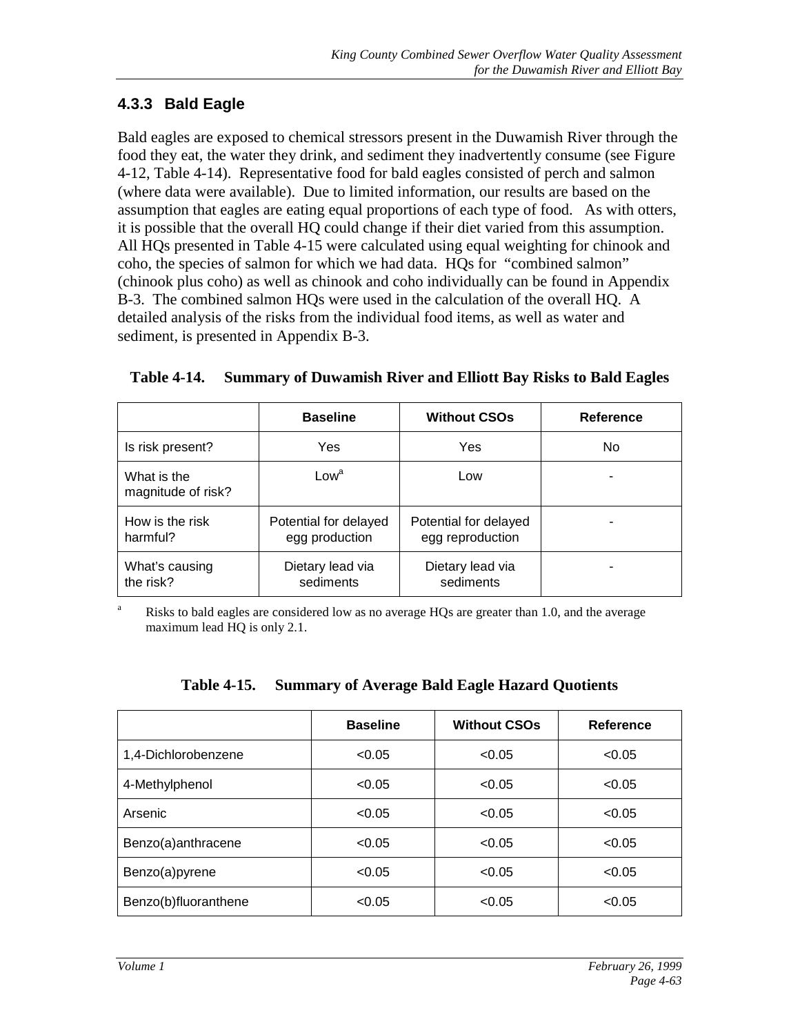### 4.3.3 Bald Eagle

Bald eagles are exposed to chemical stressors present in the Duwamish River through the food they eat, the water they drink, and sediment they inadvertently consume (see Figure 4-12, Table 4-14). Representative food for bald eagles consisted of perch and salmon (where data were available). Due to limited information, our results are based on the assumption that eagles are eating equal proportions of each type of food. As with otters, it is possible that the overall HQ could change if their diet varied from this assumption. All HQs presented in Table 4-15 were calculated using equal weighting for chinook and coho, the species of salmon for which we had data. HQs for "combined salmon" (chinook plus coho) as well as chinook and coho individually can be found in Appendix B-3. The combined salmon HQs were used in the calculation of the overall HQ. A detailed analysis of the risks from the individual food items, as well as water and sediment, is presented in Appendix B-3.

**Table 4-14. Summary of Duwamish River and Elliott Bay Risks to Bald Eagles**

| | Baseline | Without CSOs | Reference |
|---|---|---|---|
| Is risk present? | Yes | Yes | No |
| What is the magnitude of risk? | Low[a] | Low | - |
| How is the risk harmful? | Potential for delayed egg production | Potential for delayed egg reproduction | - |
| What's causing the risk? | Dietary lead via sediments | Dietary lead via sediments | - |

[a] Risks to bald eagles are considered low as no average HQs are greater than 1.0, and the average maximum lead HQ is only 2.1.

**Table 4-15. Summary of Average Bald Eagle Hazard Quotients**

| | Baseline | Without CSOs | Reference |
|---|---|---|---|
| 1,4-Dichlorobenzene | <0.05 | <0.05 | <0.05 |
| 4-Methylphenol | <0.05 | <0.05 | <0.05 |
| Arsenic | <0.05 | <0.05 | <0.05 |
| Benzo(a)anthracene | <0.05 | <0.05 | <0.05 |
| Benzo(a)pyrene | <0.05 | <0.05 | <0.05 |
| Benzo(b)fluoranthene | <0.05 | <0.05 | <0.05 |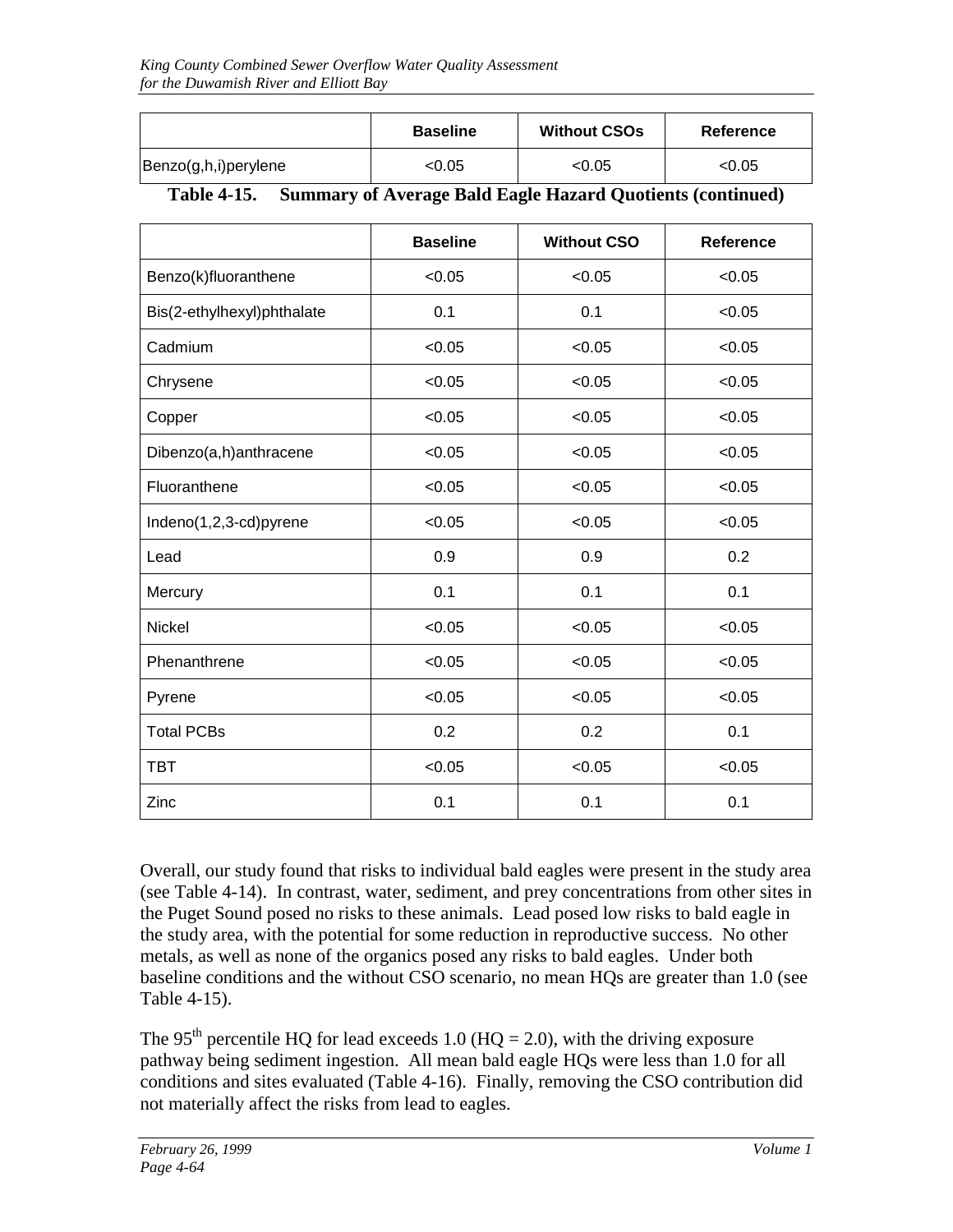| | Baseline | Without CSOs | Reference |
|---|---|---|---|
| Benzo(g,h,i)perylene | <0.05 | <0.05 | <0.05 |

**Table 4-15. Summary of Average Bald Eagle Hazard Quotients (continued)**

| | Baseline | Without CSO | Reference |
|---|---|---|---|
| Benzo(k)fluoranthene | <0.05 | <0.05 | <0.05 |
| Bis(2-ethylhexyl)phthalate | 0.1 | 0.1 | <0.05 |
| Cadmium | <0.05 | <0.05 | <0.05 |
| Chrysene | <0.05 | <0.05 | <0.05 |
| Copper | <0.05 | <0.05 | <0.05 |
| Dibenzo(a,h)anthracene | <0.05 | <0.05 | <0.05 |
| Fluoranthene | <0.05 | <0.05 | <0.05 |
| Indeno(1,2,3-cd)pyrene | <0.05 | <0.05 | <0.05 |
| Lead | 0.9 | 0.9 | 0.2 |
| Mercury | 0.1 | 0.1 | 0.1 |
| Nickel | <0.05 | <0.05 | <0.05 |
| Phenanthrene | <0.05 | <0.05 | <0.05 |
| Pyrene | <0.05 | <0.05 | <0.05 |
| Total PCBs | 0.2 | 0.2 | 0.1 |
| TBT | <0.05 | <0.05 | <0.05 |
| Zinc | 0.1 | 0.1 | 0.1 |

Overall, our study found that risks to individual bald eagles were present in the study area (see Table 4-14). In contrast, water, sediment, and prey concentrations from other sites in the Puget Sound posed no risks to these animals. Lead posed low risks to bald eagle in the study area, with the potential for some reduction in reproductive success. No other metals, as well as none of the organics posed any risks to bald eagles. Under both baseline conditions and the without CSO scenario, no mean HQs are greater than 1.0 (see Table 4-15).

The 95th percentile HQ for lead exceeds 1.0 (HQ = 2.0), with the driving exposure pathway being sediment ingestion. All mean bald eagle HQs were less than 1.0 for all conditions and sites evaluated (Table 4-16). Finally, removing the CSO contribution did not materially affect the risks from lead to eagles.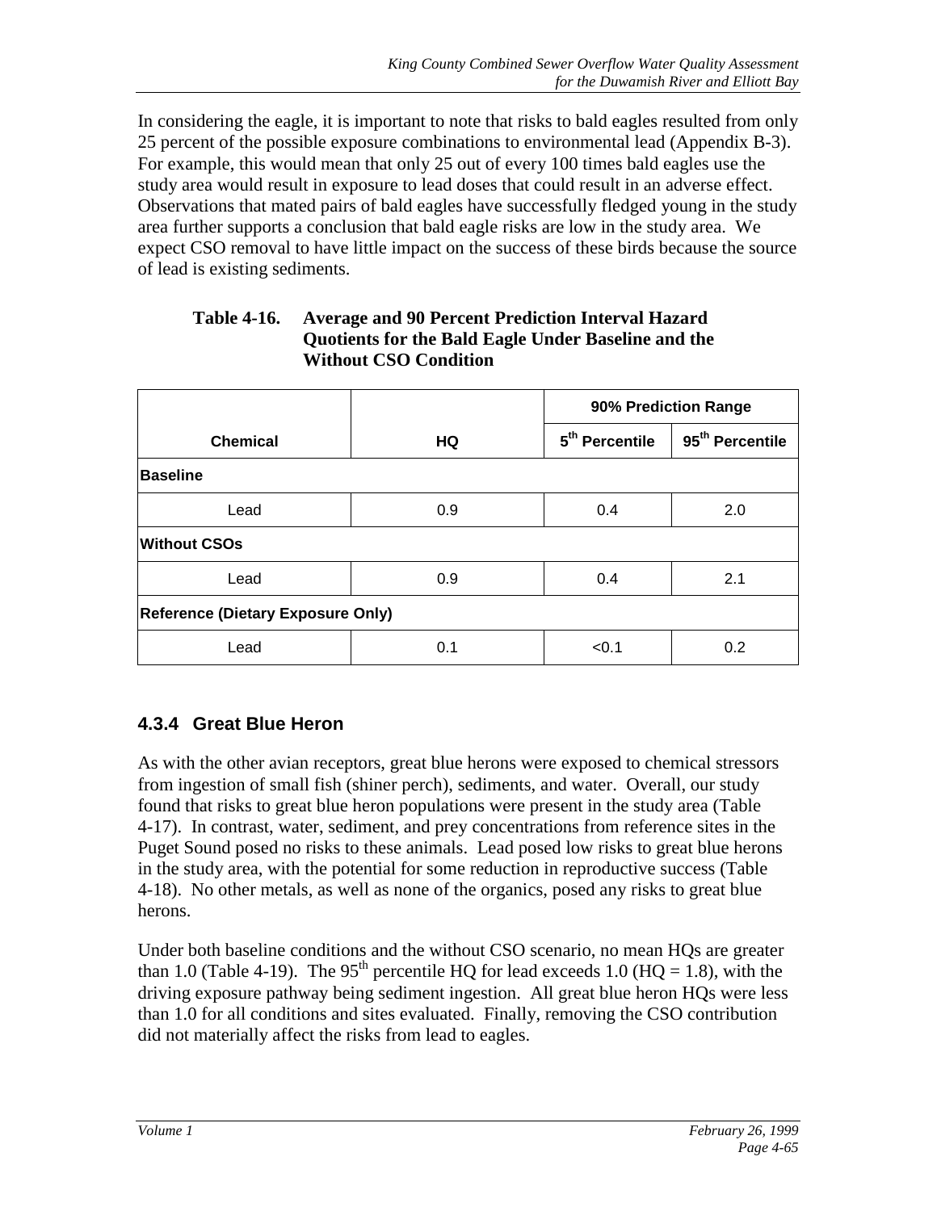In considering the eagle, it is important to note that risks to bald eagles resulted from only 25 percent of the possible exposure combinations to environmental lead (Appendix B-3). For example, this would mean that only 25 out of every 100 times bald eagles use the study area would result in exposure to lead doses that could result in an adverse effect. Observations that mated pairs of bald eagles have successfully fledged young in the study area further supports a conclusion that bald eagle risks are low in the study area. We expect CSO removal to have little impact on the success of these birds because the source of lead is existing sediments.

**Table 4-16. Average and 90 Percent Prediction Interval Hazard Quotients for the Bald Eagle Under Baseline and the Without CSO Condition**

| Chemical | HQ | 90% Prediction Range | |
|---|---|---|---|
| | | 5th Percentile | 95th Percentile |
| **Baseline** | | | |
| Lead | 0.9 | 0.4 | 2.0 |
| **Without CSOs** | | | |
| Lead | 0.9 | 0.4 | 2.1 |
| **Reference (Dietary Exposure Only)** | | | |
| Lead | 0.1 | <0.1 | 0.2 |

### 4.3.4 Great Blue Heron

As with the other avian receptors, great blue herons were exposed to chemical stressors from ingestion of small fish (shiner perch), sediments, and water. Overall, our study found that risks to great blue heron populations were present in the study area (Table 4-17). In contrast, water, sediment, and prey concentrations from reference sites in the Puget Sound posed no risks to these animals. Lead posed low risks to great blue herons in the study area, with the potential for some reduction in reproductive success (Table 4-18). No other metals, as well as none of the organics, posed any risks to great blue herons.

Under both baseline conditions and the without CSO scenario, no mean HQs are greater than 1.0 (Table 4-19). The 95th percentile HQ for lead exceeds 1.0 (HQ = 1.8), with the driving exposure pathway being sediment ingestion. All great blue heron HQs were less than 1.0 for all conditions and sites evaluated. Finally, removing the CSO contribution did not materially affect the risks from lead to eagles.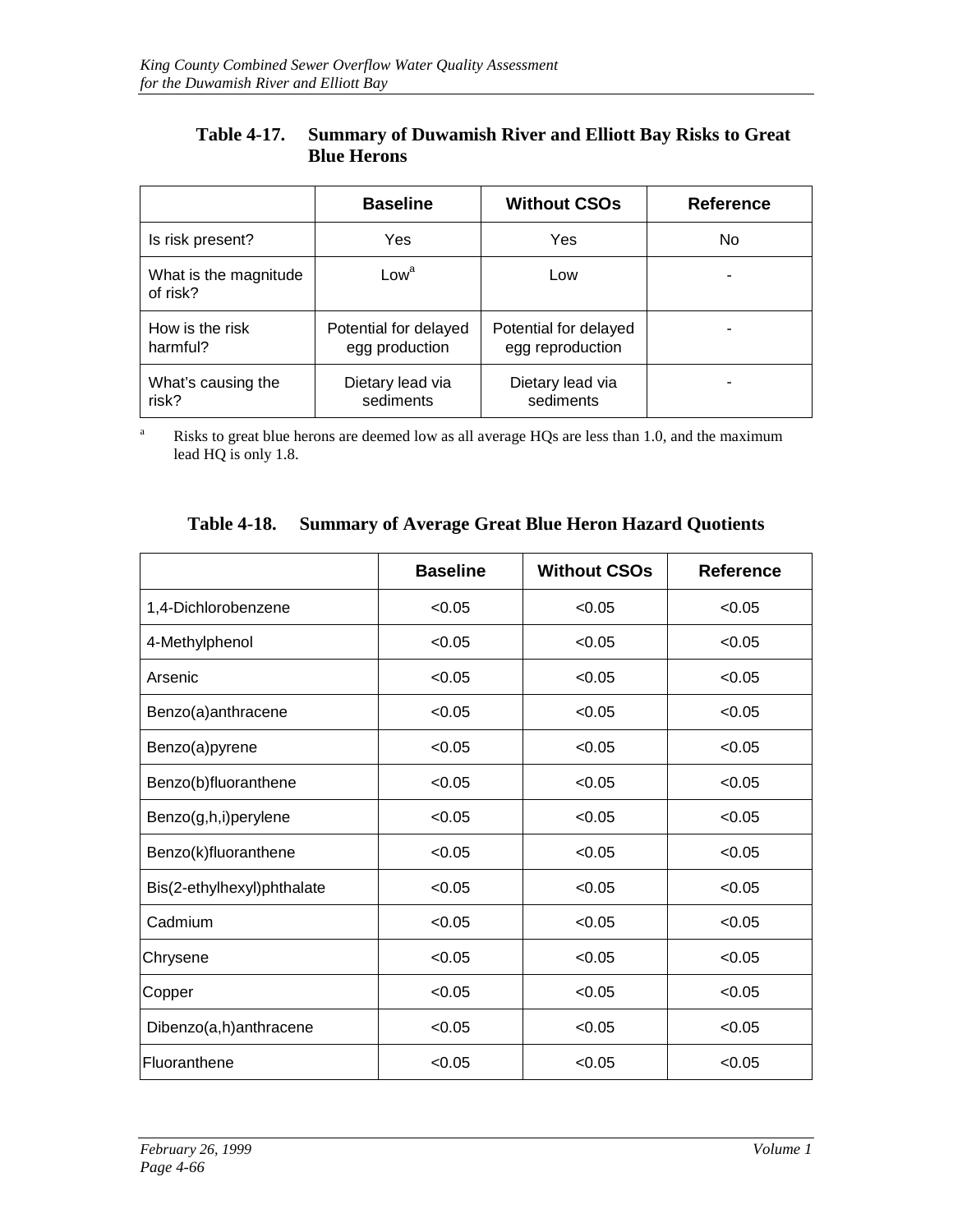**Table 4-17. Summary of Duwamish River and Elliott Bay Risks to Great Blue Herons**

| | Baseline | Without CSOs | Reference |
|---|---|---|---|
| Is risk present? | Yes | Yes | No |
| What is the magnitude of risk? | Low[a] | Low | - |
| How is the risk harmful? | Potential for delayed egg production | Potential for delayed egg reproduction | - |
| What's causing the risk? | Dietary lead via sediments | Dietary lead via sediments | - |

[a] Risks to great blue herons are deemed low as all average HQs are less than 1.0, and the maximum lead HQ is only 1.8.

**Table 4-18. Summary of Average Great Blue Heron Hazard Quotients**

| | Baseline | Without CSOs | Reference |
|---|---|---|---|
| 1,4-Dichlorobenzene | <0.05 | <0.05 | <0.05 |
| 4-Methylphenol | <0.05 | <0.05 | <0.05 |
| Arsenic | <0.05 | <0.05 | <0.05 |
| Benzo(a)anthracene | <0.05 | <0.05 | <0.05 |
| Benzo(a)pyrene | <0.05 | <0.05 | <0.05 |
| Benzo(b)fluoranthene | <0.05 | <0.05 | <0.05 |
| Benzo(g,h,i)perylene | <0.05 | <0.05 | <0.05 |
| Benzo(k)fluoranthene | <0.05 | <0.05 | <0.05 |
| Bis(2-ethylhexyl)phthalate | <0.05 | <0.05 | <0.05 |
| Cadmium | <0.05 | <0.05 | <0.05 |
| Chrysene | <0.05 | <0.05 | <0.05 |
| Copper | <0.05 | <0.05 | <0.05 |
| Dibenzo(a,h)anthracene | <0.05 | <0.05 | <0.05 |
| Fluoranthene | <0.05 | <0.05 | <0.05 |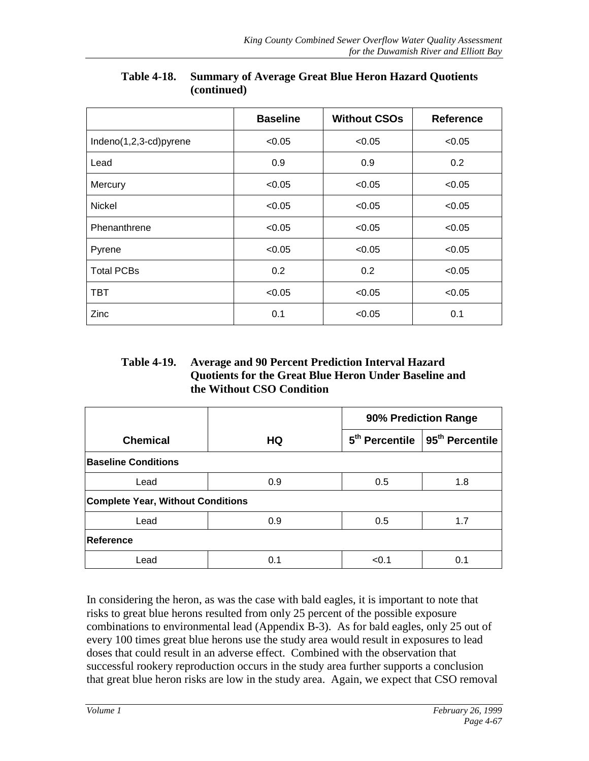**Table 4-18. Summary of Average Great Blue Heron Hazard Quotients (continued)**

| | Baseline | Without CSOs | Reference |
|---|---|---|---|
| Indeno(1,2,3-cd)pyrene | <0.05 | <0.05 | <0.05 |
| Lead | 0.9 | 0.9 | 0.2 |
| Mercury | <0.05 | <0.05 | <0.05 |
| Nickel | <0.05 | <0.05 | <0.05 |
| Phenanthrene | <0.05 | <0.05 | <0.05 |
| Pyrene | <0.05 | <0.05 | <0.05 |
| Total PCBs | 0.2 | 0.2 | <0.05 |
| TBT | <0.05 | <0.05 | <0.05 |
| Zinc | 0.1 | <0.05 | 0.1 |

**Table 4-19. Average and 90 Percent Prediction Interval Hazard Quotients for the Great Blue Heron Under Baseline and the Without CSO Condition**

| | | 90% Prediction Range | |
|---|---|---|---|
| **Chemical** | **HQ** | **5th Percentile** | **95th Percentile** |
| **Baseline Conditions** | | | |
| Lead | 0.9 | 0.5 | 1.8 |
| **Complete Year, Without Conditions** | | | |
| Lead | 0.9 | 0.5 | 1.7 |
| **Reference** | | | |
| Lead | 0.1 | <0.1 | 0.1 |

In considering the heron, as was the case with bald eagles, it is important to note that risks to great blue herons resulted from only 25 percent of the possible exposure combinations to environmental lead (Appendix B-3). As for bald eagles, only 25 out of every 100 times great blue herons use the study area would result in exposures to lead doses that could result in an adverse effect. Combined with the observation that successful rookery reproduction occurs in the study area further supports a conclusion that great blue heron risks are low in the study area. Again, we expect that CSO removal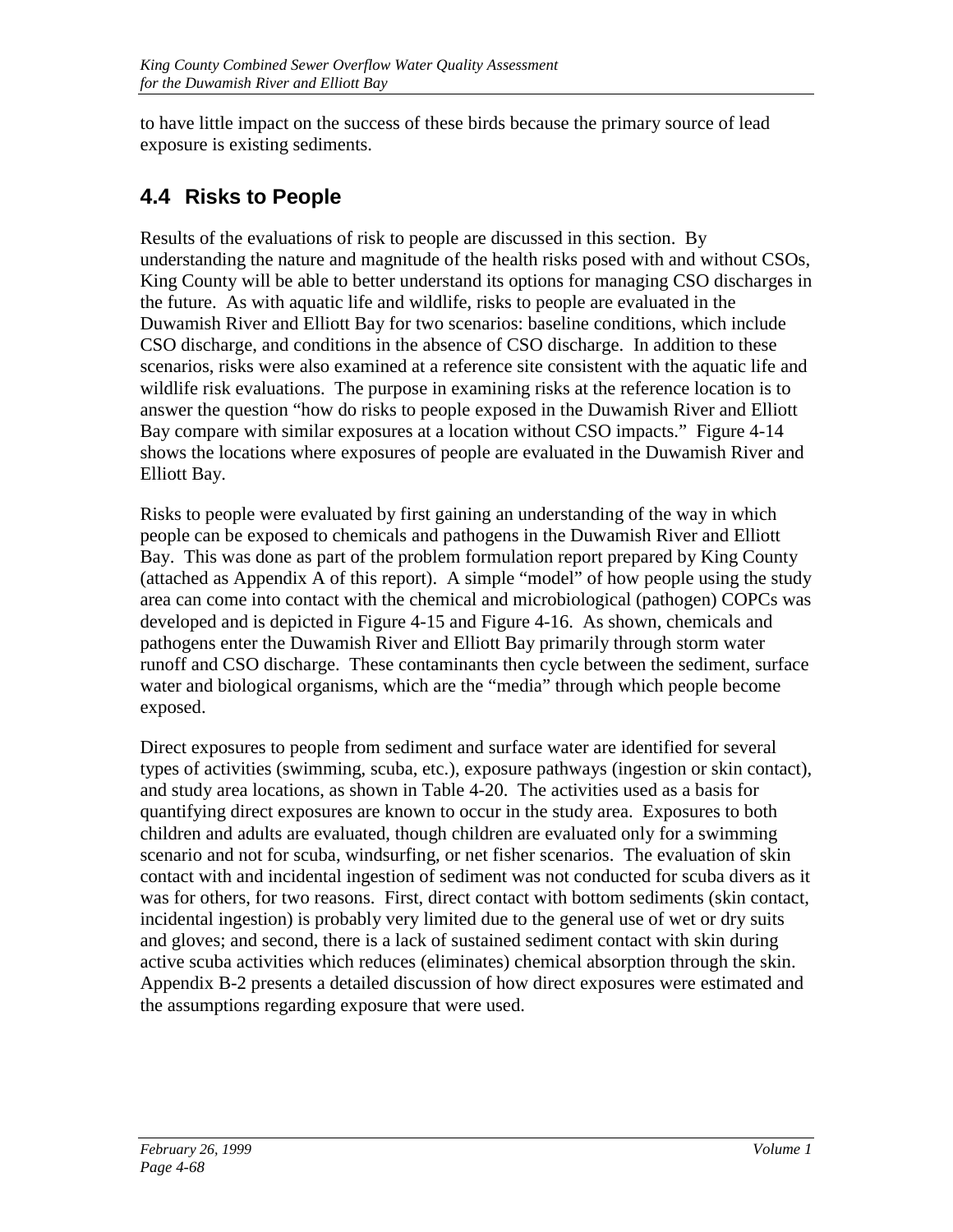to have little impact on the success of these birds because the primary source of lead exposure is existing sediments.

## 4.4 Risks to People

Results of the evaluations of risk to people are discussed in this section. By understanding the nature and magnitude of the health risks posed with and without CSOs, King County will be able to better understand its options for managing CSO discharges in the future. As with aquatic life and wildlife, risks to people are evaluated in the Duwamish River and Elliott Bay for two scenarios: baseline conditions, which include CSO discharge, and conditions in the absence of CSO discharge. In addition to these scenarios, risks were also examined at a reference site consistent with the aquatic life and wildlife risk evaluations. The purpose in examining risks at the reference location is to answer the question "how do risks to people exposed in the Duwamish River and Elliott Bay compare with similar exposures at a location without CSO impacts." Figure 4-14 shows the locations where exposures of people are evaluated in the Duwamish River and Elliott Bay.

Risks to people were evaluated by first gaining an understanding of the way in which people can be exposed to chemicals and pathogens in the Duwamish River and Elliott Bay. This was done as part of the problem formulation report prepared by King County (attached as Appendix A of this report). A simple "model" of how people using the study area can come into contact with the chemical and microbiological (pathogen) COPCs was developed and is depicted in Figure 4-15 and Figure 4-16. As shown, chemicals and pathogens enter the Duwamish River and Elliott Bay primarily through storm water runoff and CSO discharge. These contaminants then cycle between the sediment, surface water and biological organisms, which are the "media" through which people become exposed.

Direct exposures to people from sediment and surface water are identified for several types of activities (swimming, scuba, etc.), exposure pathways (ingestion or skin contact), and study area locations, as shown in Table 4-20. The activities used as a basis for quantifying direct exposures are known to occur in the study area. Exposures to both children and adults are evaluated, though children are evaluated only for a swimming scenario and not for scuba, windsurfing, or net fisher scenarios. The evaluation of skin contact with and incidental ingestion of sediment was not conducted for scuba divers as it was for others, for two reasons. First, direct contact with bottom sediments (skin contact, incidental ingestion) is probably very limited due to the general use of wet or dry suits and gloves; and second, there is a lack of sustained sediment contact with skin during active scuba activities which reduces (eliminates) chemical absorption through the skin. Appendix B-2 presents a detailed discussion of how direct exposures were estimated and the assumptions regarding exposure that were used.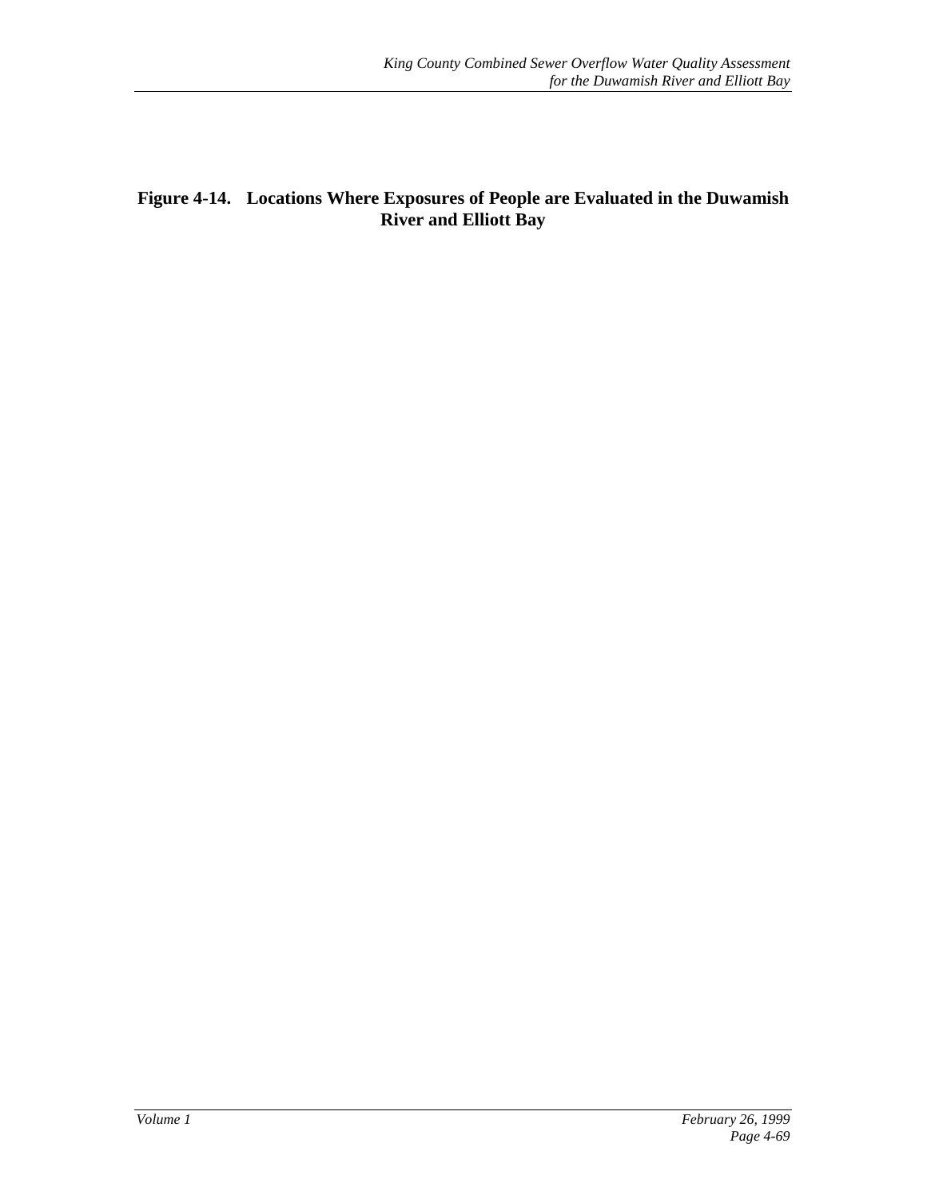**Figure 4-14. Locations Where Exposures of People are Evaluated in the Duwamish River and Elliott Bay**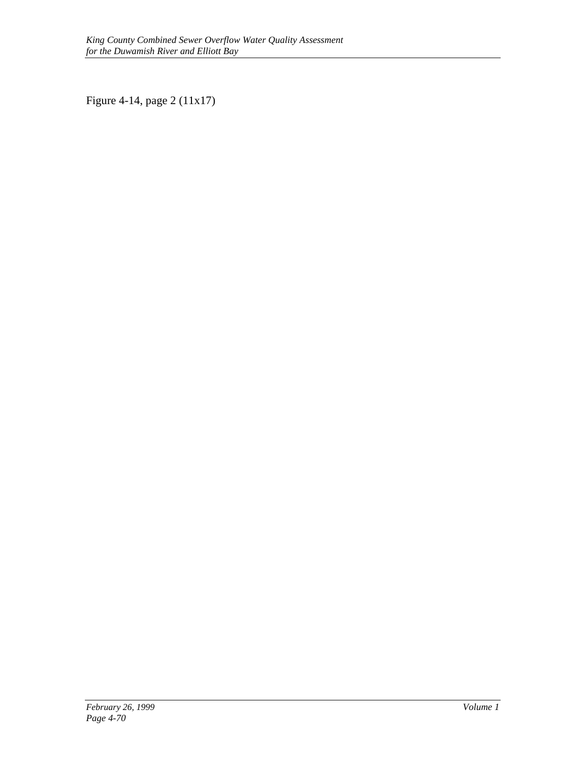Figure 4-14, page 2 (11x17)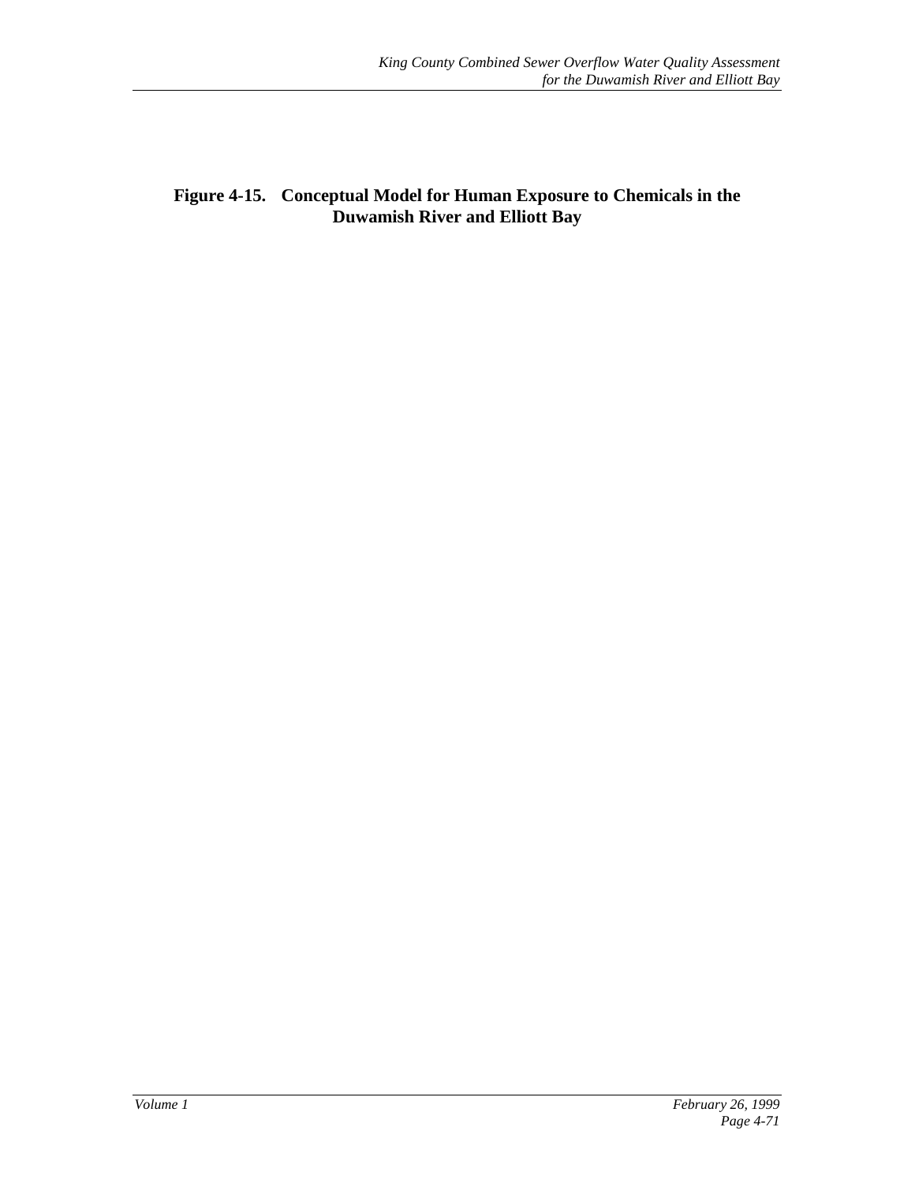**Figure 4-15. Conceptual Model for Human Exposure to Chemicals in the Duwamish River and Elliott Bay**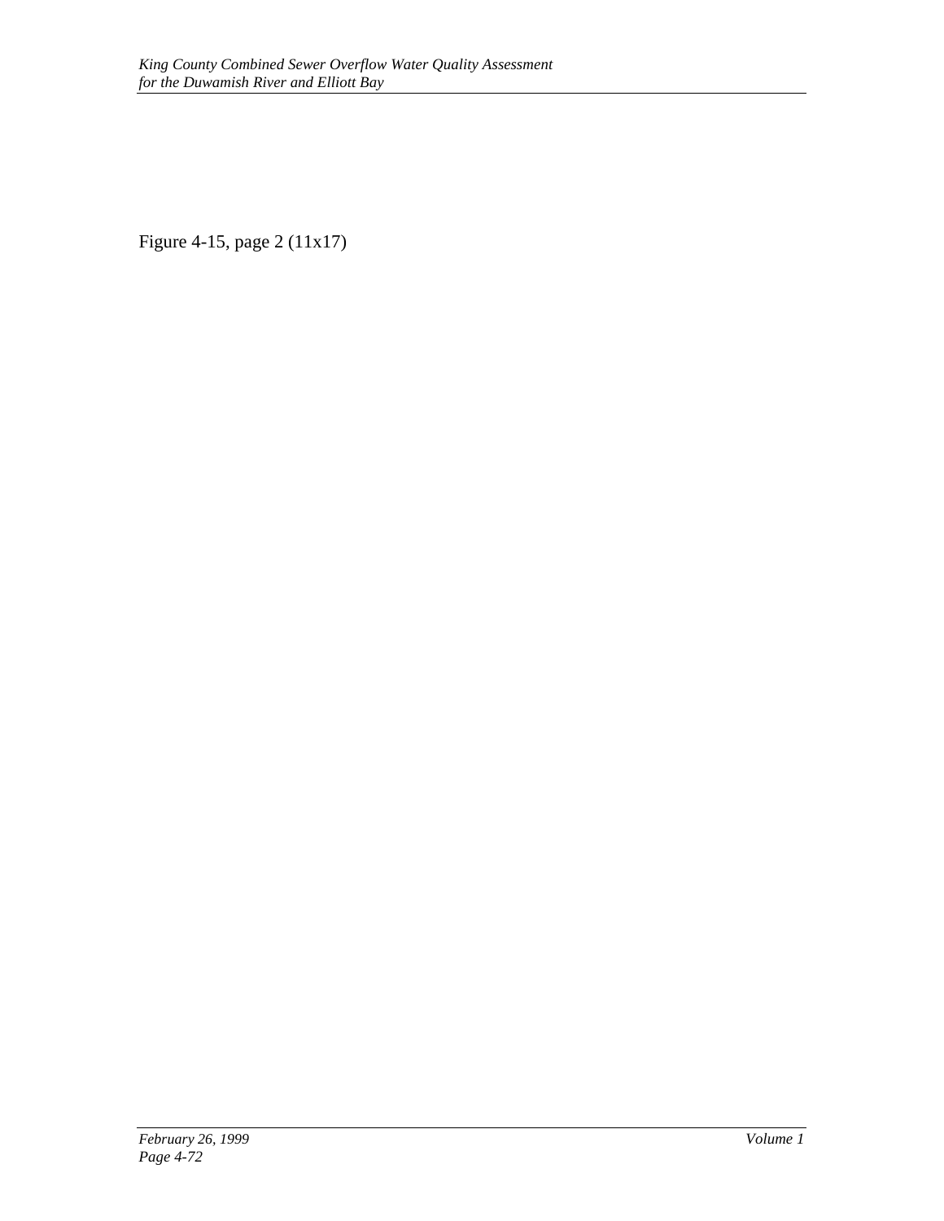Figure 4-15, page 2 (11x17)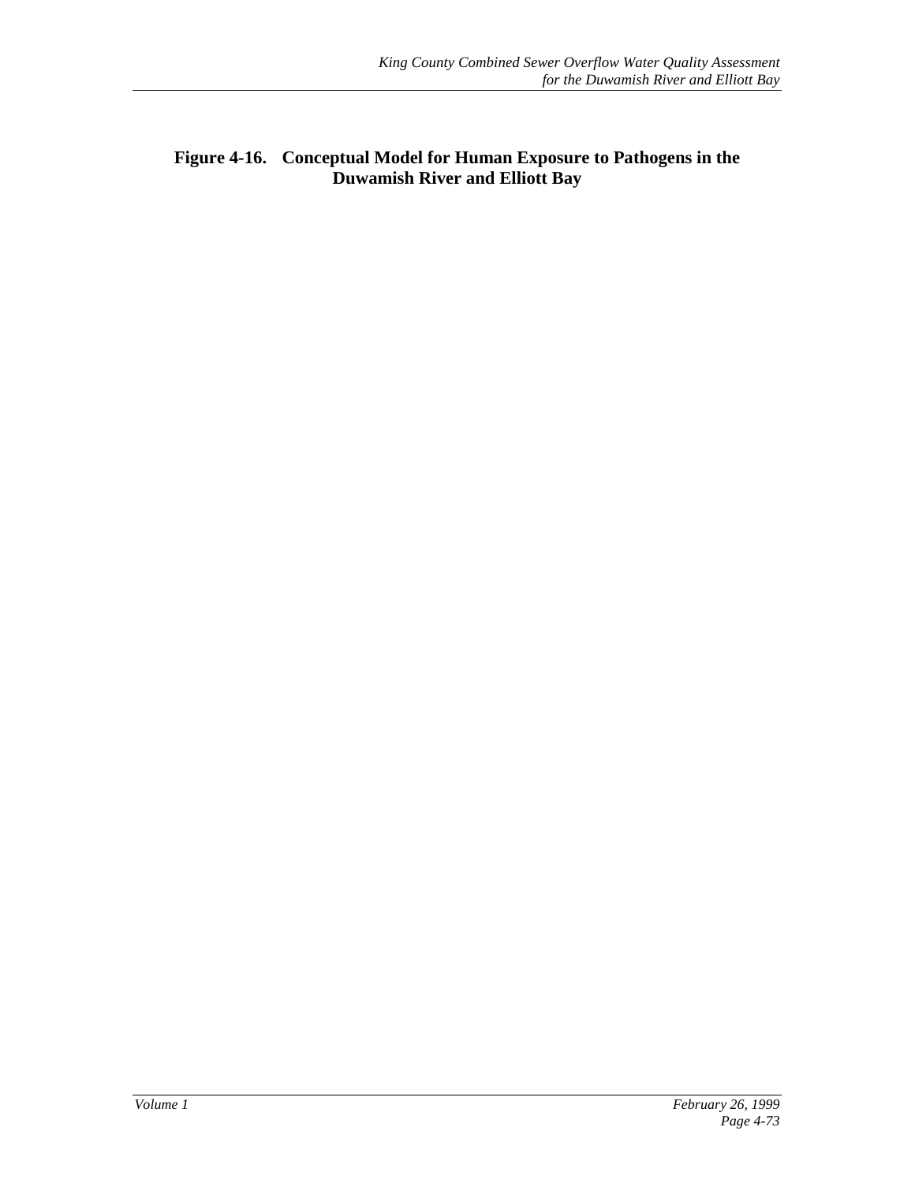**Figure 4-16. Conceptual Model for Human Exposure to Pathogens in the Duwamish River and Elliott Bay**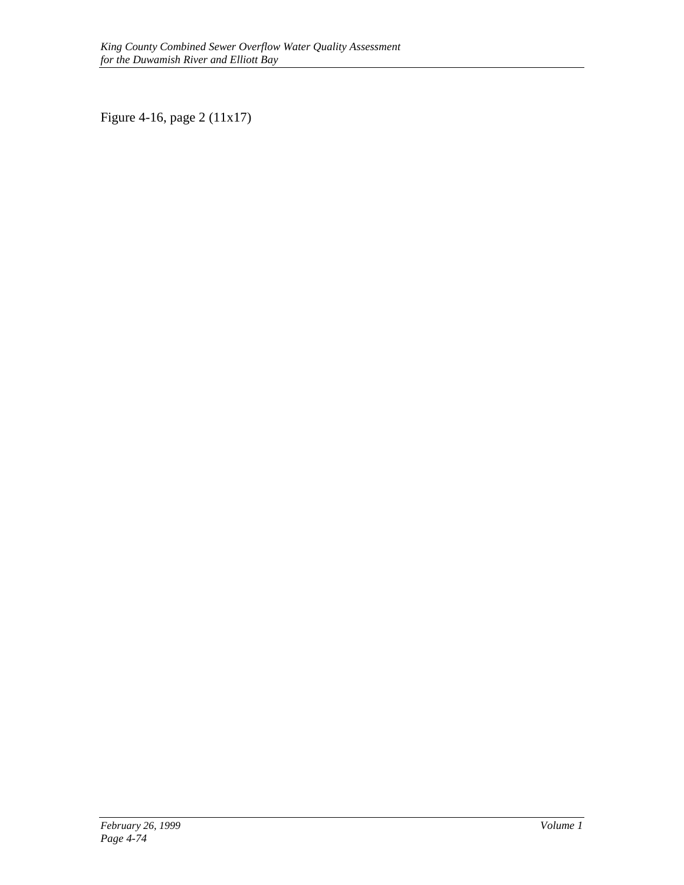Figure 4-16, page 2 (11x17)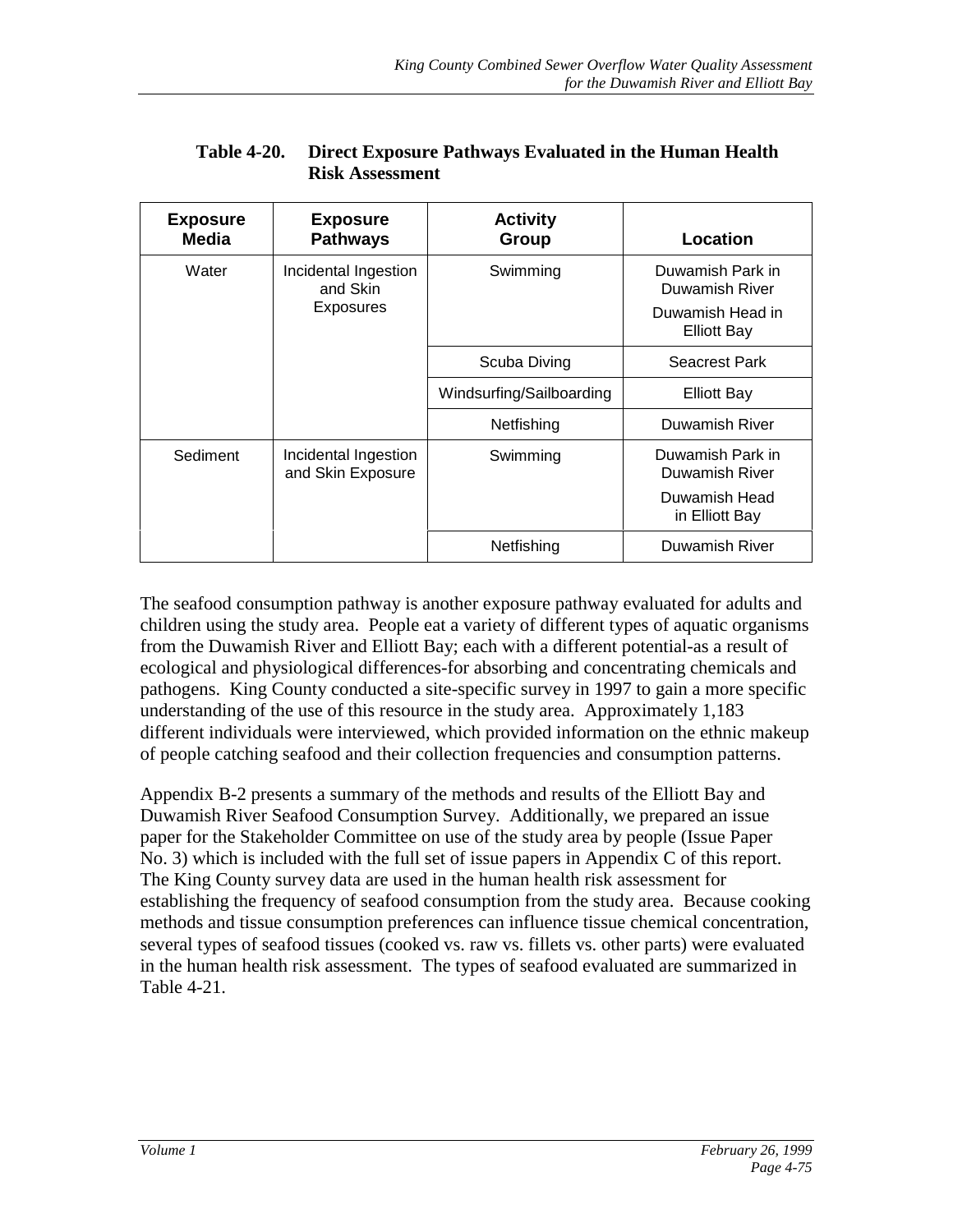**Table 4-20. Direct Exposure Pathways Evaluated in the Human Health Risk Assessment**

| Exposure Media | Exposure Pathways | Activity Group | Location |
|---|---|---|---|
| Water | Incidental Ingestion and Skin Exposures | Swimming | Duwamish Park in Duwamish River<br>Duwamish Head in Elliott Bay |
| | | Scuba Diving | Seacrest Park |
| | | Windsurfing/Sailboarding | Elliott Bay |
| | | Netfishing | Duwamish River |
| Sediment | Incidental Ingestion and Skin Exposure | Swimming | Duwamish Park in Duwamish River<br>Duwamish Head in Elliott Bay |
| | | Netfishing | Duwamish River |

The seafood consumption pathway is another exposure pathway evaluated for adults and children using the study area. People eat a variety of different types of aquatic organisms from the Duwamish River and Elliott Bay; each with a different potential-as a result of ecological and physiological differences-for absorbing and concentrating chemicals and pathogens. King County conducted a site-specific survey in 1997 to gain a more specific understanding of the use of this resource in the study area. Approximately 1,183 different individuals were interviewed, which provided information on the ethnic makeup of people catching seafood and their collection frequencies and consumption patterns.

Appendix B-2 presents a summary of the methods and results of the Elliott Bay and Duwamish River Seafood Consumption Survey. Additionally, we prepared an issue paper for the Stakeholder Committee on use of the study area by people (Issue Paper No. 3) which is included with the full set of issue papers in Appendix C of this report. The King County survey data are used in the human health risk assessment for establishing the frequency of seafood consumption from the study area. Because cooking methods and tissue consumption preferences can influence tissue chemical concentration, several types of seafood tissues (cooked vs. raw vs. fillets vs. other parts) were evaluated in the human health risk assessment. The types of seafood evaluated are summarized in Table 4-21.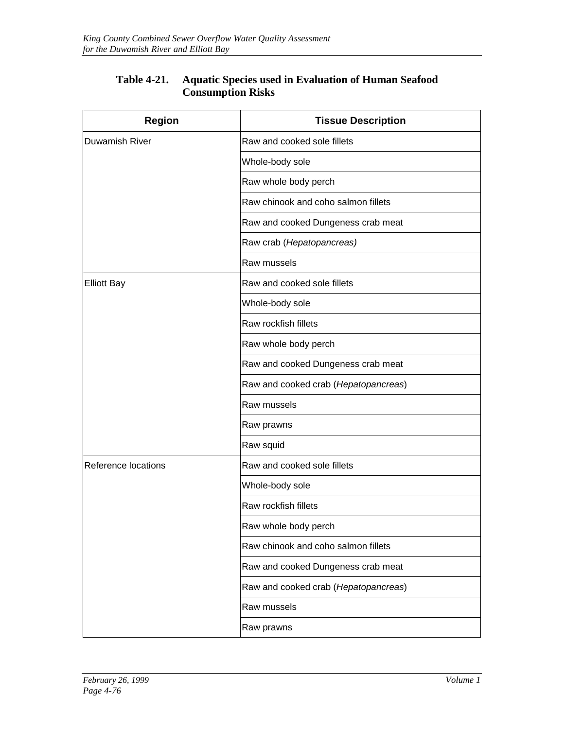**Table 4-21. Aquatic Species used in Evaluation of Human Seafood Consumption Risks**

| Region | Tissue Description |
|---|---|
| Duwamish River | Raw and cooked sole fillets |
| | Whole-body sole |
| | Raw whole body perch |
| | Raw chinook and coho salmon fillets |
| | Raw and cooked Dungeness crab meat |
| | Raw crab (*Hepatopancreas)* |
| | Raw mussels |
| Elliott Bay | Raw and cooked sole fillets |
| | Whole-body sole |
| | Raw rockfish fillets |
| | Raw whole body perch |
| | Raw and cooked Dungeness crab meat |
| | Raw and cooked crab (*Hepatopancreas*) |
| | Raw mussels |
| | Raw prawns |
| | Raw squid |
| Reference locations | Raw and cooked sole fillets |
| | Whole-body sole |
| | Raw rockfish fillets |
| | Raw whole body perch |
| | Raw chinook and coho salmon fillets |
| | Raw and cooked Dungeness crab meat |
| | Raw and cooked crab (*Hepatopancreas*) |
| | Raw mussels |
| | Raw prawns |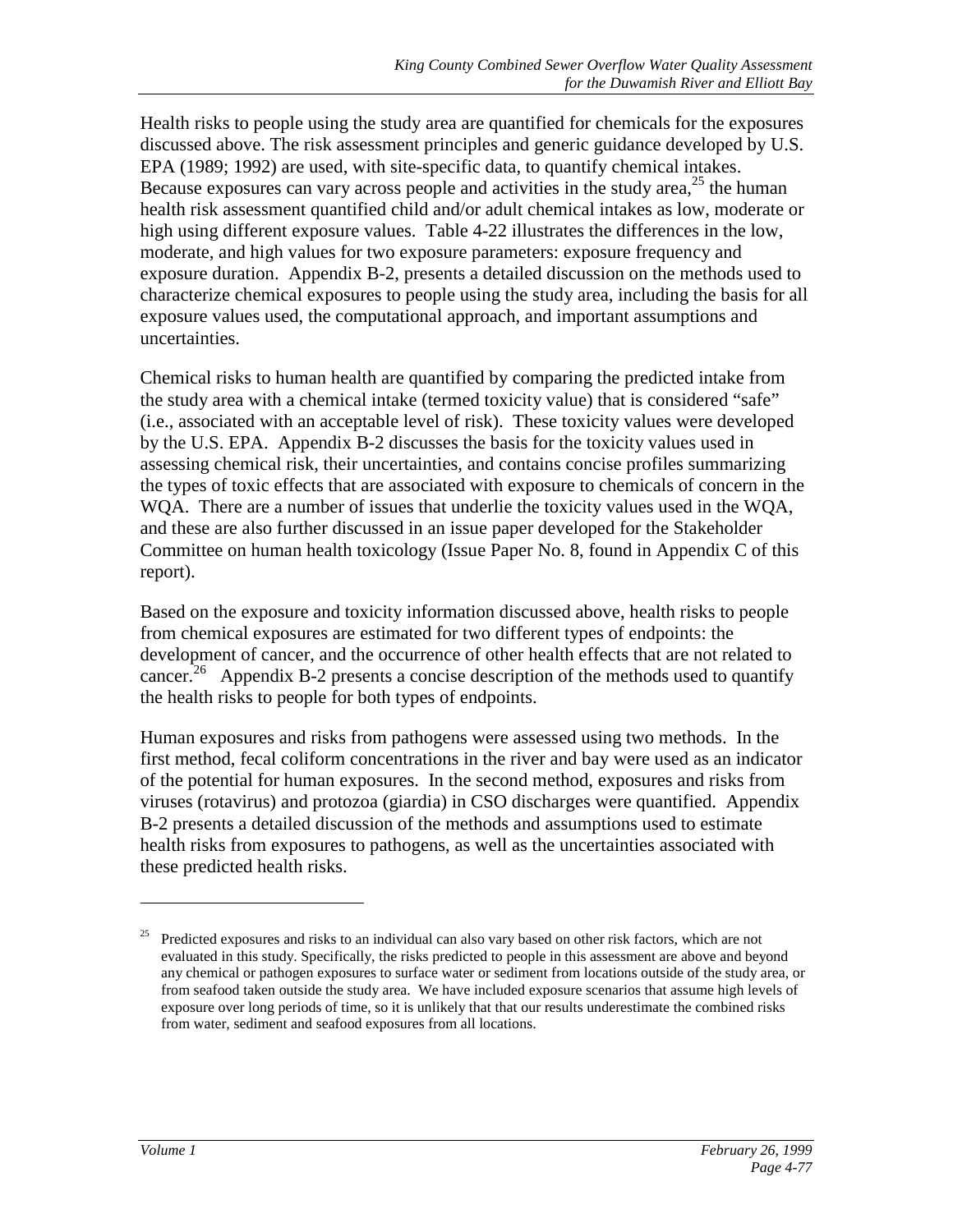Health risks to people using the study area are quantified for chemicals for the exposures discussed above. The risk assessment principles and generic guidance developed by U.S. EPA (1989; 1992) are used, with site-specific data, to quantify chemical intakes. Because exposures can vary across people and activities in the study area,[25] the human health risk assessment quantified child and/or adult chemical intakes as low, moderate or high using different exposure values. Table 4-22 illustrates the differences in the low, moderate, and high values for two exposure parameters: exposure frequency and exposure duration. Appendix B-2, presents a detailed discussion on the methods used to characterize chemical exposures to people using the study area, including the basis for all exposure values used, the computational approach, and important assumptions and uncertainties.

Chemical risks to human health are quantified by comparing the predicted intake from the study area with a chemical intake (termed toxicity value) that is considered "safe" (i.e., associated with an acceptable level of risk). These toxicity values were developed by the U.S. EPA. Appendix B-2 discusses the basis for the toxicity values used in assessing chemical risk, their uncertainties, and contains concise profiles summarizing the types of toxic effects that are associated with exposure to chemicals of concern in the WQA. There are a number of issues that underlie the toxicity values used in the WQA, and these are also further discussed in an issue paper developed for the Stakeholder Committee on human health toxicology (Issue Paper No. 8, found in Appendix C of this report).

Based on the exposure and toxicity information discussed above, health risks to people from chemical exposures are estimated for two different types of endpoints: the development of cancer, and the occurrence of other health effects that are not related to cancer.[26] Appendix B-2 presents a concise description of the methods used to quantify the health risks to people for both types of endpoints.

Human exposures and risks from pathogens were assessed using two methods. In the first method, fecal coliform concentrations in the river and bay were used as an indicator of the potential for human exposures. In the second method, exposures and risks from viruses (rotavirus) and protozoa (giardia) in CSO discharges were quantified. Appendix B-2 presents a detailed discussion of the methods and assumptions used to estimate health risks from exposures to pathogens, as well as the uncertainties associated with these predicted health risks.

---

[25] Predicted exposures and risks to an individual can also vary based on other risk factors, which are not evaluated in this study. Specifically, the risks predicted to people in this assessment are above and beyond any chemical or pathogen exposures to surface water or sediment from locations outside of the study area, or from seafood taken outside the study area. We have included exposure scenarios that assume high levels of exposure over long periods of time, so it is unlikely that that our results underestimate the combined risks from water, sediment and seafood exposures from all locations.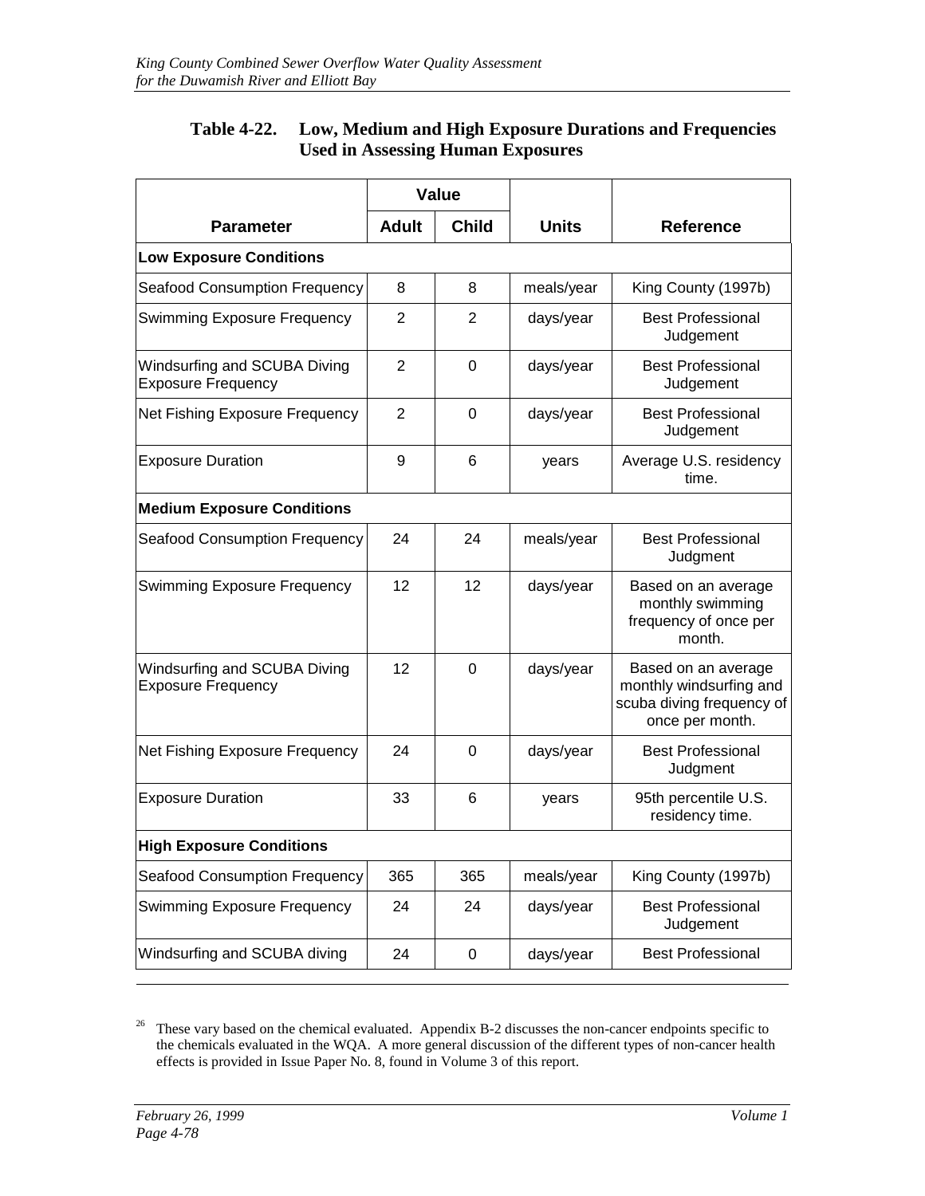**Table 4-22. Low, Medium and High Exposure Durations and Frequencies Used in Assessing Human Exposures**

| Parameter | Value | | Units | Reference |
|---|---|---|---|---|
| | Adult | Child | | |
| **Low Exposure Conditions** | | | | |
| Seafood Consumption Frequency | 8 | 8 | meals/year | King County (1997b) |
| Swimming Exposure Frequency | 2 | 2 | days/year | Best Professional Judgement |
| Windsurfing and SCUBA Diving Exposure Frequency | 2 | 0 | days/year | Best Professional Judgement |
| Net Fishing Exposure Frequency | 2 | 0 | days/year | Best Professional Judgement |
| Exposure Duration | 9 | 6 | years | Average U.S. residency time. |
| **Medium Exposure Conditions** | | | | |
| Seafood Consumption Frequency | 24 | 24 | meals/year | Best Professional Judgment |
| Swimming Exposure Frequency | 12 | 12 | days/year | Based on an average monthly swimming frequency of once per month. |
| Windsurfing and SCUBA Diving Exposure Frequency | 12 | 0 | days/year | Based on an average monthly windsurfing and scuba diving frequency of once per month. |
| Net Fishing Exposure Frequency | 24 | 0 | days/year | Best Professional Judgment |
| Exposure Duration | 33 | 6 | years | 95th percentile U.S. residency time. |
| **High Exposure Conditions** | | | | |
| Seafood Consumption Frequency | 365 | 365 | meals/year | King County (1997b) |
| Swimming Exposure Frequency | 24 | 24 | days/year | Best Professional Judgement |
| Windsurfing and SCUBA diving | 24 | 0 | days/year | Best Professional |

[26] These vary based on the chemical evaluated. Appendix B-2 discusses the non-cancer endpoints specific to the chemicals evaluated in the WQA. A more general discussion of the different types of non-cancer health effects is provided in Issue Paper No. 8, found in Volume 3 of this report.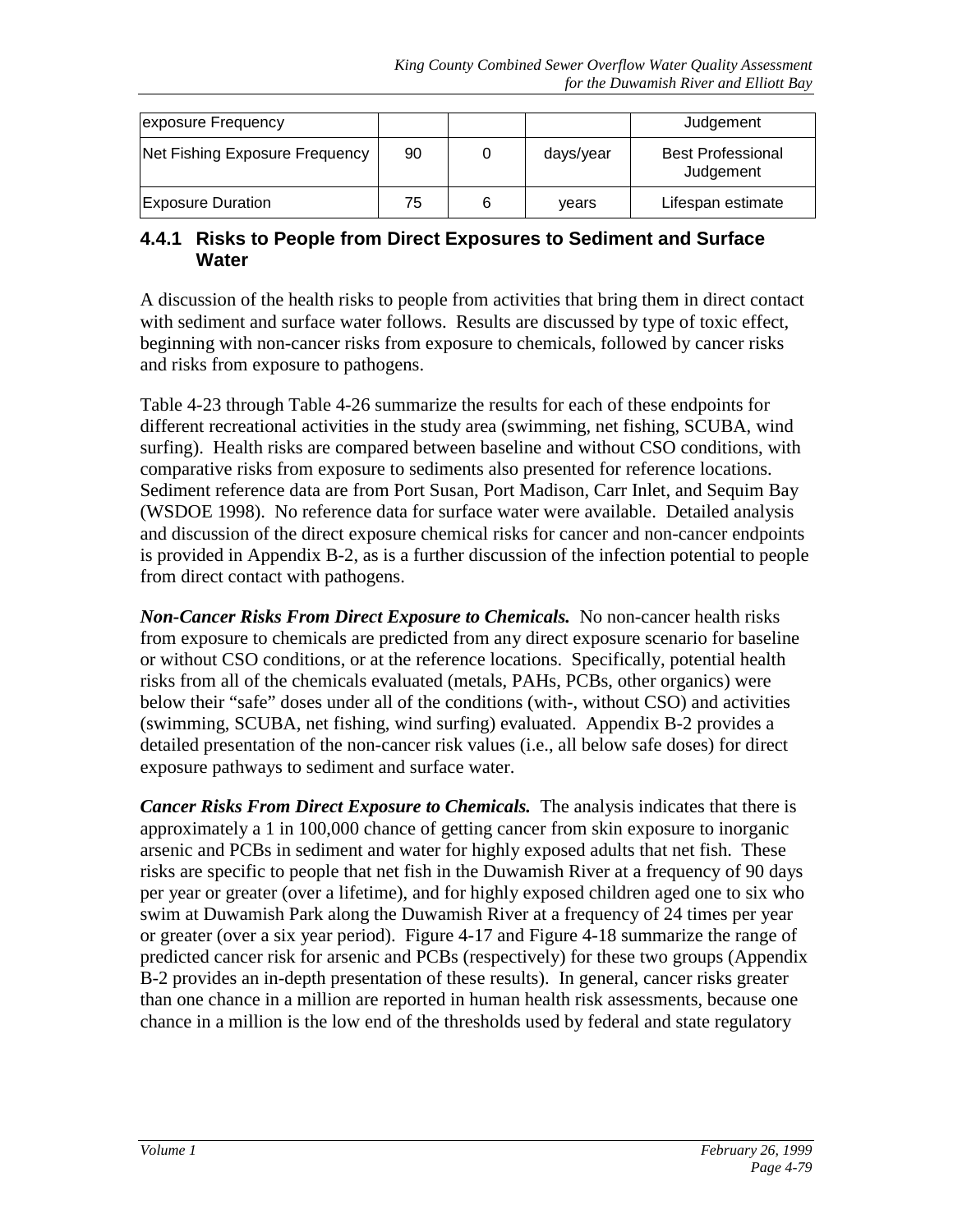| exposure Frequency | | | | Judgement |
|---|---|---|---|---|
| Net Fishing Exposure Frequency | 90 | 0 | days/year | Best Professional Judgement |
| Exposure Duration | 75 | 6 | years | Lifespan estimate |

### 4.4.1 Risks to People from Direct Exposures to Sediment and Surface Water

A discussion of the health risks to people from activities that bring them in direct contact with sediment and surface water follows. Results are discussed by type of toxic effect, beginning with non-cancer risks from exposure to chemicals, followed by cancer risks and risks from exposure to pathogens.

Table 4-23 through Table 4-26 summarize the results for each of these endpoints for different recreational activities in the study area (swimming, net fishing, SCUBA, wind surfing). Health risks are compared between baseline and without CSO conditions, with comparative risks from exposure to sediments also presented for reference locations. Sediment reference data are from Port Susan, Port Madison, Carr Inlet, and Sequim Bay (WSDOE 1998). No reference data for surface water were available. Detailed analysis and discussion of the direct exposure chemical risks for cancer and non-cancer endpoints is provided in Appendix B-2, as is a further discussion of the infection potential to people from direct contact with pathogens.

***Non-Cancer Risks From Direct Exposure to Chemicals.*** No non-cancer health risks from exposure to chemicals are predicted from any direct exposure scenario for baseline or without CSO conditions, or at the reference locations. Specifically, potential health risks from all of the chemicals evaluated (metals, PAHs, PCBs, other organics) were below their "safe" doses under all of the conditions (with-, without CSO) and activities (swimming, SCUBA, net fishing, wind surfing) evaluated. Appendix B-2 provides a detailed presentation of the non-cancer risk values (i.e., all below safe doses) for direct exposure pathways to sediment and surface water.

***Cancer Risks From Direct Exposure to Chemicals.*** The analysis indicates that there is approximately a 1 in 100,000 chance of getting cancer from skin exposure to inorganic arsenic and PCBs in sediment and water for highly exposed adults that net fish. These risks are specific to people that net fish in the Duwamish River at a frequency of 90 days per year or greater (over a lifetime), and for highly exposed children aged one to six who swim at Duwamish Park along the Duwamish River at a frequency of 24 times per year or greater (over a six year period). Figure 4-17 and Figure 4-18 summarize the range of predicted cancer risk for arsenic and PCBs (respectively) for these two groups (Appendix B-2 provides an in-depth presentation of these results). In general, cancer risks greater than one chance in a million are reported in human health risk assessments, because one chance in a million is the low end of the thresholds used by federal and state regulatory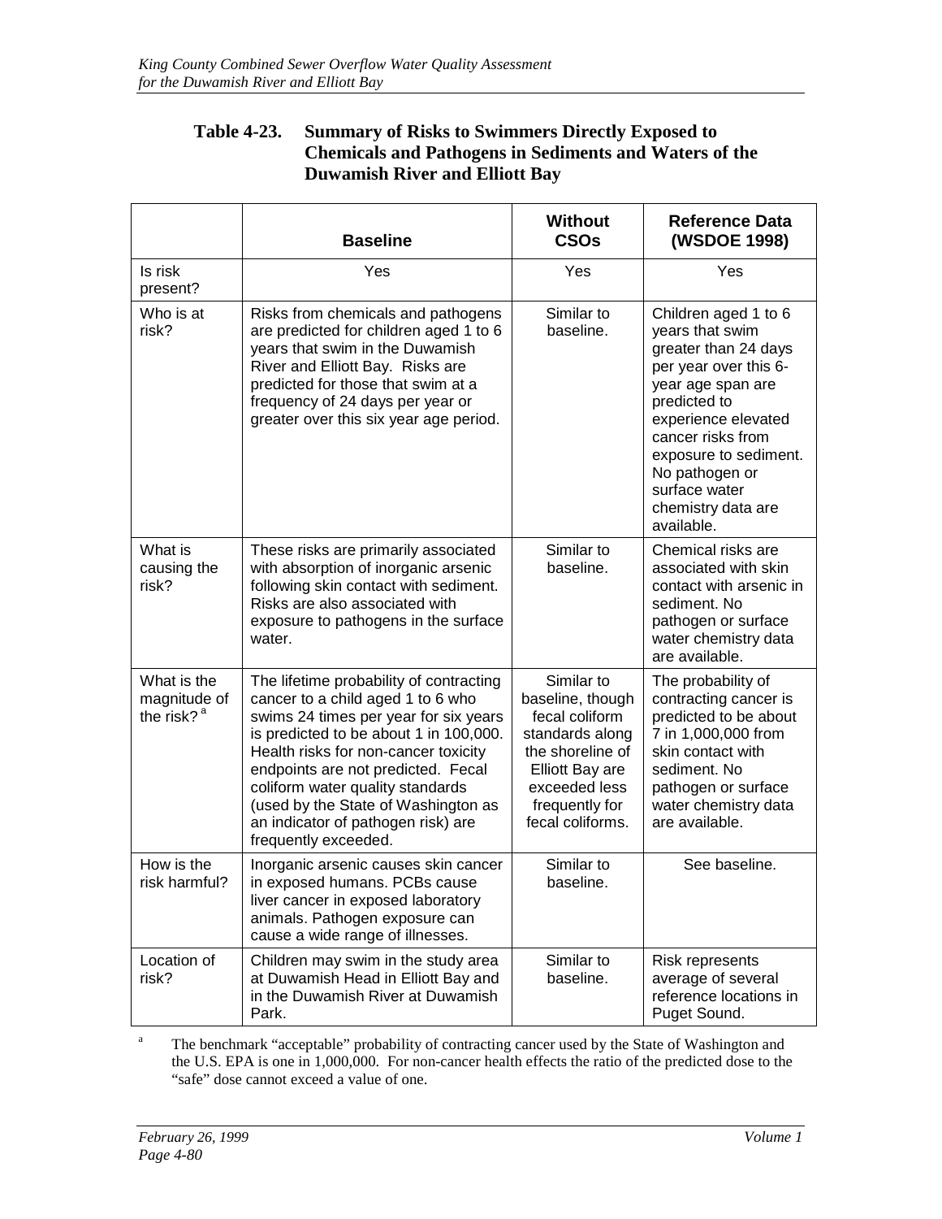**Table 4-23. Summary of Risks to Swimmers Directly Exposed to Chemicals and Pathogens in Sediments and Waters of the Duwamish River and Elliott Bay**

| | Baseline | Without CSOs | Reference Data (WSDOE 1998) |
|---|---|---|---|
| Is risk present? | Yes | Yes | Yes |
| Who is at risk? | Risks from chemicals and pathogens are predicted for children aged 1 to 6 years that swim in the Duwamish River and Elliott Bay. Risks are predicted for those that swim at a frequency of 24 days per year or greater over this six year age period. | Similar to baseline. | Children aged 1 to 6 years that swim greater than 24 days per year over this 6-year age span are predicted to experience elevated cancer risks from exposure to sediment. No pathogen or surface water chemistry data are available. |
| What is causing the risk? | These risks are primarily associated with absorption of inorganic arsenic following skin contact with sediment. Risks are also associated with exposure to pathogens in the surface water. | Similar to baseline. | Chemical risks are associated with skin contact with arsenic in sediment. No pathogen or surface water chemistry data are available. |
| What is the magnitude of the risk? [a] | The lifetime probability of contracting cancer to a child aged 1 to 6 who swims 24 times per year for six years is predicted to be about 1 in 100,000. Health risks for non-cancer toxicity endpoints are not predicted. Fecal coliform water quality standards (used by the State of Washington as an indicator of pathogen risk) are frequently exceeded. | Similar to baseline, though fecal coliform standards along the shoreline of Elliott Bay are exceeded less frequently for fecal coliforms. | The probability of contracting cancer is predicted to be about 7 in 1,000,000 from skin contact with sediment. No pathogen or surface water chemistry data are available. |
| How is the risk harmful? | Inorganic arsenic causes skin cancer in exposed humans. PCBs cause liver cancer in exposed laboratory animals. Pathogen exposure can cause a wide range of illnesses. | Similar to baseline. | See baseline. |
| Location of risk? | Children may swim in the study area at Duwamish Head in Elliott Bay and in the Duwamish River at Duwamish Park. | Similar to baseline. | Risk represents average of several reference locations in Puget Sound. |

[a] The benchmark "acceptable" probability of contracting cancer used by the State of Washington and the U.S. EPA is one in 1,000,000. For non-cancer health effects the ratio of the predicted dose to the "safe" dose cannot exceed a value of one.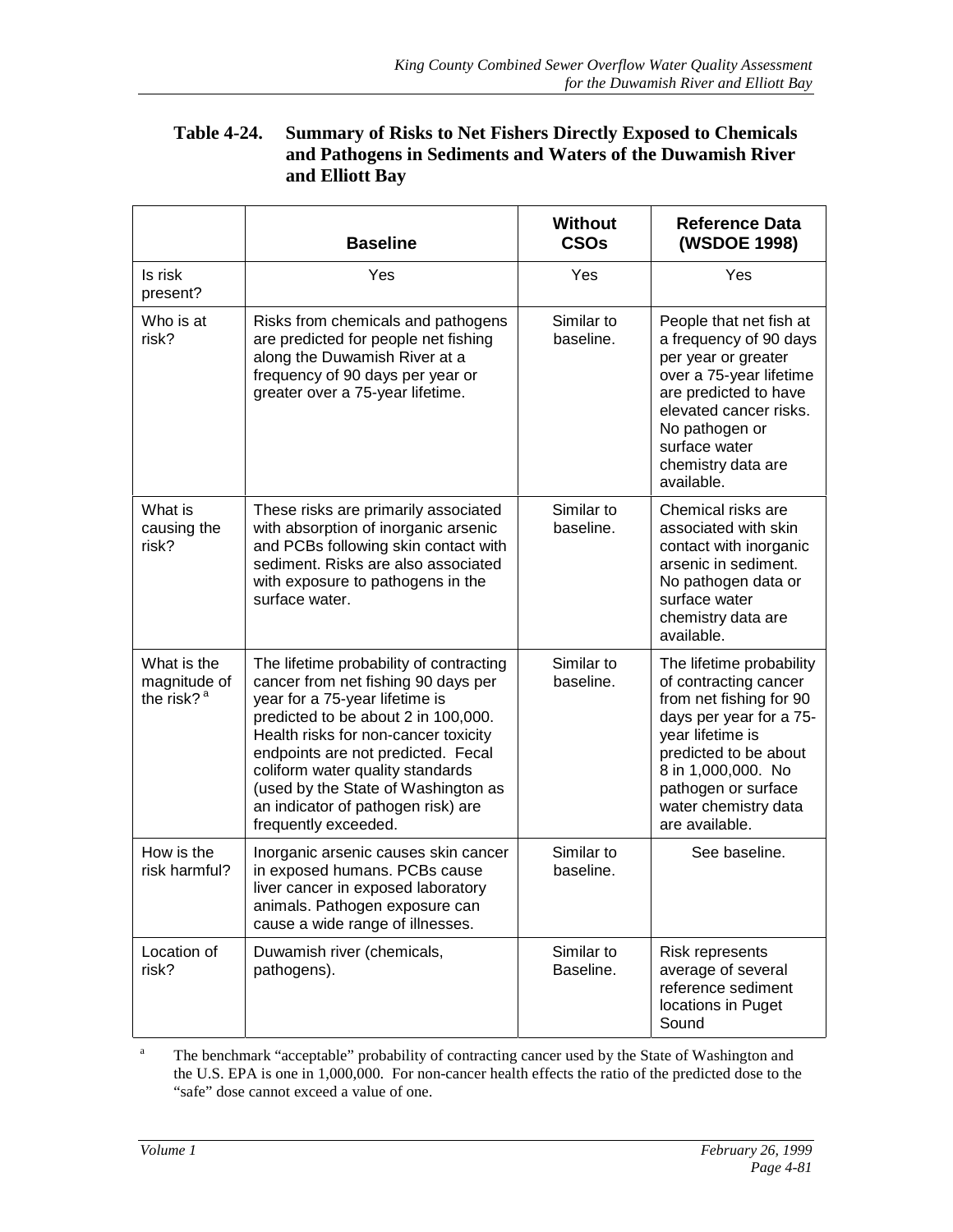**Table 4-24. Summary of Risks to Net Fishers Directly Exposed to Chemicals and Pathogens in Sediments and Waters of the Duwamish River and Elliott Bay**

| | Baseline | Without CSOs | Reference Data (WSDOE 1998) |
|---|---|---|---|
| Is risk present? | Yes | Yes | Yes |
| Who is at risk? | Risks from chemicals and pathogens are predicted for people net fishing along the Duwamish River at a frequency of 90 days per year or greater over a 75-year lifetime. | Similar to baseline. | People that net fish at a frequency of 90 days per year or greater over a 75-year lifetime are predicted to have elevated cancer risks. No pathogen or surface water chemistry data are available. |
| What is causing the risk? | These risks are primarily associated with absorption of inorganic arsenic and PCBs following skin contact with sediment. Risks are also associated with exposure to pathogens in the surface water. | Similar to baseline. | Chemical risks are associated with skin contact with inorganic arsenic in sediment. No pathogen data or surface water chemistry data are available. |
| What is the magnitude of the risk? [a] | The lifetime probability of contracting cancer from net fishing 90 days per year for a 75-year lifetime is predicted to be about 2 in 100,000. Health risks for non-cancer toxicity endpoints are not predicted. Fecal coliform water quality standards (used by the State of Washington as an indicator of pathogen risk) are frequently exceeded. | Similar to baseline. | The lifetime probability of contracting cancer from net fishing for 90 days per year for a 75-year lifetime is predicted to be about 8 in 1,000,000. No pathogen or surface water chemistry data are available. |
| How is the risk harmful? | Inorganic arsenic causes skin cancer in exposed humans. PCBs cause liver cancer in exposed laboratory animals. Pathogen exposure can cause a wide range of illnesses. | Similar to baseline. | See baseline. |
| Location of risk? | Duwamish river (chemicals, pathogens). | Similar to Baseline. | Risk represents average of several reference sediment locations in Puget Sound |

[a] The benchmark "acceptable" probability of contracting cancer used by the State of Washington and the U.S. EPA is one in 1,000,000. For non-cancer health effects the ratio of the predicted dose to the "safe" dose cannot exceed a value of one.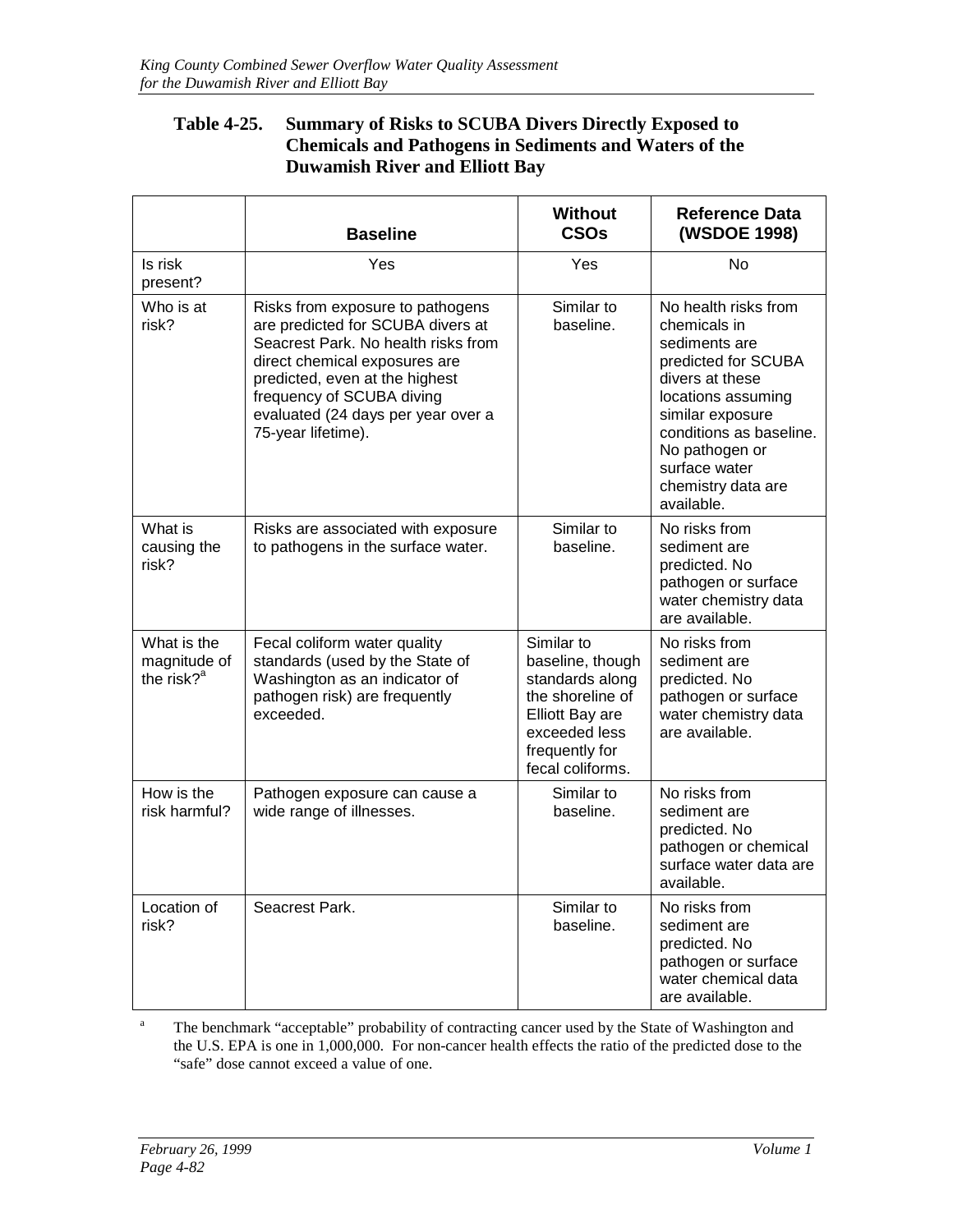**Table 4-25. Summary of Risks to SCUBA Divers Directly Exposed to Chemicals and Pathogens in Sediments and Waters of the Duwamish River and Elliott Bay**

| | Baseline | Without CSOs | Reference Data (WSDOE 1998) |
|---|---|---|---|
| Is risk present? | Yes | Yes | No |
| Who is at risk? | Risks from exposure to pathogens are predicted for SCUBA divers at Seacrest Park. No health risks from direct chemical exposures are predicted, even at the highest frequency of SCUBA diving evaluated (24 days per year over a 75-year lifetime). | Similar to baseline. | No health risks from chemicals in sediments are predicted for SCUBA divers at these locations assuming similar exposure conditions as baseline. No pathogen or surface water chemistry data are available. |
| What is causing the risk? | Risks are associated with exposure to pathogens in the surface water. | Similar to baseline. | No risks from sediment are predicted. No pathogen or surface water chemistry data are available. |
| What is the magnitude of the risk?[a] | Fecal coliform water quality standards (used by the State of Washington as an indicator of pathogen risk) are frequently exceeded. | Similar to baseline, though standards along the shoreline of Elliott Bay are exceeded less frequently for fecal coliforms. | No risks from sediment are predicted. No pathogen or surface water chemistry data are available. |
| How is the risk harmful? | Pathogen exposure can cause a wide range of illnesses. | Similar to baseline. | No risks from sediment are predicted. No pathogen or chemical surface water data are available. |
| Location of risk? | Seacrest Park. | Similar to baseline. | No risks from sediment are predicted. No pathogen or surface water chemical data are available. |

[a] The benchmark "acceptable" probability of contracting cancer used by the State of Washington and the U.S. EPA is one in 1,000,000. For non-cancer health effects the ratio of the predicted dose to the "safe" dose cannot exceed a value of one.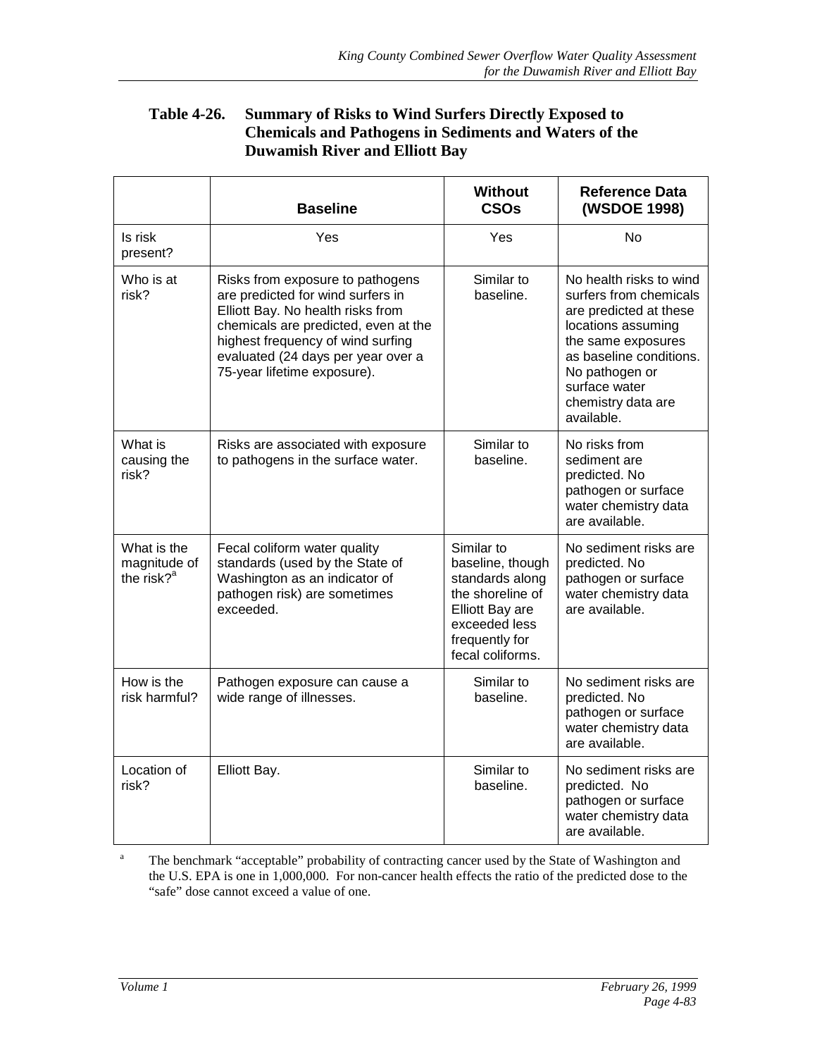**Table 4-26. Summary of Risks to Wind Surfers Directly Exposed to Chemicals and Pathogens in Sediments and Waters of the Duwamish River and Elliott Bay**

| | Baseline | Without CSOs | Reference Data (WSDOE 1998) |
|---|---|---|---|
| Is risk present? | Yes | Yes | No |
| Who is at risk? | Risks from exposure to pathogens are predicted for wind surfers in Elliott Bay. No health risks from chemicals are predicted, even at the highest frequency of wind surfing evaluated (24 days per year over a 75-year lifetime exposure). | Similar to baseline. | No health risks to wind surfers from chemicals are predicted at these locations assuming the same exposures as baseline conditions. No pathogen or surface water chemistry data are available. |
| What is causing the risk? | Risks are associated with exposure to pathogens in the surface water. | Similar to baseline. | No risks from sediment are predicted. No pathogen or surface water chemistry data are available. |
| What is the magnitude of the risk?[a] | Fecal coliform water quality standards (used by the State of Washington as an indicator of pathogen risk) are sometimes exceeded. | Similar to baseline, though standards along the shoreline of Elliott Bay are exceeded less frequently for fecal coliforms. | No sediment risks are predicted. No pathogen or surface water chemistry data are available. |
| How is the risk harmful? | Pathogen exposure can cause a wide range of illnesses. | Similar to baseline. | No sediment risks are predicted. No pathogen or surface water chemistry data are available. |
| Location of risk? | Elliott Bay. | Similar to baseline. | No sediment risks are predicted. No pathogen or surface water chemistry data are available. |

[a] The benchmark "acceptable" probability of contracting cancer used by the State of Washington and the U.S. EPA is one in 1,000,000. For non-cancer health effects the ratio of the predicted dose to the "safe" dose cannot exceed a value of one.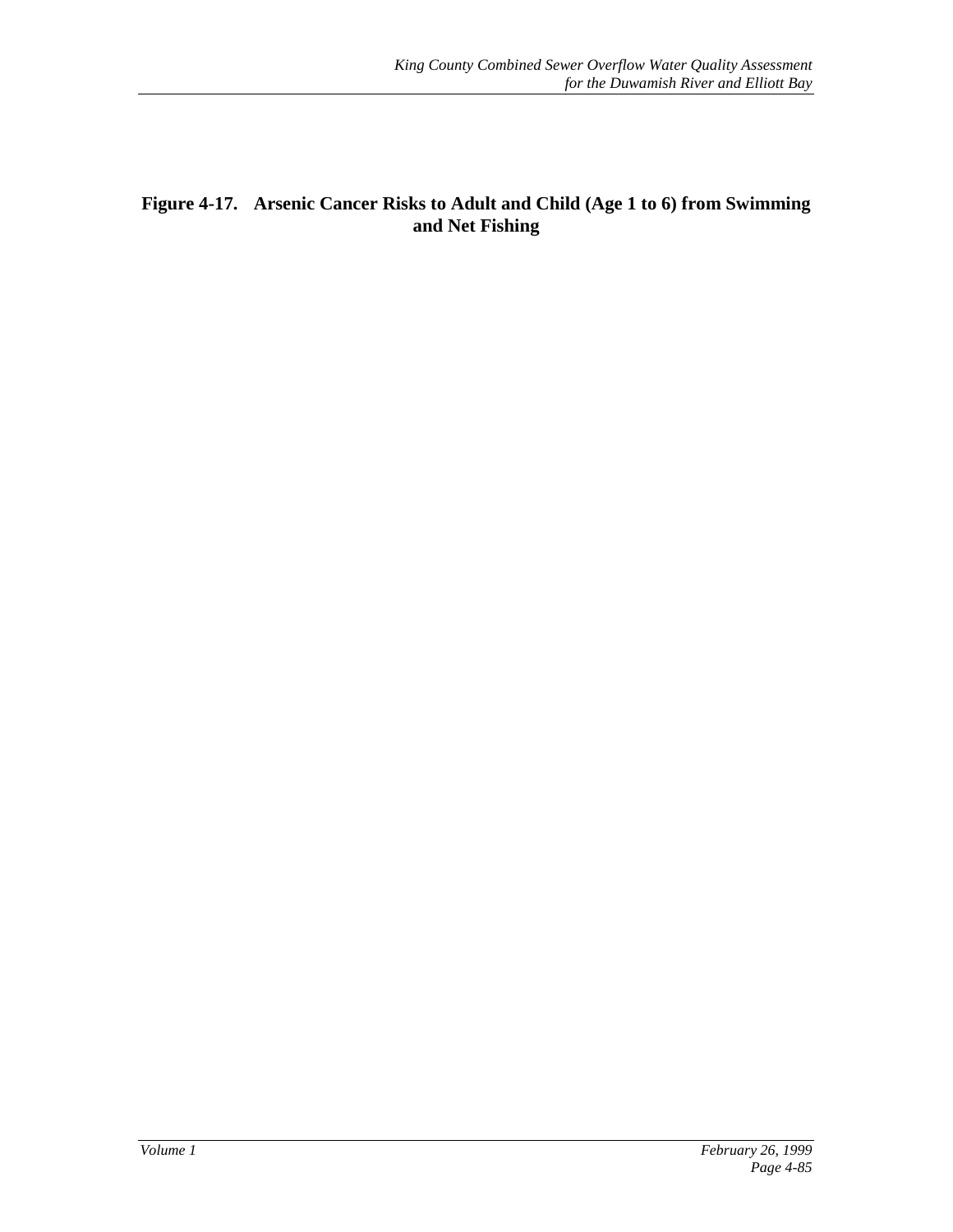**Figure 4-17. Arsenic Cancer Risks to Adult and Child (Age 1 to 6) from Swimming and Net Fishing**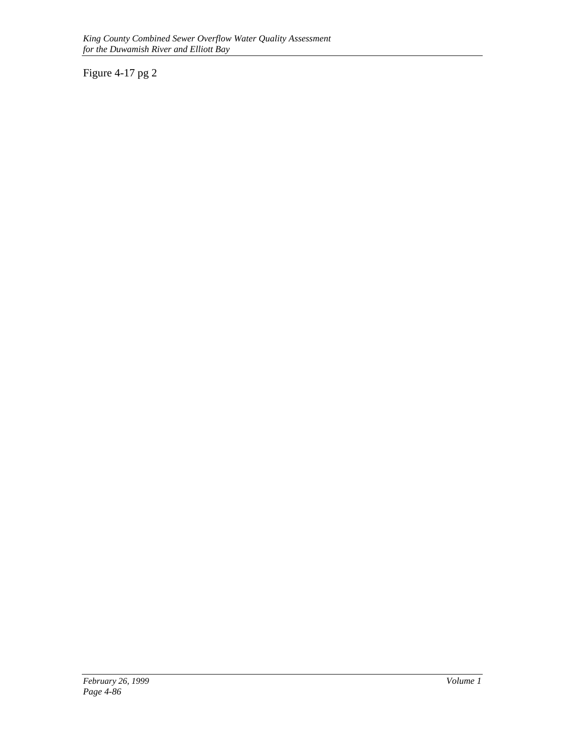Figure 4-17 pg 2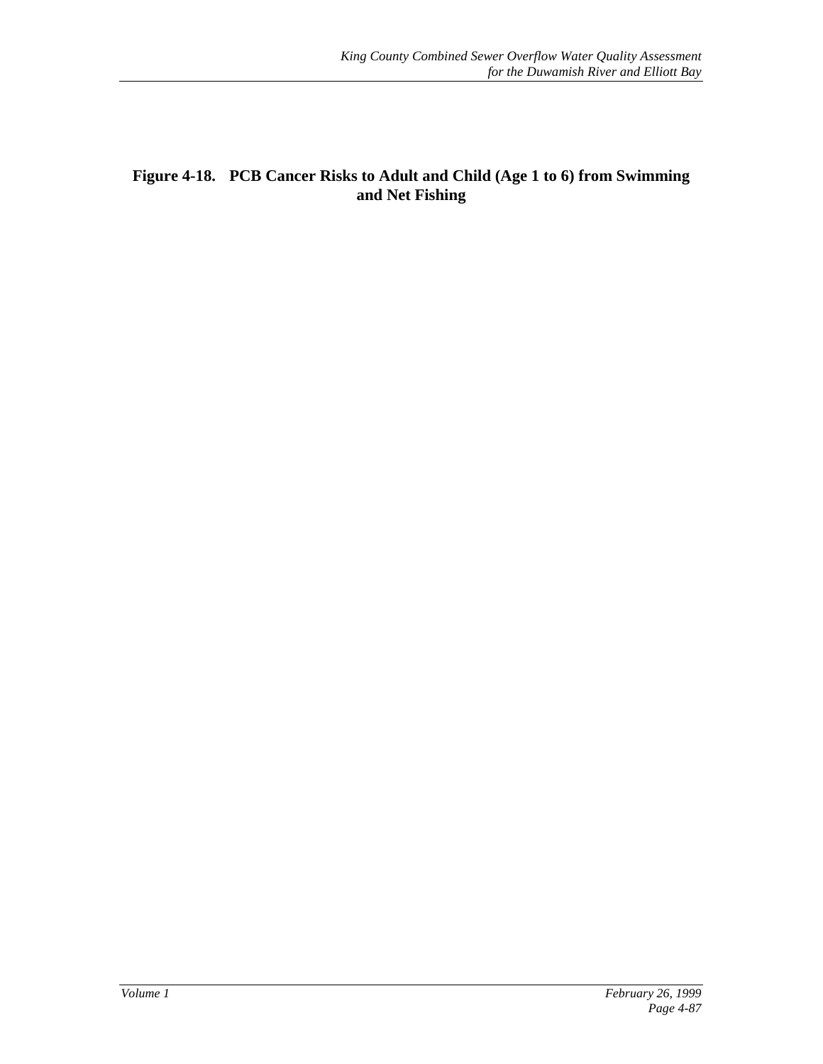**Figure 4-18. PCB Cancer Risks to Adult and Child (Age 1 to 6) from Swimming and Net Fishing**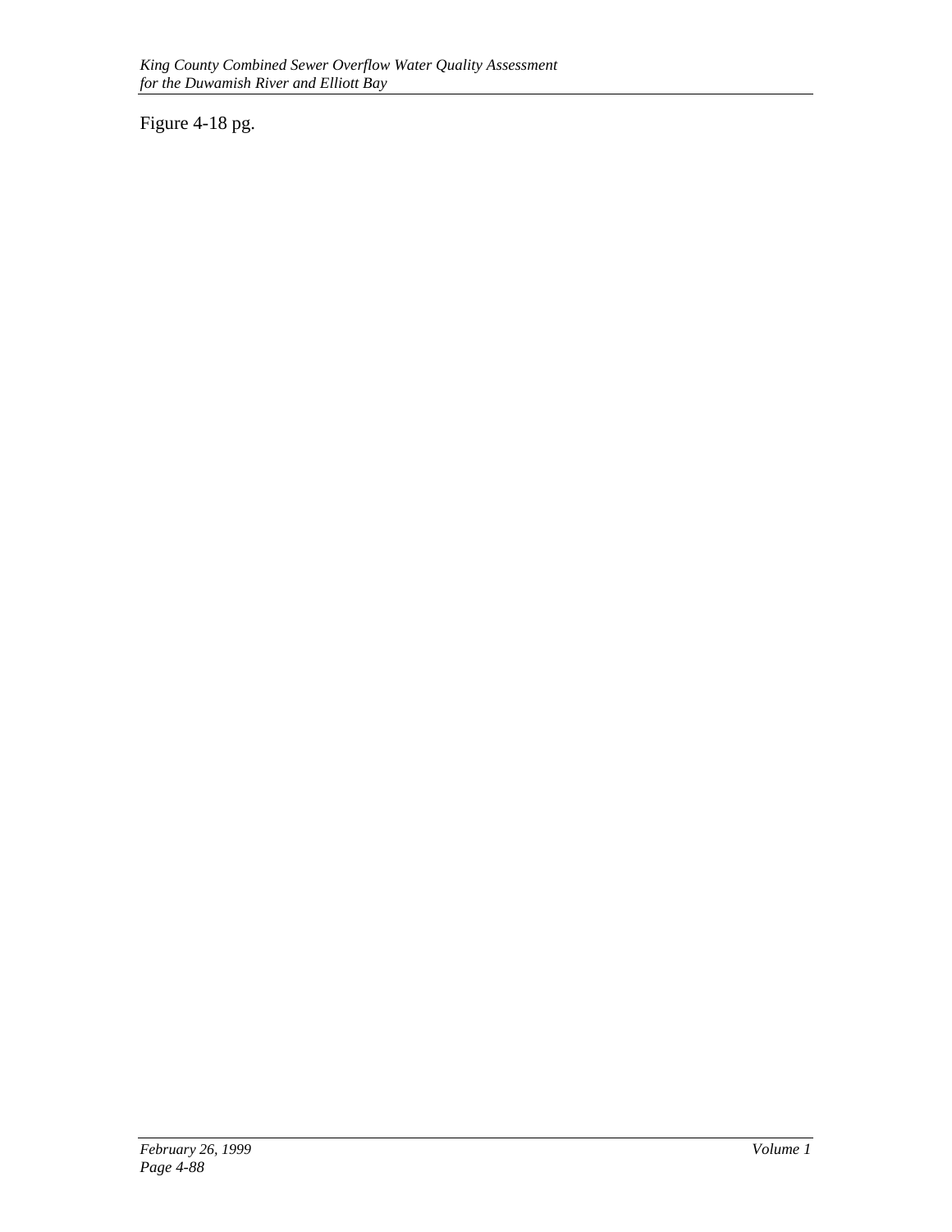Figure 4-18 pg.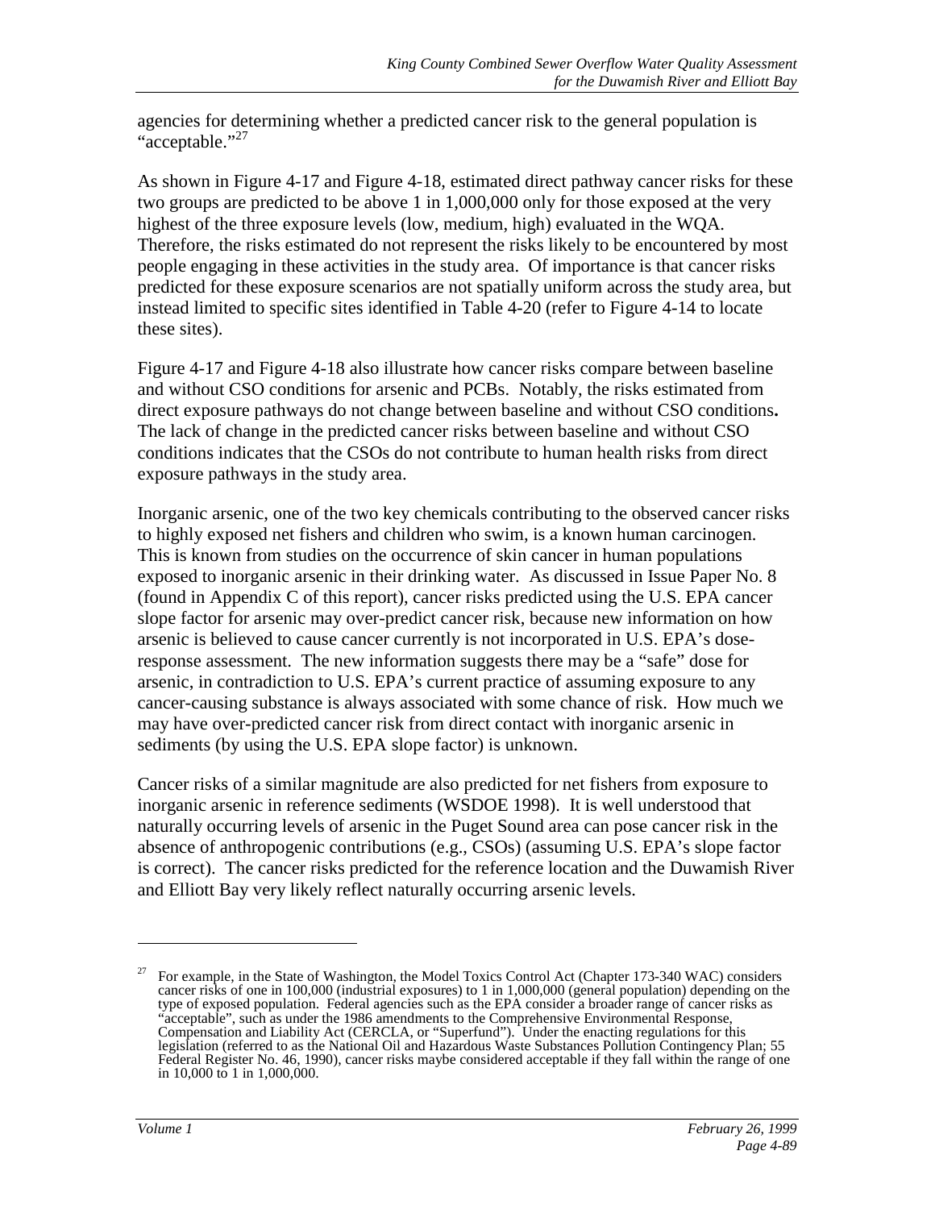agencies for determining whether a predicted cancer risk to the general population is "acceptable."[27]

As shown in Figure 4-17 and Figure 4-18, estimated direct pathway cancer risks for these two groups are predicted to be above 1 in 1,000,000 only for those exposed at the very highest of the three exposure levels (low, medium, high) evaluated in the WQA. Therefore, the risks estimated do not represent the risks likely to be encountered by most people engaging in these activities in the study area. Of importance is that cancer risks predicted for these exposure scenarios are not spatially uniform across the study area, but instead limited to specific sites identified in Table 4-20 (refer to Figure 4-14 to locate these sites).

Figure 4-17 and Figure 4-18 also illustrate how cancer risks compare between baseline and without CSO conditions for arsenic and PCBs. Notably, the risks estimated from direct exposure pathways do not change between baseline and without CSO conditions**.** The lack of change in the predicted cancer risks between baseline and without CSO conditions indicates that the CSOs do not contribute to human health risks from direct exposure pathways in the study area.

Inorganic arsenic, one of the two key chemicals contributing to the observed cancer risks to highly exposed net fishers and children who swim, is a known human carcinogen. This is known from studies on the occurrence of skin cancer in human populations exposed to inorganic arsenic in their drinking water. As discussed in Issue Paper No. 8 (found in Appendix C of this report), cancer risks predicted using the U.S. EPA cancer slope factor for arsenic may over-predict cancer risk, because new information on how arsenic is believed to cause cancer currently is not incorporated in U.S. EPA's dose-response assessment. The new information suggests there may be a "safe" dose for arsenic, in contradiction to U.S. EPA's current practice of assuming exposure to any cancer-causing substance is always associated with some chance of risk. How much we may have over-predicted cancer risk from direct contact with inorganic arsenic in sediments (by using the U.S. EPA slope factor) is unknown.

Cancer risks of a similar magnitude are also predicted for net fishers from exposure to inorganic arsenic in reference sediments (WSDOE 1998). It is well understood that naturally occurring levels of arsenic in the Puget Sound area can pose cancer risk in the absence of anthropogenic contributions (e.g., CSOs) (assuming U.S. EPA's slope factor is correct). The cancer risks predicted for the reference location and the Duwamish River and Elliott Bay very likely reflect naturally occurring arsenic levels.

---

[27] For example, in the State of Washington, the Model Toxics Control Act (Chapter 173-340 WAC) considers cancer risks of one in 100,000 (industrial exposures) to 1 in 1,000,000 (general population) depending on the type of exposed population. Federal agencies such as the EPA consider a broader range of cancer risks as "acceptable", such as under the 1986 amendments to the Comprehensive Environmental Response, Compensation and Liability Act (CERCLA, or "Superfund"). Under the enacting regulations for this legislation (referred to as the National Oil and Hazardous Waste Substances Pollution Contingency Plan; 55 Federal Register No. 46, 1990), cancer risks maybe considered acceptable if they fall within the range of one in 10,000 to 1 in 1,000,000.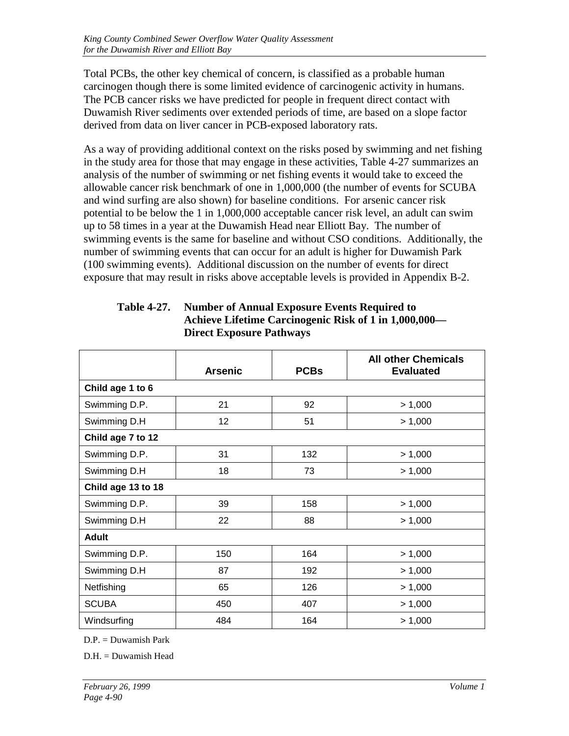Total PCBs, the other key chemical of concern, is classified as a probable human carcinogen though there is some limited evidence of carcinogenic activity in humans. The PCB cancer risks we have predicted for people in frequent direct contact with Duwamish River sediments over extended periods of time, are based on a slope factor derived from data on liver cancer in PCB-exposed laboratory rats.

As a way of providing additional context on the risks posed by swimming and net fishing in the study area for those that may engage in these activities, Table 4-27 summarizes an analysis of the number of swimming or net fishing events it would take to exceed the allowable cancer risk benchmark of one in 1,000,000 (the number of events for SCUBA and wind surfing are also shown) for baseline conditions. For arsenic cancer risk potential to be below the 1 in 1,000,000 acceptable cancer risk level, an adult can swim up to 58 times in a year at the Duwamish Head near Elliott Bay. The number of swimming events is the same for baseline and without CSO conditions. Additionally, the number of swimming events that can occur for an adult is higher for Duwamish Park (100 swimming events). Additional discussion on the number of events for direct exposure that may result in risks above acceptable levels is provided in Appendix B-2.

**Table 4-27. Number of Annual Exposure Events Required to Achieve Lifetime Carcinogenic Risk of 1 in 1,000,000—Direct Exposure Pathways**

| | Arsenic | PCBs | All other Chemicals Evaluated |
|---|---|---|---|
| **Child age 1 to 6** | | | |
| Swimming D.P. | 21 | 92 | > 1,000 |
| Swimming D.H | 12 | 51 | > 1,000 |
| **Child age 7 to 12** | | | |
| Swimming D.P. | 31 | 132 | > 1,000 |
| Swimming D.H | 18 | 73 | > 1,000 |
| **Child age 13 to 18** | | | |
| Swimming D.P. | 39 | 158 | > 1,000 |
| Swimming D.H | 22 | 88 | > 1,000 |
| **Adult** | | | |
| Swimming D.P. | 150 | 164 | > 1,000 |
| Swimming D.H | 87 | 192 | > 1,000 |
| Netfishing | 65 | 126 | > 1,000 |
| SCUBA | 450 | 407 | > 1,000 |
| Windsurfing | 484 | 164 | > 1,000 |

D.P. = Duwamish Park

D.H. = Duwamish Head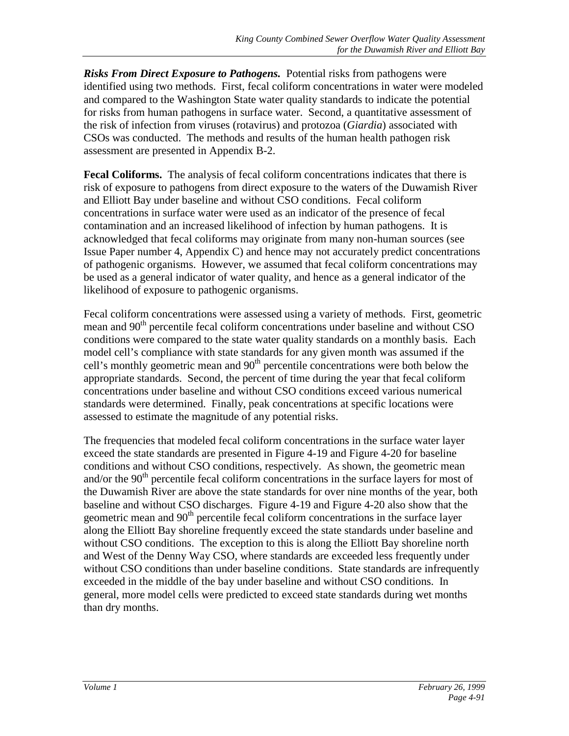***Risks From Direct Exposure to Pathogens.*** Potential risks from pathogens were identified using two methods. First, fecal coliform concentrations in water were modeled and compared to the Washington State water quality standards to indicate the potential for risks from human pathogens in surface water. Second, a quantitative assessment of the risk of infection from viruses (rotavirus) and protozoa (*Giardia*) associated with CSOs was conducted. The methods and results of the human health pathogen risk assessment are presented in Appendix B-2.

**Fecal Coliforms.** The analysis of fecal coliform concentrations indicates that there is risk of exposure to pathogens from direct exposure to the waters of the Duwamish River and Elliott Bay under baseline and without CSO conditions. Fecal coliform concentrations in surface water were used as an indicator of the presence of fecal contamination and an increased likelihood of infection by human pathogens. It is acknowledged that fecal coliforms may originate from many non-human sources (see Issue Paper number 4, Appendix C) and hence may not accurately predict concentrations of pathogenic organisms. However, we assumed that fecal coliform concentrations may be used as a general indicator of water quality, and hence as a general indicator of the likelihood of exposure to pathogenic organisms.

Fecal coliform concentrations were assessed using a variety of methods. First, geometric mean and $90^{th}$ percentile fecal coliform concentrations under baseline and without CSO conditions were compared to the state water quality standards on a monthly basis. Each model cell's compliance with state standards for any given month was assumed if the cell's monthly geometric mean and $90^{th}$ percentile concentrations were both below the appropriate standards. Second, the percent of time during the year that fecal coliform concentrations under baseline and without CSO conditions exceed various numerical standards were determined. Finally, peak concentrations at specific locations were assessed to estimate the magnitude of any potential risks.

The frequencies that modeled fecal coliform concentrations in the surface water layer exceed the state standards are presented in Figure 4-19 and Figure 4-20 for baseline conditions and without CSO conditions, respectively. As shown, the geometric mean and/or the $90^{th}$ percentile fecal coliform concentrations in the surface layers for most of the Duwamish River are above the state standards for over nine months of the year, both baseline and without CSO discharges. Figure 4-19 and Figure 4-20 also show that the geometric mean and $90^{th}$ percentile fecal coliform concentrations in the surface layer along the Elliott Bay shoreline frequently exceed the state standards under baseline and without CSO conditions. The exception to this is along the Elliott Bay shoreline north and West of the Denny Way CSO, where standards are exceeded less frequently under without CSO conditions than under baseline conditions. State standards are infrequently exceeded in the middle of the bay under baseline and without CSO conditions. In general, more model cells were predicted to exceed state standards during wet months than dry months.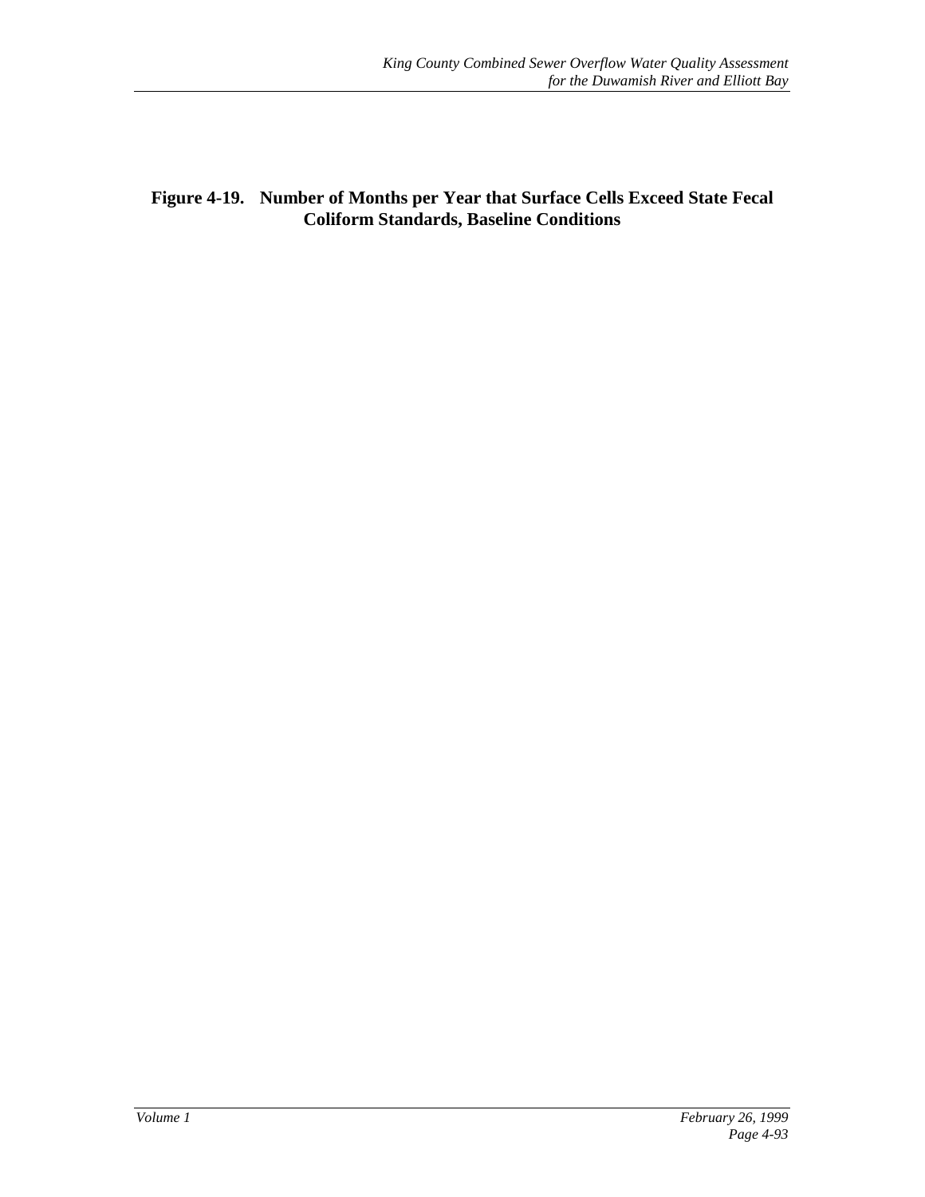**Figure 4-19. Number of Months per Year that Surface Cells Exceed State Fecal Coliform Standards, Baseline Conditions**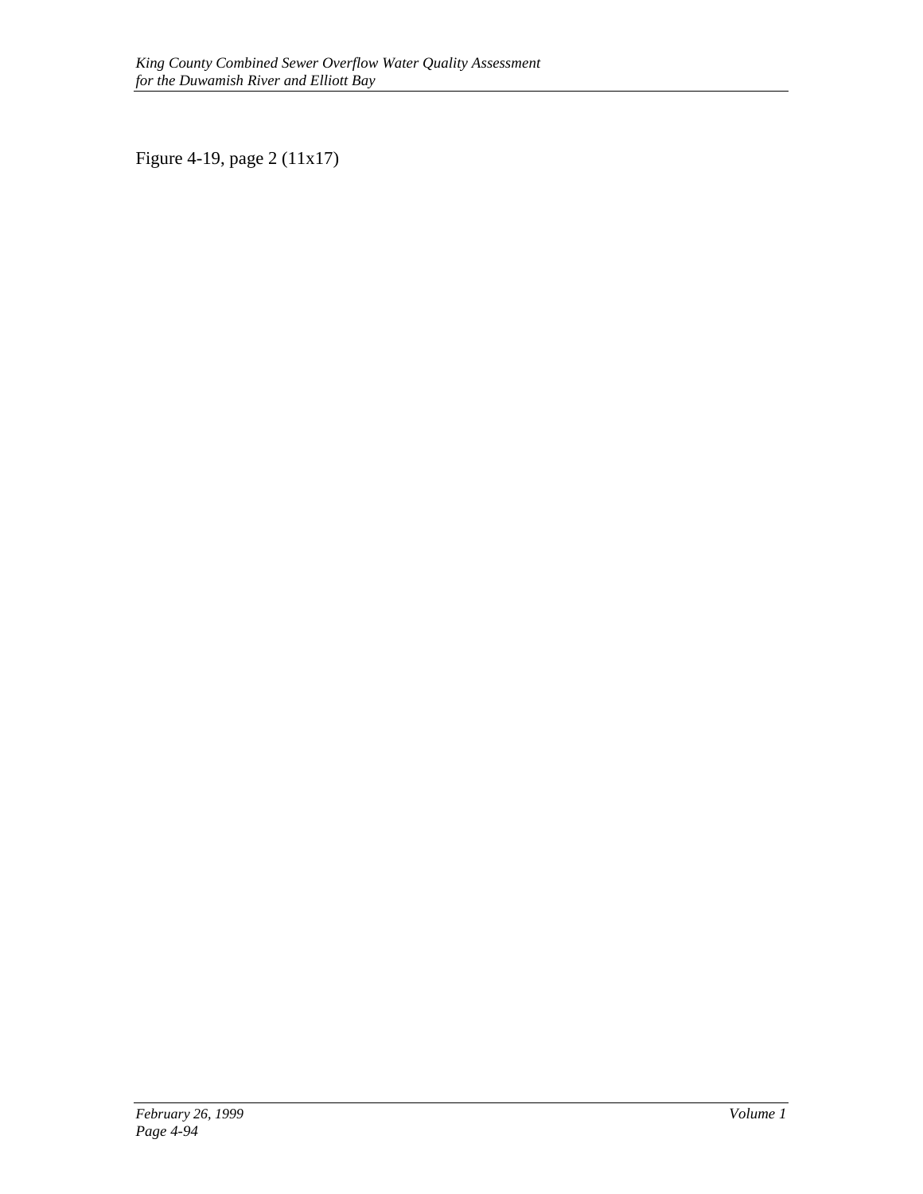Figure 4-19, page 2 (11x17)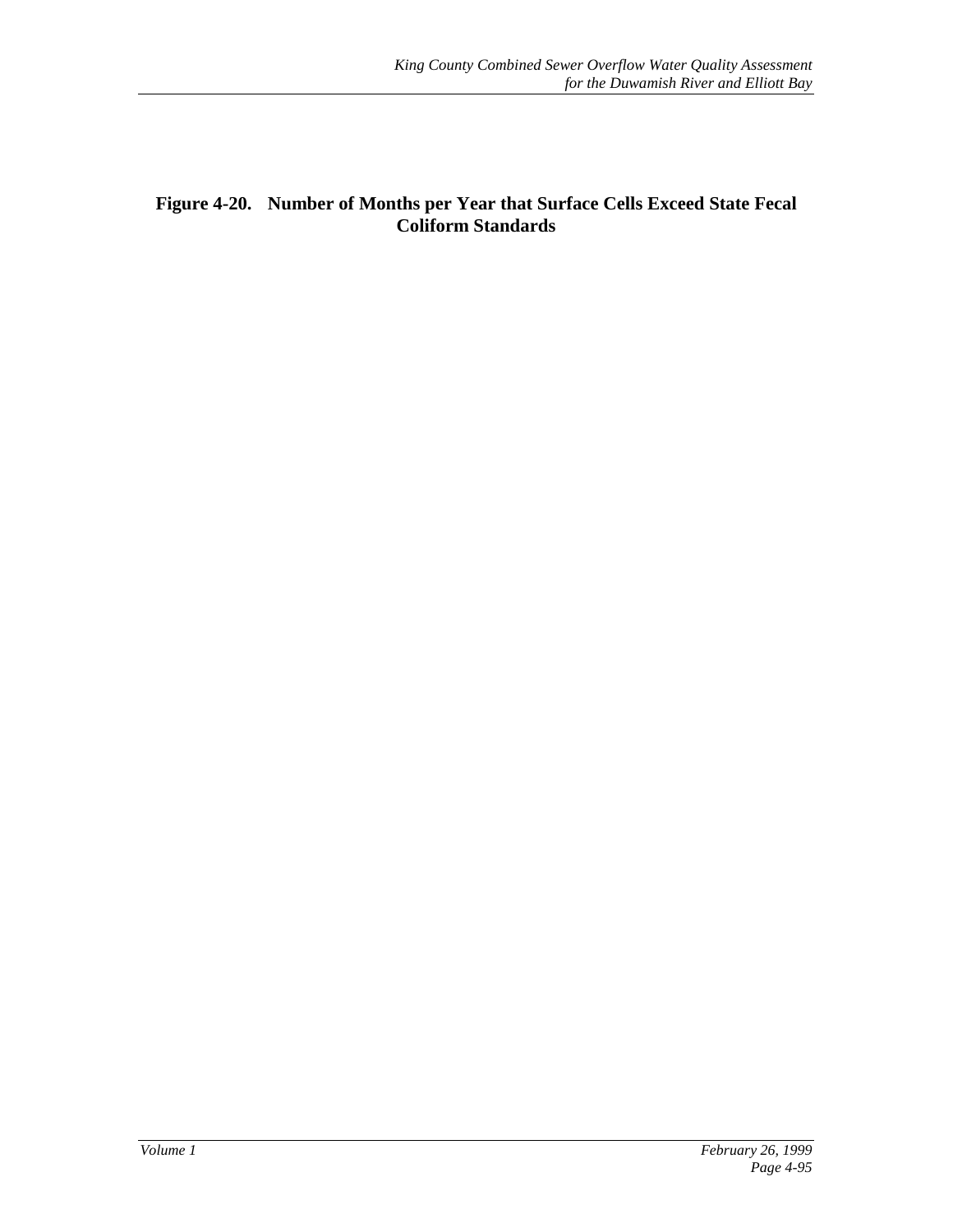**Figure 4-20. Number of Months per Year that Surface Cells Exceed State Fecal Coliform Standards**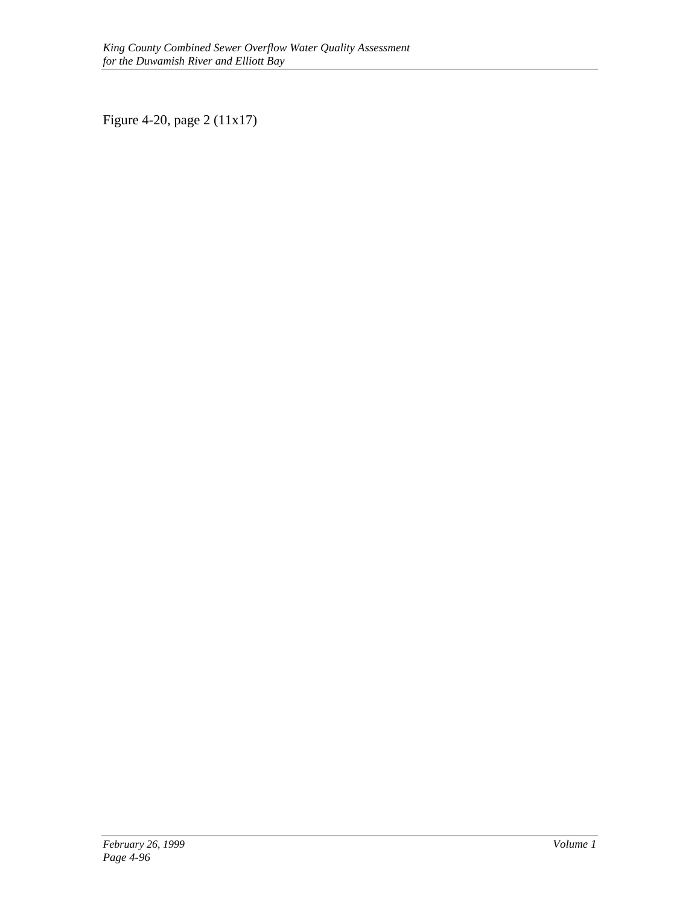Figure 4-20, page 2 (11x17)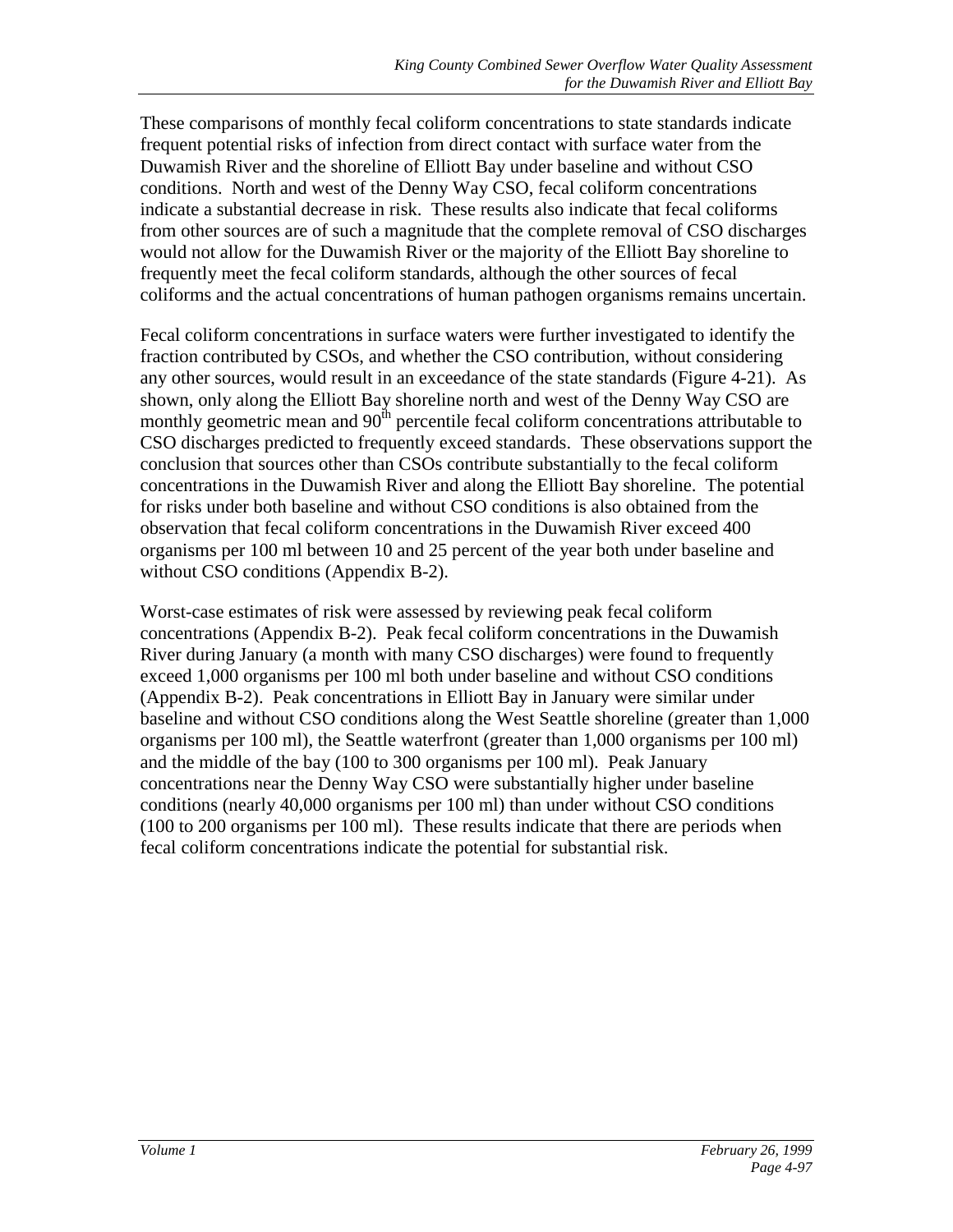These comparisons of monthly fecal coliform concentrations to state standards indicate frequent potential risks of infection from direct contact with surface water from the Duwamish River and the shoreline of Elliott Bay under baseline and without CSO conditions. North and west of the Denny Way CSO, fecal coliform concentrations indicate a substantial decrease in risk. These results also indicate that fecal coliforms from other sources are of such a magnitude that the complete removal of CSO discharges would not allow for the Duwamish River or the majority of the Elliott Bay shoreline to frequently meet the fecal coliform standards, although the other sources of fecal coliforms and the actual concentrations of human pathogen organisms remains uncertain.

Fecal coliform concentrations in surface waters were further investigated to identify the fraction contributed by CSOs, and whether the CSO contribution, without considering any other sources, would result in an exceedance of the state standards (Figure 4-21). As shown, only along the Elliott Bay shoreline north and west of the Denny Way CSO are monthly geometric mean and 90th percentile fecal coliform concentrations attributable to CSO discharges predicted to frequently exceed standards. These observations support the conclusion that sources other than CSOs contribute substantially to the fecal coliform concentrations in the Duwamish River and along the Elliott Bay shoreline. The potential for risks under both baseline and without CSO conditions is also obtained from the observation that fecal coliform concentrations in the Duwamish River exceed 400 organisms per 100 ml between 10 and 25 percent of the year both under baseline and without CSO conditions (Appendix B-2).

Worst-case estimates of risk were assessed by reviewing peak fecal coliform concentrations (Appendix B-2). Peak fecal coliform concentrations in the Duwamish River during January (a month with many CSO discharges) were found to frequently exceed 1,000 organisms per 100 ml both under baseline and without CSO conditions (Appendix B-2). Peak concentrations in Elliott Bay in January were similar under baseline and without CSO conditions along the West Seattle shoreline (greater than 1,000 organisms per 100 ml), the Seattle waterfront (greater than 1,000 organisms per 100 ml) and the middle of the bay (100 to 300 organisms per 100 ml). Peak January concentrations near the Denny Way CSO were substantially higher under baseline conditions (nearly 40,000 organisms per 100 ml) than under without CSO conditions (100 to 200 organisms per 100 ml). These results indicate that there are periods when fecal coliform concentrations indicate the potential for substantial risk.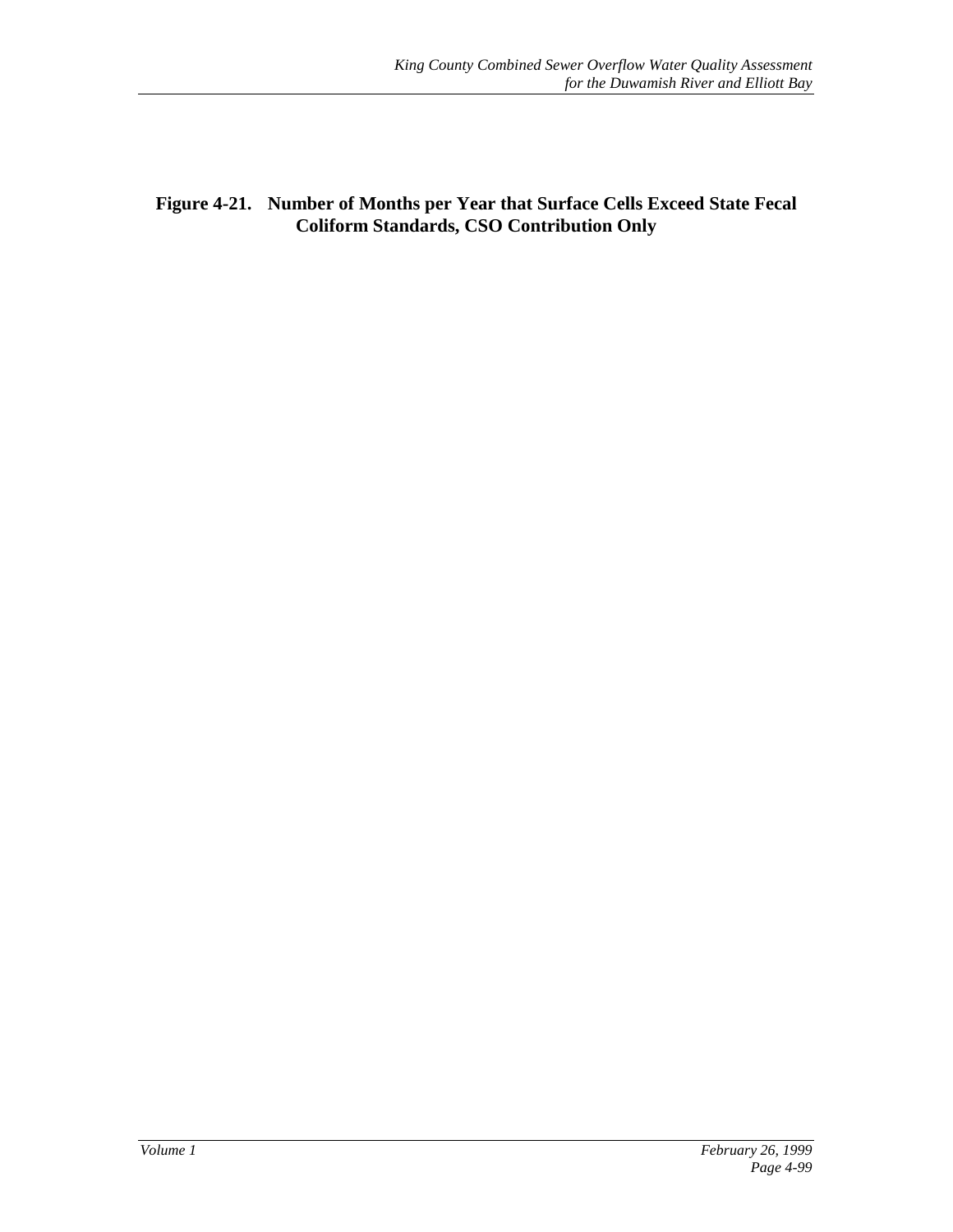**Figure 4-21. Number of Months per Year that Surface Cells Exceed State Fecal Coliform Standards, CSO Contribution Only**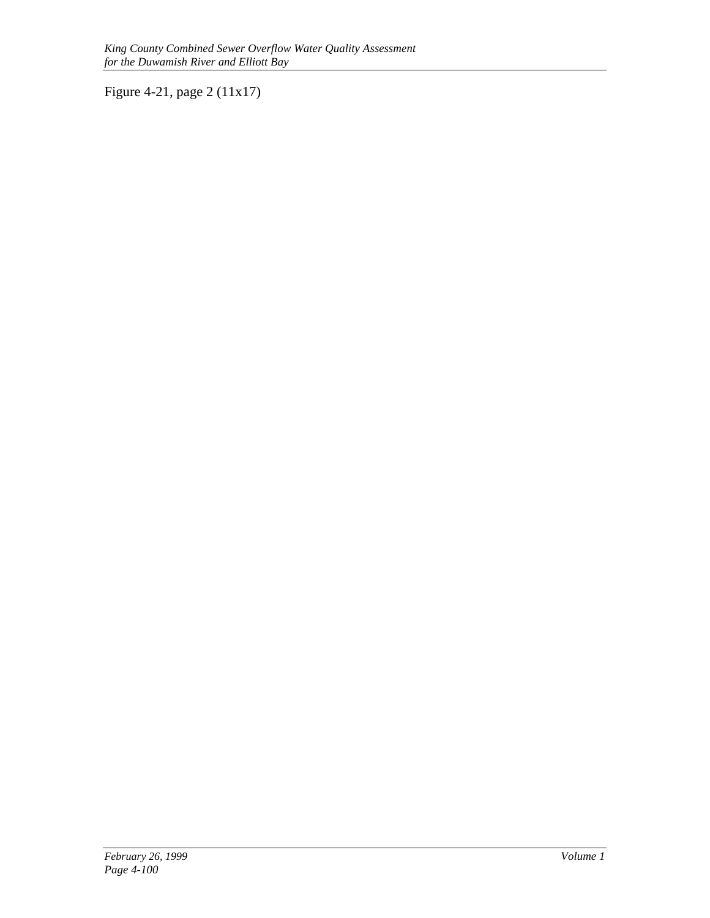Figure 4-21, page 2 (11x17)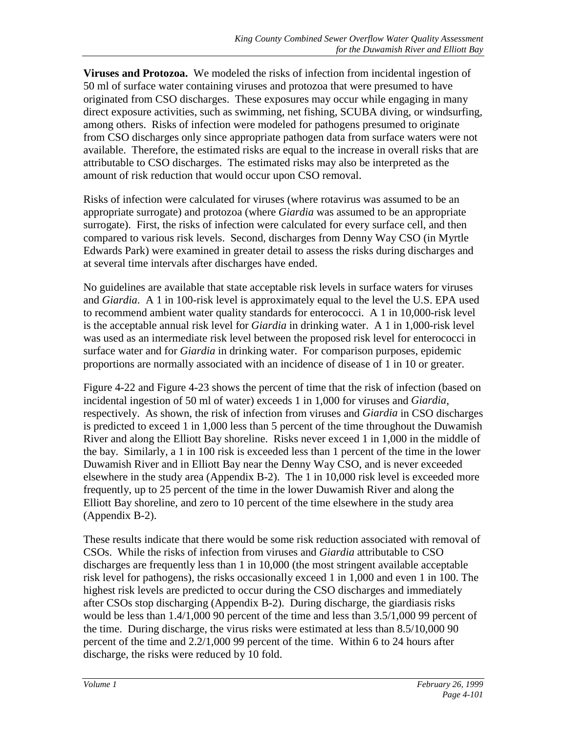**Viruses and Protozoa.** We modeled the risks of infection from incidental ingestion of 50 ml of surface water containing viruses and protozoa that were presumed to have originated from CSO discharges. These exposures may occur while engaging in many direct exposure activities, such as swimming, net fishing, SCUBA diving, or windsurfing, among others. Risks of infection were modeled for pathogens presumed to originate from CSO discharges only since appropriate pathogen data from surface waters were not available. Therefore, the estimated risks are equal to the increase in overall risks that are attributable to CSO discharges. The estimated risks may also be interpreted as the amount of risk reduction that would occur upon CSO removal.

Risks of infection were calculated for viruses (where rotavirus was assumed to be an appropriate surrogate) and protozoa (where *Giardia* was assumed to be an appropriate surrogate). First, the risks of infection were calculated for every surface cell, and then compared to various risk levels. Second, discharges from Denny Way CSO (in Myrtle Edwards Park) were examined in greater detail to assess the risks during discharges and at several time intervals after discharges have ended.

No guidelines are available that state acceptable risk levels in surface waters for viruses and *Giardia*. A 1 in 100-risk level is approximately equal to the level the U.S. EPA used to recommend ambient water quality standards for enterococci. A 1 in 10,000-risk level is the acceptable annual risk level for *Giardia* in drinking water. A 1 in 1,000-risk level was used as an intermediate risk level between the proposed risk level for enterococci in surface water and for *Giardia* in drinking water. For comparison purposes, epidemic proportions are normally associated with an incidence of disease of 1 in 10 or greater.

Figure 4-22 and Figure 4-23 shows the percent of time that the risk of infection (based on incidental ingestion of 50 ml of water) exceeds 1 in 1,000 for viruses and *Giardia*, respectively. As shown, the risk of infection from viruses and *Giardia* in CSO discharges is predicted to exceed 1 in 1,000 less than 5 percent of the time throughout the Duwamish River and along the Elliott Bay shoreline. Risks never exceed 1 in 1,000 in the middle of the bay. Similarly, a 1 in 100 risk is exceeded less than 1 percent of the time in the lower Duwamish River and in Elliott Bay near the Denny Way CSO, and is never exceeded elsewhere in the study area (Appendix B-2). The 1 in 10,000 risk level is exceeded more frequently, up to 25 percent of the time in the lower Duwamish River and along the Elliott Bay shoreline, and zero to 10 percent of the time elsewhere in the study area (Appendix B-2).

These results indicate that there would be some risk reduction associated with removal of CSOs. While the risks of infection from viruses and *Giardia* attributable to CSO discharges are frequently less than 1 in 10,000 (the most stringent available acceptable risk level for pathogens), the risks occasionally exceed 1 in 1,000 and even 1 in 100. The highest risk levels are predicted to occur during the CSO discharges and immediately after CSOs stop discharging (Appendix B-2). During discharge, the giardiasis risks would be less than 1.4/1,000 90 percent of the time and less than 3.5/1,000 99 percent of the time. During discharge, the virus risks were estimated at less than 8.5/10,000 90 percent of the time and 2.2/1,000 99 percent of the time. Within 6 to 24 hours after discharge, the risks were reduced by 10 fold.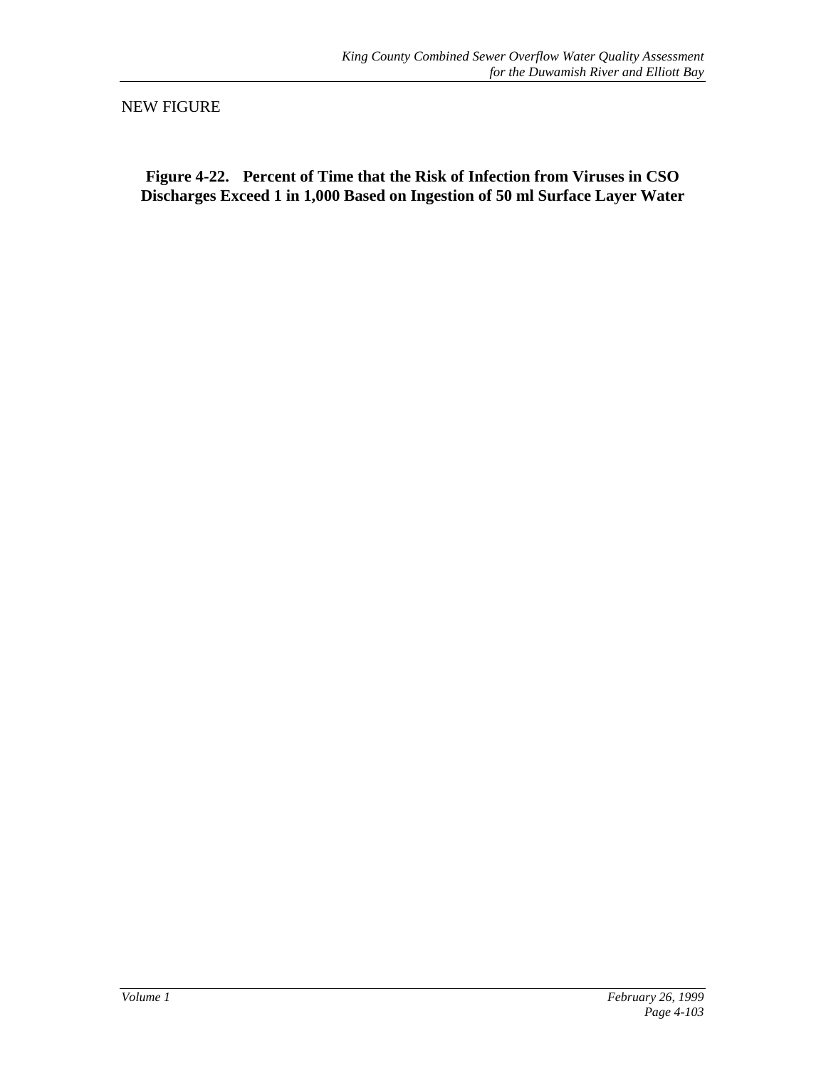NEW FIGURE

**Figure 4-22. Percent of Time that the Risk of Infection from Viruses in CSO Discharges Exceed 1 in 1,000 Based on Ingestion of 50 ml Surface Layer Water**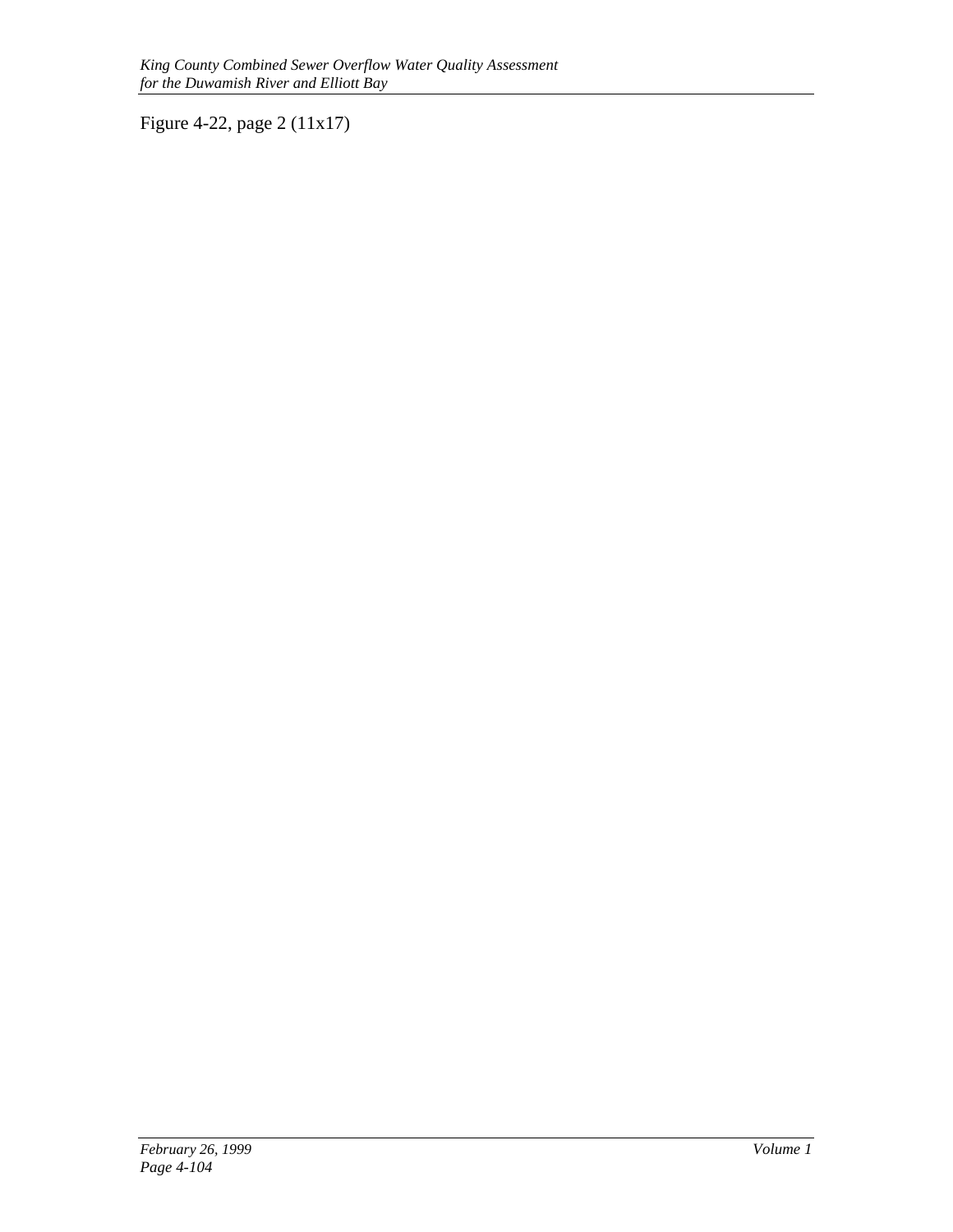Figure 4-22, page 2 (11x17)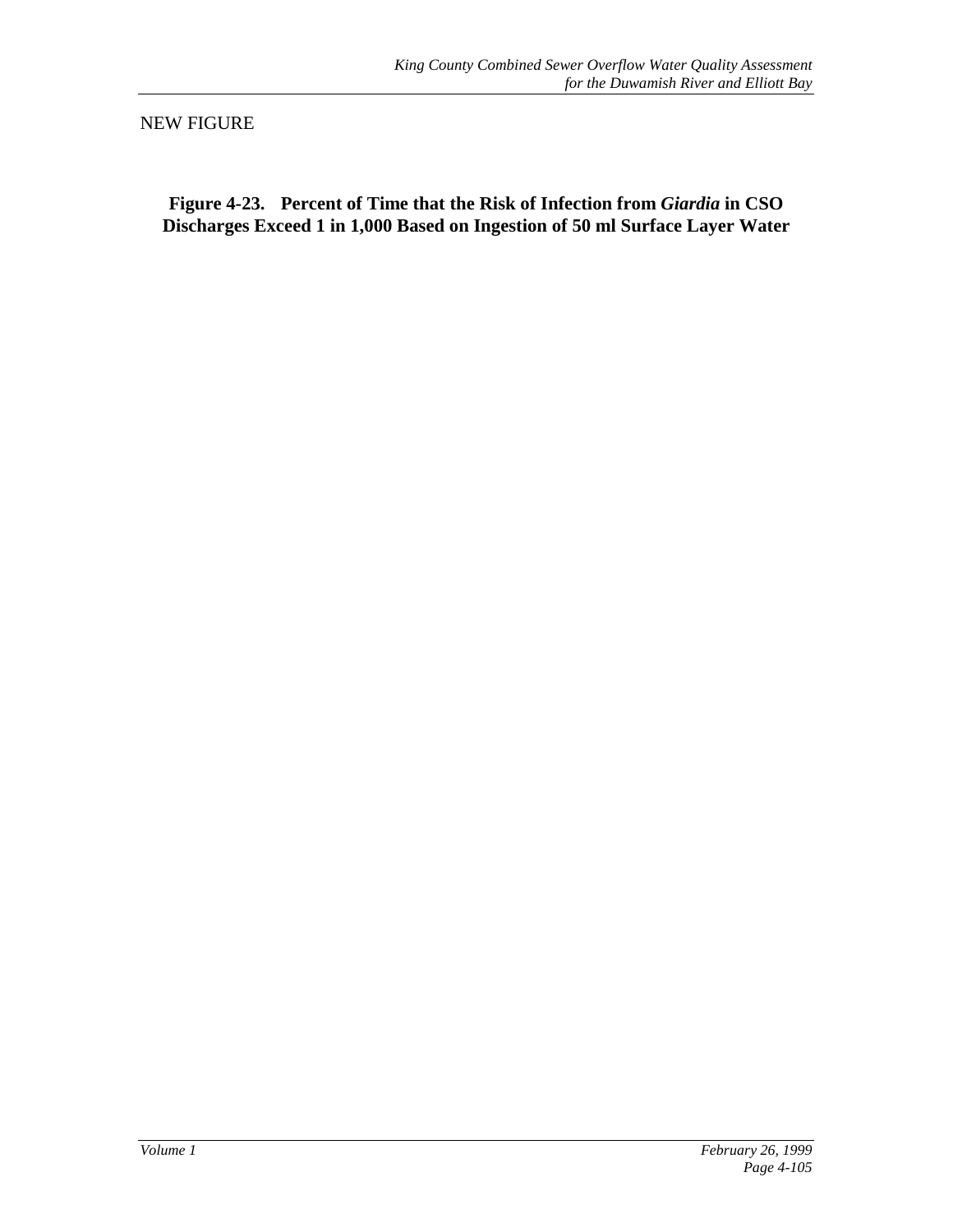NEW FIGURE

**Figure 4-23. Percent of Time that the Risk of Infection from *Giardia* in CSO Discharges Exceed 1 in 1,000 Based on Ingestion of 50 ml Surface Layer Water**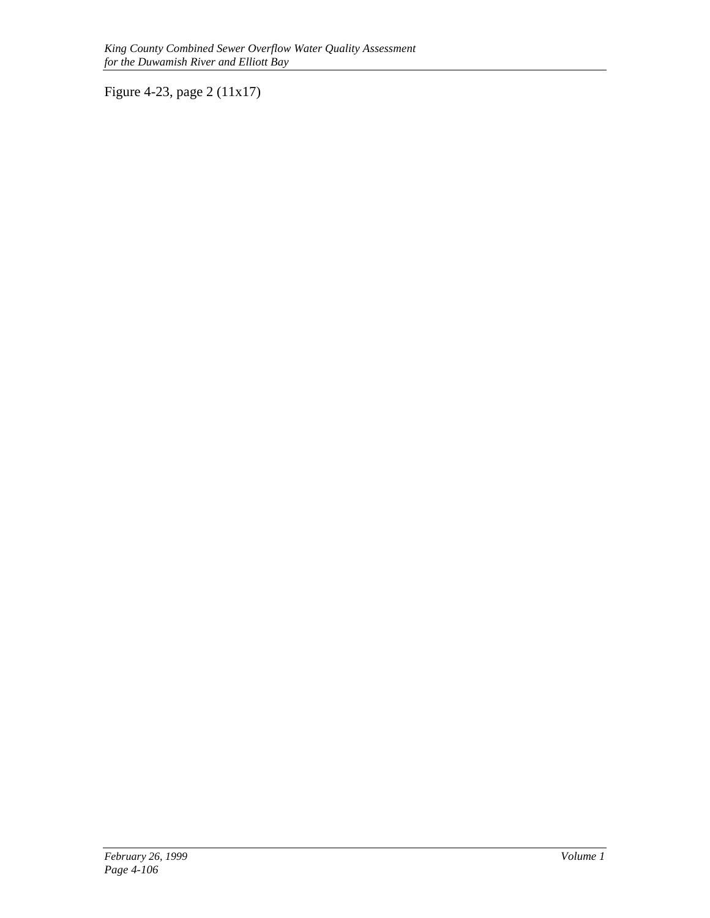Figure 4-23, page 2 (11x17)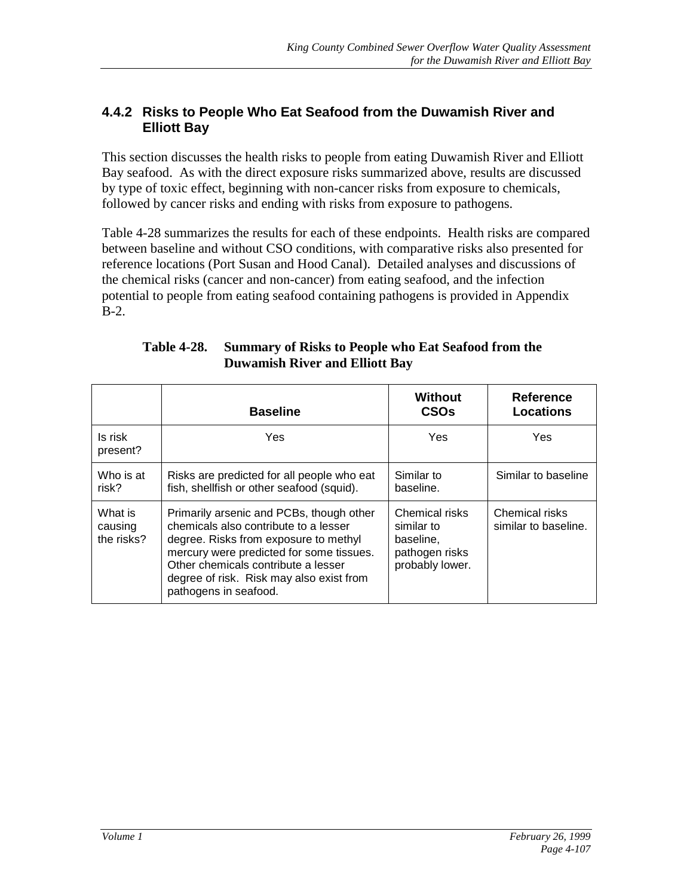### 4.4.2 Risks to People Who Eat Seafood from the Duwamish River and Elliott Bay

This section discusses the health risks to people from eating Duwamish River and Elliott Bay seafood. As with the direct exposure risks summarized above, results are discussed by type of toxic effect, beginning with non-cancer risks from exposure to chemicals, followed by cancer risks and ending with risks from exposure to pathogens.

Table 4-28 summarizes the results for each of these endpoints. Health risks are compared between baseline and without CSO conditions, with comparative risks also presented for reference locations (Port Susan and Hood Canal). Detailed analyses and discussions of the chemical risks (cancer and non-cancer) from eating seafood, and the infection potential to people from eating seafood containing pathogens is provided in Appendix B-2.

**Table 4-28. Summary of Risks to People who Eat Seafood from the Duwamish River and Elliott Bay**

| | Baseline | Without CSOs | Reference Locations |
|---|---|---|---|
| Is risk present? | Yes | Yes | Yes |
| Who is at risk? | Risks are predicted for all people who eat fish, shellfish or other seafood (squid). | Similar to baseline. | Similar to baseline |
| What is causing the risks? | Primarily arsenic and PCBs, though other chemicals also contribute to a lesser degree. Risks from exposure to methyl mercury were predicted for some tissues. Other chemicals contribute a lesser degree of risk. Risk may also exist from pathogens in seafood. | Chemical risks similar to baseline, pathogen risks probably lower. | Chemical risks similar to baseline. |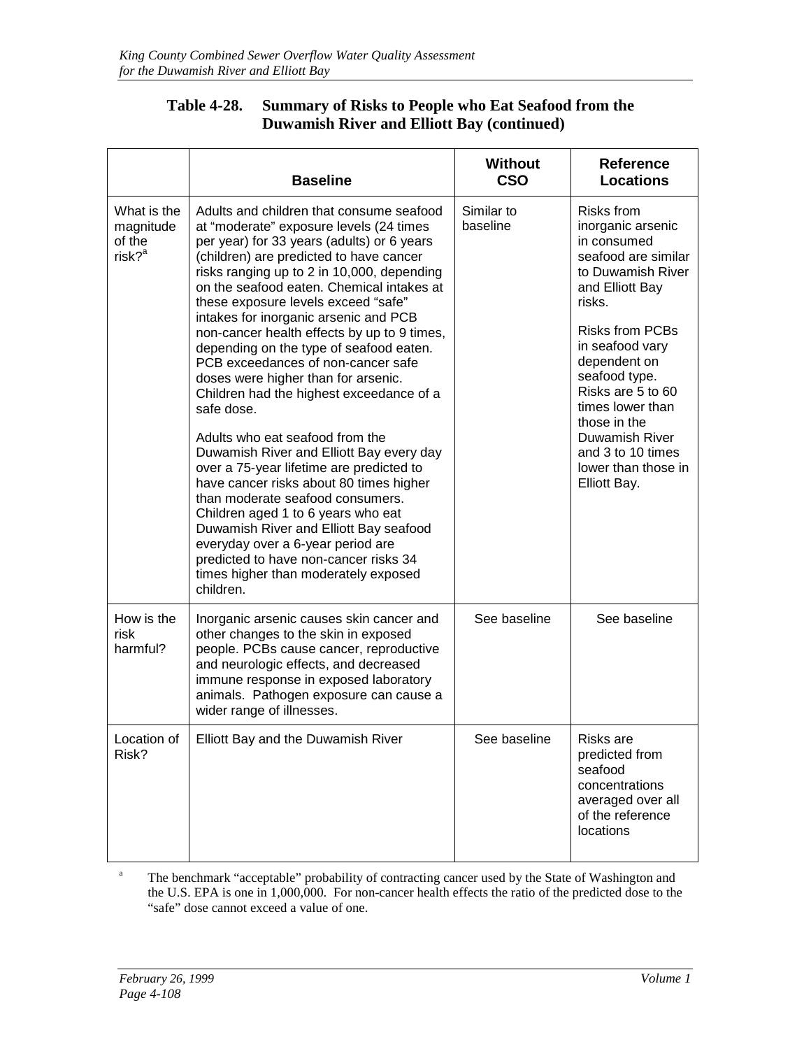**Table 4-28. Summary of Risks to People who Eat Seafood from the Duwamish River and Elliott Bay (continued)**

| | Baseline | Without CSO | Reference Locations |
|---|---|---|---|
| What is the magnitude of the risk?[a] | Adults and children that consume seafood at "moderate" exposure levels (24 times per year) for 33 years (adults) or 6 years (children) are predicted to have cancer risks ranging up to 2 in 10,000, depending on the seafood eaten. Chemical intakes at these exposure levels exceed "safe" intakes for inorganic arsenic and PCB non-cancer health effects by up to 9 times, depending on the type of seafood eaten. PCB exceedances of non-cancer safe doses were higher than for arsenic. Children had the highest exceedance of a safe dose.<br><br>Adults who eat seafood from the Duwamish River and Elliott Bay every day over a 75-year lifetime are predicted to have cancer risks about 80 times higher than moderate seafood consumers. Children aged 1 to 6 years who eat Duwamish River and Elliott Bay seafood everyday over a 6-year period are predicted to have non-cancer risks 34 times higher than moderately exposed children. | Similar to baseline | Risks from inorganic arsenic in consumed seafood are similar to Duwamish River and Elliott Bay risks.<br><br>Risks from PCBs in seafood vary dependent on seafood type. Risks are 5 to 60 times lower than those in the Duwamish River and 3 to 10 times lower than those in Elliott Bay. |
| How is the risk harmful? | Inorganic arsenic causes skin cancer and other changes to the skin in exposed people. PCBs cause cancer, reproductive and neurologic effects, and decreased immune response in exposed laboratory animals. Pathogen exposure can cause a wider range of illnesses. | See baseline | See baseline |
| Location of Risk? | Elliott Bay and the Duwamish River | See baseline | Risks are predicted from seafood concentrations averaged over all of the reference locations |

[a] The benchmark "acceptable" probability of contracting cancer used by the State of Washington and the U.S. EPA is one in 1,000,000. For non-cancer health effects the ratio of the predicted dose to the "safe" dose cannot exceed a value of one.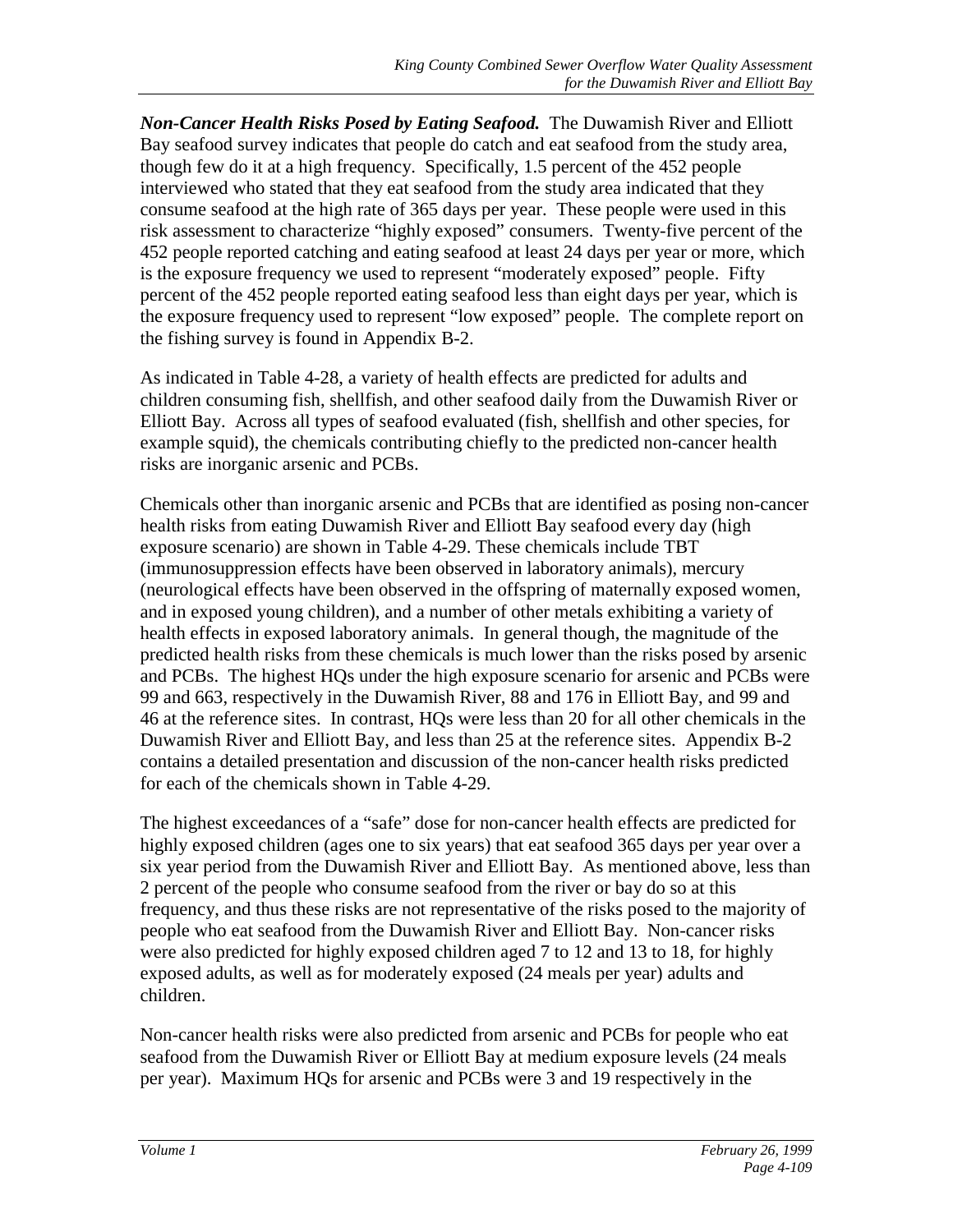***Non-Cancer Health Risks Posed by Eating Seafood.*** The Duwamish River and Elliott Bay seafood survey indicates that people do catch and eat seafood from the study area, though few do it at a high frequency. Specifically, 1.5 percent of the 452 people interviewed who stated that they eat seafood from the study area indicated that they consume seafood at the high rate of 365 days per year. These people were used in this risk assessment to characterize "highly exposed" consumers. Twenty-five percent of the 452 people reported catching and eating seafood at least 24 days per year or more, which is the exposure frequency we used to represent "moderately exposed" people. Fifty percent of the 452 people reported eating seafood less than eight days per year, which is the exposure frequency used to represent "low exposed" people. The complete report on the fishing survey is found in Appendix B-2.

As indicated in Table 4-28, a variety of health effects are predicted for adults and children consuming fish, shellfish, and other seafood daily from the Duwamish River or Elliott Bay. Across all types of seafood evaluated (fish, shellfish and other species, for example squid), the chemicals contributing chiefly to the predicted non-cancer health risks are inorganic arsenic and PCBs.

Chemicals other than inorganic arsenic and PCBs that are identified as posing non-cancer health risks from eating Duwamish River and Elliott Bay seafood every day (high exposure scenario) are shown in Table 4-29. These chemicals include TBT (immunosuppression effects have been observed in laboratory animals), mercury (neurological effects have been observed in the offspring of maternally exposed women, and in exposed young children), and a number of other metals exhibiting a variety of health effects in exposed laboratory animals. In general though, the magnitude of the predicted health risks from these chemicals is much lower than the risks posed by arsenic and PCBs. The highest HQs under the high exposure scenario for arsenic and PCBs were 99 and 663, respectively in the Duwamish River, 88 and 176 in Elliott Bay, and 99 and 46 at the reference sites. In contrast, HQs were less than 20 for all other chemicals in the Duwamish River and Elliott Bay, and less than 25 at the reference sites. Appendix B-2 contains a detailed presentation and discussion of the non-cancer health risks predicted for each of the chemicals shown in Table 4-29.

The highest exceedances of a "safe" dose for non-cancer health effects are predicted for highly exposed children (ages one to six years) that eat seafood 365 days per year over a six year period from the Duwamish River and Elliott Bay. As mentioned above, less than 2 percent of the people who consume seafood from the river or bay do so at this frequency, and thus these risks are not representative of the risks posed to the majority of people who eat seafood from the Duwamish River and Elliott Bay. Non-cancer risks were also predicted for highly exposed children aged 7 to 12 and 13 to 18, for highly exposed adults, as well as for moderately exposed (24 meals per year) adults and children.

Non-cancer health risks were also predicted from arsenic and PCBs for people who eat seafood from the Duwamish River or Elliott Bay at medium exposure levels (24 meals per year). Maximum HQs for arsenic and PCBs were 3 and 19 respectively in the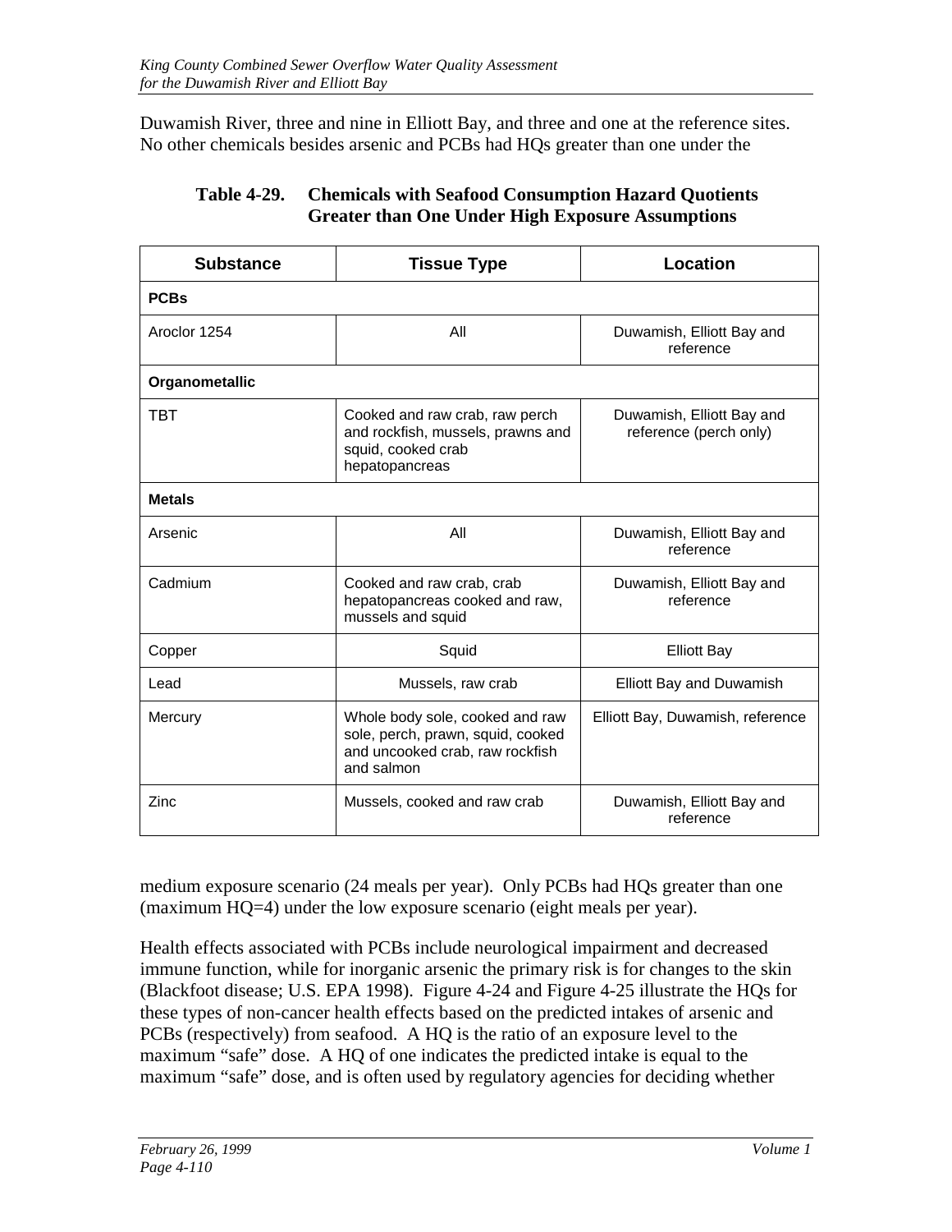Duwamish River, three and nine in Elliott Bay, and three and one at the reference sites. No other chemicals besides arsenic and PCBs had HQs greater than one under the

**Table 4-29. Chemicals with Seafood Consumption Hazard Quotients Greater than One Under High Exposure Assumptions**

| Substance | Tissue Type | Location |
|---|---|---|
| **PCBs** | | |
| Aroclor 1254 | All | Duwamish, Elliott Bay and reference |
| **Organometallic** | | |
| TBT | Cooked and raw crab, raw perch and rockfish, mussels, prawns and squid, cooked crab hepatopancreas | Duwamish, Elliott Bay and reference (perch only) |
| **Metals** | | |
| Arsenic | All | Duwamish, Elliott Bay and reference |
| Cadmium | Cooked and raw crab, crab hepatopancreas cooked and raw, mussels and squid | Duwamish, Elliott Bay and reference |
| Copper | Squid | Elliott Bay |
| Lead | Mussels, raw crab | Elliott Bay and Duwamish |
| Mercury | Whole body sole, cooked and raw sole, perch, prawn, squid, cooked and uncooked crab, raw rockfish and salmon | Elliott Bay, Duwamish, reference |
| Zinc | Mussels, cooked and raw crab | Duwamish, Elliott Bay and reference |

medium exposure scenario (24 meals per year). Only PCBs had HQs greater than one (maximum HQ=4) under the low exposure scenario (eight meals per year).

Health effects associated with PCBs include neurological impairment and decreased immune function, while for inorganic arsenic the primary risk is for changes to the skin (Blackfoot disease; U.S. EPA 1998). Figure 4-24 and Figure 4-25 illustrate the HQs for these types of non-cancer health effects based on the predicted intakes of arsenic and PCBs (respectively) from seafood. A HQ is the ratio of an exposure level to the maximum "safe" dose. A HQ of one indicates the predicted intake is equal to the maximum "safe" dose, and is often used by regulatory agencies for deciding whether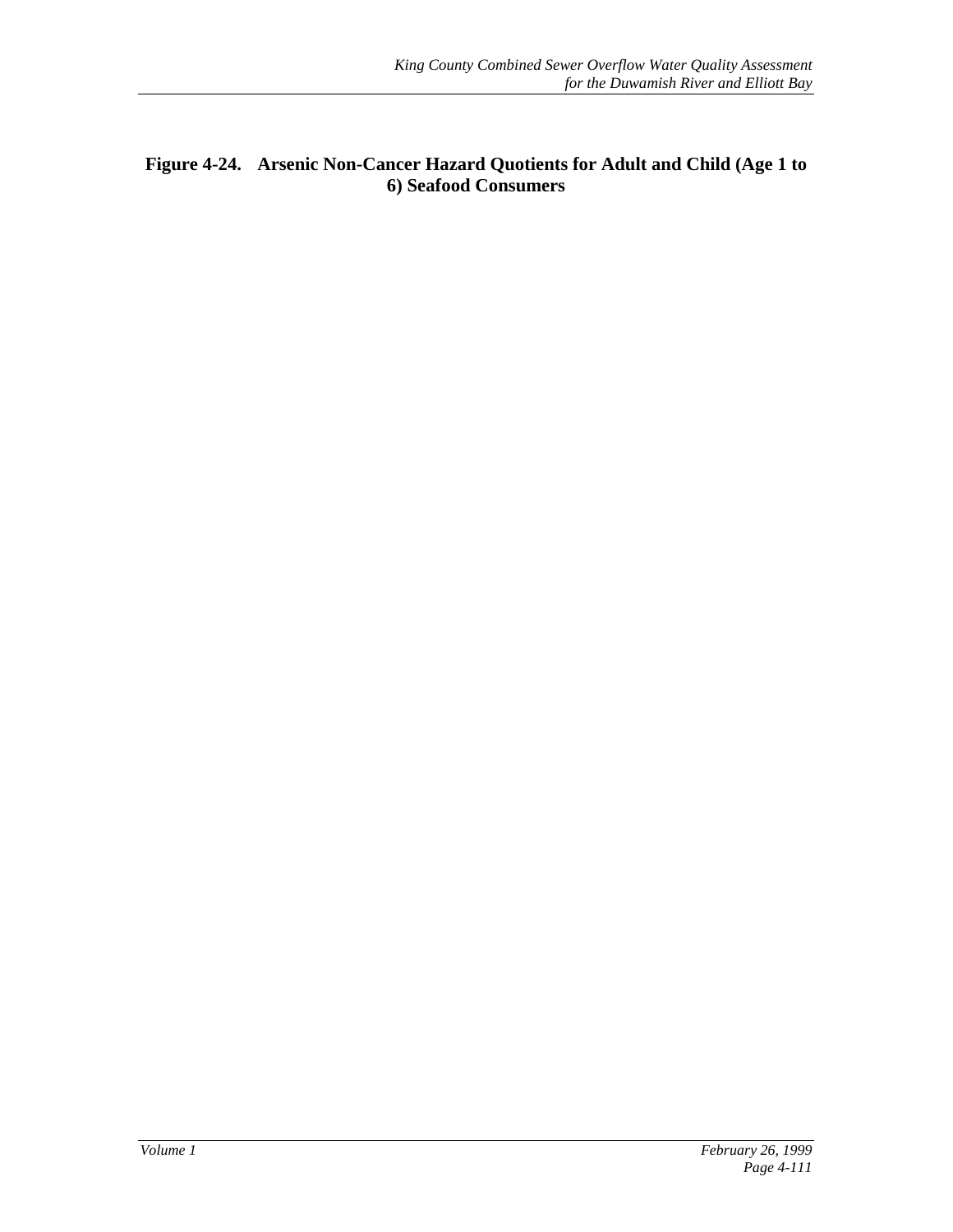**Figure 4-24. Arsenic Non-Cancer Hazard Quotients for Adult and Child (Age 1 to 6) Seafood Consumers**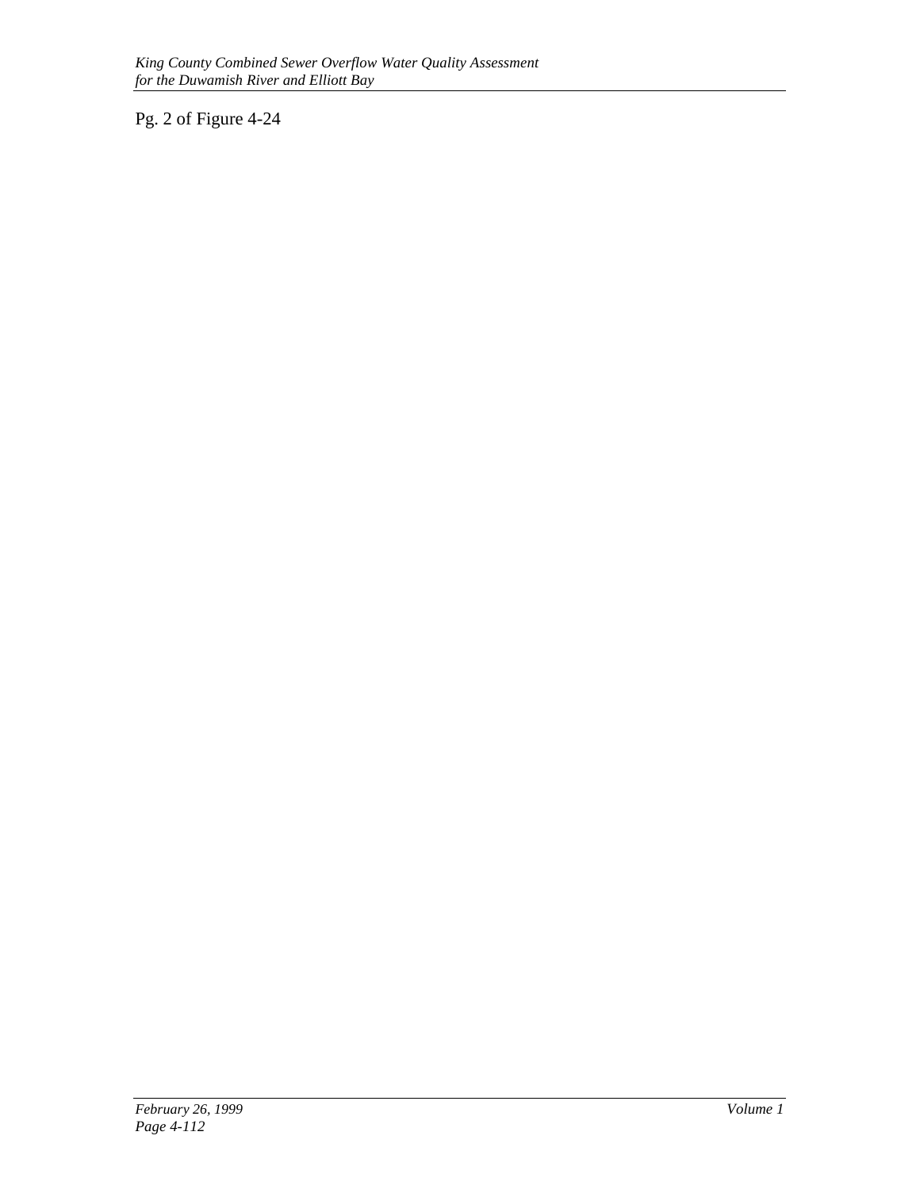Pg. 2 of Figure 4-24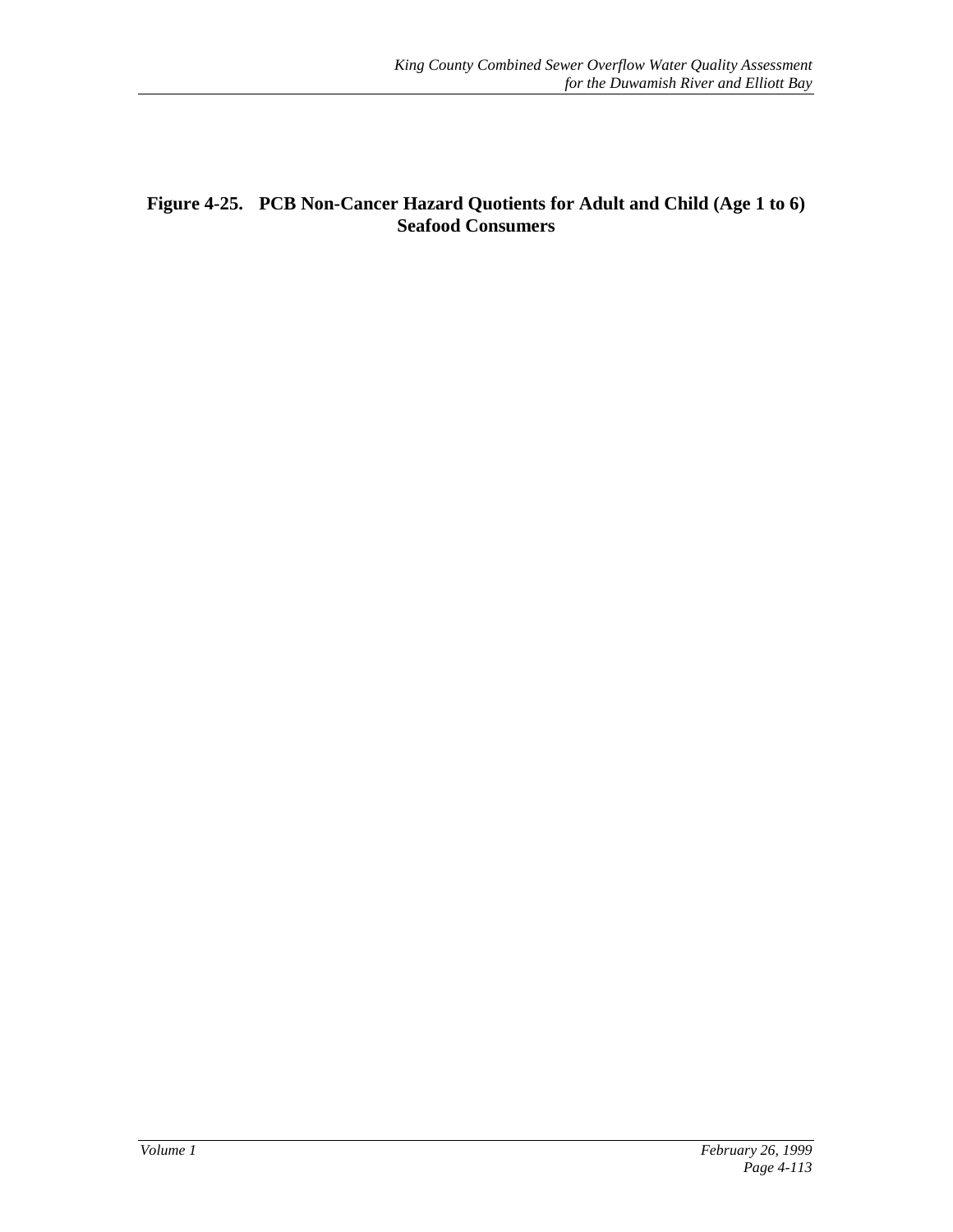**Figure 4-25. PCB Non-Cancer Hazard Quotients for Adult and Child (Age 1 to 6) Seafood Consumers**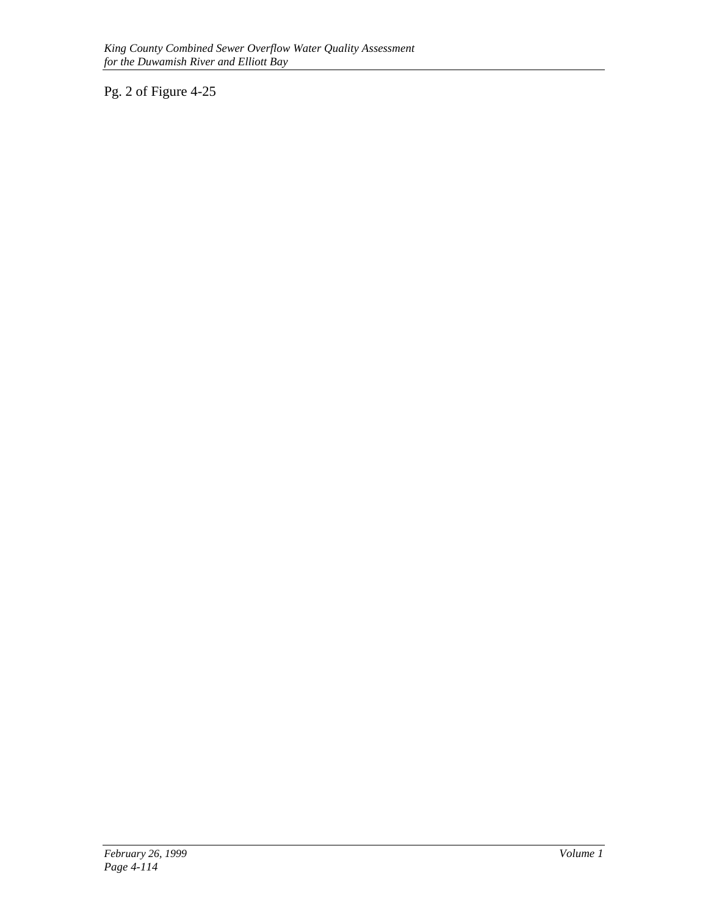Pg. 2 of Figure 4-25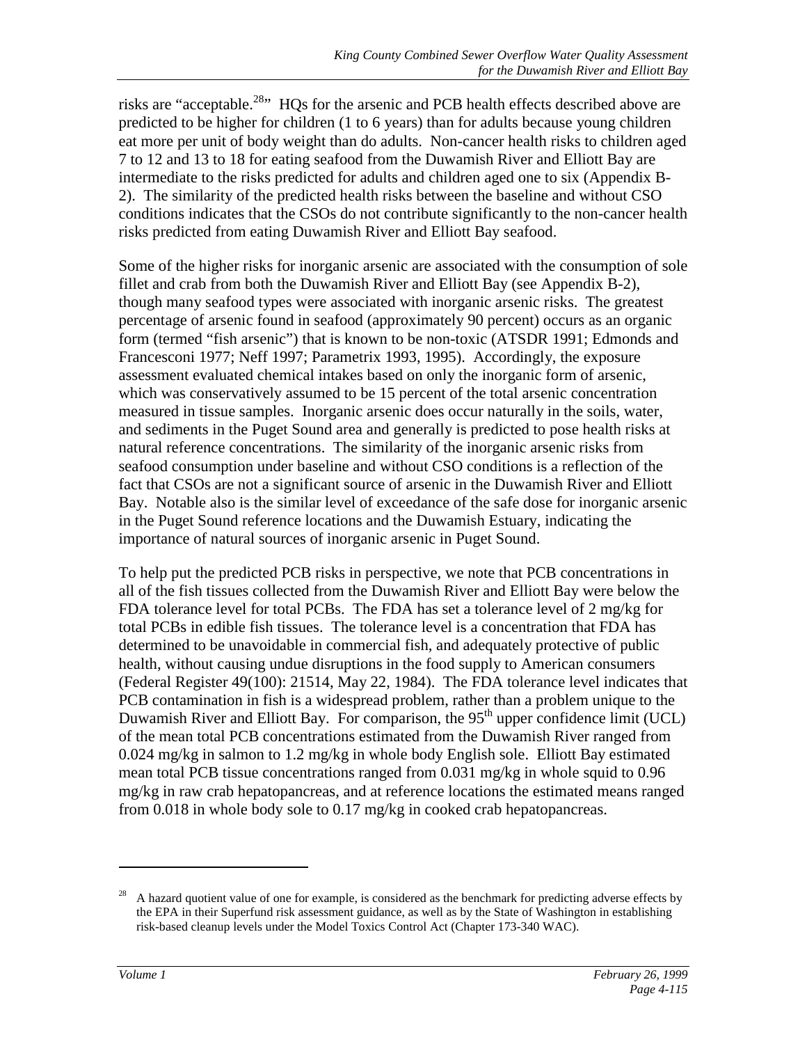risks are "acceptable.[28]" HQs for the arsenic and PCB health effects described above are predicted to be higher for children (1 to 6 years) than for adults because young children eat more per unit of body weight than do adults. Non-cancer health risks to children aged 7 to 12 and 13 to 18 for eating seafood from the Duwamish River and Elliott Bay are intermediate to the risks predicted for adults and children aged one to six (Appendix B-2). The similarity of the predicted health risks between the baseline and without CSO conditions indicates that the CSOs do not contribute significantly to the non-cancer health risks predicted from eating Duwamish River and Elliott Bay seafood.

Some of the higher risks for inorganic arsenic are associated with the consumption of sole fillet and crab from both the Duwamish River and Elliott Bay (see Appendix B-2), though many seafood types were associated with inorganic arsenic risks. The greatest percentage of arsenic found in seafood (approximately 90 percent) occurs as an organic form (termed "fish arsenic") that is known to be non-toxic (ATSDR 1991; Edmonds and Francesconi 1977; Neff 1997; Parametrix 1993, 1995). Accordingly, the exposure assessment evaluated chemical intakes based on only the inorganic form of arsenic, which was conservatively assumed to be 15 percent of the total arsenic concentration measured in tissue samples. Inorganic arsenic does occur naturally in the soils, water, and sediments in the Puget Sound area and generally is predicted to pose health risks at natural reference concentrations. The similarity of the inorganic arsenic risks from seafood consumption under baseline and without CSO conditions is a reflection of the fact that CSOs are not a significant source of arsenic in the Duwamish River and Elliott Bay. Notable also is the similar level of exceedance of the safe dose for inorganic arsenic in the Puget Sound reference locations and the Duwamish Estuary, indicating the importance of natural sources of inorganic arsenic in Puget Sound.

To help put the predicted PCB risks in perspective, we note that PCB concentrations in all of the fish tissues collected from the Duwamish River and Elliott Bay were below the FDA tolerance level for total PCBs. The FDA has set a tolerance level of 2 mg/kg for total PCBs in edible fish tissues. The tolerance level is a concentration that FDA has determined to be unavoidable in commercial fish, and adequately protective of public health, without causing undue disruptions in the food supply to American consumers (Federal Register 49(100): 21514, May 22, 1984). The FDA tolerance level indicates that PCB contamination in fish is a widespread problem, rather than a problem unique to the Duwamish River and Elliott Bay. For comparison, the 95$^{th}$ upper confidence limit (UCL) of the mean total PCB concentrations estimated from the Duwamish River ranged from 0.024 mg/kg in salmon to 1.2 mg/kg in whole body English sole. Elliott Bay estimated mean total PCB tissue concentrations ranged from 0.031 mg/kg in whole squid to 0.96 mg/kg in raw crab hepatopancreas, and at reference locations the estimated means ranged from 0.018 in whole body sole to 0.17 mg/kg in cooked crab hepatopancreas.

---

[28] A hazard quotient value of one for example, is considered as the benchmark for predicting adverse effects by the EPA in their Superfund risk assessment guidance, as well as by the State of Washington in establishing risk-based cleanup levels under the Model Toxics Control Act (Chapter 173-340 WAC).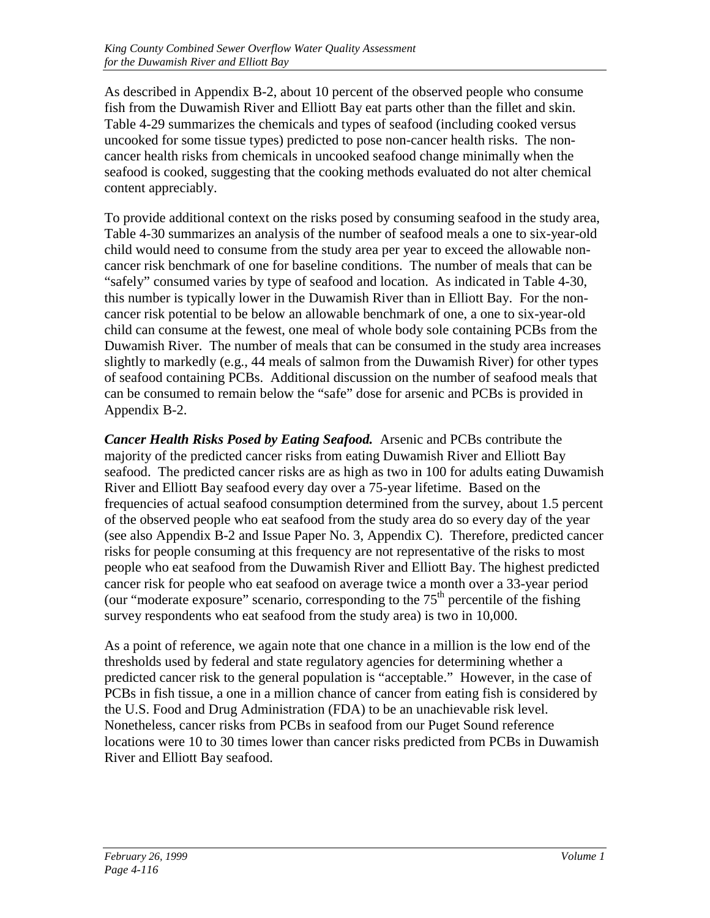As described in Appendix B-2, about 10 percent of the observed people who consume fish from the Duwamish River and Elliott Bay eat parts other than the fillet and skin. Table 4-29 summarizes the chemicals and types of seafood (including cooked versus uncooked for some tissue types) predicted to pose non-cancer health risks. The non-cancer health risks from chemicals in uncooked seafood change minimally when the seafood is cooked, suggesting that the cooking methods evaluated do not alter chemical content appreciably.

To provide additional context on the risks posed by consuming seafood in the study area, Table 4-30 summarizes an analysis of the number of seafood meals a one to six-year-old child would need to consume from the study area per year to exceed the allowable non-cancer risk benchmark of one for baseline conditions. The number of meals that can be "safely" consumed varies by type of seafood and location. As indicated in Table 4-30, this number is typically lower in the Duwamish River than in Elliott Bay. For the non-cancer risk potential to be below an allowable benchmark of one, a one to six-year-old child can consume at the fewest, one meal of whole body sole containing PCBs from the Duwamish River. The number of meals that can be consumed in the study area increases slightly to markedly (e.g., 44 meals of salmon from the Duwamish River) for other types of seafood containing PCBs. Additional discussion on the number of seafood meals that can be consumed to remain below the "safe" dose for arsenic and PCBs is provided in Appendix B-2.

***Cancer Health Risks Posed by Eating Seafood.*** Arsenic and PCBs contribute the majority of the predicted cancer risks from eating Duwamish River and Elliott Bay seafood. The predicted cancer risks are as high as two in 100 for adults eating Duwamish River and Elliott Bay seafood every day over a 75-year lifetime. Based on the frequencies of actual seafood consumption determined from the survey, about 1.5 percent of the observed people who eat seafood from the study area do so every day of the year (see also Appendix B-2 and Issue Paper No. 3, Appendix C). Therefore, predicted cancer risks for people consuming at this frequency are not representative of the risks to most people who eat seafood from the Duwamish River and Elliott Bay. The highest predicted cancer risk for people who eat seafood on average twice a month over a 33-year period (our "moderate exposure" scenario, corresponding to the $75^{th}$ percentile of the fishing survey respondents who eat seafood from the study area) is two in 10,000.

As a point of reference, we again note that one chance in a million is the low end of the thresholds used by federal and state regulatory agencies for determining whether a predicted cancer risk to the general population is "acceptable." However, in the case of PCBs in fish tissue, a one in a million chance of cancer from eating fish is considered by the U.S. Food and Drug Administration (FDA) to be an unachievable risk level. Nonetheless, cancer risks from PCBs in seafood from our Puget Sound reference locations were 10 to 30 times lower than cancer risks predicted from PCBs in Duwamish River and Elliott Bay seafood.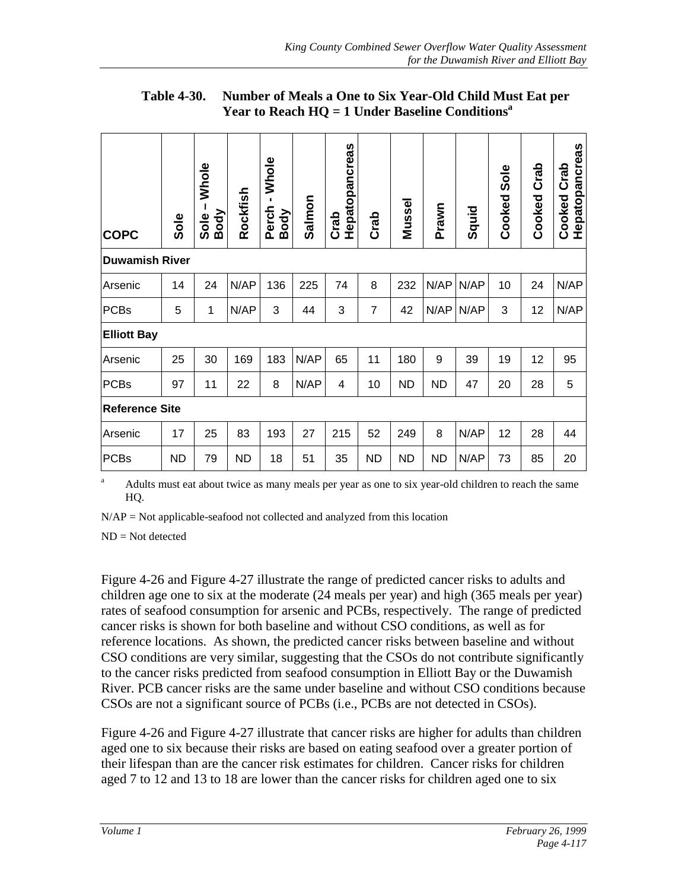**Table 4-30. Number of Meals a One to Six Year-Old Child Must Eat per Year to Reach HQ = 1 Under Baseline Conditions[a]**

| COPC | Sole | Sole – Whole Body | Rockfish | Perch - Whole Body | Salmon | Crab Hepatopancreas | Crab | Mussel | Prawn | Squid | Cooked Sole | Cooked Crab | Cooked Crab Hepatopancreas |
|---|---|---|---|---|---|---|---|---|---|---|---|---|---|
| **Duwamish River** | | | | | | | | | | | | | |
| Arsenic | 14 | 24 | N/AP | 136 | 225 | 74 | 8 | 232 | N/AP | N/AP | 10 | 24 | N/AP |
| PCBs | 5 | 1 | N/AP | 3 | 44 | 3 | 7 | 42 | N/AP | N/AP | 3 | 12 | N/AP |
| **Elliott Bay** | | | | | | | | | | | | | |
| Arsenic | 25 | 30 | 169 | 183 | N/AP | 65 | 11 | 180 | 9 | 39 | 19 | 12 | 95 |
| PCBs | 97 | 11 | 22 | 8 | N/AP | 4 | 10 | ND | ND | 47 | 20 | 28 | 5 |
| **Reference Site** | | | | | | | | | | | | | |
| Arsenic | 17 | 25 | 83 | 193 | 27 | 215 | 52 | 249 | 8 | N/AP | 12 | 28 | 44 |
| PCBs | ND | 79 | ND | 18 | 51 | 35 | ND | ND | ND | N/AP | 73 | 85 | 20 |

[a] Adults must eat about twice as many meals per year as one to six year-old children to reach the same HQ.

N/AP = Not applicable-seafood not collected and analyzed from this location

ND = Not detected

Figure 4-26 and Figure 4-27 illustrate the range of predicted cancer risks to adults and children age one to six at the moderate (24 meals per year) and high (365 meals per year) rates of seafood consumption for arsenic and PCBs, respectively. The range of predicted cancer risks is shown for both baseline and without CSO conditions, as well as for reference locations. As shown, the predicted cancer risks between baseline and without CSO conditions are very similar, suggesting that the CSOs do not contribute significantly to the cancer risks predicted from seafood consumption in Elliott Bay or the Duwamish River. PCB cancer risks are the same under baseline and without CSO conditions because CSOs are not a significant source of PCBs (i.e., PCBs are not detected in CSOs).

Figure 4-26 and Figure 4-27 illustrate that cancer risks are higher for adults than children aged one to six because their risks are based on eating seafood over a greater portion of their lifespan than are the cancer risk estimates for children. Cancer risks for children aged 7 to 12 and 13 to 18 are lower than the cancer risks for children aged one to six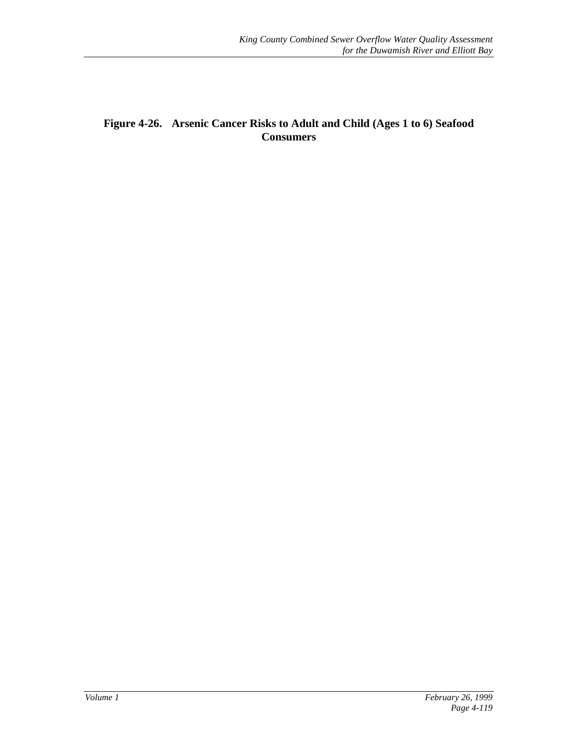**Figure 4-26. Arsenic Cancer Risks to Adult and Child (Ages 1 to 6) Seafood Consumers**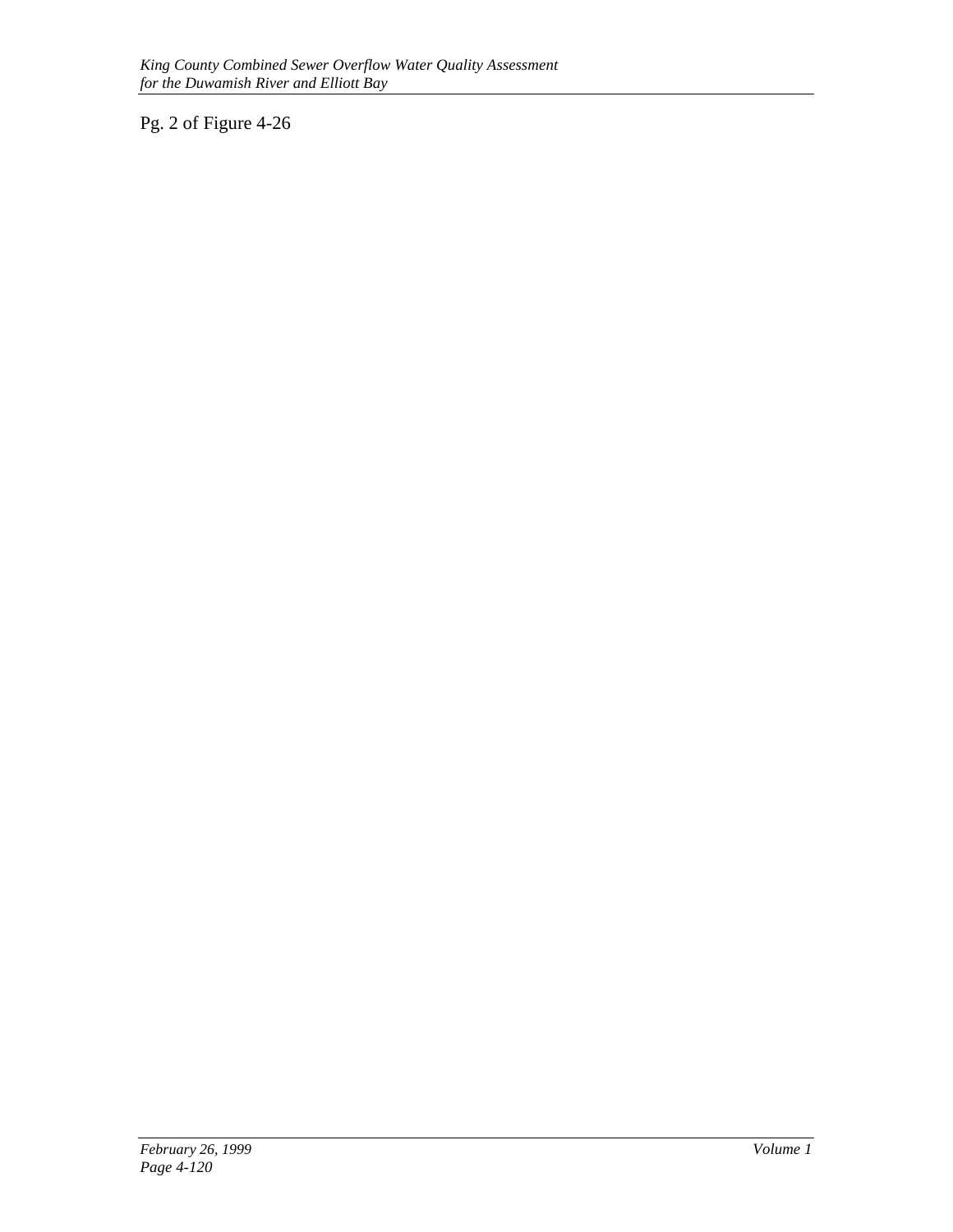Pg. 2 of Figure 4-26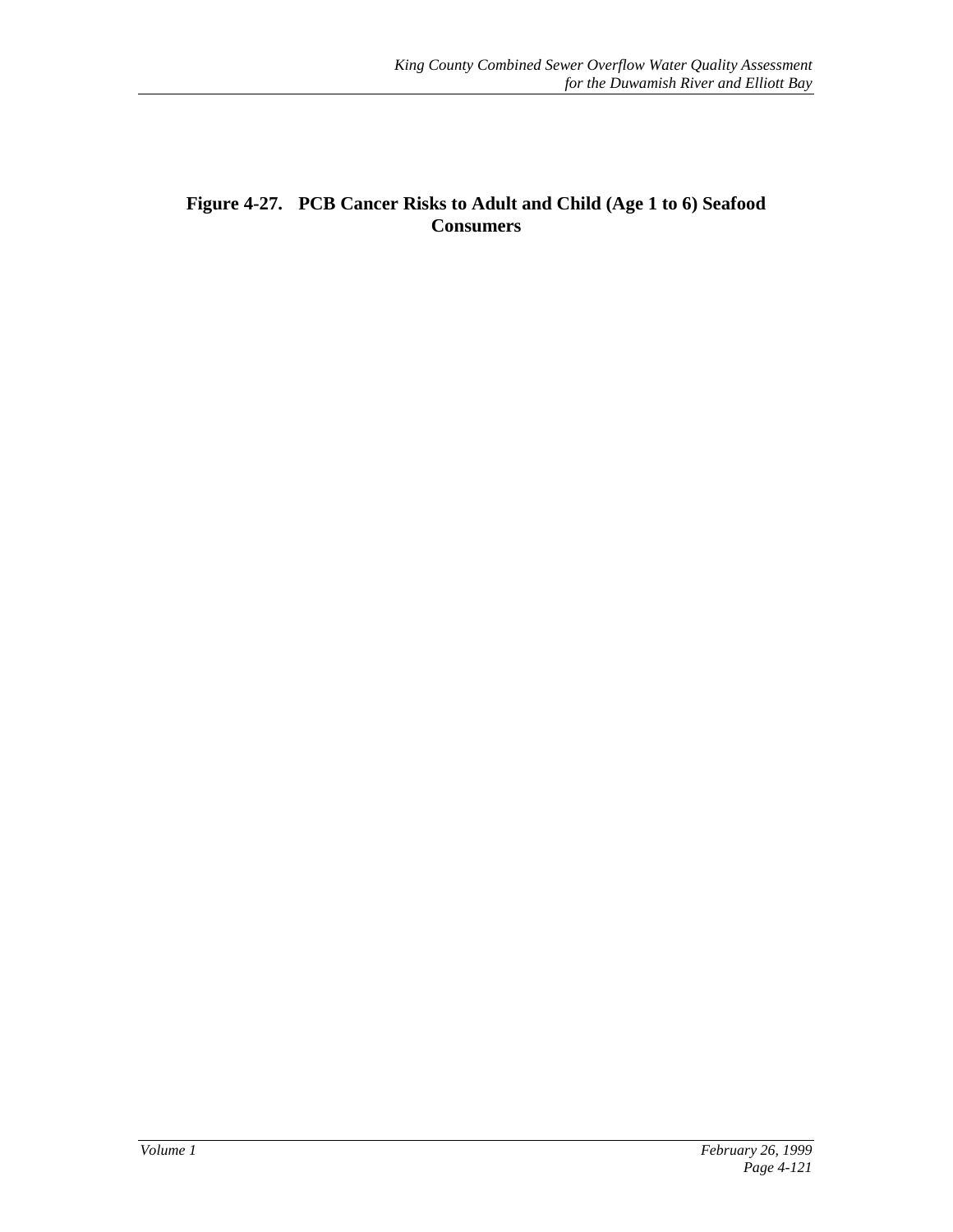**Figure 4-27. PCB Cancer Risks to Adult and Child (Age 1 to 6) Seafood Consumers**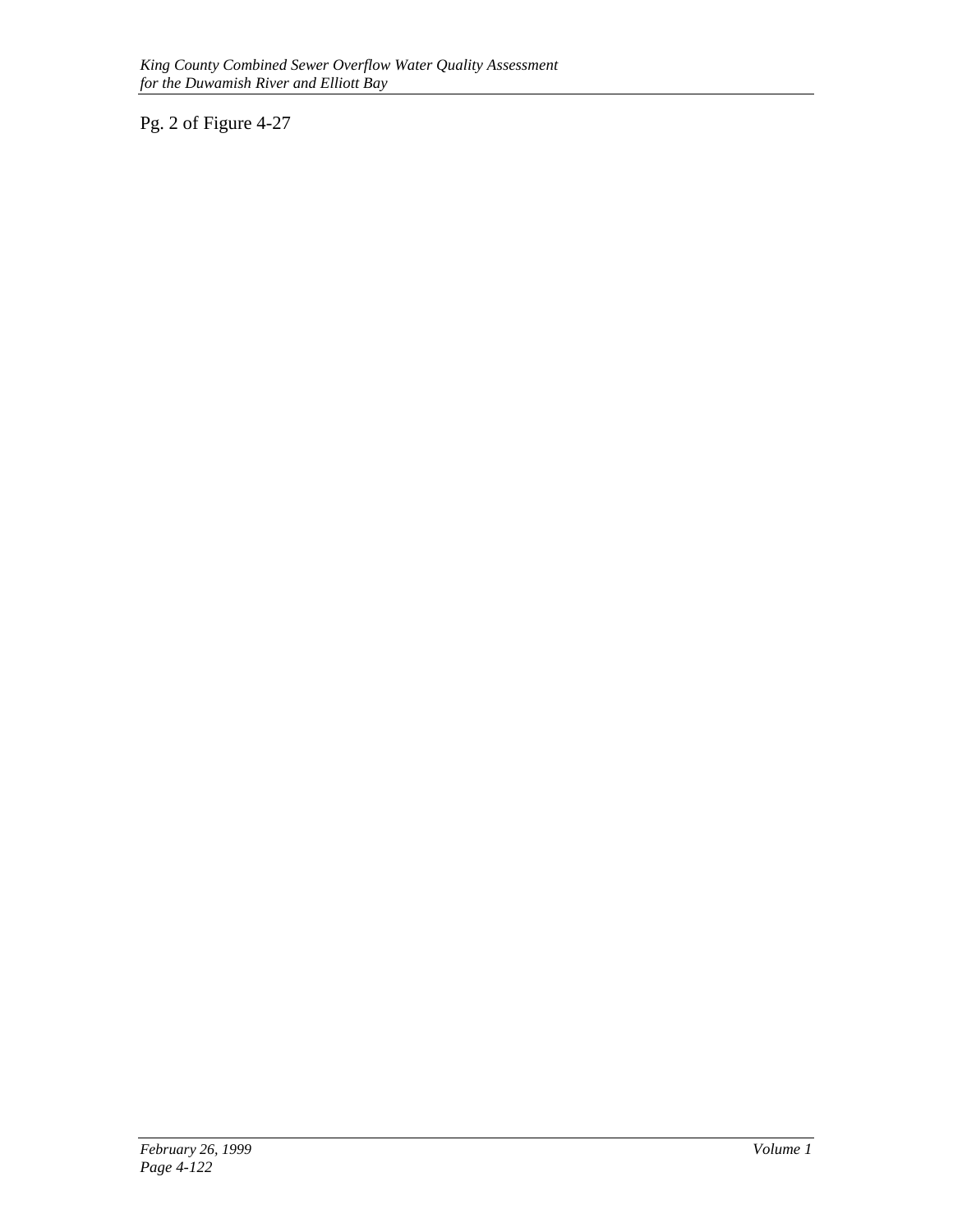Pg. 2 of Figure 4-27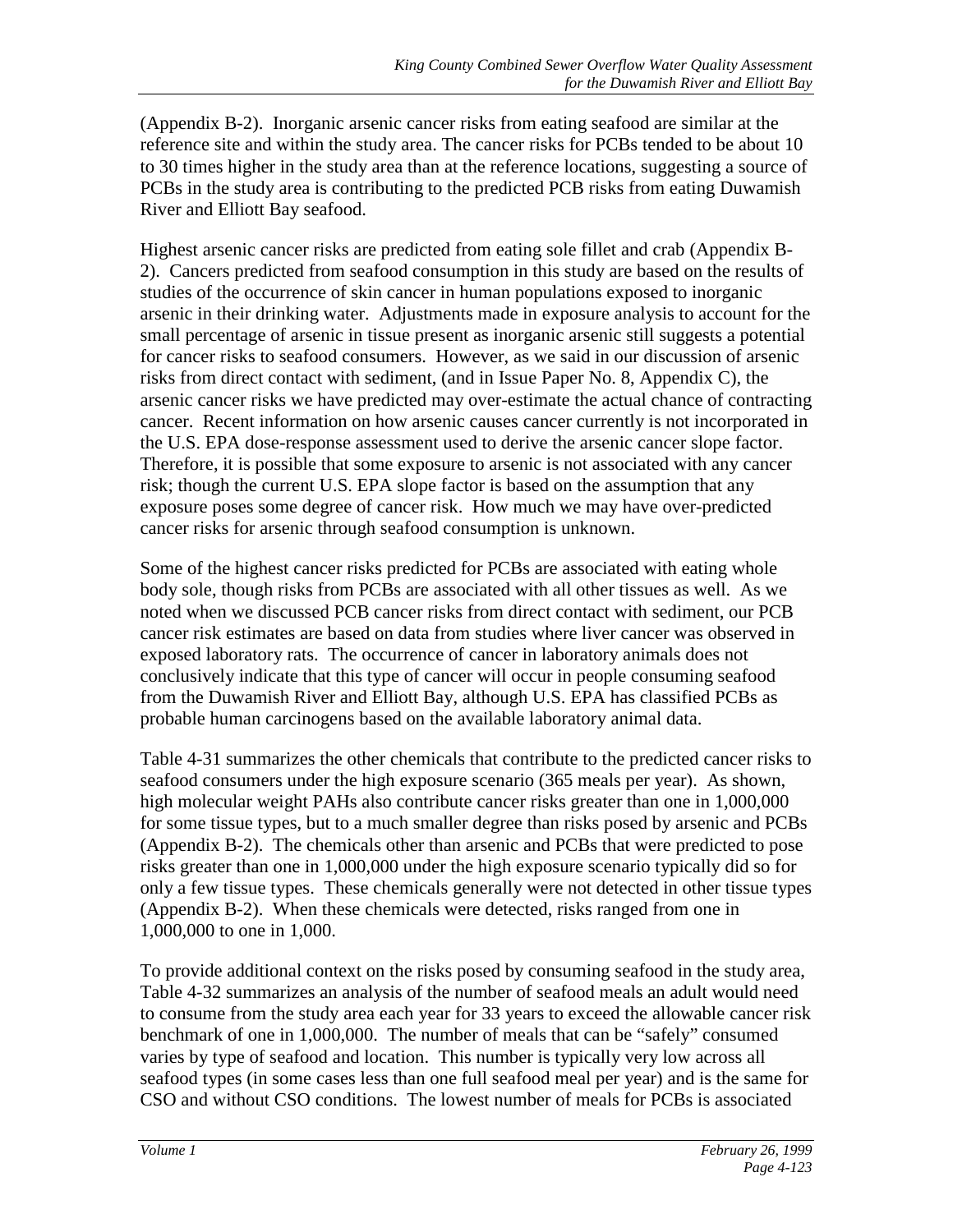(Appendix B-2). Inorganic arsenic cancer risks from eating seafood are similar at the reference site and within the study area. The cancer risks for PCBs tended to be about 10 to 30 times higher in the study area than at the reference locations, suggesting a source of PCBs in the study area is contributing to the predicted PCB risks from eating Duwamish River and Elliott Bay seafood.

Highest arsenic cancer risks are predicted from eating sole fillet and crab (Appendix B-2). Cancers predicted from seafood consumption in this study are based on the results of studies of the occurrence of skin cancer in human populations exposed to inorganic arsenic in their drinking water. Adjustments made in exposure analysis to account for the small percentage of arsenic in tissue present as inorganic arsenic still suggests a potential for cancer risks to seafood consumers. However, as we said in our discussion of arsenic risks from direct contact with sediment, (and in Issue Paper No. 8, Appendix C), the arsenic cancer risks we have predicted may over-estimate the actual chance of contracting cancer. Recent information on how arsenic causes cancer currently is not incorporated in the U.S. EPA dose-response assessment used to derive the arsenic cancer slope factor. Therefore, it is possible that some exposure to arsenic is not associated with any cancer risk; though the current U.S. EPA slope factor is based on the assumption that any exposure poses some degree of cancer risk. How much we may have over-predicted cancer risks for arsenic through seafood consumption is unknown.

Some of the highest cancer risks predicted for PCBs are associated with eating whole body sole, though risks from PCBs are associated with all other tissues as well. As we noted when we discussed PCB cancer risks from direct contact with sediment, our PCB cancer risk estimates are based on data from studies where liver cancer was observed in exposed laboratory rats. The occurrence of cancer in laboratory animals does not conclusively indicate that this type of cancer will occur in people consuming seafood from the Duwamish River and Elliott Bay, although U.S. EPA has classified PCBs as probable human carcinogens based on the available laboratory animal data.

Table 4-31 summarizes the other chemicals that contribute to the predicted cancer risks to seafood consumers under the high exposure scenario (365 meals per year). As shown, high molecular weight PAHs also contribute cancer risks greater than one in 1,000,000 for some tissue types, but to a much smaller degree than risks posed by arsenic and PCBs (Appendix B-2). The chemicals other than arsenic and PCBs that were predicted to pose risks greater than one in 1,000,000 under the high exposure scenario typically did so for only a few tissue types. These chemicals generally were not detected in other tissue types (Appendix B-2). When these chemicals were detected, risks ranged from one in 1,000,000 to one in 1,000.

To provide additional context on the risks posed by consuming seafood in the study area, Table 4-32 summarizes an analysis of the number of seafood meals an adult would need to consume from the study area each year for 33 years to exceed the allowable cancer risk benchmark of one in 1,000,000. The number of meals that can be "safely" consumed varies by type of seafood and location. This number is typically very low across all seafood types (in some cases less than one full seafood meal per year) and is the same for CSO and without CSO conditions. The lowest number of meals for PCBs is associated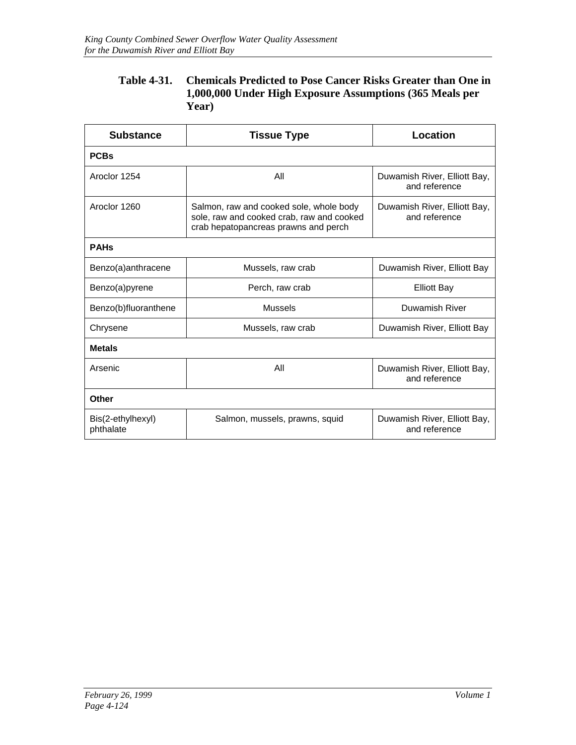**Table 4-31. Chemicals Predicted to Pose Cancer Risks Greater than One in 1,000,000 Under High Exposure Assumptions (365 Meals per Year)**

| Substance | Tissue Type | Location |
|---|---|---|
| **PCBs** | | |
| Aroclor 1254 | All | Duwamish River, Elliott Bay, and reference |
| Aroclor 1260 | Salmon, raw and cooked sole, whole body sole, raw and cooked crab, raw and cooked crab hepatopancreas prawns and perch | Duwamish River, Elliott Bay, and reference |
| **PAHs** | | |
| Benzo(a)anthracene | Mussels, raw crab | Duwamish River, Elliott Bay |
| Benzo(a)pyrene | Perch, raw crab | Elliott Bay |
| Benzo(b)fluoranthene | Mussels | Duwamish River |
| Chrysene | Mussels, raw crab | Duwamish River, Elliott Bay |
| **Metals** | | |
| Arsenic | All | Duwamish River, Elliott Bay, and reference |
| **Other** | | |
| Bis(2-ethylhexyl) phthalate | Salmon, mussels, prawns, squid | Duwamish River, Elliott Bay, and reference |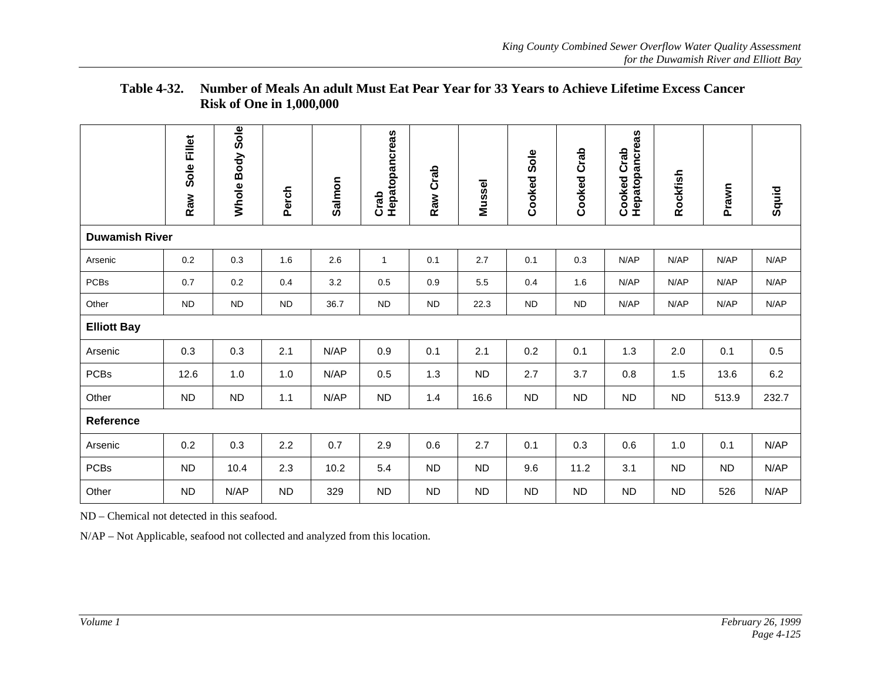**Table 4-32. Number of Meals An adult Must Eat Pear Year for 33 Years to Achieve Lifetime Excess Cancer Risk of One in 1,000,000**

| | Raw Sole Fillet | Whole Body Sole | Perch | Salmon | Crab Hepatopancreas | Raw Crab | Mussel | Cooked Sole | Cooked Crab | Cooked Crab Hepatopancreas | Rockfish | Prawn | Squid |
|---|---|---|---|---|---|---|---|---|---|---|---|---|---|
| **Duwamish River** | | | | | | | | | | | | | |
| Arsenic | 0.2 | 0.3 | 1.6 | 2.6 | 1 | 0.1 | 2.7 | 0.1 | 0.3 | N/AP | N/AP | N/AP | N/AP |
| PCBs | 0.7 | 0.2 | 0.4 | 3.2 | 0.5 | 0.9 | 5.5 | 0.4 | 1.6 | N/AP | N/AP | N/AP | N/AP |
| Other | ND | ND | ND | 36.7 | ND | ND | 22.3 | ND | ND | N/AP | N/AP | N/AP | N/AP |
| **Elliott Bay** | | | | | | | | | | | | | |
| Arsenic | 0.3 | 0.3 | 2.1 | N/AP | 0.9 | 0.1 | 2.1 | 0.2 | 0.1 | 1.3 | 2.0 | 0.1 | 0.5 |
| PCBs | 12.6 | 1.0 | 1.0 | N/AP | 0.5 | 1.3 | ND | 2.7 | 3.7 | 0.8 | 1.5 | 13.6 | 6.2 |
| Other | ND | ND | 1.1 | N/AP | ND | 1.4 | 16.6 | ND | ND | ND | ND | 513.9 | 232.7 |
| **Reference** | | | | | | | | | | | | | |
| Arsenic | 0.2 | 0.3 | 2.2 | 0.7 | 2.9 | 0.6 | 2.7 | 0.1 | 0.3 | 0.6 | 1.0 | 0.1 | N/AP |
| PCBs | ND | 10.4 | 2.3 | 10.2 | 5.4 | ND | ND | 9.6 | 11.2 | 3.1 | ND | ND | N/AP |
| Other | ND | N/AP | ND | 329 | ND | ND | ND | ND | ND | ND | ND | 526 | N/AP |

ND – Chemical not detected in this seafood.

N/AP – Not Applicable, seafood not collected and analyzed from this location.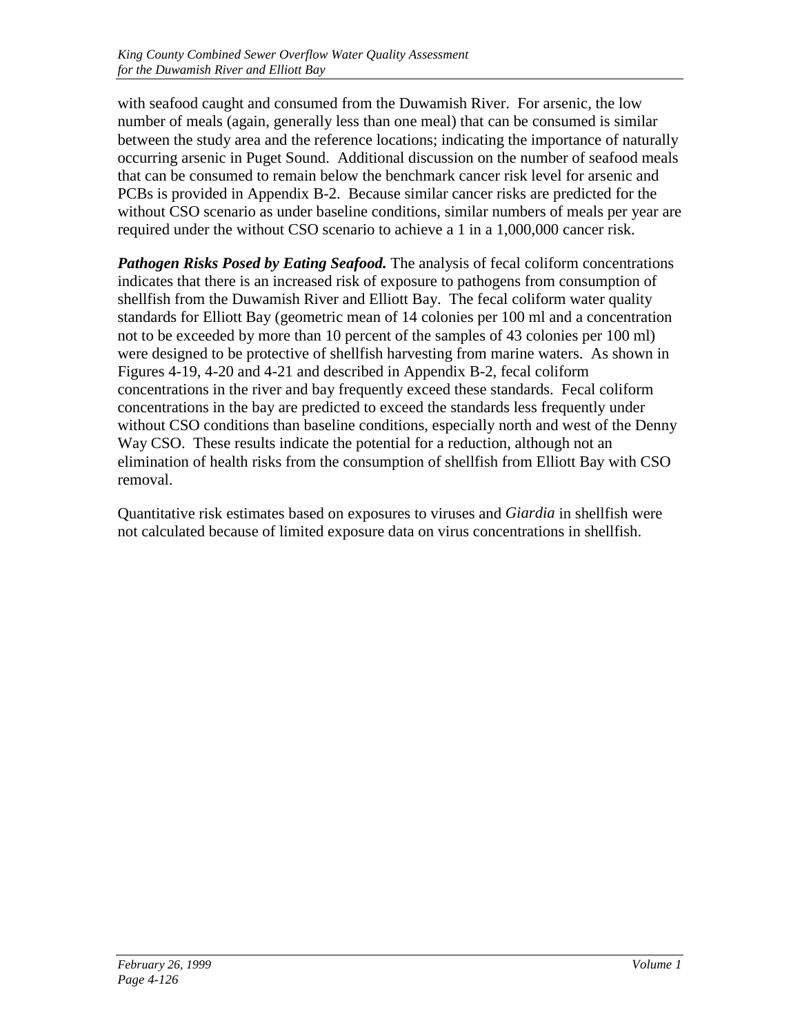with seafood caught and consumed from the Duwamish River. For arsenic, the low number of meals (again, generally less than one meal) that can be consumed is similar between the study area and the reference locations; indicating the importance of naturally occurring arsenic in Puget Sound. Additional discussion on the number of seafood meals that can be consumed to remain below the benchmark cancer risk level for arsenic and PCBs is provided in Appendix B-2. Because similar cancer risks are predicted for the without CSO scenario as under baseline conditions, similar numbers of meals per year are required under the without CSO scenario to achieve a 1 in a 1,000,000 cancer risk.

***Pathogen Risks Posed by Eating Seafood.*** The analysis of fecal coliform concentrations indicates that there is an increased risk of exposure to pathogens from consumption of shellfish from the Duwamish River and Elliott Bay. The fecal coliform water quality standards for Elliott Bay (geometric mean of 14 colonies per 100 ml and a concentration not to be exceeded by more than 10 percent of the samples of 43 colonies per 100 ml) were designed to be protective of shellfish harvesting from marine waters. As shown in Figures 4-19, 4-20 and 4-21 and described in Appendix B-2, fecal coliform concentrations in the river and bay frequently exceed these standards. Fecal coliform concentrations in the bay are predicted to exceed the standards less frequently under without CSO conditions than baseline conditions, especially north and west of the Denny Way CSO. These results indicate the potential for a reduction, although not an elimination of health risks from the consumption of shellfish from Elliott Bay with CSO removal.

Quantitative risk estimates based on exposures to viruses and *Giardia* in shellfish were not calculated because of limited exposure data on virus concentrations in shellfish.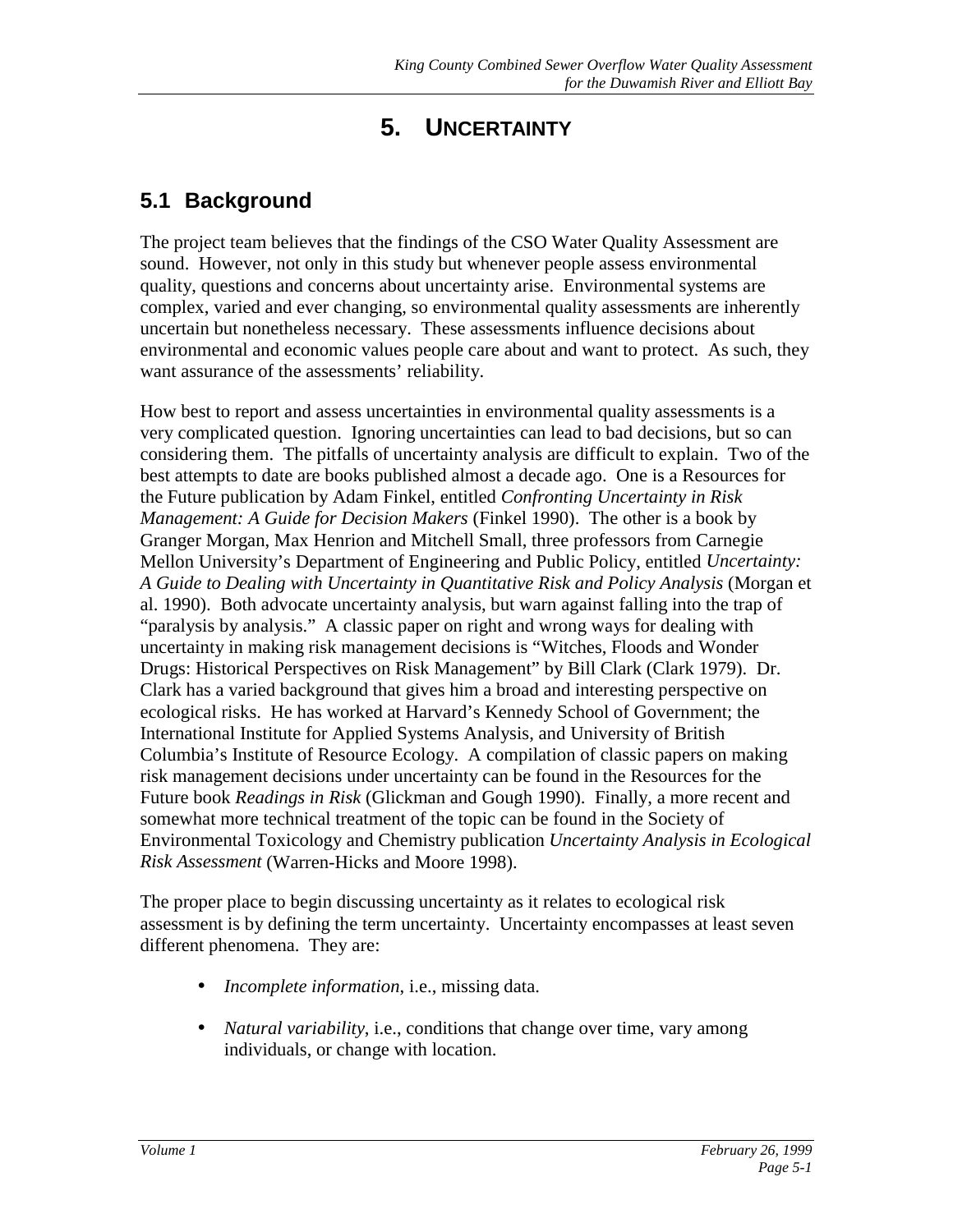# 5. UNCERTAINTY

## 5.1 Background

The project team believes that the findings of the CSO Water Quality Assessment are sound. However, not only in this study but whenever people assess environmental quality, questions and concerns about uncertainty arise. Environmental systems are complex, varied and ever changing, so environmental quality assessments are inherently uncertain but nonetheless necessary. These assessments influence decisions about environmental and economic values people care about and want to protect. As such, they want assurance of the assessments' reliability.

How best to report and assess uncertainties in environmental quality assessments is a very complicated question. Ignoring uncertainties can lead to bad decisions, but so can considering them. The pitfalls of uncertainty analysis are difficult to explain. Two of the best attempts to date are books published almost a decade ago. One is a Resources for the Future publication by Adam Finkel, entitled *Confronting Uncertainty in Risk Management: A Guide for Decision Makers* (Finkel 1990). The other is a book by Granger Morgan, Max Henrion and Mitchell Small, three professors from Carnegie Mellon University's Department of Engineering and Public Policy, entitled *Uncertainty: A Guide to Dealing with Uncertainty in Quantitative Risk and Policy Analysis* (Morgan et al. 1990). Both advocate uncertainty analysis, but warn against falling into the trap of "paralysis by analysis." A classic paper on right and wrong ways for dealing with uncertainty in making risk management decisions is "Witches, Floods and Wonder Drugs: Historical Perspectives on Risk Management" by Bill Clark (Clark 1979). Dr. Clark has a varied background that gives him a broad and interesting perspective on ecological risks. He has worked at Harvard's Kennedy School of Government; the International Institute for Applied Systems Analysis, and University of British Columbia's Institute of Resource Ecology. A compilation of classic papers on making risk management decisions under uncertainty can be found in the Resources for the Future book *Readings in Risk* (Glickman and Gough 1990). Finally, a more recent and somewhat more technical treatment of the topic can be found in the Society of Environmental Toxicology and Chemistry publication *Uncertainty Analysis in Ecological Risk Assessment* (Warren-Hicks and Moore 1998).

The proper place to begin discussing uncertainty as it relates to ecological risk assessment is by defining the term uncertainty. Uncertainty encompasses at least seven different phenomena. They are:

- *Incomplete information*, i.e., missing data.
- *Natural variability*, i.e., conditions that change over time, vary among individuals, or change with location.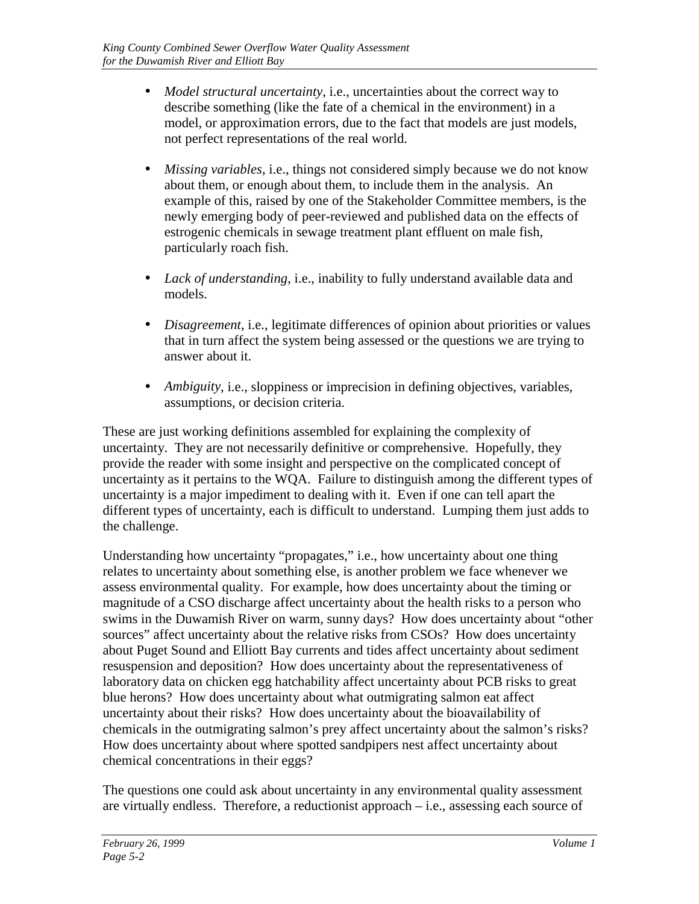- *Model structural uncertainty*, i.e., uncertainties about the correct way to describe something (like the fate of a chemical in the environment) in a model, or approximation errors, due to the fact that models are just models, not perfect representations of the real world.

- *Missing variables*, i.e., things not considered simply because we do not know about them, or enough about them, to include them in the analysis. An example of this, raised by one of the Stakeholder Committee members, is the newly emerging body of peer-reviewed and published data on the effects of estrogenic chemicals in sewage treatment plant effluent on male fish, particularly roach fish.

- *Lack of understanding*, i.e., inability to fully understand available data and models.

- *Disagreement*, i.e., legitimate differences of opinion about priorities or values that in turn affect the system being assessed or the questions we are trying to answer about it.

- *Ambiguity*, i.e., sloppiness or imprecision in defining objectives, variables, assumptions, or decision criteria.

These are just working definitions assembled for explaining the complexity of uncertainty. They are not necessarily definitive or comprehensive. Hopefully, they provide the reader with some insight and perspective on the complicated concept of uncertainty as it pertains to the WQA. Failure to distinguish among the different types of uncertainty is a major impediment to dealing with it. Even if one can tell apart the different types of uncertainty, each is difficult to understand. Lumping them just adds to the challenge.

Understanding how uncertainty "propagates," i.e., how uncertainty about one thing relates to uncertainty about something else, is another problem we face whenever we assess environmental quality. For example, how does uncertainty about the timing or magnitude of a CSO discharge affect uncertainty about the health risks to a person who swims in the Duwamish River on warm, sunny days? How does uncertainty about "other sources" affect uncertainty about the relative risks from CSOs? How does uncertainty about Puget Sound and Elliott Bay currents and tides affect uncertainty about sediment resuspension and deposition? How does uncertainty about the representativeness of laboratory data on chicken egg hatchability affect uncertainty about PCB risks to great blue herons? How does uncertainty about what outmigrating salmon eat affect uncertainty about their risks? How does uncertainty about the bioavailability of chemicals in the outmigrating salmon's prey affect uncertainty about the salmon's risks? How does uncertainty about where spotted sandpipers nest affect uncertainty about chemical concentrations in their eggs?

The questions one could ask about uncertainty in any environmental quality assessment are virtually endless. Therefore, a reductionist approach – i.e., assessing each source of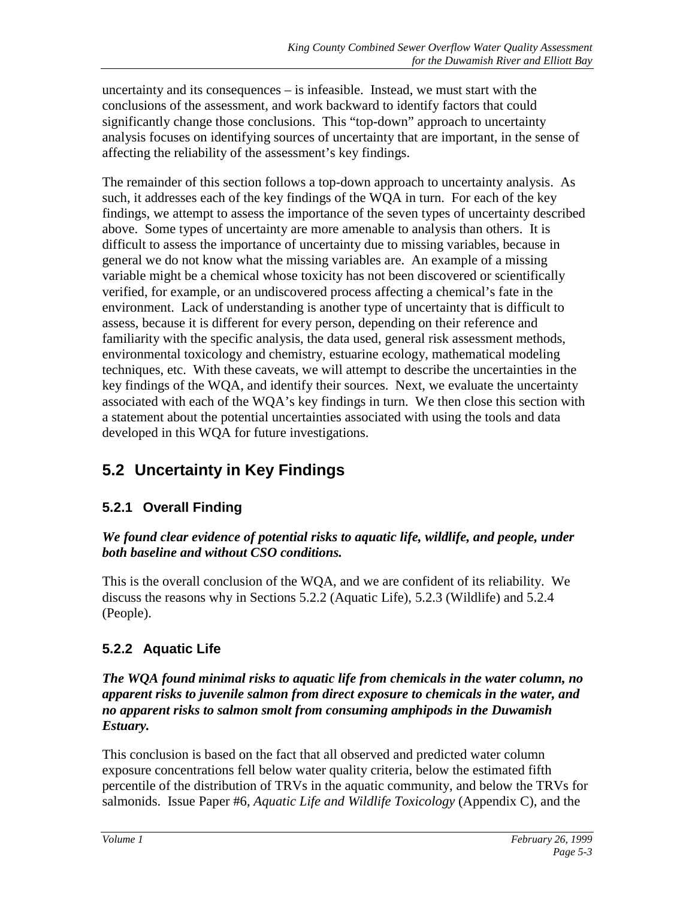uncertainty and its consequences – is infeasible. Instead, we must start with the conclusions of the assessment, and work backward to identify factors that could significantly change those conclusions. This "top-down" approach to uncertainty analysis focuses on identifying sources of uncertainty that are important, in the sense of affecting the reliability of the assessment's key findings.

The remainder of this section follows a top-down approach to uncertainty analysis. As such, it addresses each of the key findings of the WQA in turn. For each of the key findings, we attempt to assess the importance of the seven types of uncertainty described above. Some types of uncertainty are more amenable to analysis than others. It is difficult to assess the importance of uncertainty due to missing variables, because in general we do not know what the missing variables are. An example of a missing variable might be a chemical whose toxicity has not been discovered or scientifically verified, for example, or an undiscovered process affecting a chemical's fate in the environment. Lack of understanding is another type of uncertainty that is difficult to assess, because it is different for every person, depending on their reference and familiarity with the specific analysis, the data used, general risk assessment methods, environmental toxicology and chemistry, estuarine ecology, mathematical modeling techniques, etc. With these caveats, we will attempt to describe the uncertainties in the key findings of the WQA, and identify their sources. Next, we evaluate the uncertainty associated with each of the WQA's key findings in turn. We then close this section with a statement about the potential uncertainties associated with using the tools and data developed in this WQA for future investigations.

## 5.2 Uncertainty in Key Findings

### 5.2.1 Overall Finding

***We found clear evidence of potential risks to aquatic life, wildlife, and people, under both baseline and without CSO conditions.***

This is the overall conclusion of the WQA, and we are confident of its reliability. We discuss the reasons why in Sections 5.2.2 (Aquatic Life), 5.2.3 (Wildlife) and 5.2.4 (People).

### 5.2.2 Aquatic Life

***The WQA found minimal risks to aquatic life from chemicals in the water column, no apparent risks to juvenile salmon from direct exposure to chemicals in the water, and no apparent risks to salmon smolt from consuming amphipods in the Duwamish Estuary.***

This conclusion is based on the fact that all observed and predicted water column exposure concentrations fell below water quality criteria, below the estimated fifth percentile of the distribution of TRVs in the aquatic community, and below the TRVs for salmonids. Issue Paper #6, *Aquatic Life and Wildlife Toxicology* (Appendix C), and the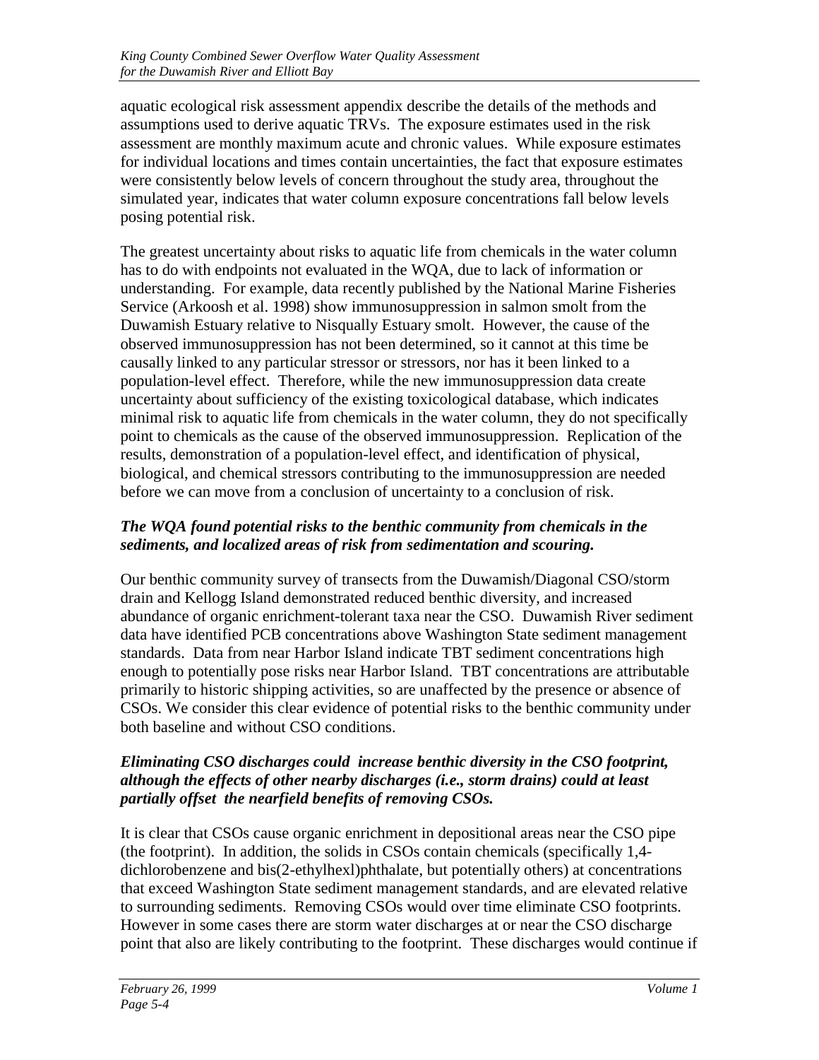aquatic ecological risk assessment appendix describe the details of the methods and assumptions used to derive aquatic TRVs. The exposure estimates used in the risk assessment are monthly maximum acute and chronic values. While exposure estimates for individual locations and times contain uncertainties, the fact that exposure estimates were consistently below levels of concern throughout the study area, throughout the simulated year, indicates that water column exposure concentrations fall below levels posing potential risk.

The greatest uncertainty about risks to aquatic life from chemicals in the water column has to do with endpoints not evaluated in the WQA, due to lack of information or understanding. For example, data recently published by the National Marine Fisheries Service (Arkoosh et al. 1998) show immunosuppression in salmon smolt from the Duwamish Estuary relative to Nisqually Estuary smolt. However, the cause of the observed immunosuppression has not been determined, so it cannot at this time be causally linked to any particular stressor or stressors, nor has it been linked to a population-level effect. Therefore, while the new immunosuppression data create uncertainty about sufficiency of the existing toxicological database, which indicates minimal risk to aquatic life from chemicals in the water column, they do not specifically point to chemicals as the cause of the observed immunosuppression. Replication of the results, demonstration of a population-level effect, and identification of physical, biological, and chemical stressors contributing to the immunosuppression are needed before we can move from a conclusion of uncertainty to a conclusion of risk.

***The WQA found potential risks to the benthic community from chemicals in the sediments, and localized areas of risk from sedimentation and scouring.***

Our benthic community survey of transects from the Duwamish/Diagonal CSO/storm drain and Kellogg Island demonstrated reduced benthic diversity, and increased abundance of organic enrichment-tolerant taxa near the CSO. Duwamish River sediment data have identified PCB concentrations above Washington State sediment management standards. Data from near Harbor Island indicate TBT sediment concentrations high enough to potentially pose risks near Harbor Island. TBT concentrations are attributable primarily to historic shipping activities, so are unaffected by the presence or absence of CSOs. We consider this clear evidence of potential risks to the benthic community under both baseline and without CSO conditions.

***Eliminating CSO discharges could increase benthic diversity in the CSO footprint, although the effects of other nearby discharges (i.e., storm drains) could at least partially offset the nearfield benefits of removing CSOs.***

It is clear that CSOs cause organic enrichment in depositional areas near the CSO pipe (the footprint). In addition, the solids in CSOs contain chemicals (specifically 1,4-dichlorobenzene and bis(2-ethylhexl)phthalate, but potentially others) at concentrations that exceed Washington State sediment management standards, and are elevated relative to surrounding sediments. Removing CSOs would over time eliminate CSO footprints. However in some cases there are storm water discharges at or near the CSO discharge point that also are likely contributing to the footprint. These discharges would continue if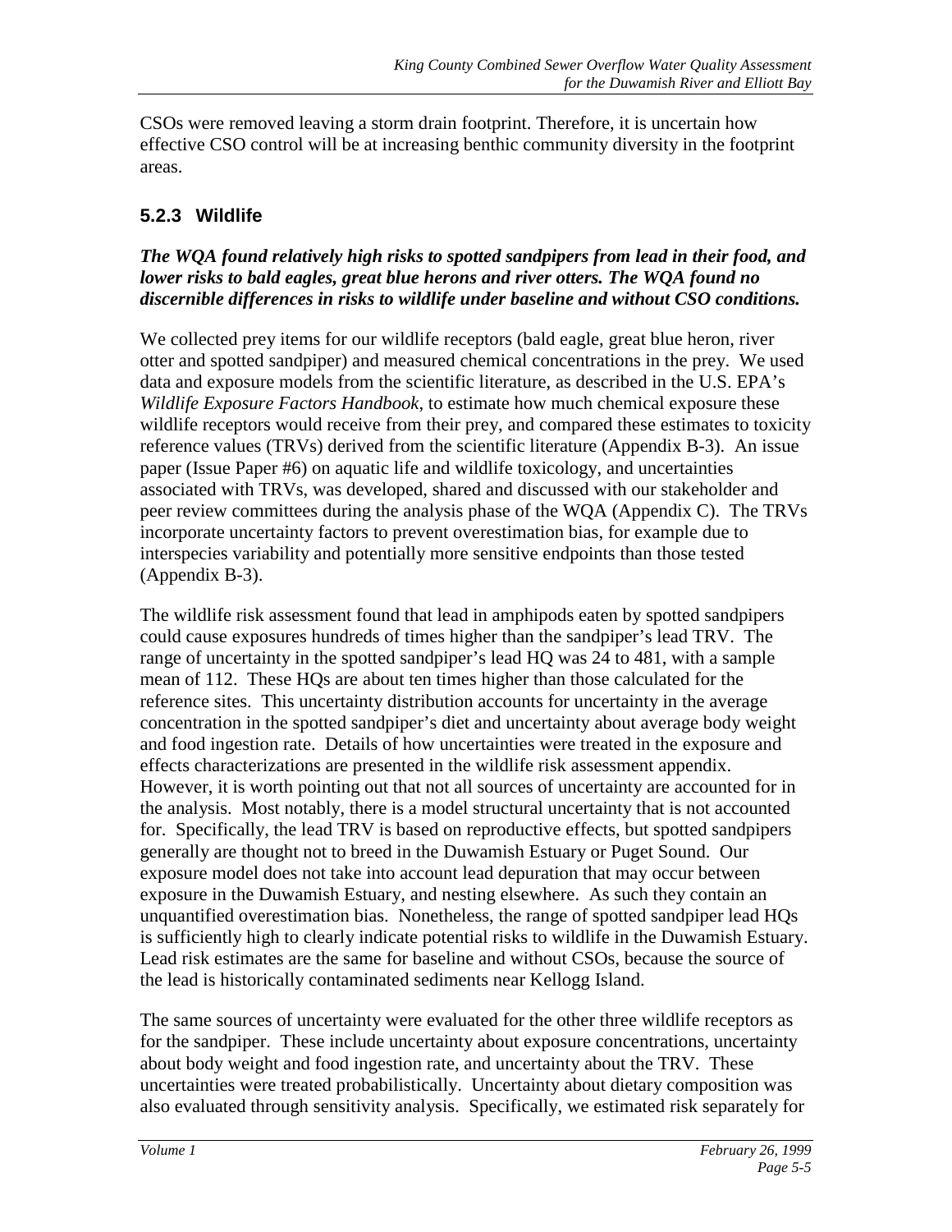CSOs were removed leaving a storm drain footprint. Therefore, it is uncertain how effective CSO control will be at increasing benthic community diversity in the footprint areas.

### 5.2.3 Wildlife

***The WQA found relatively high risks to spotted sandpipers from lead in their food, and lower risks to bald eagles, great blue herons and river otters. The WQA found no discernible differences in risks to wildlife under baseline and without CSO conditions.***

We collected prey items for our wildlife receptors (bald eagle, great blue heron, river otter and spotted sandpiper) and measured chemical concentrations in the prey. We used data and exposure models from the scientific literature, as described in the U.S. EPA's *Wildlife Exposure Factors Handbook*, to estimate how much chemical exposure these wildlife receptors would receive from their prey, and compared these estimates to toxicity reference values (TRVs) derived from the scientific literature (Appendix B-3). An issue paper (Issue Paper #6) on aquatic life and wildlife toxicology, and uncertainties associated with TRVs, was developed, shared and discussed with our stakeholder and peer review committees during the analysis phase of the WQA (Appendix C). The TRVs incorporate uncertainty factors to prevent overestimation bias, for example due to interspecies variability and potentially more sensitive endpoints than those tested (Appendix B-3).

The wildlife risk assessment found that lead in amphipods eaten by spotted sandpipers could cause exposures hundreds of times higher than the sandpiper's lead TRV. The range of uncertainty in the spotted sandpiper's lead HQ was 24 to 481, with a sample mean of 112. These HQs are about ten times higher than those calculated for the reference sites. This uncertainty distribution accounts for uncertainty in the average concentration in the spotted sandpiper's diet and uncertainty about average body weight and food ingestion rate. Details of how uncertainties were treated in the exposure and effects characterizations are presented in the wildlife risk assessment appendix. However, it is worth pointing out that not all sources of uncertainty are accounted for in the analysis. Most notably, there is a model structural uncertainty that is not accounted for. Specifically, the lead TRV is based on reproductive effects, but spotted sandpipers generally are thought not to breed in the Duwamish Estuary or Puget Sound. Our exposure model does not take into account lead depuration that may occur between exposure in the Duwamish Estuary, and nesting elsewhere. As such they contain an unquantified overestimation bias. Nonetheless, the range of spotted sandpiper lead HQs is sufficiently high to clearly indicate potential risks to wildlife in the Duwamish Estuary. Lead risk estimates are the same for baseline and without CSOs, because the source of the lead is historically contaminated sediments near Kellogg Island.

The same sources of uncertainty were evaluated for the other three wildlife receptors as for the sandpiper. These include uncertainty about exposure concentrations, uncertainty about body weight and food ingestion rate, and uncertainty about the TRV. These uncertainties were treated probabilistically. Uncertainty about dietary composition was also evaluated through sensitivity analysis. Specifically, we estimated risk separately for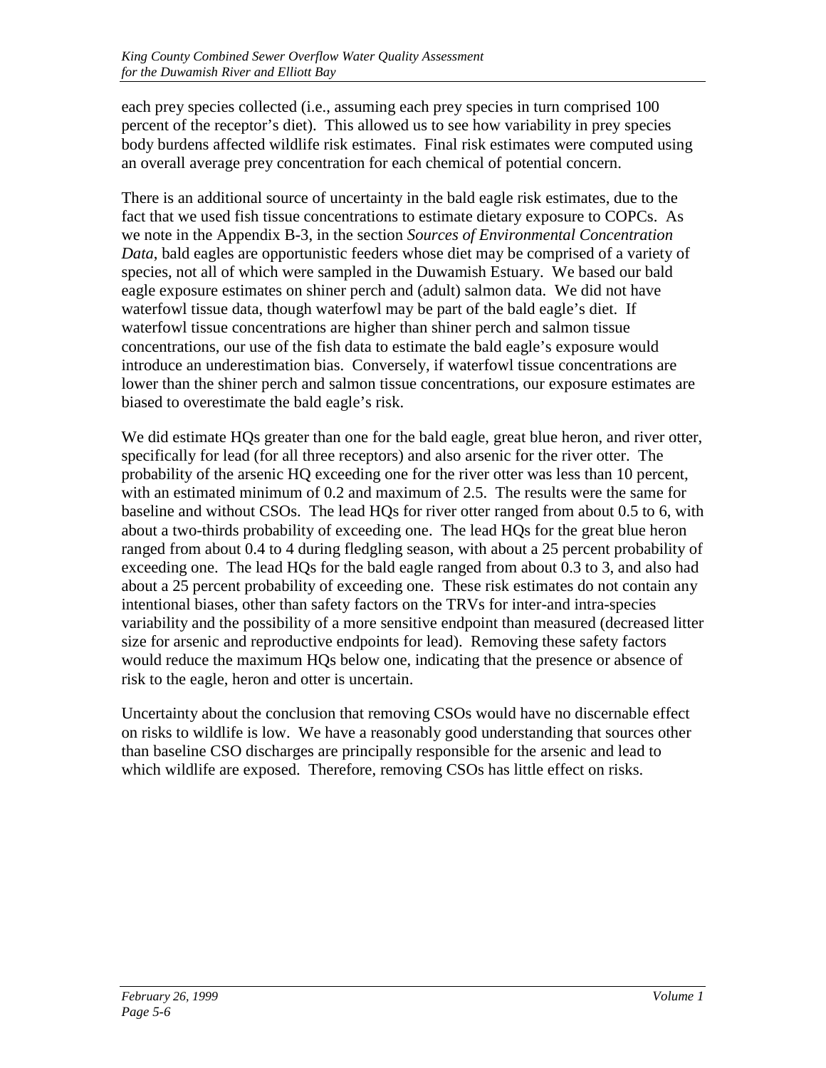each prey species collected (i.e., assuming each prey species in turn comprised 100 percent of the receptor's diet). This allowed us to see how variability in prey species body burdens affected wildlife risk estimates. Final risk estimates were computed using an overall average prey concentration for each chemical of potential concern.

There is an additional source of uncertainty in the bald eagle risk estimates, due to the fact that we used fish tissue concentrations to estimate dietary exposure to COPCs. As we note in the Appendix B-3, in the section *Sources of Environmental Concentration Data*, bald eagles are opportunistic feeders whose diet may be comprised of a variety of species, not all of which were sampled in the Duwamish Estuary. We based our bald eagle exposure estimates on shiner perch and (adult) salmon data. We did not have waterfowl tissue data, though waterfowl may be part of the bald eagle's diet. If waterfowl tissue concentrations are higher than shiner perch and salmon tissue concentrations, our use of the fish data to estimate the bald eagle's exposure would introduce an underestimation bias. Conversely, if waterfowl tissue concentrations are lower than the shiner perch and salmon tissue concentrations, our exposure estimates are biased to overestimate the bald eagle's risk.

We did estimate HQs greater than one for the bald eagle, great blue heron, and river otter, specifically for lead (for all three receptors) and also arsenic for the river otter. The probability of the arsenic HQ exceeding one for the river otter was less than 10 percent, with an estimated minimum of 0.2 and maximum of 2.5. The results were the same for baseline and without CSOs. The lead HQs for river otter ranged from about 0.5 to 6, with about a two-thirds probability of exceeding one. The lead HQs for the great blue heron ranged from about 0.4 to 4 during fledgling season, with about a 25 percent probability of exceeding one. The lead HQs for the bald eagle ranged from about 0.3 to 3, and also had about a 25 percent probability of exceeding one. These risk estimates do not contain any intentional biases, other than safety factors on the TRVs for inter-and intra-species variability and the possibility of a more sensitive endpoint than measured (decreased litter size for arsenic and reproductive endpoints for lead). Removing these safety factors would reduce the maximum HQs below one, indicating that the presence or absence of risk to the eagle, heron and otter is uncertain.

Uncertainty about the conclusion that removing CSOs would have no discernable effect on risks to wildlife is low. We have a reasonably good understanding that sources other than baseline CSO discharges are principally responsible for the arsenic and lead to which wildlife are exposed. Therefore, removing CSOs has little effect on risks.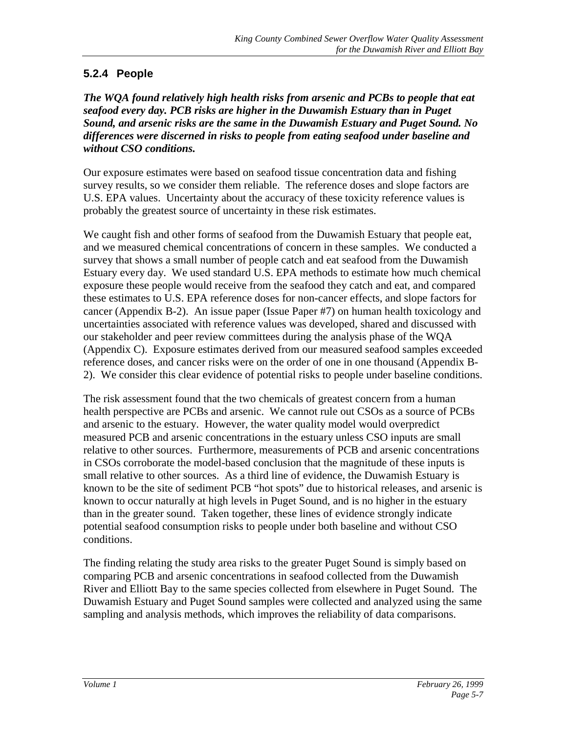### 5.2.4 People

***The WQA found relatively high health risks from arsenic and PCBs to people that eat seafood every day. PCB risks are higher in the Duwamish Estuary than in Puget Sound, and arsenic risks are the same in the Duwamish Estuary and Puget Sound. No differences were discerned in risks to people from eating seafood under baseline and without CSO conditions.***

Our exposure estimates were based on seafood tissue concentration data and fishing survey results, so we consider them reliable. The reference doses and slope factors are U.S. EPA values. Uncertainty about the accuracy of these toxicity reference values is probably the greatest source of uncertainty in these risk estimates.

We caught fish and other forms of seafood from the Duwamish Estuary that people eat, and we measured chemical concentrations of concern in these samples. We conducted a survey that shows a small number of people catch and eat seafood from the Duwamish Estuary every day. We used standard U.S. EPA methods to estimate how much chemical exposure these people would receive from the seafood they catch and eat, and compared these estimates to U.S. EPA reference doses for non-cancer effects, and slope factors for cancer (Appendix B-2). An issue paper (Issue Paper #7) on human health toxicology and uncertainties associated with reference values was developed, shared and discussed with our stakeholder and peer review committees during the analysis phase of the WQA (Appendix C). Exposure estimates derived from our measured seafood samples exceeded reference doses, and cancer risks were on the order of one in one thousand (Appendix B-2). We consider this clear evidence of potential risks to people under baseline conditions.

The risk assessment found that the two chemicals of greatest concern from a human health perspective are PCBs and arsenic. We cannot rule out CSOs as a source of PCBs and arsenic to the estuary. However, the water quality model would overpredict measured PCB and arsenic concentrations in the estuary unless CSO inputs are small relative to other sources. Furthermore, measurements of PCB and arsenic concentrations in CSOs corroborate the model-based conclusion that the magnitude of these inputs is small relative to other sources. As a third line of evidence, the Duwamish Estuary is known to be the site of sediment PCB "hot spots" due to historical releases, and arsenic is known to occur naturally at high levels in Puget Sound, and is no higher in the estuary than in the greater sound. Taken together, these lines of evidence strongly indicate potential seafood consumption risks to people under both baseline and without CSO conditions.

The finding relating the study area risks to the greater Puget Sound is simply based on comparing PCB and arsenic concentrations in seafood collected from the Duwamish River and Elliott Bay to the same species collected from elsewhere in Puget Sound. The Duwamish Estuary and Puget Sound samples were collected and analyzed using the same sampling and analysis methods, which improves the reliability of data comparisons.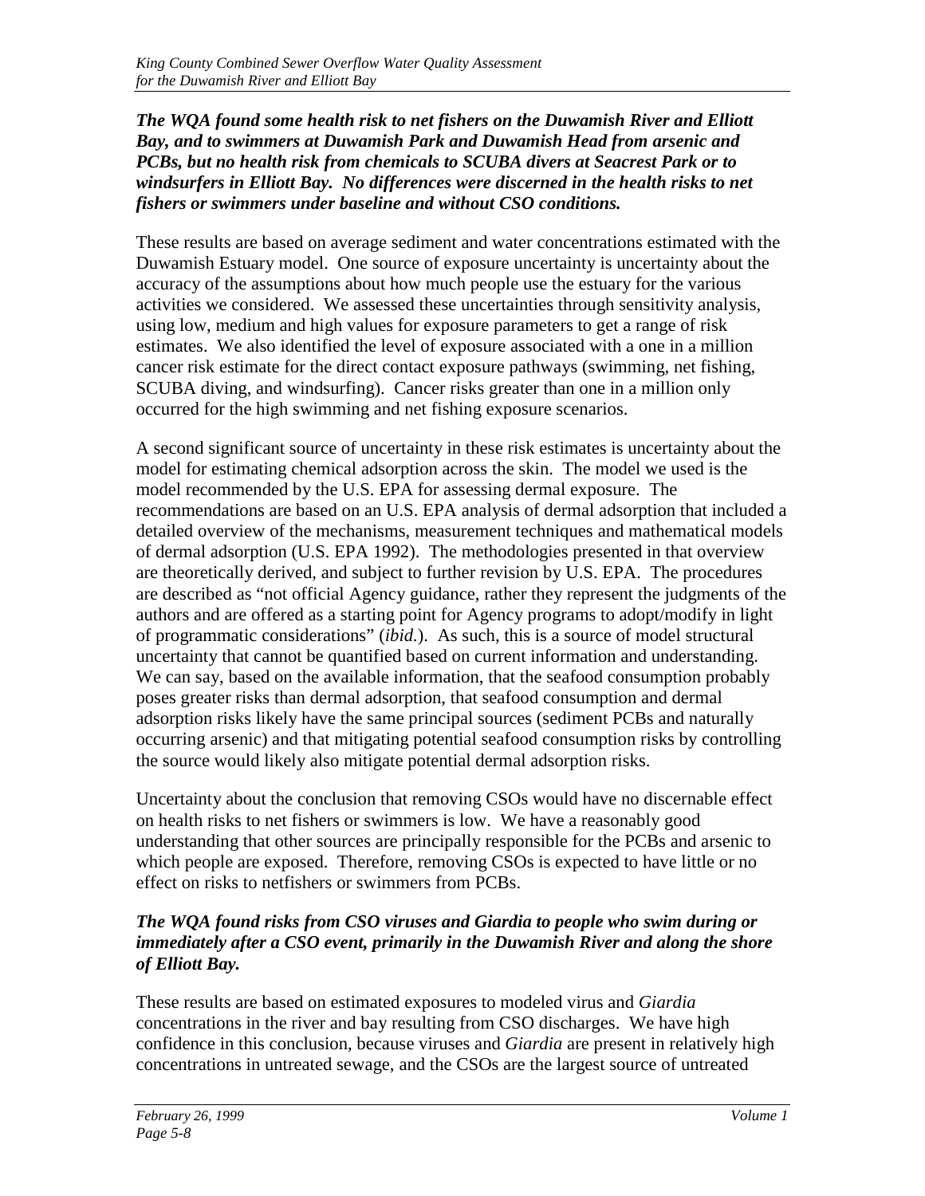***The WQA found some health risk to net fishers on the Duwamish River and Elliott Bay, and to swimmers at Duwamish Park and Duwamish Head from arsenic and PCBs, but no health risk from chemicals to SCUBA divers at Seacrest Park or to windsurfers in Elliott Bay. No differences were discerned in the health risks to net fishers or swimmers under baseline and without CSO conditions.***

These results are based on average sediment and water concentrations estimated with the Duwamish Estuary model. One source of exposure uncertainty is uncertainty about the accuracy of the assumptions about how much people use the estuary for the various activities we considered. We assessed these uncertainties through sensitivity analysis, using low, medium and high values for exposure parameters to get a range of risk estimates. We also identified the level of exposure associated with a one in a million cancer risk estimate for the direct contact exposure pathways (swimming, net fishing, SCUBA diving, and windsurfing). Cancer risks greater than one in a million only occurred for the high swimming and net fishing exposure scenarios.

A second significant source of uncertainty in these risk estimates is uncertainty about the model for estimating chemical adsorption across the skin. The model we used is the model recommended by the U.S. EPA for assessing dermal exposure. The recommendations are based on an U.S. EPA analysis of dermal adsorption that included a detailed overview of the mechanisms, measurement techniques and mathematical models of dermal adsorption (U.S. EPA 1992). The methodologies presented in that overview are theoretically derived, and subject to further revision by U.S. EPA. The procedures are described as "not official Agency guidance, rather they represent the judgments of the authors and are offered as a starting point for Agency programs to adopt/modify in light of programmatic considerations" (*ibid.*). As such, this is a source of model structural uncertainty that cannot be quantified based on current information and understanding. We can say, based on the available information, that the seafood consumption probably poses greater risks than dermal adsorption, that seafood consumption and dermal adsorption risks likely have the same principal sources (sediment PCBs and naturally occurring arsenic) and that mitigating potential seafood consumption risks by controlling the source would likely also mitigate potential dermal adsorption risks.

Uncertainty about the conclusion that removing CSOs would have no discernable effect on health risks to net fishers or swimmers is low. We have a reasonably good understanding that other sources are principally responsible for the PCBs and arsenic to which people are exposed. Therefore, removing CSOs is expected to have little or no effect on risks to netfishers or swimmers from PCBs.

***The WQA found risks from CSO viruses and Giardia to people who swim during or immediately after a CSO event, primarily in the Duwamish River and along the shore of Elliott Bay.***

These results are based on estimated exposures to modeled virus and *Giardia* concentrations in the river and bay resulting from CSO discharges. We have high confidence in this conclusion, because viruses and *Giardia* are present in relatively high concentrations in untreated sewage, and the CSOs are the largest source of untreated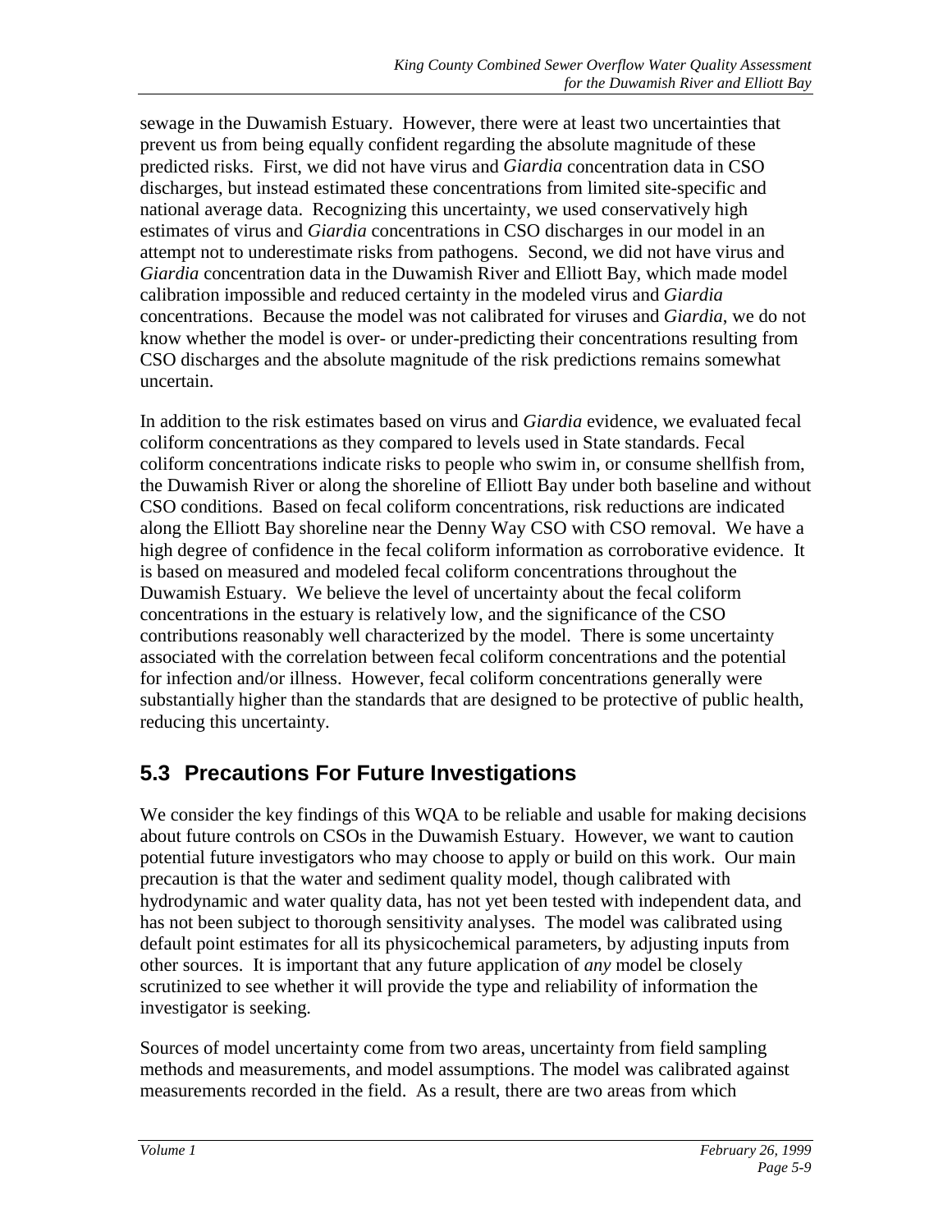sewage in the Duwamish Estuary. However, there were at least two uncertainties that prevent us from being equally confident regarding the absolute magnitude of these predicted risks. First, we did not have virus and *Giardia* concentration data in CSO discharges, but instead estimated these concentrations from limited site-specific and national average data. Recognizing this uncertainty, we used conservatively high estimates of virus and *Giardia* concentrations in CSO discharges in our model in an attempt not to underestimate risks from pathogens. Second, we did not have virus and *Giardia* concentration data in the Duwamish River and Elliott Bay, which made model calibration impossible and reduced certainty in the modeled virus and *Giardia* concentrations. Because the model was not calibrated for viruses and *Giardia*, we do not know whether the model is over- or under-predicting their concentrations resulting from CSO discharges and the absolute magnitude of the risk predictions remains somewhat uncertain.

In addition to the risk estimates based on virus and *Giardia* evidence, we evaluated fecal coliform concentrations as they compared to levels used in State standards. Fecal coliform concentrations indicate risks to people who swim in, or consume shellfish from, the Duwamish River or along the shoreline of Elliott Bay under both baseline and without CSO conditions. Based on fecal coliform concentrations, risk reductions are indicated along the Elliott Bay shoreline near the Denny Way CSO with CSO removal. We have a high degree of confidence in the fecal coliform information as corroborative evidence. It is based on measured and modeled fecal coliform concentrations throughout the Duwamish Estuary. We believe the level of uncertainty about the fecal coliform concentrations in the estuary is relatively low, and the significance of the CSO contributions reasonably well characterized by the model. There is some uncertainty associated with the correlation between fecal coliform concentrations and the potential for infection and/or illness. However, fecal coliform concentrations generally were substantially higher than the standards that are designed to be protective of public health, reducing this uncertainty.

## 5.3 Precautions For Future Investigations

We consider the key findings of this WQA to be reliable and usable for making decisions about future controls on CSOs in the Duwamish Estuary. However, we want to caution potential future investigators who may choose to apply or build on this work. Our main precaution is that the water and sediment quality model, though calibrated with hydrodynamic and water quality data, has not yet been tested with independent data, and has not been subject to thorough sensitivity analyses. The model was calibrated using default point estimates for all its physicochemical parameters, by adjusting inputs from other sources. It is important that any future application of *any* model be closely scrutinized to see whether it will provide the type and reliability of information the investigator is seeking.

Sources of model uncertainty come from two areas, uncertainty from field sampling methods and measurements, and model assumptions. The model was calibrated against measurements recorded in the field. As a result, there are two areas from which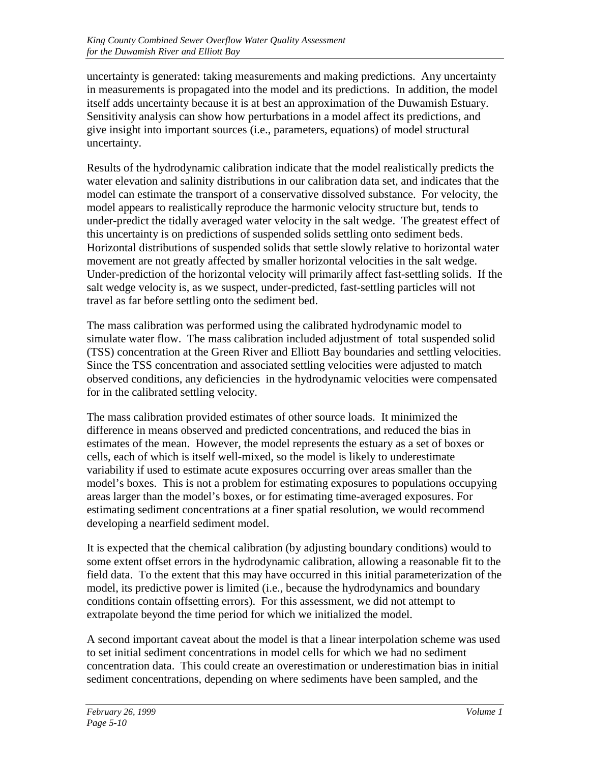uncertainty is generated: taking measurements and making predictions. Any uncertainty in measurements is propagated into the model and its predictions. In addition, the model itself adds uncertainty because it is at best an approximation of the Duwamish Estuary. Sensitivity analysis can show how perturbations in a model affect its predictions, and give insight into important sources (i.e., parameters, equations) of model structural uncertainty.

Results of the hydrodynamic calibration indicate that the model realistically predicts the water elevation and salinity distributions in our calibration data set, and indicates that the model can estimate the transport of a conservative dissolved substance. For velocity, the model appears to realistically reproduce the harmonic velocity structure but, tends to under-predict the tidally averaged water velocity in the salt wedge. The greatest effect of this uncertainty is on predictions of suspended solids settling onto sediment beds. Horizontal distributions of suspended solids that settle slowly relative to horizontal water movement are not greatly affected by smaller horizontal velocities in the salt wedge. Under-prediction of the horizontal velocity will primarily affect fast-settling solids. If the salt wedge velocity is, as we suspect, under-predicted, fast-settling particles will not travel as far before settling onto the sediment bed.

The mass calibration was performed using the calibrated hydrodynamic model to simulate water flow. The mass calibration included adjustment of total suspended solid (TSS) concentration at the Green River and Elliott Bay boundaries and settling velocities. Since the TSS concentration and associated settling velocities were adjusted to match observed conditions, any deficiencies in the hydrodynamic velocities were compensated for in the calibrated settling velocity.

The mass calibration provided estimates of other source loads. It minimized the difference in means observed and predicted concentrations, and reduced the bias in estimates of the mean. However, the model represents the estuary as a set of boxes or cells, each of which is itself well-mixed, so the model is likely to underestimate variability if used to estimate acute exposures occurring over areas smaller than the model's boxes. This is not a problem for estimating exposures to populations occupying areas larger than the model's boxes, or for estimating time-averaged exposures. For estimating sediment concentrations at a finer spatial resolution, we would recommend developing a nearfield sediment model.

It is expected that the chemical calibration (by adjusting boundary conditions) would to some extent offset errors in the hydrodynamic calibration, allowing a reasonable fit to the field data. To the extent that this may have occurred in this initial parameterization of the model, its predictive power is limited (i.e., because the hydrodynamics and boundary conditions contain offsetting errors). For this assessment, we did not attempt to extrapolate beyond the time period for which we initialized the model.

A second important caveat about the model is that a linear interpolation scheme was used to set initial sediment concentrations in model cells for which we had no sediment concentration data. This could create an overestimation or underestimation bias in initial sediment concentrations, depending on where sediments have been sampled, and the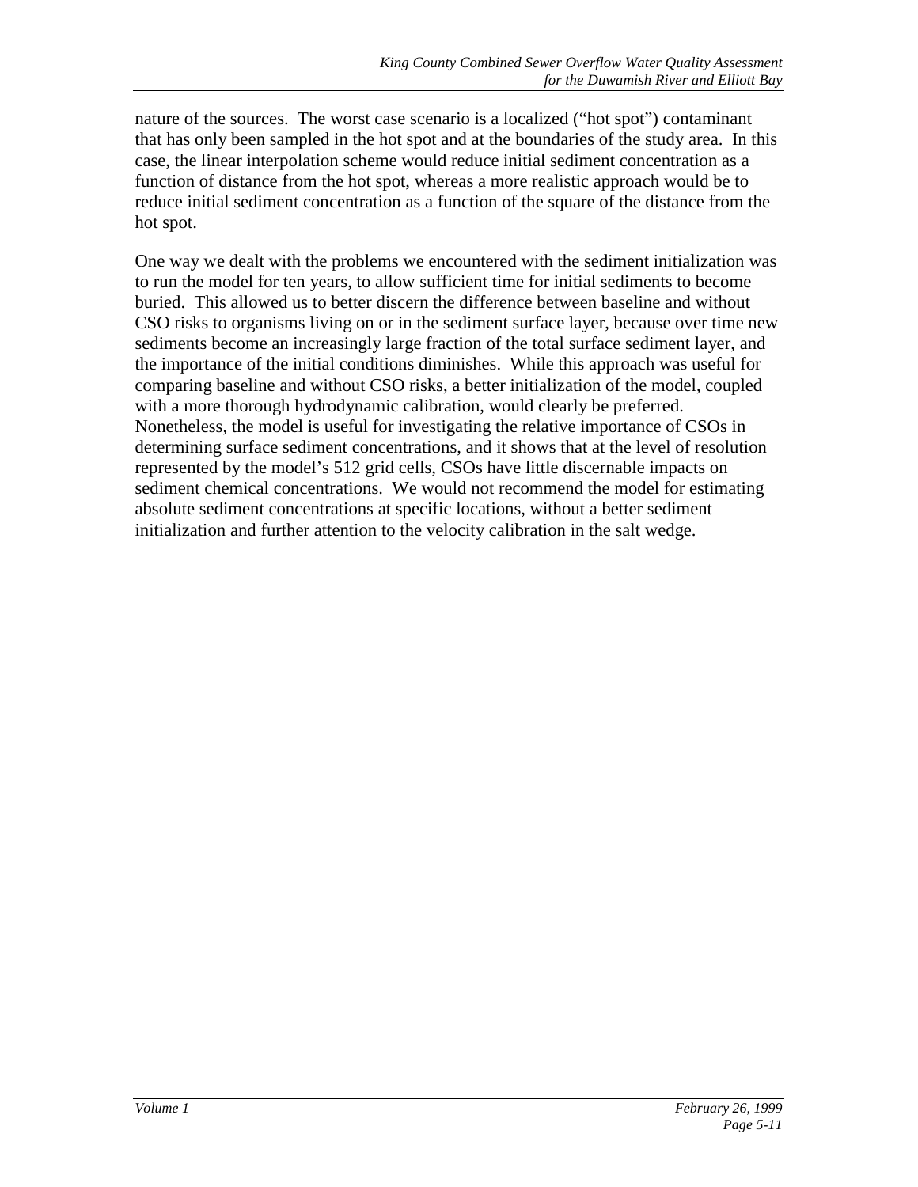nature of the sources. The worst case scenario is a localized ("hot spot") contaminant that has only been sampled in the hot spot and at the boundaries of the study area. In this case, the linear interpolation scheme would reduce initial sediment concentration as a function of distance from the hot spot, whereas a more realistic approach would be to reduce initial sediment concentration as a function of the square of the distance from the hot spot.

One way we dealt with the problems we encountered with the sediment initialization was to run the model for ten years, to allow sufficient time for initial sediments to become buried. This allowed us to better discern the difference between baseline and without CSO risks to organisms living on or in the sediment surface layer, because over time new sediments become an increasingly large fraction of the total surface sediment layer, and the importance of the initial conditions diminishes. While this approach was useful for comparing baseline and without CSO risks, a better initialization of the model, coupled with a more thorough hydrodynamic calibration, would clearly be preferred. Nonetheless, the model is useful for investigating the relative importance of CSOs in determining surface sediment concentrations, and it shows that at the level of resolution represented by the model's 512 grid cells, CSOs have little discernable impacts on sediment chemical concentrations. We would not recommend the model for estimating absolute sediment concentrations at specific locations, without a better sediment initialization and further attention to the velocity calibration in the salt wedge.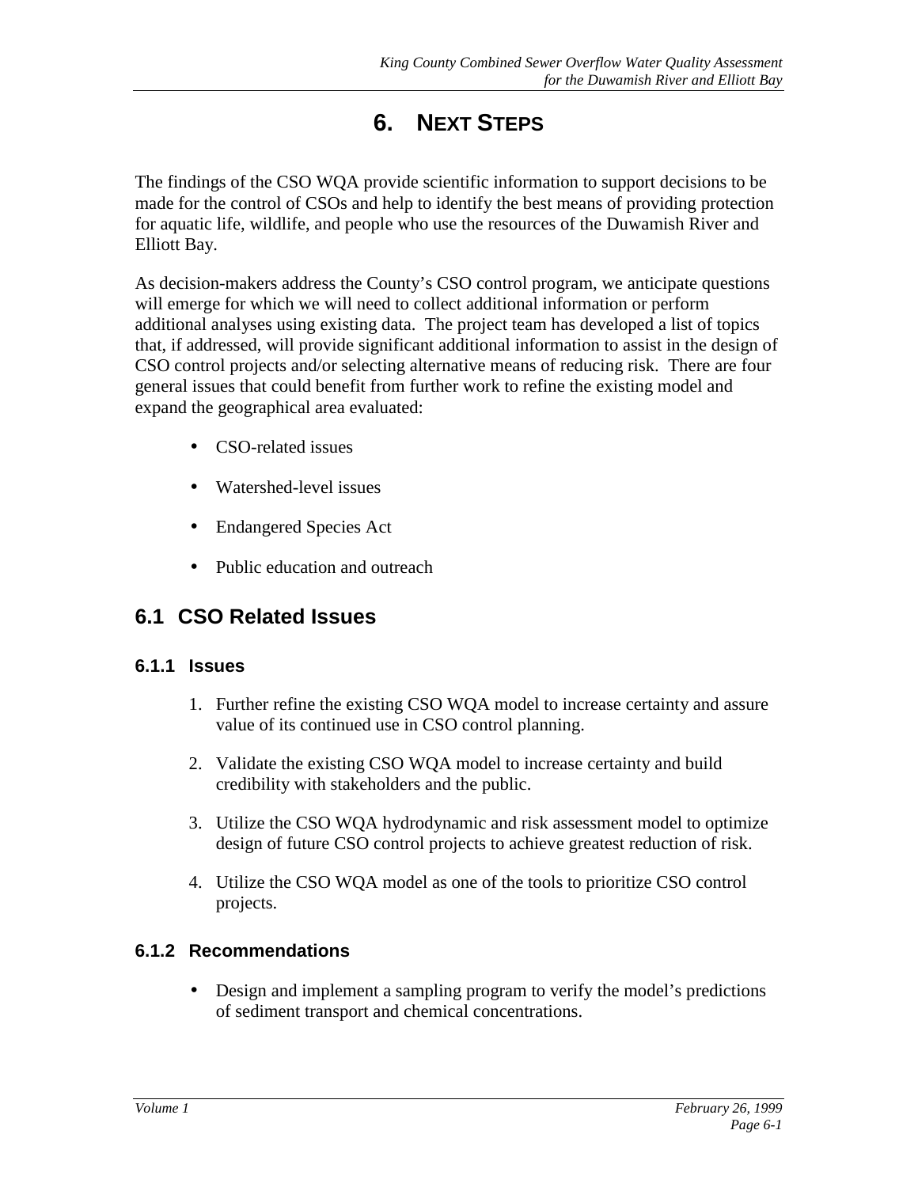# 6. NEXT STEPS

The findings of the CSO WQA provide scientific information to support decisions to be made for the control of CSOs and help to identify the best means of providing protection for aquatic life, wildlife, and people who use the resources of the Duwamish River and Elliott Bay.

As decision-makers address the County's CSO control program, we anticipate questions will emerge for which we will need to collect additional information or perform additional analyses using existing data. The project team has developed a list of topics that, if addressed, will provide significant additional information to assist in the design of CSO control projects and/or selecting alternative means of reducing risk. There are four general issues that could benefit from further work to refine the existing model and expand the geographical area evaluated:

- CSO-related issues
- Watershed-level issues
- Endangered Species Act
- Public education and outreach

## 6.1 CSO Related Issues

### 6.1.1 Issues

1. Further refine the existing CSO WQA model to increase certainty and assure value of its continued use in CSO control planning.
2. Validate the existing CSO WQA model to increase certainty and build credibility with stakeholders and the public.
3. Utilize the CSO WQA hydrodynamic and risk assessment model to optimize design of future CSO control projects to achieve greatest reduction of risk.
4. Utilize the CSO WQA model as one of the tools to prioritize CSO control projects.

### 6.1.2 Recommendations

- Design and implement a sampling program to verify the model's predictions of sediment transport and chemical concentrations.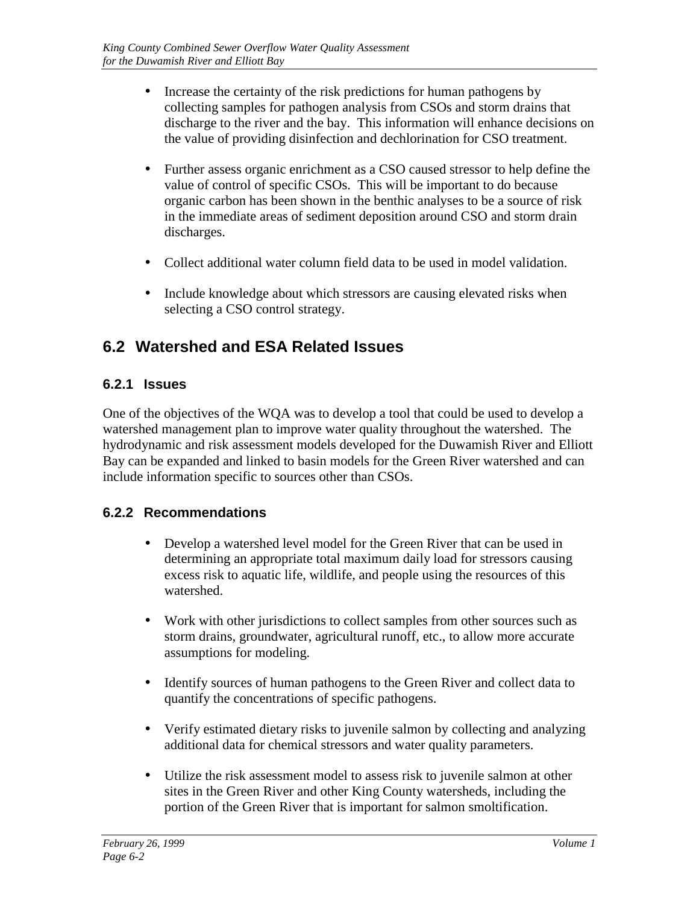- Increase the certainty of the risk predictions for human pathogens by collecting samples for pathogen analysis from CSOs and storm drains that discharge to the river and the bay. This information will enhance decisions on the value of providing disinfection and dechlorination for CSO treatment.

- Further assess organic enrichment as a CSO caused stressor to help define the value of control of specific CSOs. This will be important to do because organic carbon has been shown in the benthic analyses to be a source of risk in the immediate areas of sediment deposition around CSO and storm drain discharges.

- Collect additional water column field data to be used in model validation.

- Include knowledge about which stressors are causing elevated risks when selecting a CSO control strategy.

## 6.2 Watershed and ESA Related Issues

### 6.2.1 Issues

One of the objectives of the WQA was to develop a tool that could be used to develop a watershed management plan to improve water quality throughout the watershed. The hydrodynamic and risk assessment models developed for the Duwamish River and Elliott Bay can be expanded and linked to basin models for the Green River watershed and can include information specific to sources other than CSOs.

### 6.2.2 Recommendations

- Develop a watershed level model for the Green River that can be used in determining an appropriate total maximum daily load for stressors causing excess risk to aquatic life, wildlife, and people using the resources of this watershed.

- Work with other jurisdictions to collect samples from other sources such as storm drains, groundwater, agricultural runoff, etc., to allow more accurate assumptions for modeling.

- Identify sources of human pathogens to the Green River and collect data to quantify the concentrations of specific pathogens.

- Verify estimated dietary risks to juvenile salmon by collecting and analyzing additional data for chemical stressors and water quality parameters.

- Utilize the risk assessment model to assess risk to juvenile salmon at other sites in the Green River and other King County watersheds, including the portion of the Green River that is important for salmon smoltification.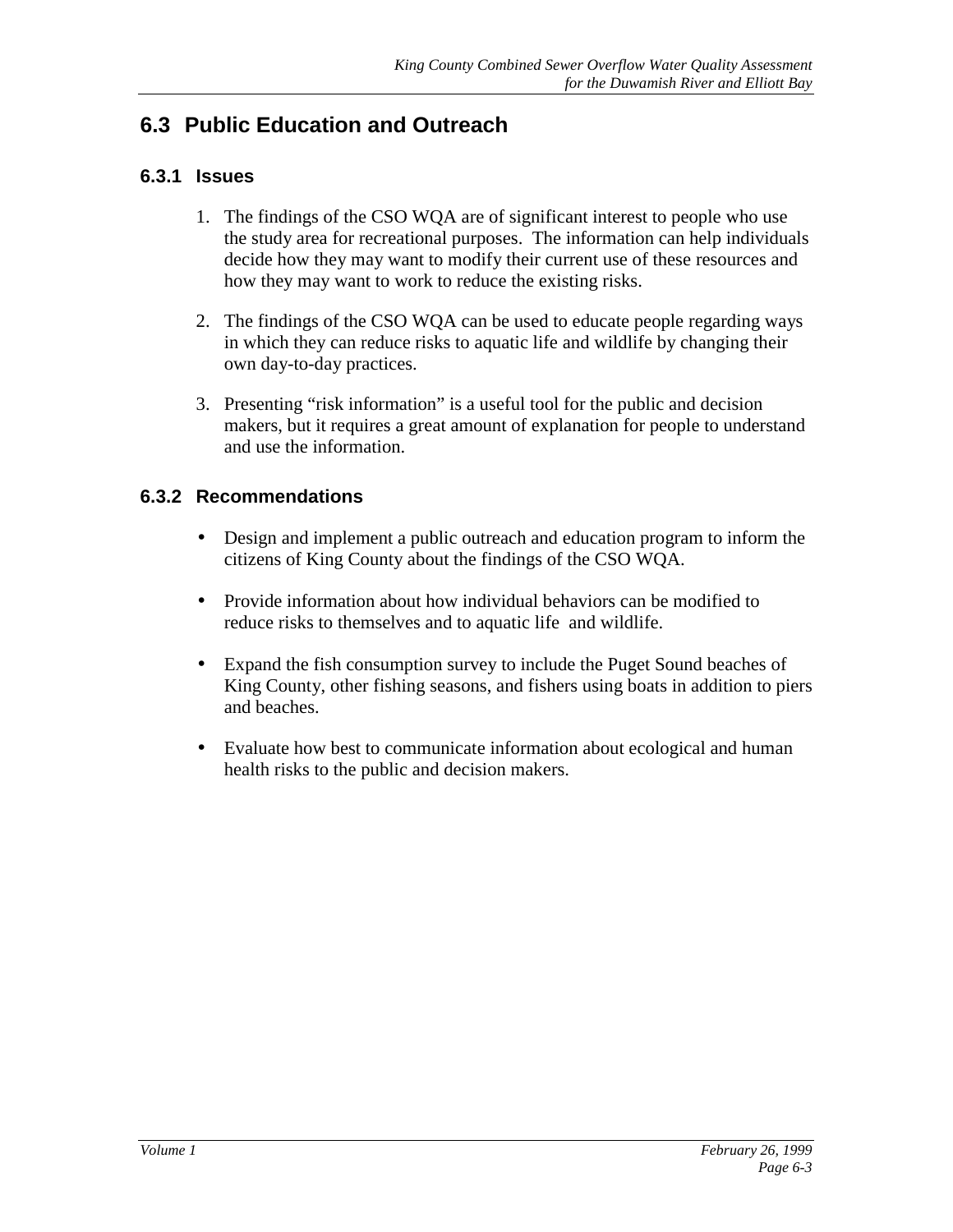## 6.3 Public Education and Outreach

### 6.3.1 Issues

1. The findings of the CSO WQA are of significant interest to people who use the study area for recreational purposes. The information can help individuals decide how they may want to modify their current use of these resources and how they may want to work to reduce the existing risks.

2. The findings of the CSO WQA can be used to educate people regarding ways in which they can reduce risks to aquatic life and wildlife by changing their own day-to-day practices.

3. Presenting “risk information” is a useful tool for the public and decision makers, but it requires a great amount of explanation for people to understand and use the information.

### 6.3.2 Recommendations

- Design and implement a public outreach and education program to inform the citizens of King County about the findings of the CSO WQA.

- Provide information about how individual behaviors can be modified to reduce risks to themselves and to aquatic life and wildlife.

- Expand the fish consumption survey to include the Puget Sound beaches of King County, other fishing seasons, and fishers using boats in addition to piers and beaches.

- Evaluate how best to communicate information about ecological and human health risks to the public and decision makers.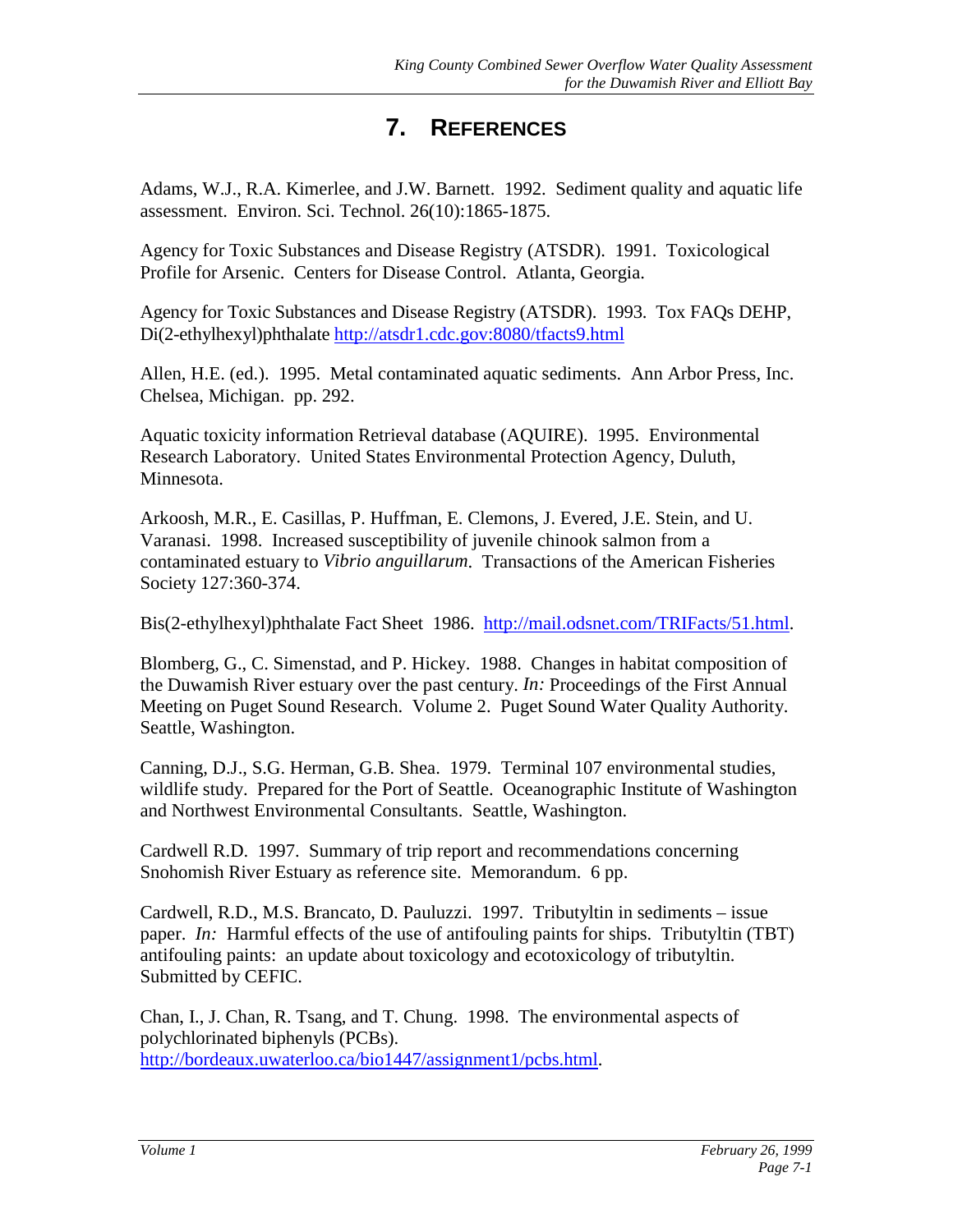# 7. REFERENCES

Adams, W.J., R.A. Kimerlee, and J.W. Barnett. 1992. Sediment quality and aquatic life assessment. Environ. Sci. Technol. 26(10):1865-1875.

Agency for Toxic Substances and Disease Registry (ATSDR). 1991. Toxicological Profile for Arsenic. Centers for Disease Control. Atlanta, Georgia.

Agency for Toxic Substances and Disease Registry (ATSDR). 1993. Tox FAQs DEHP, Di(2-ethylhexyl)phthalate http://atsdr1.cdc.gov:8080/tfacts9.html

Allen, H.E. (ed.). 1995. Metal contaminated aquatic sediments. Ann Arbor Press, Inc. Chelsea, Michigan. pp. 292.

Aquatic toxicity information Retrieval database (AQUIRE). 1995. Environmental Research Laboratory. United States Environmental Protection Agency, Duluth, Minnesota.

Arkoosh, M.R., E. Casillas, P. Huffman, E. Clemons, J. Evered, J.E. Stein, and U. Varanasi. 1998. Increased susceptibility of juvenile chinook salmon from a contaminated estuary to *Vibrio anguillarum*. Transactions of the American Fisheries Society 127:360-374.

Bis(2-ethylhexyl)phthalate Fact Sheet 1986. http://mail.odsnet.com/TRIFacts/51.html.

Blomberg, G., C. Simenstad, and P. Hickey. 1988. Changes in habitat composition of the Duwamish River estuary over the past century. *In:* Proceedings of the First Annual Meeting on Puget Sound Research. Volume 2. Puget Sound Water Quality Authority. Seattle, Washington.

Canning, D.J., S.G. Herman, G.B. Shea. 1979. Terminal 107 environmental studies, wildlife study. Prepared for the Port of Seattle. Oceanographic Institute of Washington and Northwest Environmental Consultants. Seattle, Washington.

Cardwell R.D. 1997. Summary of trip report and recommendations concerning Snohomish River Estuary as reference site. Memorandum. 6 pp.

Cardwell, R.D., M.S. Brancato, D. Pauluzzi. 1997. Tributyltin in sediments – issue paper. *In:* Harmful effects of the use of antifouling paints for ships. Tributyltin (TBT) antifouling paints: an update about toxicology and ecotoxicology of tributyltin. Submitted by CEFIC.

Chan, I., J. Chan, R. Tsang, and T. Chung. 1998. The environmental aspects of polychlorinated biphenyls (PCBs). http://bordeaux.uwaterloo.ca/bio1447/assignment1/pcbs.html.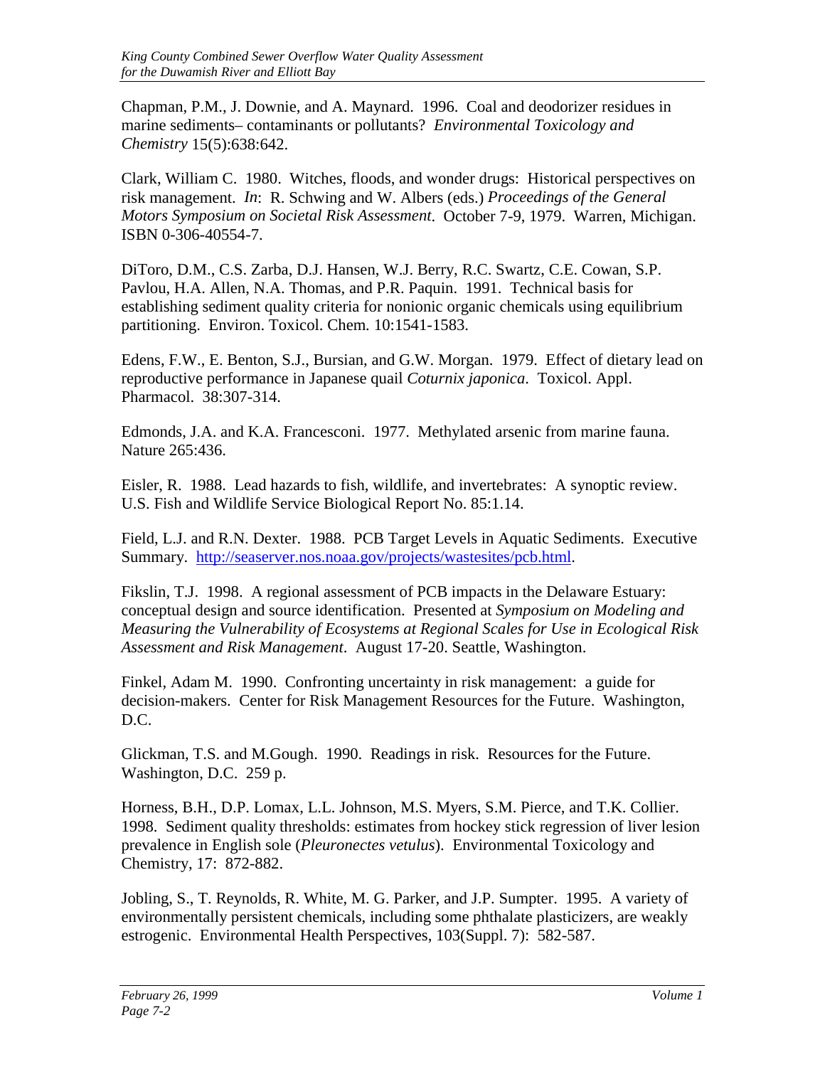Chapman, P.M., J. Downie, and A. Maynard. 1996. Coal and deodorizer residues in marine sediments– contaminants or pollutants? *Environmental Toxicology and Chemistry* 15(5):638:642.

Clark, William C. 1980. Witches, floods, and wonder drugs: Historical perspectives on risk management. *In*: R. Schwing and W. Albers (eds.) *Proceedings of the General Motors Symposium on Societal Risk Assessment*. October 7-9, 1979. Warren, Michigan. ISBN 0-306-40554-7.

DiToro, D.M., C.S. Zarba, D.J. Hansen, W.J. Berry, R.C. Swartz, C.E. Cowan, S.P. Pavlou, H.A. Allen, N.A. Thomas, and P.R. Paquin. 1991. Technical basis for establishing sediment quality criteria for nonionic organic chemicals using equilibrium partitioning. Environ. Toxicol. Chem. 10:1541-1583.

Edens, F.W., E. Benton, S.J., Bursian, and G.W. Morgan. 1979. Effect of dietary lead on reproductive performance in Japanese quail *Coturnix japonica*. Toxicol. Appl. Pharmacol. 38:307-314.

Edmonds, J.A. and K.A. Francesconi. 1977. Methylated arsenic from marine fauna. Nature 265:436.

Eisler, R. 1988. Lead hazards to fish, wildlife, and invertebrates: A synoptic review. U.S. Fish and Wildlife Service Biological Report No. 85:1.14.

Field, L.J. and R.N. Dexter. 1988. PCB Target Levels in Aquatic Sediments. Executive Summary. http://seaserver.nos.noaa.gov/projects/wastesites/pcb.html.

Fikslin, T.J. 1998. A regional assessment of PCB impacts in the Delaware Estuary: conceptual design and source identification. Presented at *Symposium on Modeling and Measuring the Vulnerability of Ecosystems at Regional Scales for Use in Ecological Risk Assessment and Risk Management*. August 17-20. Seattle, Washington.

Finkel, Adam M. 1990. Confronting uncertainty in risk management: a guide for decision-makers. Center for Risk Management Resources for the Future. Washington, D.C.

Glickman, T.S. and M.Gough. 1990. Readings in risk. Resources for the Future. Washington, D.C. 259 p.

Horness, B.H., D.P. Lomax, L.L. Johnson, M.S. Myers, S.M. Pierce, and T.K. Collier. 1998. Sediment quality thresholds: estimates from hockey stick regression of liver lesion prevalence in English sole (*Pleuronectes vetulus*). Environmental Toxicology and Chemistry, 17: 872-882.

Jobling, S., T. Reynolds, R. White, M. G. Parker, and J.P. Sumpter. 1995. A variety of environmentally persistent chemicals, including some phthalate plasticizers, are weakly estrogenic. Environmental Health Perspectives, 103(Suppl. 7): 582-587.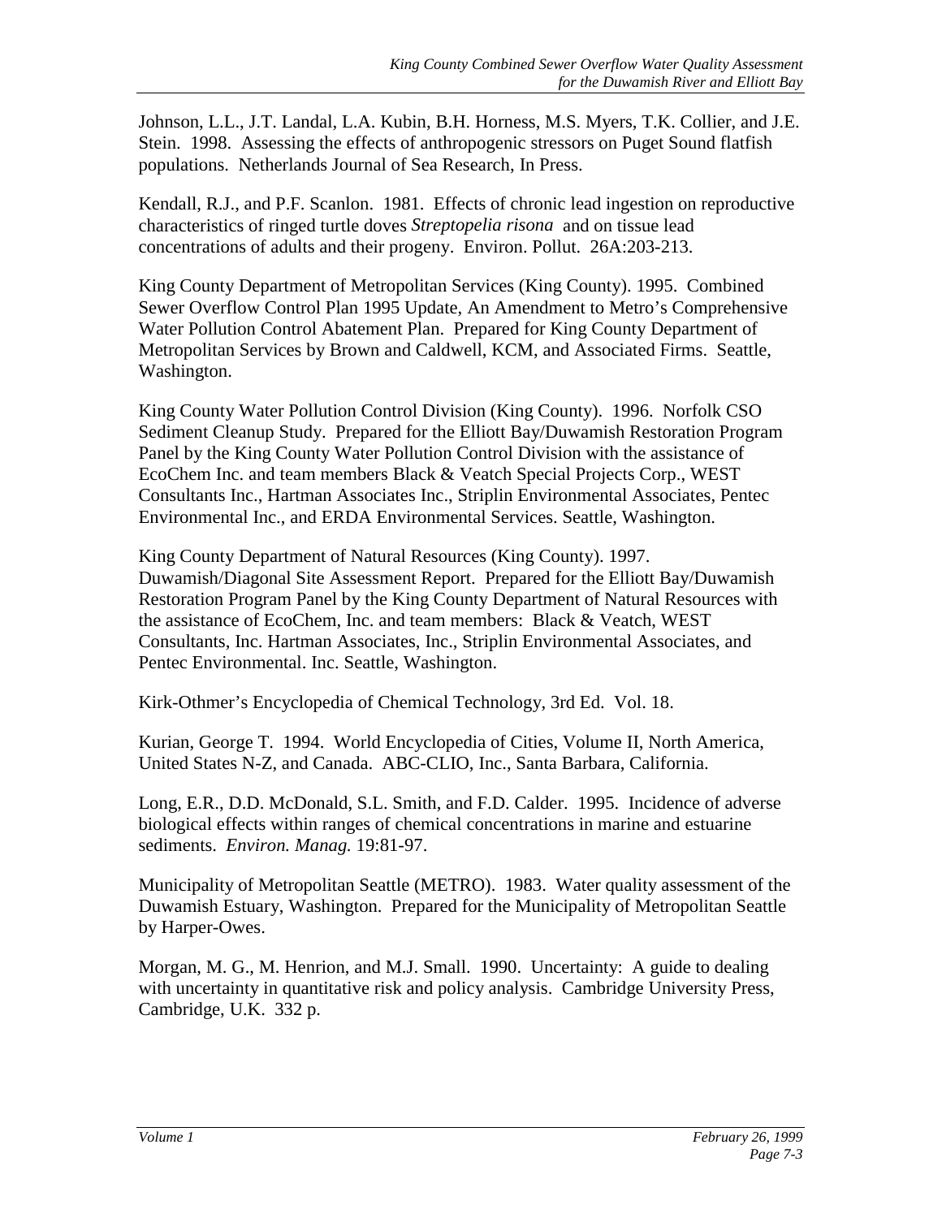Johnson, L.L., J.T. Landal, L.A. Kubin, B.H. Horness, M.S. Myers, T.K. Collier, and J.E. Stein. 1998. Assessing the effects of anthropogenic stressors on Puget Sound flatfish populations. Netherlands Journal of Sea Research, In Press.

Kendall, R.J., and P.F. Scanlon. 1981. Effects of chronic lead ingestion on reproductive characteristics of ringed turtle doves *Streptopelia risona* and on tissue lead concentrations of adults and their progeny. Environ. Pollut. 26A:203-213.

King County Department of Metropolitan Services (King County). 1995. Combined Sewer Overflow Control Plan 1995 Update, An Amendment to Metro's Comprehensive Water Pollution Control Abatement Plan. Prepared for King County Department of Metropolitan Services by Brown and Caldwell, KCM, and Associated Firms. Seattle, Washington.

King County Water Pollution Control Division (King County). 1996. Norfolk CSO Sediment Cleanup Study. Prepared for the Elliott Bay/Duwamish Restoration Program Panel by the King County Water Pollution Control Division with the assistance of EcoChem Inc. and team members Black & Veatch Special Projects Corp., WEST Consultants Inc., Hartman Associates Inc., Striplin Environmental Associates, Pentec Environmental Inc., and ERDA Environmental Services. Seattle, Washington.

King County Department of Natural Resources (King County). 1997. Duwamish/Diagonal Site Assessment Report. Prepared for the Elliott Bay/Duwamish Restoration Program Panel by the King County Department of Natural Resources with the assistance of EcoChem, Inc. and team members: Black & Veatch, WEST Consultants, Inc. Hartman Associates, Inc., Striplin Environmental Associates, and Pentec Environmental. Inc. Seattle, Washington.

Kirk-Othmer's Encyclopedia of Chemical Technology, 3rd Ed. Vol. 18.

Kurian, George T. 1994. World Encyclopedia of Cities, Volume II, North America, United States N-Z, and Canada. ABC-CLIO, Inc., Santa Barbara, California.

Long, E.R., D.D. McDonald, S.L. Smith, and F.D. Calder. 1995. Incidence of adverse biological effects within ranges of chemical concentrations in marine and estuarine sediments. *Environ. Manag.* 19:81-97.

Municipality of Metropolitan Seattle (METRO). 1983. Water quality assessment of the Duwamish Estuary, Washington. Prepared for the Municipality of Metropolitan Seattle by Harper-Owes.

Morgan, M. G., M. Henrion, and M.J. Small. 1990. Uncertainty: A guide to dealing with uncertainty in quantitative risk and policy analysis. Cambridge University Press, Cambridge, U.K. 332 p.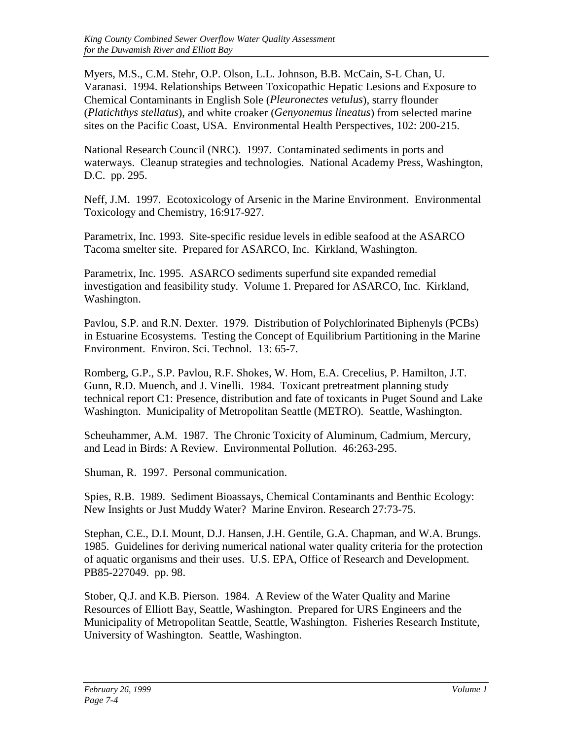Myers, M.S., C.M. Stehr, O.P. Olson, L.L. Johnson, B.B. McCain, S-L Chan, U. Varanasi. 1994. Relationships Between Toxicopathic Hepatic Lesions and Exposure to Chemical Contaminants in English Sole (*Pleuronectes vetulus*), starry flounder (*Platichthys stellatus*), and white croaker (*Genyonemus lineatus*) from selected marine sites on the Pacific Coast, USA. Environmental Health Perspectives, 102: 200-215.

National Research Council (NRC). 1997. Contaminated sediments in ports and waterways. Cleanup strategies and technologies. National Academy Press, Washington, D.C. pp. 295.

Neff, J.M. 1997. Ecotoxicology of Arsenic in the Marine Environment. Environmental Toxicology and Chemistry, 16:917-927.

Parametrix, Inc. 1993. Site-specific residue levels in edible seafood at the ASARCO Tacoma smelter site. Prepared for ASARCO, Inc. Kirkland, Washington.

Parametrix, Inc. 1995. ASARCO sediments superfund site expanded remedial investigation and feasibility study. Volume 1. Prepared for ASARCO, Inc. Kirkland, Washington.

Pavlou, S.P. and R.N. Dexter. 1979. Distribution of Polychlorinated Biphenyls (PCBs) in Estuarine Ecosystems. Testing the Concept of Equilibrium Partitioning in the Marine Environment. Environ. Sci. Technol. 13: 65-7.

Romberg, G.P., S.P. Pavlou, R.F. Shokes, W. Hom, E.A. Crecelius, P. Hamilton, J.T. Gunn, R.D. Muench, and J. Vinelli. 1984. Toxicant pretreatment planning study technical report C1: Presence, distribution and fate of toxicants in Puget Sound and Lake Washington. Municipality of Metropolitan Seattle (METRO). Seattle, Washington.

Scheuhammer, A.M. 1987. The Chronic Toxicity of Aluminum, Cadmium, Mercury, and Lead in Birds: A Review. Environmental Pollution. 46:263-295.

Shuman, R. 1997. Personal communication.

Spies, R.B. 1989. Sediment Bioassays, Chemical Contaminants and Benthic Ecology: New Insights or Just Muddy Water? Marine Environ. Research 27:73-75.

Stephan, C.E., D.I. Mount, D.J. Hansen, J.H. Gentile, G.A. Chapman, and W.A. Brungs. 1985. Guidelines for deriving numerical national water quality criteria for the protection of aquatic organisms and their uses. U.S. EPA, Office of Research and Development. PB85-227049. pp. 98.

Stober, Q.J. and K.B. Pierson. 1984. A Review of the Water Quality and Marine Resources of Elliott Bay, Seattle, Washington. Prepared for URS Engineers and the Municipality of Metropolitan Seattle, Seattle, Washington. Fisheries Research Institute, University of Washington. Seattle, Washington.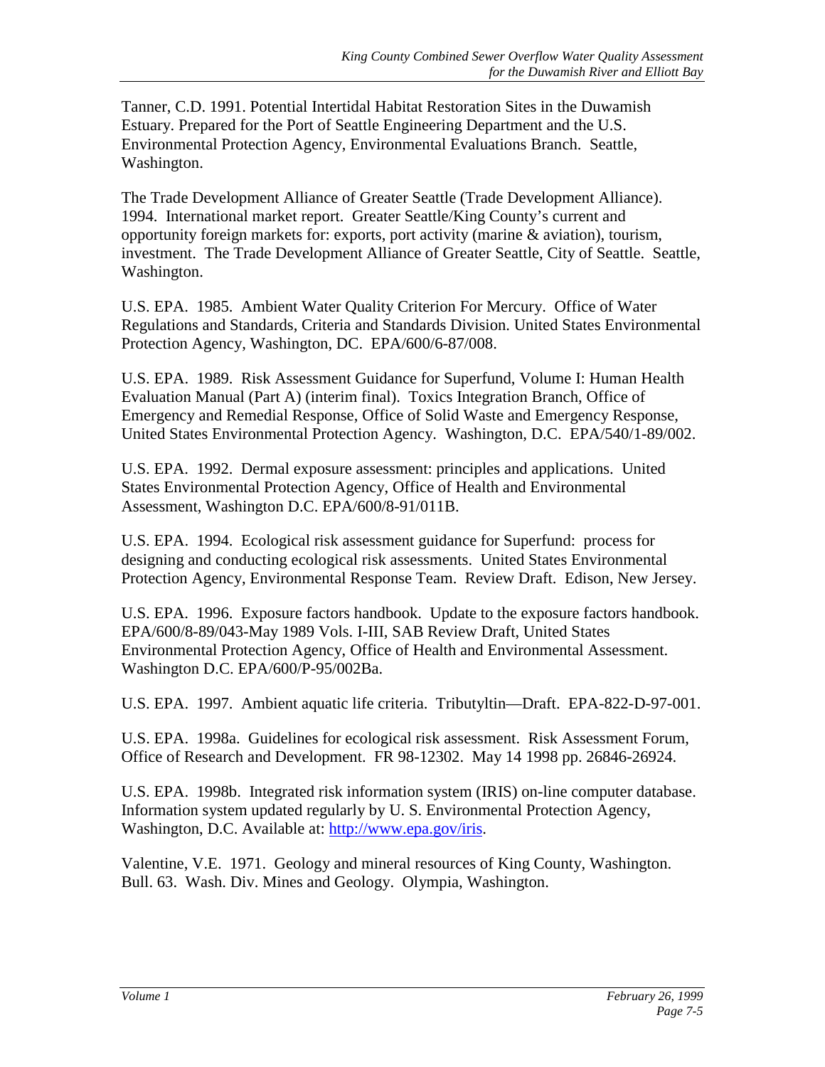Tanner, C.D. 1991. Potential Intertidal Habitat Restoration Sites in the Duwamish Estuary. Prepared for the Port of Seattle Engineering Department and the U.S. Environmental Protection Agency, Environmental Evaluations Branch. Seattle, Washington.

The Trade Development Alliance of Greater Seattle (Trade Development Alliance). 1994. International market report. Greater Seattle/King County's current and opportunity foreign markets for: exports, port activity (marine & aviation), tourism, investment. The Trade Development Alliance of Greater Seattle, City of Seattle. Seattle, Washington.

U.S. EPA. 1985. Ambient Water Quality Criterion For Mercury. Office of Water Regulations and Standards, Criteria and Standards Division. United States Environmental Protection Agency, Washington, DC. EPA/600/6-87/008.

U.S. EPA. 1989. Risk Assessment Guidance for Superfund, Volume I: Human Health Evaluation Manual (Part A) (interim final). Toxics Integration Branch, Office of Emergency and Remedial Response, Office of Solid Waste and Emergency Response, United States Environmental Protection Agency. Washington, D.C. EPA/540/1-89/002.

U.S. EPA. 1992. Dermal exposure assessment: principles and applications. United States Environmental Protection Agency, Office of Health and Environmental Assessment, Washington D.C. EPA/600/8-91/011B.

U.S. EPA. 1994. Ecological risk assessment guidance for Superfund: process for designing and conducting ecological risk assessments. United States Environmental Protection Agency, Environmental Response Team. Review Draft. Edison, New Jersey.

U.S. EPA. 1996. Exposure factors handbook. Update to the exposure factors handbook. EPA/600/8-89/043-May 1989 Vols. I-III, SAB Review Draft, United States Environmental Protection Agency, Office of Health and Environmental Assessment. Washington D.C. EPA/600/P-95/002Ba.

U.S. EPA. 1997. Ambient aquatic life criteria. Tributyltin—Draft. EPA-822-D-97-001.

U.S. EPA. 1998a. Guidelines for ecological risk assessment. Risk Assessment Forum, Office of Research and Development. FR 98-12302. May 14 1998 pp. 26846-26924.

U.S. EPA. 1998b. Integrated risk information system (IRIS) on-line computer database. Information system updated regularly by U. S. Environmental Protection Agency, Washington, D.C. Available at: http://www.epa.gov/iris.

Valentine, V.E. 1971. Geology and mineral resources of King County, Washington. Bull. 63. Wash. Div. Mines and Geology. Olympia, Washington.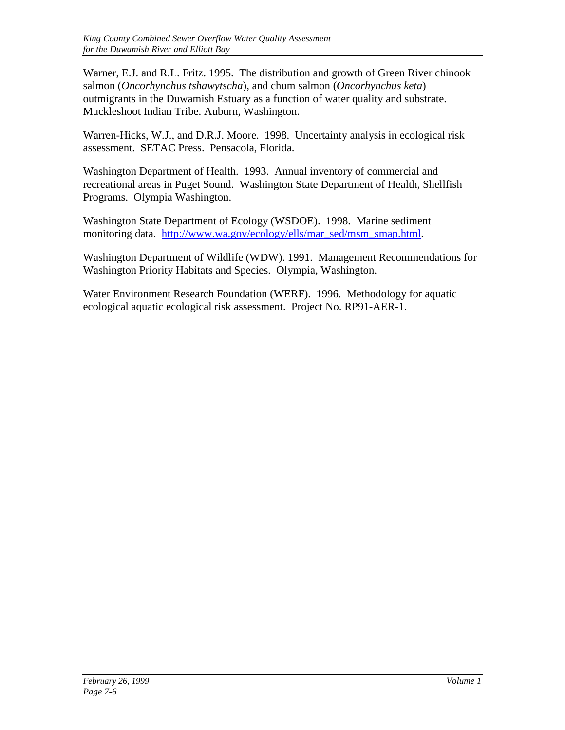Warner, E.J. and R.L. Fritz. 1995. The distribution and growth of Green River chinook salmon (*Oncorhynchus tshawytscha*), and chum salmon (*Oncorhynchus keta*) outmigrants in the Duwamish Estuary as a function of water quality and substrate. Muckleshoot Indian Tribe. Auburn, Washington.

Warren-Hicks, W.J., and D.R.J. Moore. 1998. Uncertainty analysis in ecological risk assessment. SETAC Press. Pensacola, Florida.

Washington Department of Health. 1993. Annual inventory of commercial and recreational areas in Puget Sound. Washington State Department of Health, Shellfish Programs. Olympia Washington.

Washington State Department of Ecology (WSDOE). 1998. Marine sediment monitoring data. http://www.wa.gov/ecology/ells/mar_sed/msm_smap.html.

Washington Department of Wildlife (WDW). 1991. Management Recommendations for Washington Priority Habitats and Species. Olympia, Washington.

Water Environment Research Foundation (WERF). 1996. Methodology for aquatic ecological aquatic ecological risk assessment. Project No. RP91-AER-1.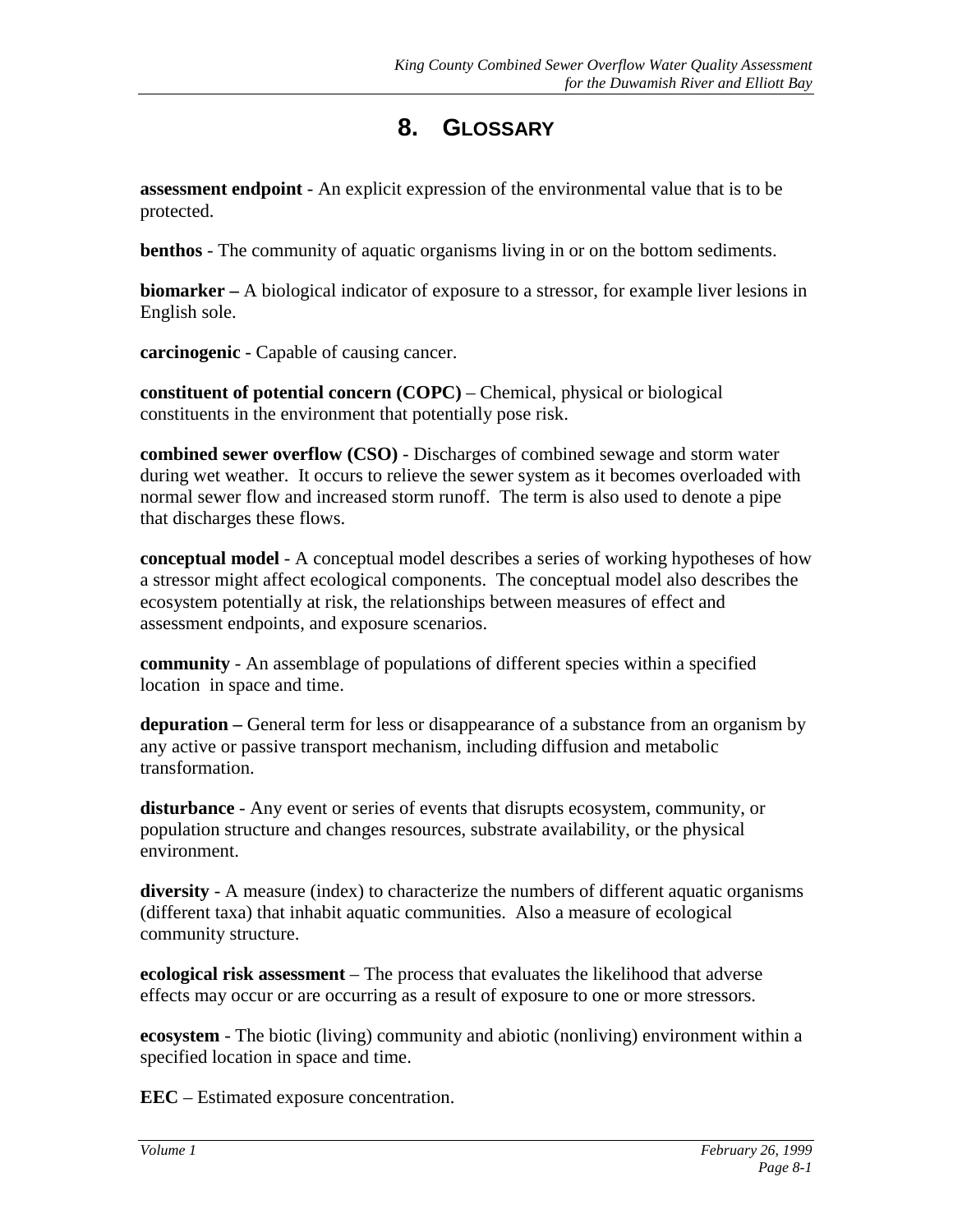# 8. GLOSSARY

**assessment endpoint** - An explicit expression of the environmental value that is to be protected.

**benthos** - The community of aquatic organisms living in or on the bottom sediments.

**biomarker –** A biological indicator of exposure to a stressor, for example liver lesions in English sole.

**carcinogenic** - Capable of causing cancer.

**constituent of potential concern (COPC)** – Chemical, physical or biological constituents in the environment that potentially pose risk.

**combined sewer overflow (CSO)** - Discharges of combined sewage and storm water during wet weather. It occurs to relieve the sewer system as it becomes overloaded with normal sewer flow and increased storm runoff. The term is also used to denote a pipe that discharges these flows.

**conceptual model** - A conceptual model describes a series of working hypotheses of how a stressor might affect ecological components. The conceptual model also describes the ecosystem potentially at risk, the relationships between measures of effect and assessment endpoints, and exposure scenarios.

**community** - An assemblage of populations of different species within a specified location in space and time.

**depuration –** General term for less or disappearance of a substance from an organism by any active or passive transport mechanism, including diffusion and metabolic transformation.

**disturbance** - Any event or series of events that disrupts ecosystem, community, or population structure and changes resources, substrate availability, or the physical environment.

**diversity** - A measure (index) to characterize the numbers of different aquatic organisms (different taxa) that inhabit aquatic communities. Also a measure of ecological community structure.

**ecological risk assessment** – The process that evaluates the likelihood that adverse effects may occur or are occurring as a result of exposure to one or more stressors.

**ecosystem** - The biotic (living) community and abiotic (nonliving) environment within a specified location in space and time.

**EEC** – Estimated exposure concentration.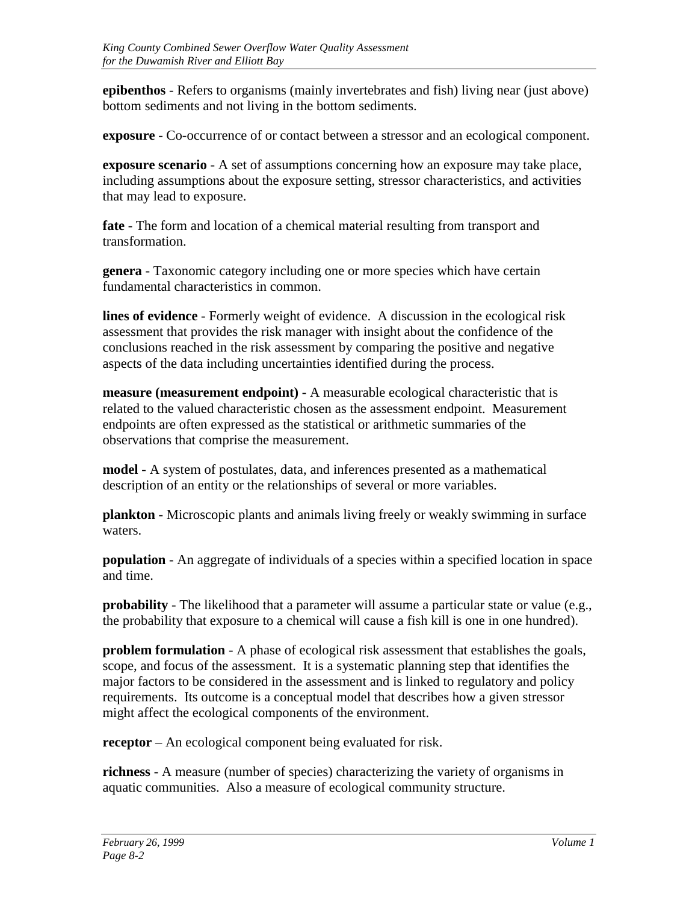**epibenthos** - Refers to organisms (mainly invertebrates and fish) living near (just above) bottom sediments and not living in the bottom sediments.

**exposure** - Co-occurrence of or contact between a stressor and an ecological component.

**exposure scenario** - A set of assumptions concerning how an exposure may take place, including assumptions about the exposure setting, stressor characteristics, and activities that may lead to exposure.

**fate** - The form and location of a chemical material resulting from transport and transformation.

**genera** - Taxonomic category including one or more species which have certain fundamental characteristics in common.

**lines of evidence** - Formerly weight of evidence. A discussion in the ecological risk assessment that provides the risk manager with insight about the confidence of the conclusions reached in the risk assessment by comparing the positive and negative aspects of the data including uncertainties identified during the process.

**measure (measurement endpoint) -** A measurable ecological characteristic that is related to the valued characteristic chosen as the assessment endpoint. Measurement endpoints are often expressed as the statistical or arithmetic summaries of the observations that comprise the measurement.

**model** - A system of postulates, data, and inferences presented as a mathematical description of an entity or the relationships of several or more variables.

**plankton** - Microscopic plants and animals living freely or weakly swimming in surface waters.

**population** - An aggregate of individuals of a species within a specified location in space and time.

**probability** - The likelihood that a parameter will assume a particular state or value (e.g., the probability that exposure to a chemical will cause a fish kill is one in one hundred).

**problem formulation** - A phase of ecological risk assessment that establishes the goals, scope, and focus of the assessment. It is a systematic planning step that identifies the major factors to be considered in the assessment and is linked to regulatory and policy requirements. Its outcome is a conceptual model that describes how a given stressor might affect the ecological components of the environment.

**receptor** – An ecological component being evaluated for risk.

**richness** - A measure (number of species) characterizing the variety of organisms in aquatic communities. Also a measure of ecological community structure.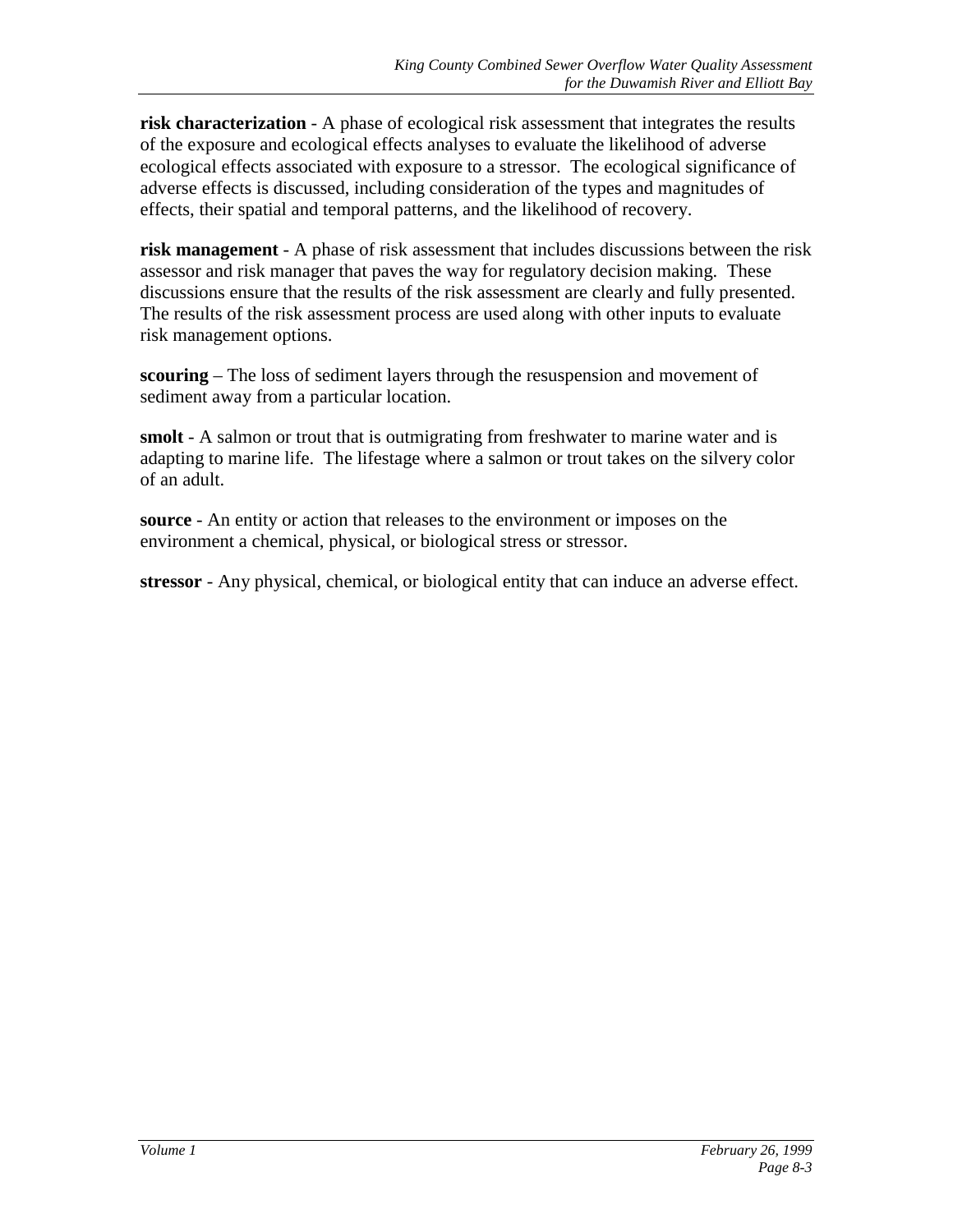**risk characterization** - A phase of ecological risk assessment that integrates the results of the exposure and ecological effects analyses to evaluate the likelihood of adverse ecological effects associated with exposure to a stressor. The ecological significance of adverse effects is discussed, including consideration of the types and magnitudes of effects, their spatial and temporal patterns, and the likelihood of recovery.

**risk management** - A phase of risk assessment that includes discussions between the risk assessor and risk manager that paves the way for regulatory decision making. These discussions ensure that the results of the risk assessment are clearly and fully presented. The results of the risk assessment process are used along with other inputs to evaluate risk management options.

**scouring** – The loss of sediment layers through the resuspension and movement of sediment away from a particular location.

**smolt** - A salmon or trout that is outmigrating from freshwater to marine water and is adapting to marine life. The lifestage where a salmon or trout takes on the silvery color of an adult.

**source** - An entity or action that releases to the environment or imposes on the environment a chemical, physical, or biological stress or stressor.

**stressor** - Any physical, chemical, or biological entity that can induce an adverse effect.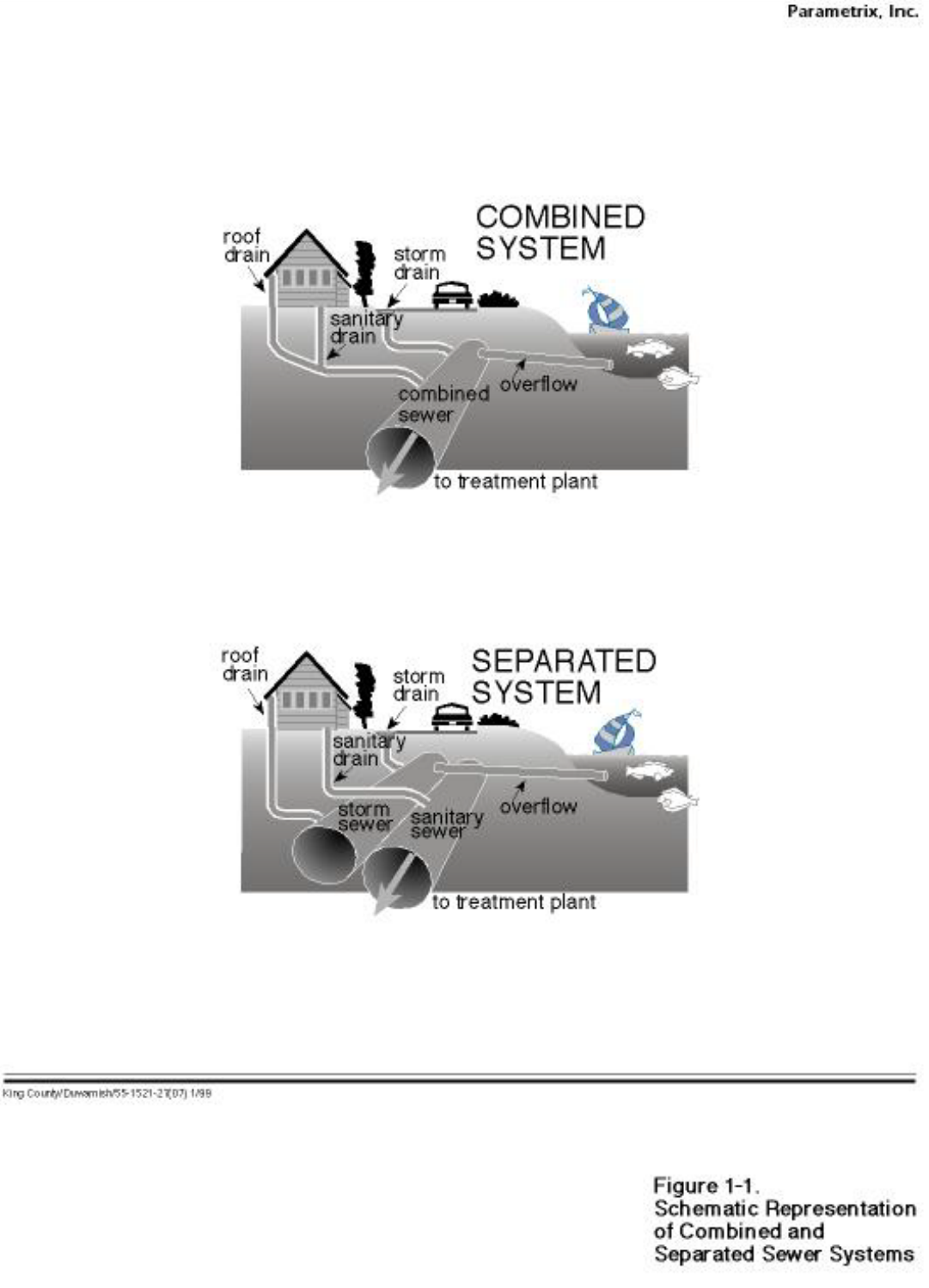COMBINED SYSTEM

roof drain

storm drain

sanitary drain

combined sewer

overflow

to treatment plant

SEPARATED SYSTEM

roof drain

storm drain

sanitary drain

storm sewer

sanitary sewer

overflow

to treatment plant

King County/Duwamish/55-1521-21(07) 1/99

Figure 1-1.
Schematic Representation of Combined and Separated Sewer Systems